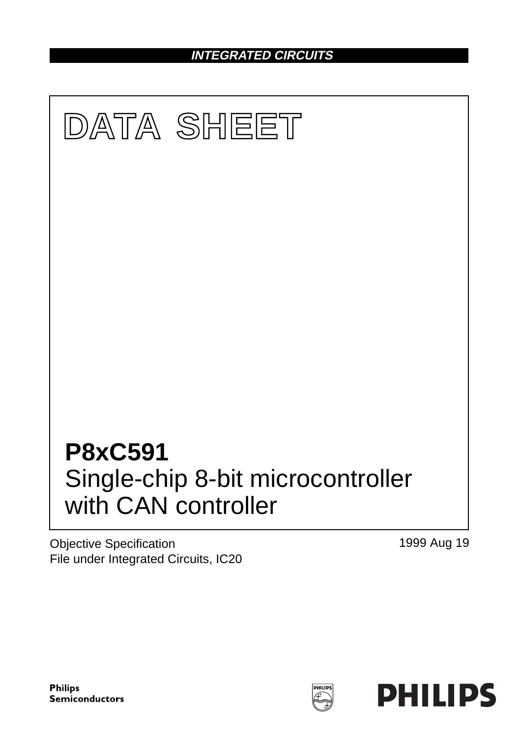INTEGRATED CIRCUITS

# DATA SHEET

# P8xC591
Single-chip 8-bit microcontroller with CAN controller

Objective Specification
File under Integrated Circuits, IC20

1999 Aug 19

Philips Semiconductors

PHILIPS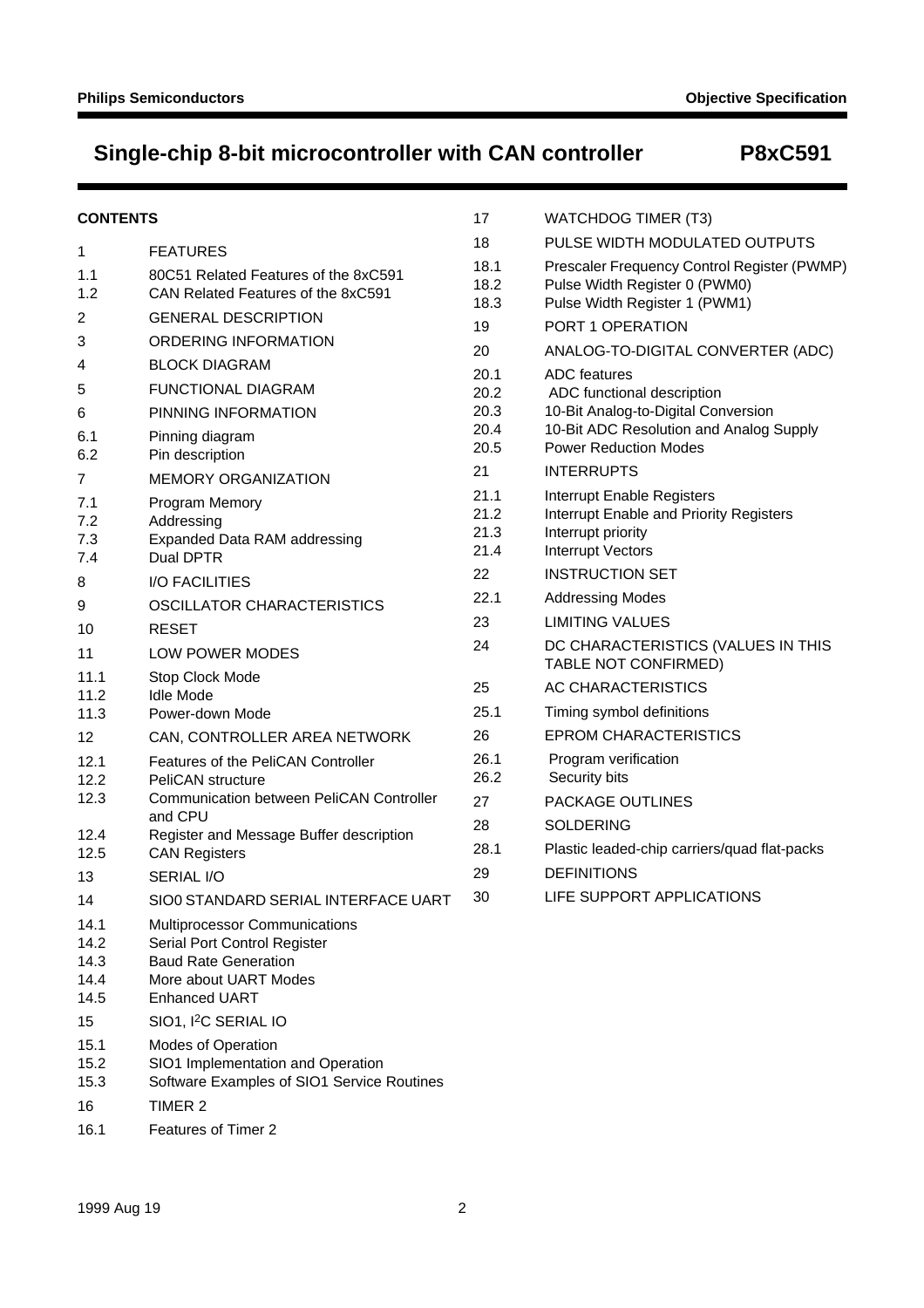## CONTENTS

1 FEATURES
1.1 80C51 Related Features of the 8xC591
1.2 CAN Related Features of the 8xC591
2 GENERAL DESCRIPTION
3 ORDERING INFORMATION
4 BLOCK DIAGRAM
5 FUNCTIONAL DIAGRAM
6 PINNING INFORMATION
6.1 Pinning diagram
6.2 Pin description
7 MEMORY ORGANIZATION
7.1 Program Memory
7.2 Addressing
7.3 Expanded Data RAM addressing
7.4 Dual DPTR
8 I/O FACILITIES
9 OSCILLATOR CHARACTERISTICS
10 RESET
11 LOW POWER MODES
11.1 Stop Clock Mode
11.2 Idle Mode
11.3 Power-down Mode
12 CAN, CONTROLLER AREA NETWORK
12.1 Features of the PeliCAN Controller
12.2 PeliCAN structure
12.3 Communication between PeliCAN Controller and CPU
12.4 Register and Message Buffer description
12.5 CAN Registers
13 SERIAL I/O
14 SIO0 STANDARD SERIAL INTERFACE UART
14.1 Multiprocessor Communications
14.2 Serial Port Control Register
14.3 Baud Rate Generation
14.4 More about UART Modes
14.5 Enhanced UART
15 SIO1, I²C SERIAL IO
15.1 Modes of Operation
15.2 SIO1 Implementation and Operation
15.3 Software Examples of SIO1 Service Routines
16 TIMER 2
16.1 Features of Timer 2
17 WATCHDOG TIMER (T3)
18 PULSE WIDTH MODULATED OUTPUTS
18.1 Prescaler Frequency Control Register (PWMP)
18.2 Pulse Width Register 0 (PWM0)
18.3 Pulse Width Register 1 (PWM1)
19 PORT 1 OPERATION
20 ANALOG-TO-DIGITAL CONVERTER (ADC)
20.1 ADC features
20.2 ADC functional description
20.3 10-Bit Analog-to-Digital Conversion
20.4 10-Bit ADC Resolution and Analog Supply
20.5 Power Reduction Modes
21 INTERRUPTS
21.1 Interrupt Enable Registers
21.2 Interrupt Enable and Priority Registers
21.3 Interrupt priority
21.4 Interrupt Vectors
22 INSTRUCTION SET
22.1 Addressing Modes
23 LIMITING VALUES
24 DC CHARACTERISTICS (VALUES IN THIS TABLE NOT CONFIRMED)
25 AC CHARACTERISTICS
25.1 Timing symbol definitions
26 EPROM CHARACTERISTICS
26.1 Program verification
26.2 Security bits
27 PACKAGE OUTLINES
28 SOLDERING
28.1 Plastic leaded-chip carriers/quad flat-packs
29 DEFINITIONS
30 LIFE SUPPORT APPLICATIONS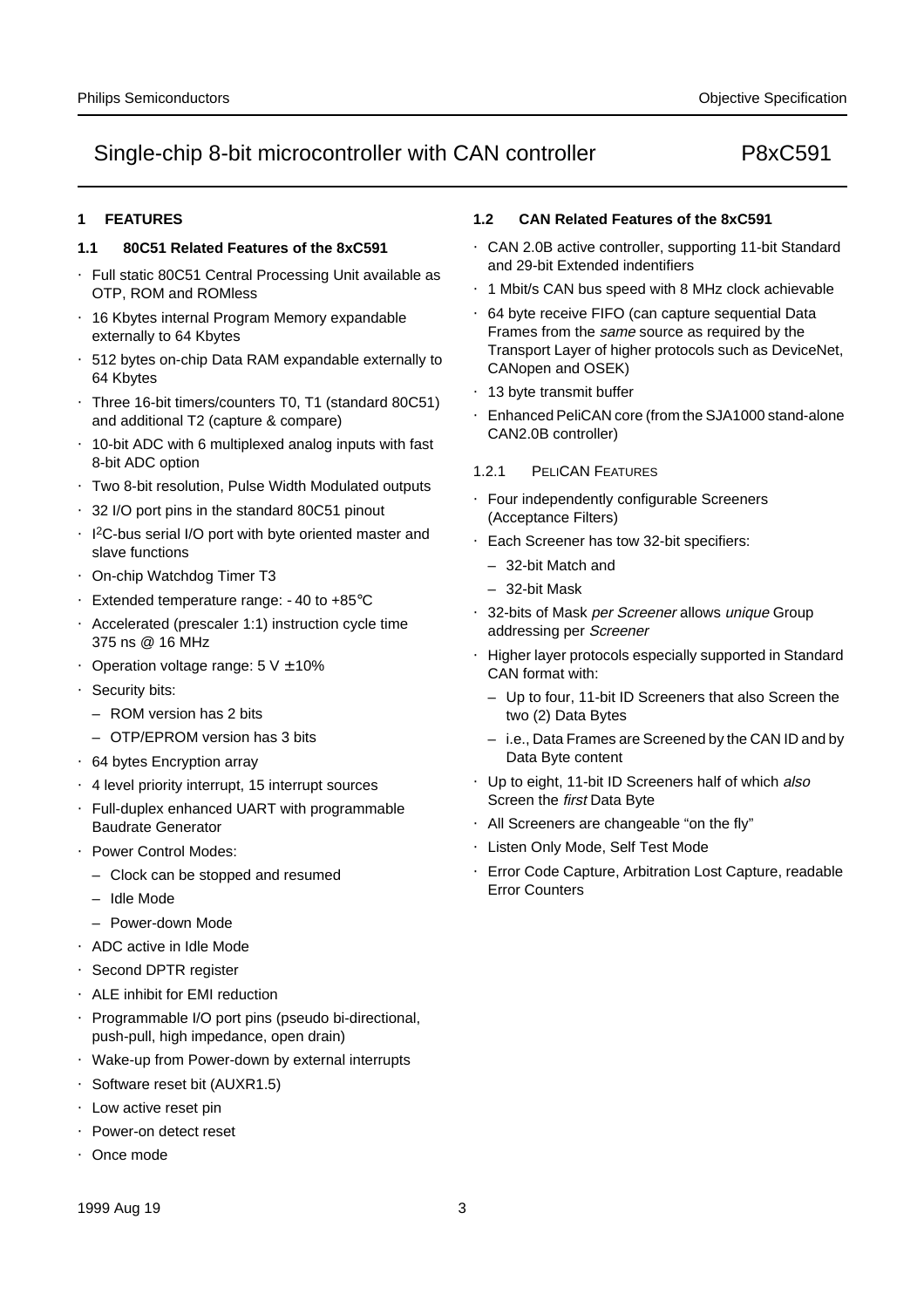## 1 FEATURES

### 1.1 80C51 Related Features of the 8xC591

- Full static 80C51 Central Processing Unit available as OTP, ROM and ROMless
- 16 Kbytes internal Program Memory expandable externally to 64 Kbytes
- 512 bytes on-chip Data RAM expandable externally to 64 Kbytes
- Three 16-bit timers/counters T0, T1 (standard 80C51) and additional T2 (capture & compare)
- 10-bit ADC with 6 multiplexed analog inputs with fast 8-bit ADC option
- Two 8-bit resolution, Pulse Width Modulated outputs
- 32 I/O port pins in the standard 80C51 pinout
- $I^2C$-bus serial I/O port with byte oriented master and slave functions
- On-chip Watchdog Timer T3
- Extended temperature range: - 40 to +85°C
- Accelerated (prescaler 1:1) instruction cycle time 375 ns @ 16 MHz
- Operation voltage range: 5 V ± 10%
- Security bits:
  - ROM version has 2 bits
  - OTP/EPROM version has 3 bits
- 64 bytes Encryption array
- 4 level priority interrupt, 15 interrupt sources
- Full-duplex enhanced UART with programmable Baudrate Generator
- Power Control Modes:
  - Clock can be stopped and resumed
  - Idle Mode
  - Power-down Mode
- ADC active in Idle Mode
- Second DPTR register
- ALE inhibit for EMI reduction
- Programmable I/O port pins (pseudo bi-directional, push-pull, high impedance, open drain)
- Wake-up from Power-down by external interrupts
- Software reset bit (AUXR1.5)
- Low active reset pin
- Power-on detect reset
- Once mode

### 1.2 CAN Related Features of the 8xC591

- CAN 2.0B active controller, supporting 11-bit Standard and 29-bit Extended indentifiers
- 1 Mbit/s CAN bus speed with 8 MHz clock achievable
- 64 byte receive FIFO (can capture sequential Data Frames from the *same* source as required by the Transport Layer of higher protocols such as DeviceNet, CANopen and OSEK)
- 13 byte transmit buffer
- Enhanced PeliCAN core (from the SJA1000 stand-alone CAN2.0B controller)

#### 1.2.1 PeliCAN Features

- Four independently configurable Screeners (Acceptance Filters)
- Each Screener has tow 32-bit specifiers:
  - 32-bit Match and
  - 32-bit Mask
- 32-bits of Mask *per Screener* allows *unique* Group addressing per *Screener*
- Higher layer protocols especially supported in Standard CAN format with:
  - Up to four, 11-bit ID Screeners that also Screen the two (2) Data Bytes
  - i.e., Data Frames are Screened by the CAN ID and by Data Byte content
- Up to eight, 11-bit ID Screeners half of which *also* Screen the *first* Data Byte
- All Screeners are changeable “on the fly”
- Listen Only Mode, Self Test Mode
- Error Code Capture, Arbitration Lost Capture, readable Error Counters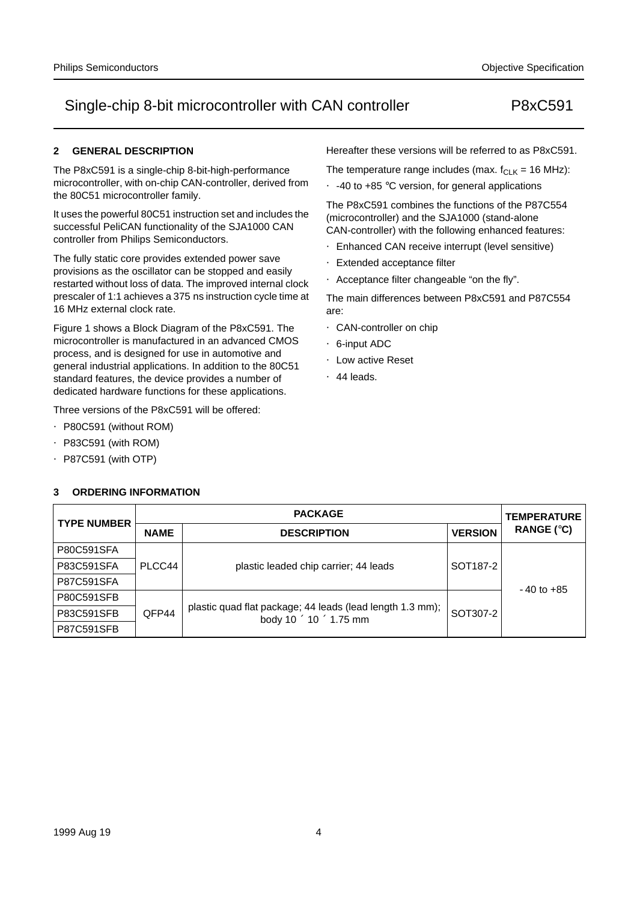## 2 GENERAL DESCRIPTION

The P8xC591 is a single-chip 8-bit-high-performance microcontroller, with on-chip CAN-controller, derived from the 80C51 microcontroller family.

It uses the powerful 80C51 instruction set and includes the successful PeliCAN functionality of the SJA1000 CAN controller from Philips Semiconductors.

The fully static core provides extended power save provisions as the oscillator can be stopped and easily restarted without loss of data. The improved internal clock prescaler of 1:1 achieves a 375 ns instruction cycle time at 16 MHz external clock rate.

Figure 1 shows a Block Diagram of the P8xC591. The microcontroller is manufactured in an advanced CMOS process, and is designed for use in automotive and general industrial applications. In addition to the 80C51 standard features, the device provides a number of dedicated hardware functions for these applications.

Three versions of the P8xC591 will be offered:

- P80C591 (without ROM)
- P83C591 (with ROM)
- P87C591 (with OTP)

Hereafter these versions will be referred to as P8xC591.

The temperature range includes (max. $f_{CLK}$ = 16 MHz):

- -40 to +85 °C version, for general applications

The P8xC591 combines the functions of the P87C554 (microcontroller) and the SJA1000 (stand-alone CAN-controller) with the following enhanced features:

- Enhanced CAN receive interrupt (level sensitive)
- Extended acceptance filter
- Acceptance filter changeable "on the fly".

The main differences between P8xC591 and P87C554 are:

- CAN-controller on chip
- 6-input ADC
- Low active Reset
- 44 leads.

## 3 ORDERING INFORMATION

| TYPE NUMBER | PACKAGE | | | TEMPERATURE RANGE (°C) |
|---|---|---|---|---|
| | NAME | DESCRIPTION | VERSION | |
| P80C591SFA | PLCC44 | plastic leaded chip carrier; 44 leads | SOT187-2 | -40 to +85 |
| P83C591SFA | | | | |
| P87C591SFA | | | | |
| P80C591SFB | QFP44 | plastic quad flat package; 44 leads (lead length 1.3 mm); body 10 × 10 × 1.75 mm | SOT307-2 | |
| P83C591SFB | | | | |
| P87C591SFB | | | | |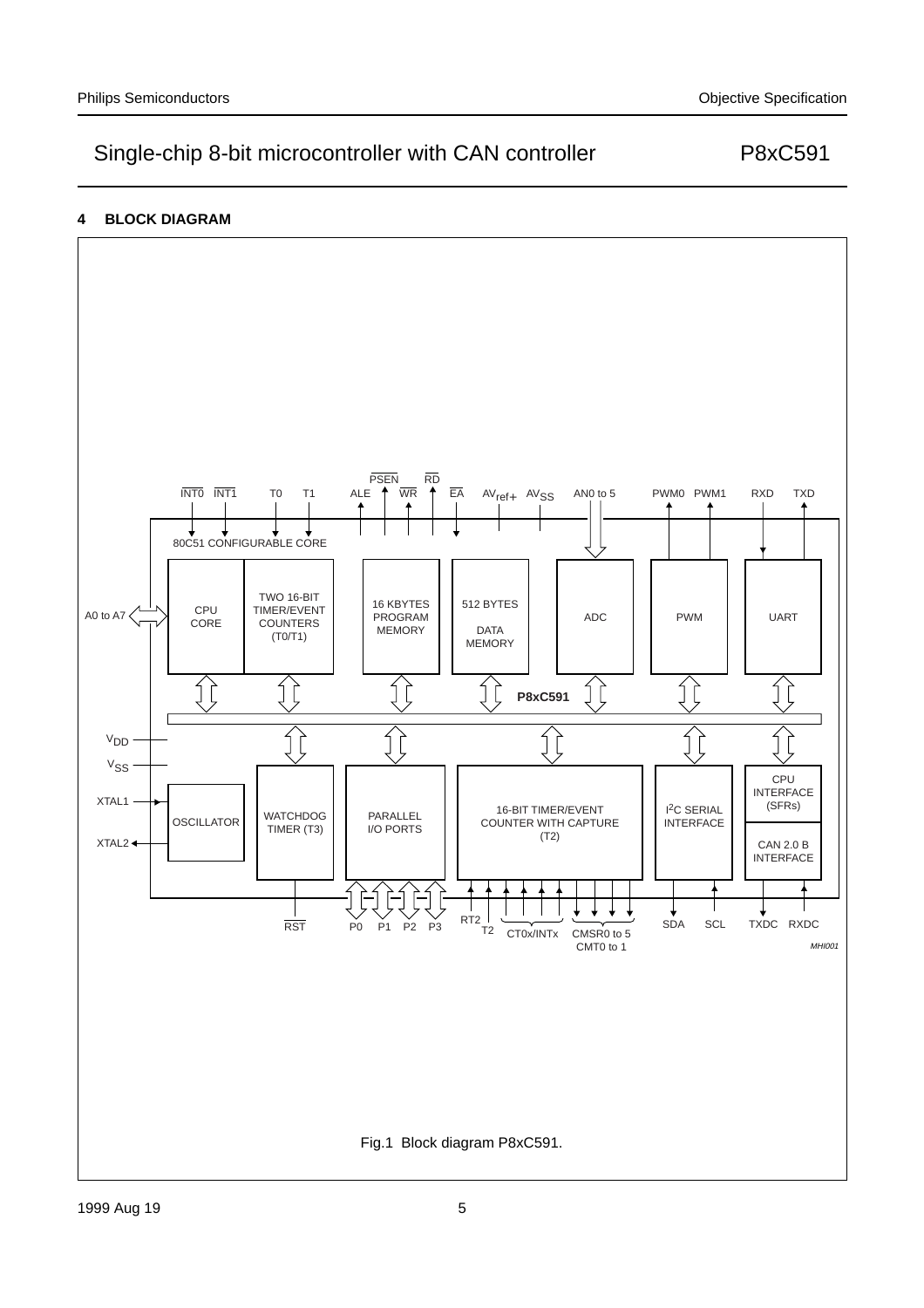## 4 BLOCK DIAGRAM

Fig.1 Block diagram P8xC591.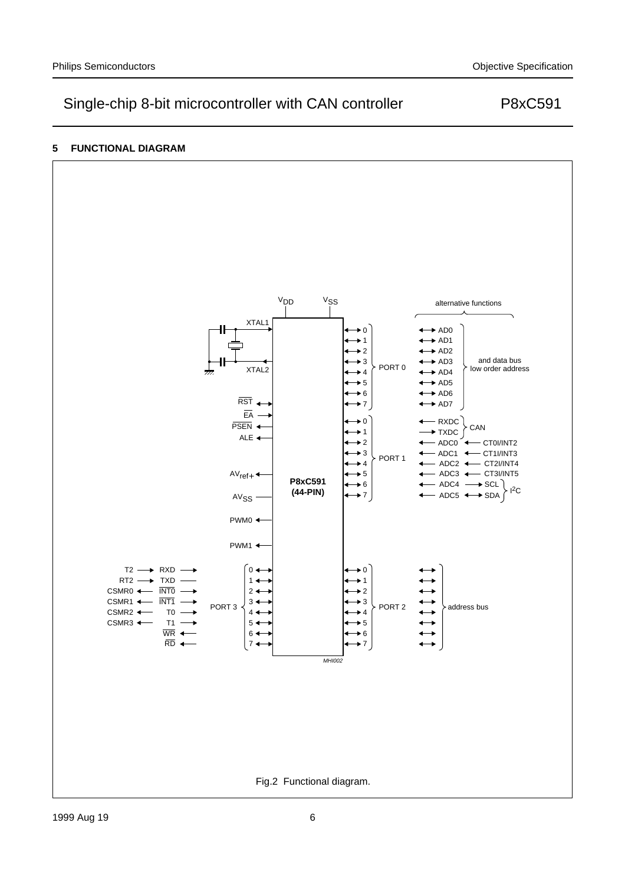## 5 FUNCTIONAL DIAGRAM

Fig.2 Functional diagram.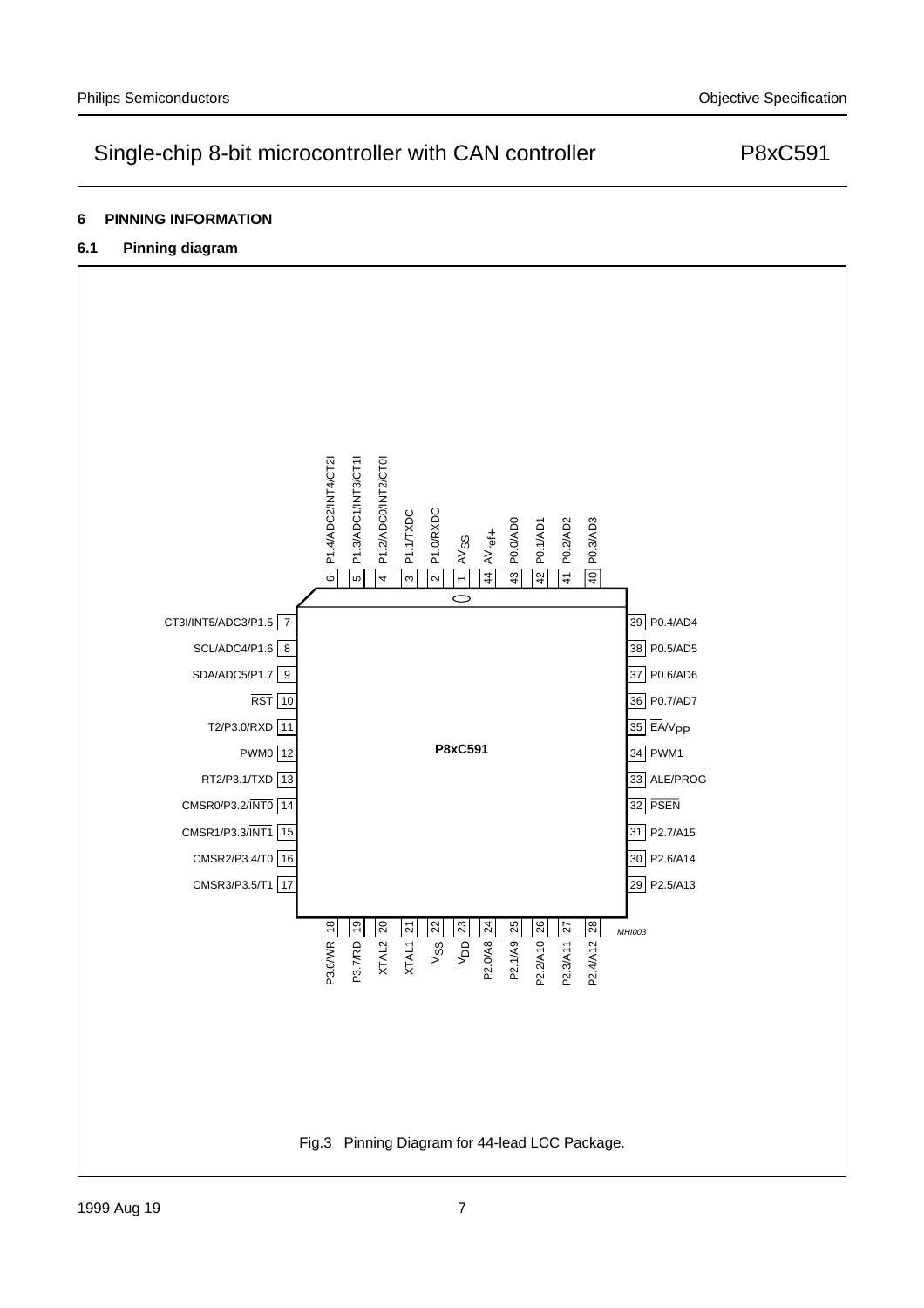## 6 PINNING INFORMATION

### 6.1 Pinning diagram

| Pin | Name | Pin | Name |
|---|---|---|---|
| 1 | $AV_{SS}$ | 23 | $V_{DD}$ |
| 2 | P1.0/RXDC | 24 | P2.0/A8 |
| 3 | P1.1/TXDC | 25 | P2.1/A9 |
| 4 | P1.2/ADC0/INT2/CT0I | 26 | P2.2/A10 |
| 5 | P1.3/ADC1/INT3/CT1I | 27 | P2.3/A11 |
| 6 | P1.4/ADC2/INT4/CT2I | 28 | P2.4/A12 |
| 7 | CT3I/INT5/ADC3/P1.5 | 29 | P2.5/A13 |
| 8 | SCL/ADC4/P1.6 | 30 | P2.6/A14 |
| 9 | SDA/ADC5/P1.7 | 31 | P2.7/A15 |
| 10 | $\overline{RST}$ | 32 | $\overline{PSEN}$ |
| 11 | T2/P3.0/RXD | 33 | ALE/$\overline{PROG}$ |
| 12 | PWM0 | 34 | PWM1 |
| 13 | RT2/P3.1/TXD | 35 | $\overline{EA}$/$V_{PP}$ |
| 14 | CMSR0/P3.2/$\overline{INT0}$ | 36 | P0.7/AD7 |
| 15 | CMSR1/P3.3/$\overline{INT1}$ | 37 | P0.6/AD6 |
| 16 | CMSR2/P3.4/T0 | 38 | P0.5/AD5 |
| 17 | CMSR3/P3.5/T1 | 39 | P0.4/AD4 |
| 18 | P3.6/$\overline{WR}$ | 40 | P0.3/AD3 |
| 19 | P3.7/$\overline{RD}$ | 41 | P0.2/AD2 |
| 20 | XTAL2 | 42 | P0.1/AD1 |
| 21 | XTAL1 | 43 | P0.0/AD0 |
| 22 | $V_{SS}$ | 44 | $AV_{ref+}$ |

P8xC591

MHI003

Fig.3 Pinning Diagram for 44-lead LCC Package.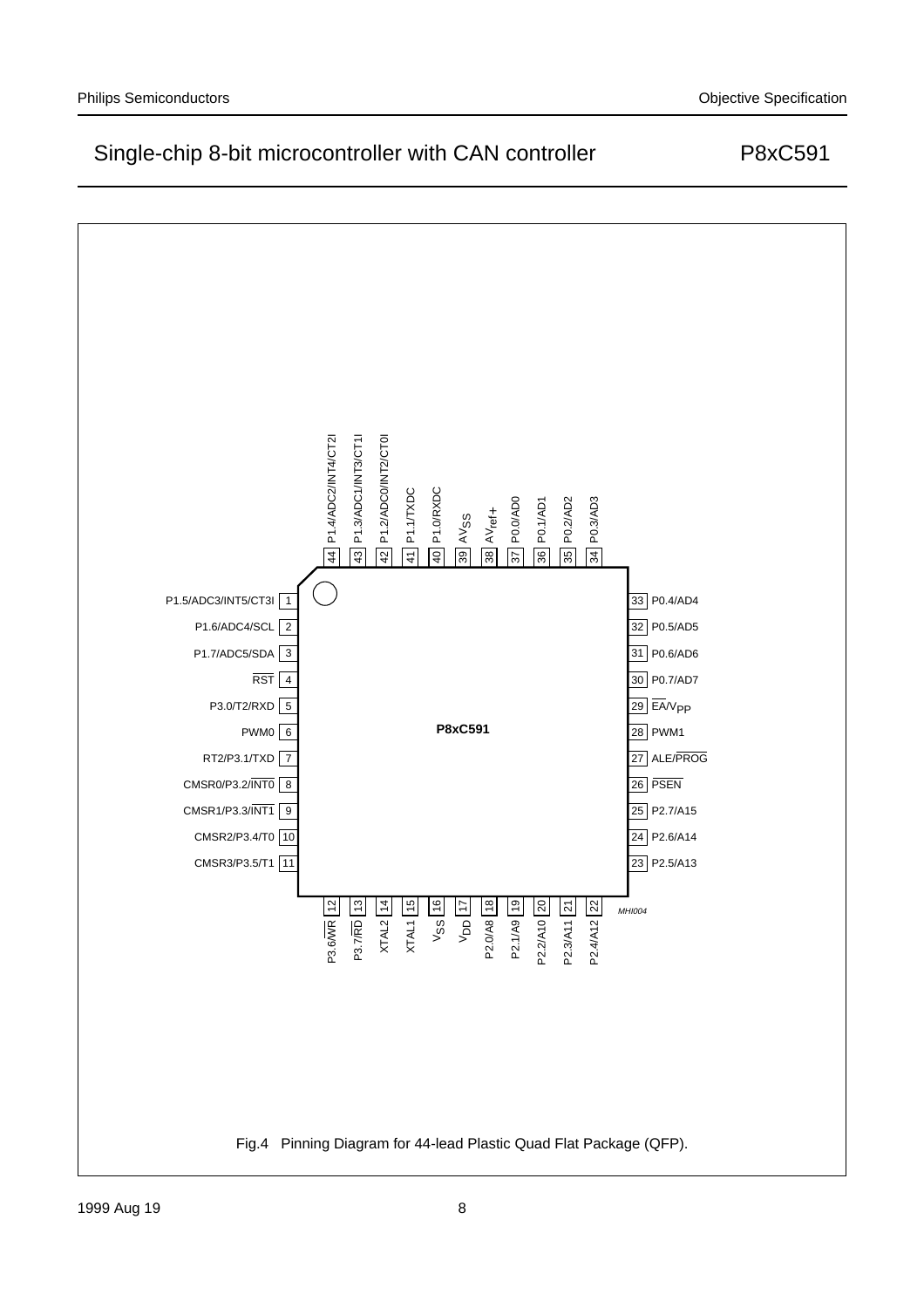| Pin | Signal |
| --- | --- |
| 1 | P1.5/ADC3/INT5/CT3I |
| 2 | P1.6/ADC4/SCL |
| 3 | P1.7/ADC5/SDA |
| 4 | RST (active low) |
| 5 | P3.0/T2/RXD |
| 6 | PWM0 |
| 7 | RT2/P3.1/TXD |
| 8 | CMSR0/P3.2/INT0 (active low) |
| 9 | CMSR1/P3.3/INT1 (active low) |
| 10 | CMSR2/P3.4/T0 |
| 11 | CMSR3/P3.5/T1 |
| 12 | P3.6/WR (active low) |
| 13 | P3.7/RD (active low) |
| 14 | XTAL2 |
| 15 | XTAL1 |
| 16 | $V_{SS}$ |
| 17 | $V_{DD}$ |
| 18 | P2.0/A8 |
| 19 | P2.1/A9 |
| 20 | P2.2/A10 |
| 21 | P2.3/A11 |
| 22 | P2.4/A12 |
| 23 | P2.5/A13 |
| 24 | P2.6/A14 |
| 25 | P2.7/A15 |
| 26 | PSEN (active low) |
| 27 | ALE/PROG (PROG active low) |
| 28 | PWM1 |
| 29 | EA/$V_{PP}$ (EA active low) |
| 30 | P0.7/AD7 |
| 31 | P0.6/AD6 |
| 32 | P0.5/AD5 |
| 33 | P0.4/AD4 |
| 34 | P0.3/AD3 |
| 35 | P0.2/AD2 |
| 36 | P0.1/AD1 |
| 37 | P0.0/AD0 |
| 38 | $AV_{ref+}$ |
| 39 | $AV_{SS}$ |
| 40 | P1.0/RXDC |
| 41 | P1.1/TXDC |
| 42 | P1.2/ADC0/INT2/CT0I |
| 43 | P1.3/ADC1/INT3/CT1I |
| 44 | P1.4/ADC2/INT4/CT2I |

P8xC591

MHI004

Fig.4 Pinning Diagram for 44-lead Plastic Quad Flat Package (QFP).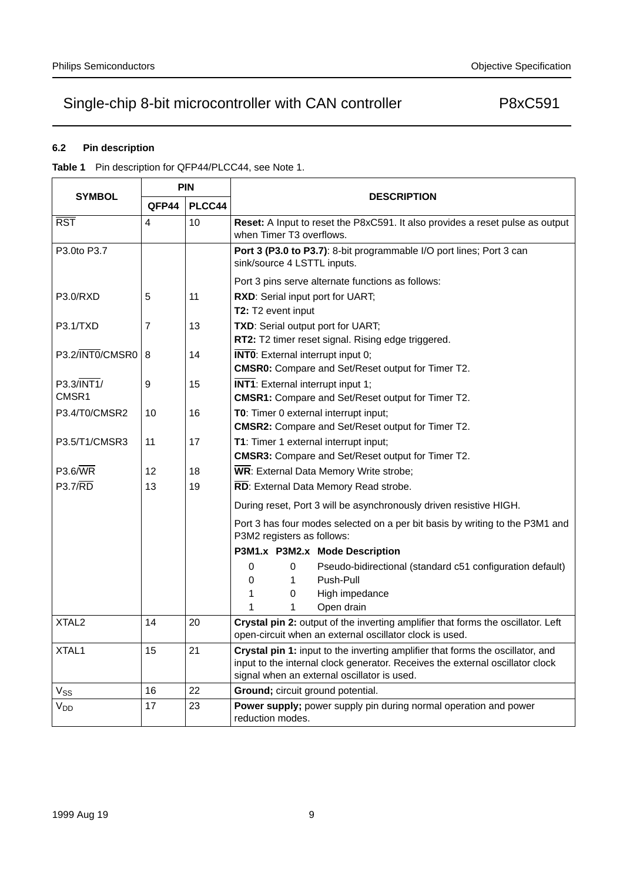### 6.2 Pin description

**Table 1** Pin description for QFP44/PLCC44, see Note 1.

| SYMBOL | PIN | | DESCRIPTION |
|---|---|---|---|
| | QFP44 | PLCC44 | |
| RST | 4 | 10 | **Reset:** A Input to reset the P8xC591. It also provides a reset pulse as output when Timer T3 overflows. |
| P3.0to P3.7 | | | **Port 3 (P3.0 to P3.7)**: 8-bit programmable I/O port lines; Port 3 can sink/source 4 LSTTL inputs.<br><br>Port 3 pins serve alternate functions as follows: |
| P3.0/RXD | 5 | 11 | **RXD**: Serial input port for UART;<br>**T2:** T2 event input |
| P3.1/TXD | 7 | 13 | **TXD**: Serial output port for UART;<br>**RT2:** T2 timer reset signal. Rising edge triggered. |
| P3.2/INT0/CMSR0 | 8 | 14 | **INT0**: External interrupt input 0;<br>**CMSR0:** Compare and Set/Reset output for Timer T2. |
| P3.3/INT1/ CMSR1 | 9 | 15 | **INT1**: External interrupt input 1;<br>**CMSR1:** Compare and Set/Reset output for Timer T2. |
| P3.4/T0/CMSR2 | 10 | 16 | **T0**: Timer 0 external interrupt input;<br>**CMSR2:** Compare and Set/Reset output for Timer T2. |
| P3.5/T1/CMSR3 | 11 | 17 | **T1**: Timer 1 external interrupt input;<br>**CMSR3:** Compare and Set/Reset output for Timer T2. |
| P3.6/WR | 12 | 18 | **WR**: External Data Memory Write strobe; |
| P3.7/RD | 13 | 19 | **RD**: External Data Memory Read strobe.<br><br>During reset, Port 3 will be asynchronously driven resistive HIGH.<br><br>Port 3 has four modes selected on a per bit basis by writing to the P3M1 and P3M2 registers as follows:<br><br>**P3M1.x P3M2.x Mode Description**<br>0 0 Pseudo-bidirectional (standard c51 configuration default)<br>0 1 Push-Pull<br>1 0 High impedance<br>1 1 Open drain |
| XTAL2 | 14 | 20 | **Crystal pin 2:** output of the inverting amplifier that forms the oscillator. Left open-circuit when an external oscillator clock is used. |
| XTAL1 | 15 | 21 | **Crystal pin 1:** input to the inverting amplifier that forms the oscillator, and input to the internal clock generator. Receives the external oscillator clock signal when an external oscillator is used. |
| $V_{SS}$ | 16 | 22 | **Ground;** circuit ground potential. |
| $V_{DD}$ | 17 | 23 | **Power supply;** power supply pin during normal operation and power reduction modes. |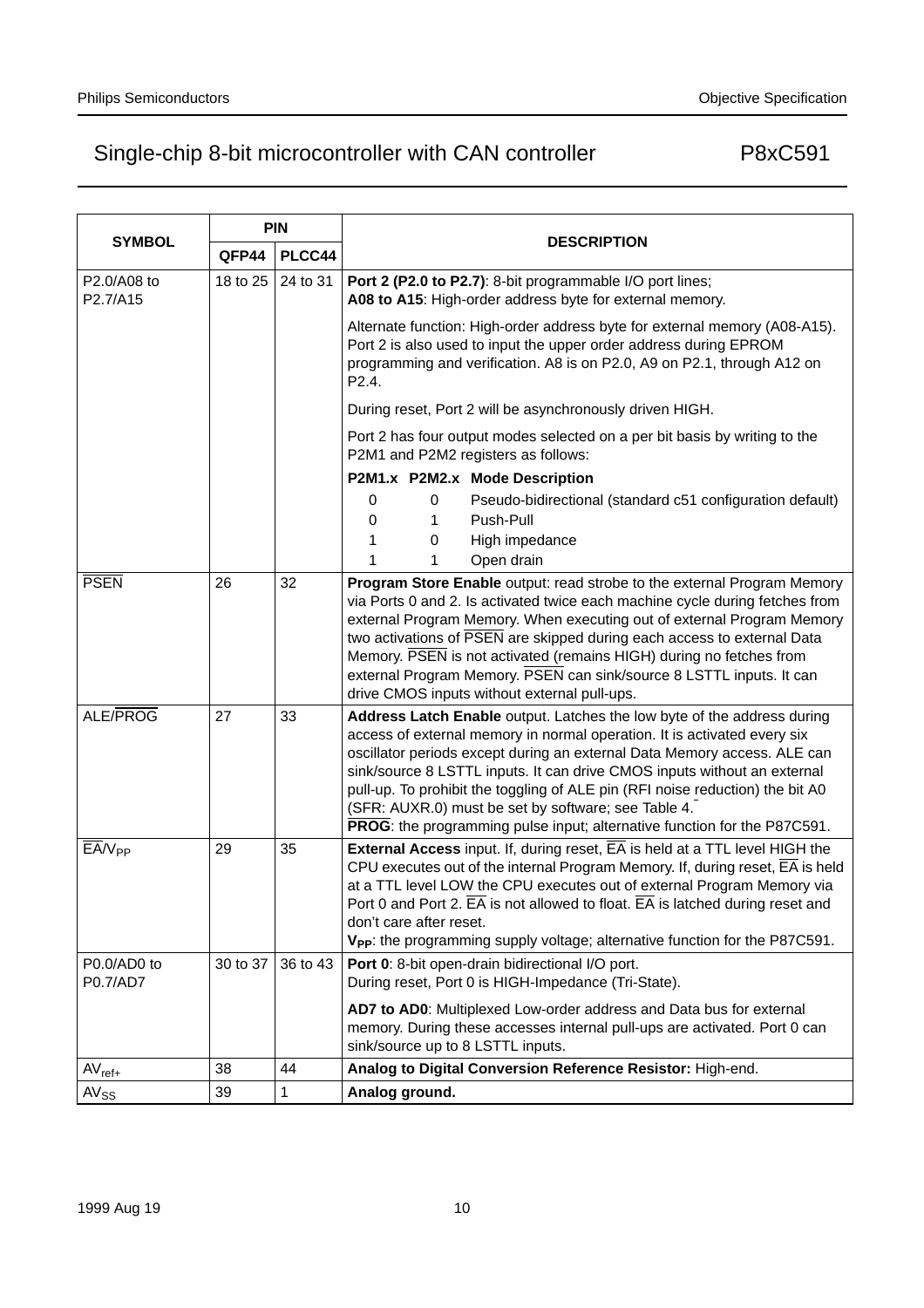| SYMBOL | PIN | | DESCRIPTION |
|---|---|---|---|
| | QFP44 | PLCC44 | |
| P2.0/A08 to P2.7/A15 | 18 to 25 | 24 to 31 | **Port 2 (P2.0 to P2.7)**: 8-bit programmable I/O port lines; **A08 to A15**: High-order address byte for external memory.<br><br>Alternate function: High-order address byte for external memory (A08-A15). Port 2 is also used to input the upper order address during EPROM programming and verification. A8 is on P2.0, A9 on P2.1, through A12 on P2.4.<br><br>During reset, Port 2 will be asynchronously driven HIGH.<br><br>Port 2 has four output modes selected on a per bit basis by writing to the P2M1 and P2M2 registers as follows:<br><br>**P2M1.x P2M2.x Mode Description**<br>0 0 Pseudo-bidirectional (standard c51 configuration default)<br>0 1 Push-Pull<br>1 0 High impedance<br>1 1 Open drain |
| $\overline{\text{PSEN}}$ | 26 | 32 | **Program Store Enable** output: read strobe to the external Program Memory via Ports 0 and 2. Is activated twice each machine cycle during fetches from external Program Memory. When executing out of external Program Memory two activations of $\overline{\text{PSEN}}$ are skipped during each access to external Data Memory. $\overline{\text{PSEN}}$ is not activated (remains HIGH) during no fetches from external Program Memory. $\overline{\text{PSEN}}$ can sink/source 8 LSTTL inputs. It can drive CMOS inputs without external pull-ups. |
| ALE/$\overline{\text{PROG}}$ | 27 | 33 | **Address Latch Enable** output. Latches the low byte of the address during access of external memory in normal operation. It is activated every six oscillator periods except during an external Data Memory access. ALE can sink/source 8 LSTTL inputs. It can drive CMOS inputs without an external pull-up. To prohibit the toggling of ALE pin (RFI noise reduction) the bit A0 (SFR: AUXR.0) must be set by software; see Table 4.<br>**$\overline{\text{PROG}}$**: the programming pulse input; alternative function for the P87C591. |
| $\overline{\text{EA}}$/$V_{PP}$ | 29 | 35 | **External Access** input. If, during reset, $\overline{\text{EA}}$ is held at a TTL level HIGH the CPU executes out of the internal Program Memory. If, during reset, $\overline{\text{EA}}$ is held at a TTL level LOW the CPU executes out of external Program Memory via Port 0 and Port 2. $\overline{\text{EA}}$ is not allowed to float. $\overline{\text{EA}}$ is latched during reset and don't care after reset.<br>**$V_{PP}$**: the programming supply voltage; alternative function for the P87C591. |
| P0.0/AD0 to P0.7/AD7 | 30 to 37 | 36 to 43 | **Port 0**: 8-bit open-drain bidirectional I/O port. During reset, Port 0 is HIGH-Impedance (Tri-State).<br><br>**AD7 to AD0**: Multiplexed Low-order address and Data bus for external memory. During these accesses internal pull-ups are activated. Port 0 can sink/source up to 8 LSTTL inputs. |
| $AV_{ref+}$ | 38 | 44 | **Analog to Digital Conversion Reference Resistor:** High-end. |
| $AV_{SS}$ | 39 | 1 | **Analog ground.** |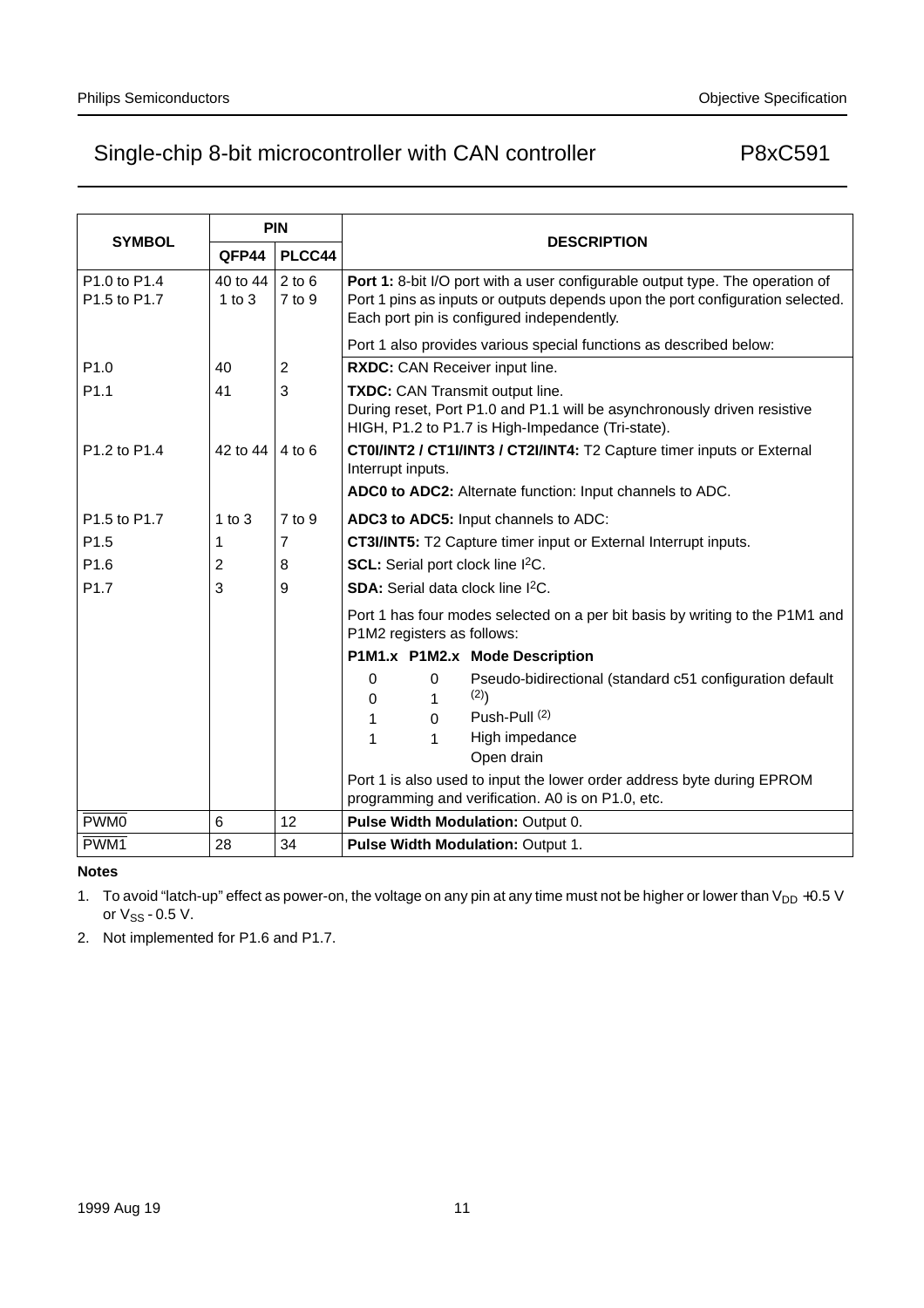| SYMBOL | PIN | | DESCRIPTION |
|---|---|---|---|
| | QFP44 | PLCC44 | |
| P1.0 to P1.4<br>P1.5 to P1.7 | 40 to 44<br>1 to 3 | 2 to 6<br>7 to 9 | **Port 1:** 8-bit I/O port with a user configurable output type. The operation of Port 1 pins as inputs or outputs depends upon the port configuration selected. Each port pin is configured independently.<br><br>Port 1 also provides various special functions as described below: |
| P1.0 | 40 | 2 | **RXDC:** CAN Receiver input line. |
| P1.1 | 41 | 3 | **TXDC:** CAN Transmit output line.<br>During reset, Port P1.0 and P1.1 will be asynchronously driven resistive HIGH, P1.2 to P1.7 is High-Impedance (Tri-state). |
| P1.2 to P1.4 | 42 to 44 | 4 to 6 | **CT0I/INT2 / CT1I/INT3 / CT2I/INT4:** T2 Capture timer inputs or External Interrupt inputs.<br><br>**ADC0 to ADC2:** Alternate function: Input channels to ADC. |
| P1.5 to P1.7 | 1 to 3 | 7 to 9 | **ADC3 to ADC5:** Input channels to ADC: |
| P1.5 | 1 | 7 | **CT3I/INT5:** T2 Capture timer input or External Interrupt inputs. |
| P1.6 | 2 | 8 | **SCL:** Serial port clock line $I^2C$. |
| P1.7 | 3 | 9 | **SDA:** Serial data clock line $I^2C$.<br><br>Port 1 has four modes selected on a per bit basis by writing to the P1M1 and P1M2 registers as follows:<br><br>**P1M1.x P1M2.x Mode Description**<br>0 0 Pseudo-bidirectional (standard c51 configuration default [(2)])<br>0 1 Push-Pull [(2)]<br>1 0 High impedance<br>1 1 Open drain<br><br>Port 1 is also used to input the lower order address byte during EPROM programming and verification. A0 is on P1.0, etc. |
| $\overline{\text{PWM0}}$ | 6 | 12 | **Pulse Width Modulation:** Output 0. |
| $\overline{\text{PWM1}}$ | 28 | 34 | **Pulse Width Modulation:** Output 1. |

**Notes**

1. To avoid "latch-up" effect as power-on, the voltage on any pin at any time must not be higher or lower than $V_{DD}$ +0.5 V or $V_{SS}$ - 0.5 V.
2. Not implemented for P1.6 and P1.7.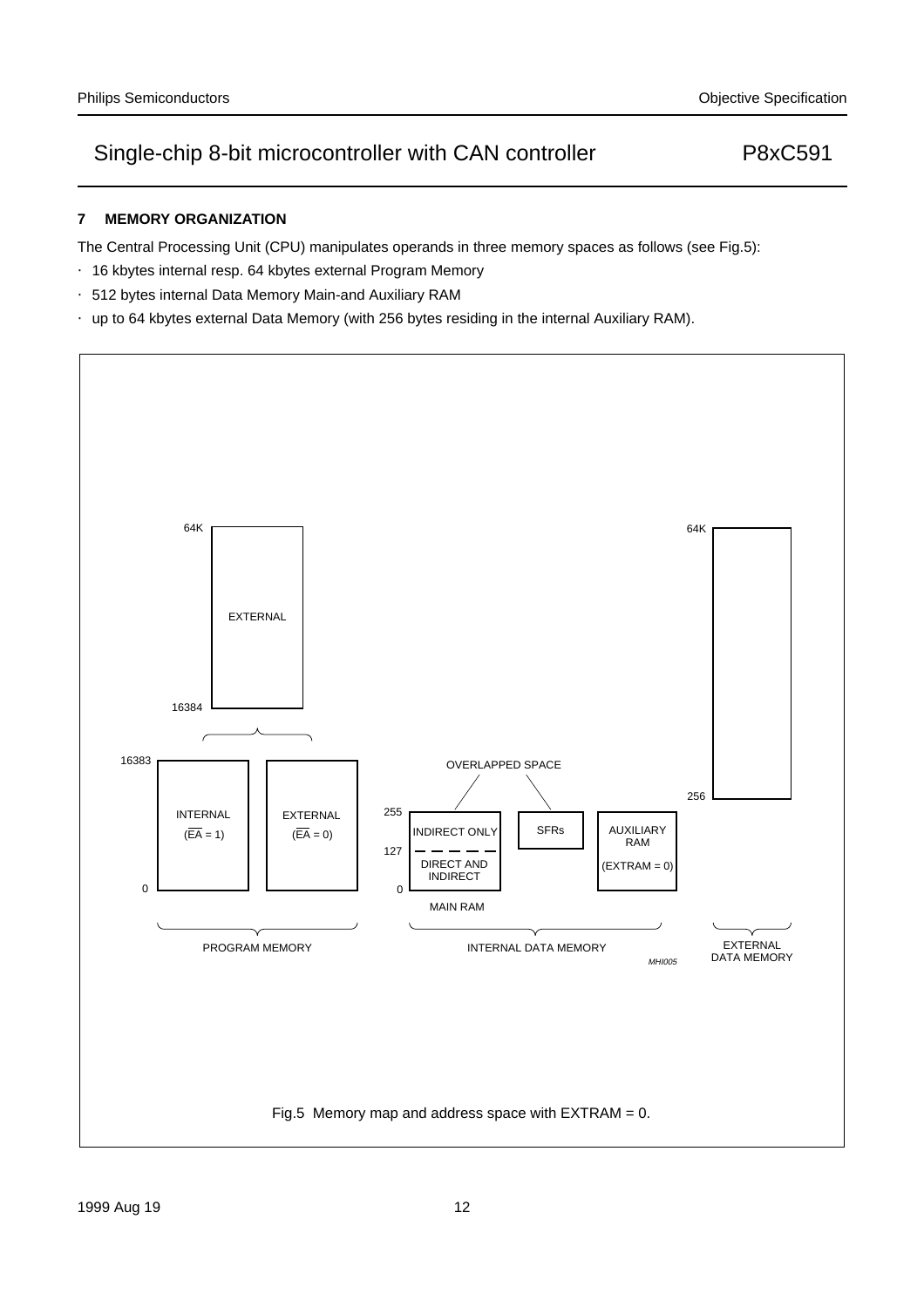## 7 MEMORY ORGANIZATION

The Central Processing Unit (CPU) manipulates operands in three memory spaces as follows (see Fig.5):

- 16 kbytes internal resp. 64 kbytes external Program Memory
- 512 bytes internal Data Memory Main-and Auxiliary RAM
- up to 64 kbytes external Data Memory (with 256 bytes residing in the internal Auxiliary RAM).

Fig.5 Memory map and address space with EXTRAM = 0.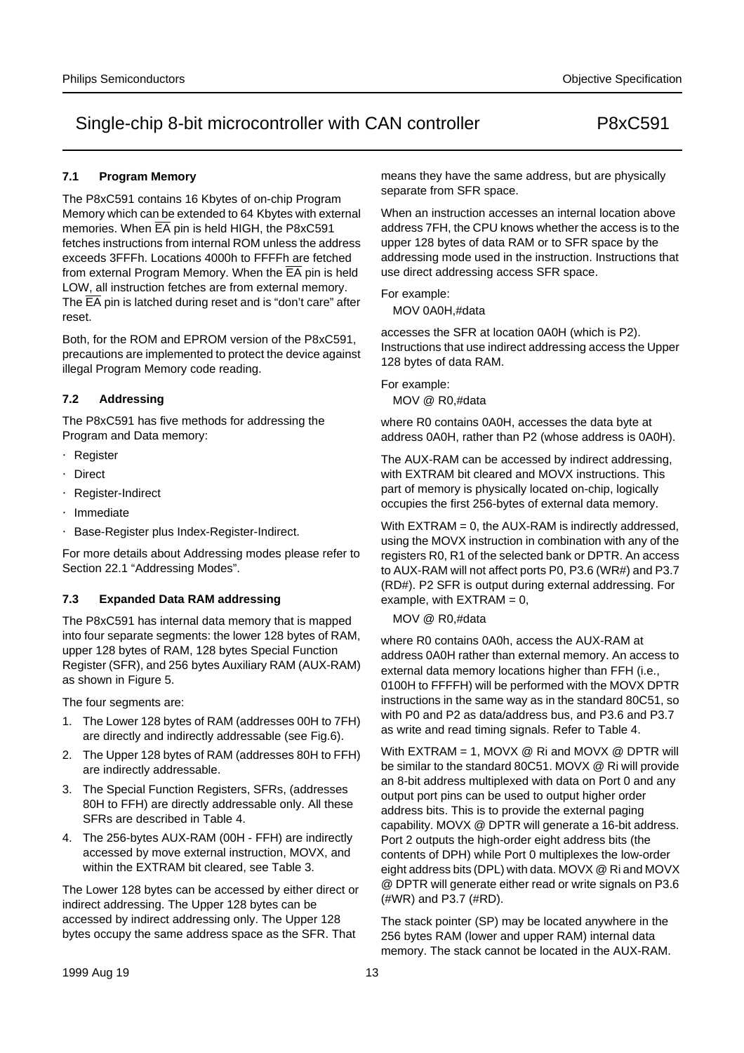### 7.1 Program Memory

The P8xC591 contains 16 Kbytes of on-chip Program Memory which can be extended to 64 Kbytes with external memories. When $\overline{EA}$ pin is held HIGH, the P8xC591 fetches instructions from internal ROM unless the address exceeds 3FFFh. Locations 4000h to FFFFh are fetched from external Program Memory. When the $\overline{EA}$ pin is held LOW, all instruction fetches are from external memory. The $\overline{EA}$ pin is latched during reset and is "don't care" after reset.

Both, for the ROM and EPROM version of the P8xC591, precautions are implemented to protect the device against illegal Program Memory code reading.

### 7.2 Addressing

The P8xC591 has five methods for addressing the Program and Data memory:

- Register
- Direct
- Register-Indirect
- Immediate
- Base-Register plus Index-Register-Indirect.

For more details about Addressing modes please refer to Section 22.1 "Addressing Modes".

### 7.3 Expanded Data RAM addressing

The P8xC591 has internal data memory that is mapped into four separate segments: the lower 128 bytes of RAM, upper 128 bytes of RAM, 128 bytes Special Function Register (SFR), and 256 bytes Auxiliary RAM (AUX-RAM) as shown in Figure 5.

The four segments are:

1. The Lower 128 bytes of RAM (addresses 00H to 7FH) are directly and indirectly addressable (see Fig.6).
2. The Upper 128 bytes of RAM (addresses 80H to FFH) are indirectly addressable.
3. The Special Function Registers, SFRs, (addresses 80H to FFH) are directly addressable only. All these SFRs are described in Table 4.
4. The 256-bytes AUX-RAM (00H - FFH) are indirectly accessed by move external instruction, MOVX, and within the EXTRAM bit cleared, see Table 3.

The Lower 128 bytes can be accessed by either direct or indirect addressing. The Upper 128 bytes can be accessed by indirect addressing only. The Upper 128 bytes occupy the same address space as the SFR. That means they have the same address, but are physically separate from SFR space.

When an instruction accesses an internal location above address 7FH, the CPU knows whether the access is to the upper 128 bytes of data RAM or to SFR space by the addressing mode used in the instruction. Instructions that use direct addressing access SFR space.

For example:

```
MOV 0A0H,#data
```

accesses the SFR at location 0A0H (which is P2). Instructions that use indirect addressing access the Upper 128 bytes of data RAM.

For example:

```
MOV @ R0,#data
```

where R0 contains 0A0H, accesses the data byte at address 0A0H, rather than P2 (whose address is 0A0H).

The AUX-RAM can be accessed by indirect addressing, with EXTRAM bit cleared and MOVX instructions. This part of memory is physically located on-chip, logically occupies the first 256-bytes of external data memory.

With EXTRAM = 0, the AUX-RAM is indirectly addressed, using the MOVX instruction in combination with any of the registers R0, R1 of the selected bank or DPTR. An access to AUX-RAM will not affect ports P0, P3.6 (WR#) and P3.7 (RD#). P2 SFR is output during external addressing. For example, with EXTRAM = 0,

```
MOV @ R0,#data
```

where R0 contains 0A0h, access the AUX-RAM at address 0A0H rather than external memory. An access to external data memory locations higher than FFH (i.e., 0100H to FFFFH) will be performed with the MOVX DPTR instructions in the same way as in the standard 80C51, so with P0 and P2 as data/address bus, and P3.6 and P3.7 as write and read timing signals. Refer to Table 4.

With EXTRAM = 1, MOVX @ Ri and MOVX @ DPTR will be similar to the standard 80C51. MOVX @ Ri will provide an 8-bit address multiplexed with data on Port 0 and any output port pins can be used to output higher order address bits. This is to provide the external paging capability. MOVX @ DPTR will generate a 16-bit address. Port 2 outputs the high-order eight address bits (the contents of DPH) while Port 0 multiplexes the low-order eight address bits (DPL) with data. MOVX @ Ri and MOVX @ DPTR will generate either read or write signals on P3.6 (#WR) and P3.7 (#RD).

The stack pointer (SP) may be located anywhere in the 256 bytes RAM (lower and upper RAM) internal data memory. The stack cannot be located in the AUX-RAM.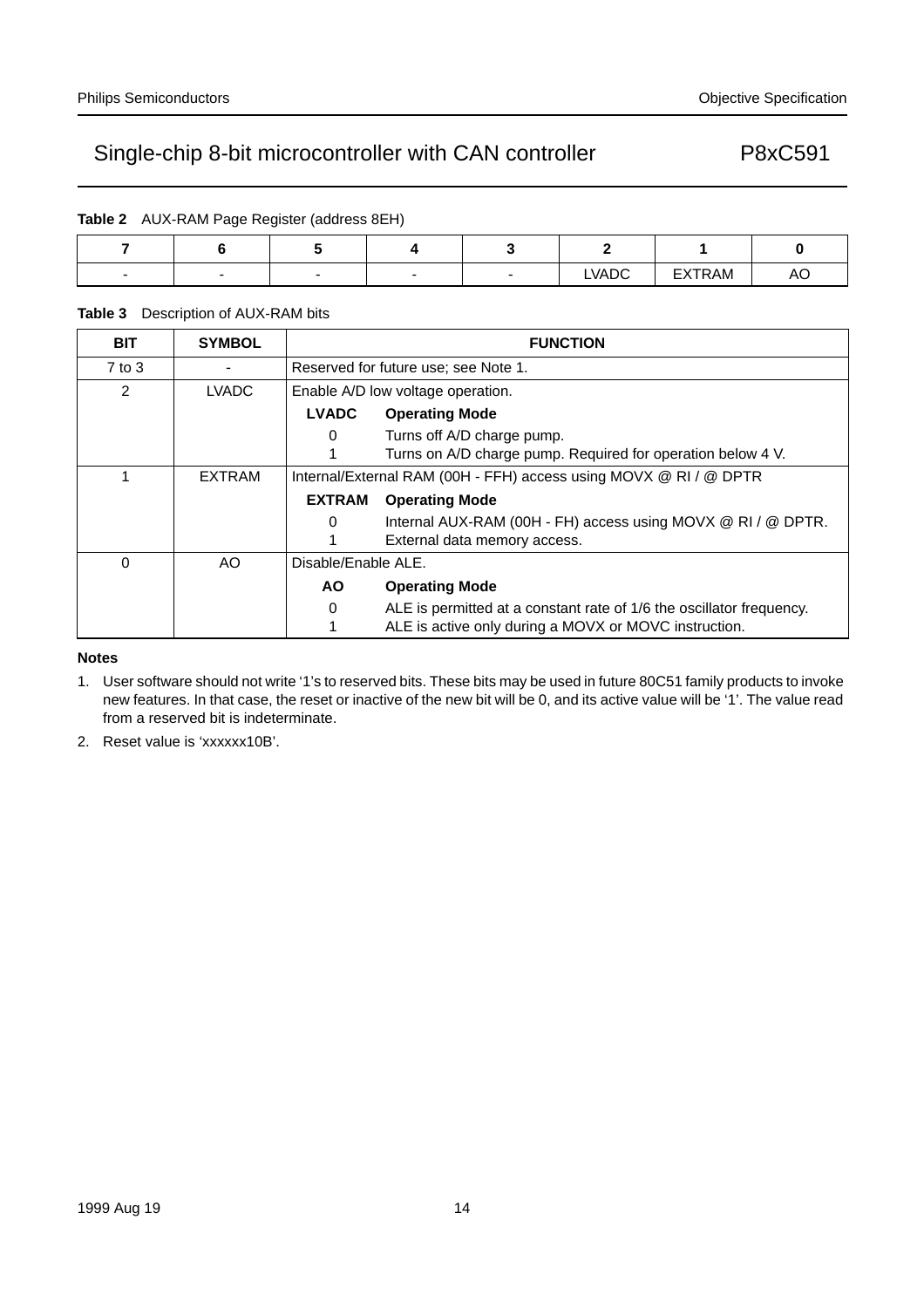**Table 2** AUX-RAM Page Register (address 8EH)

| 7 | 6 | 5 | 4 | 3 | 2 | 1 | 0 |
|---|---|---|---|---|---|---|---|
| - | - | - | - | - | LVADC | EXTRAM | AO |

**Table 3** Description of AUX-RAM bits

| BIT | SYMBOL | FUNCTION |
|---|---|---|
| 7 to 3 | - | Reserved for future use; see Note 1. |
| 2 | LVADC | Enable A/D low voltage operation.<br>**LVADC** **Operating Mode**<br>0 Turns off A/D charge pump.<br>1 Turns on A/D charge pump. Required for operation below 4 V. |
| 1 | EXTRAM | Internal/External RAM (00H - FFH) access using MOVX @ RI / @ DPTR<br>**EXTRAM** **Operating Mode**<br>0 Internal AUX-RAM (00H - FH) access using MOVX @ RI / @ DPTR.<br>1 External data memory access. |
| 0 | AO | Disable/Enable ALE.<br>**AO** **Operating Mode**<br>0 ALE is permitted at a constant rate of 1/6 the oscillator frequency.<br>1 ALE is active only during a MOVX or MOVC instruction. |

**Notes**

1. User software should not write '1's to reserved bits. These bits may be used in future 80C51 family products to invoke new features. In that case, the reset or inactive of the new bit will be 0, and its active value will be '1'. The value read from a reserved bit is indeterminate.
2. Reset value is 'xxxxxx10B'.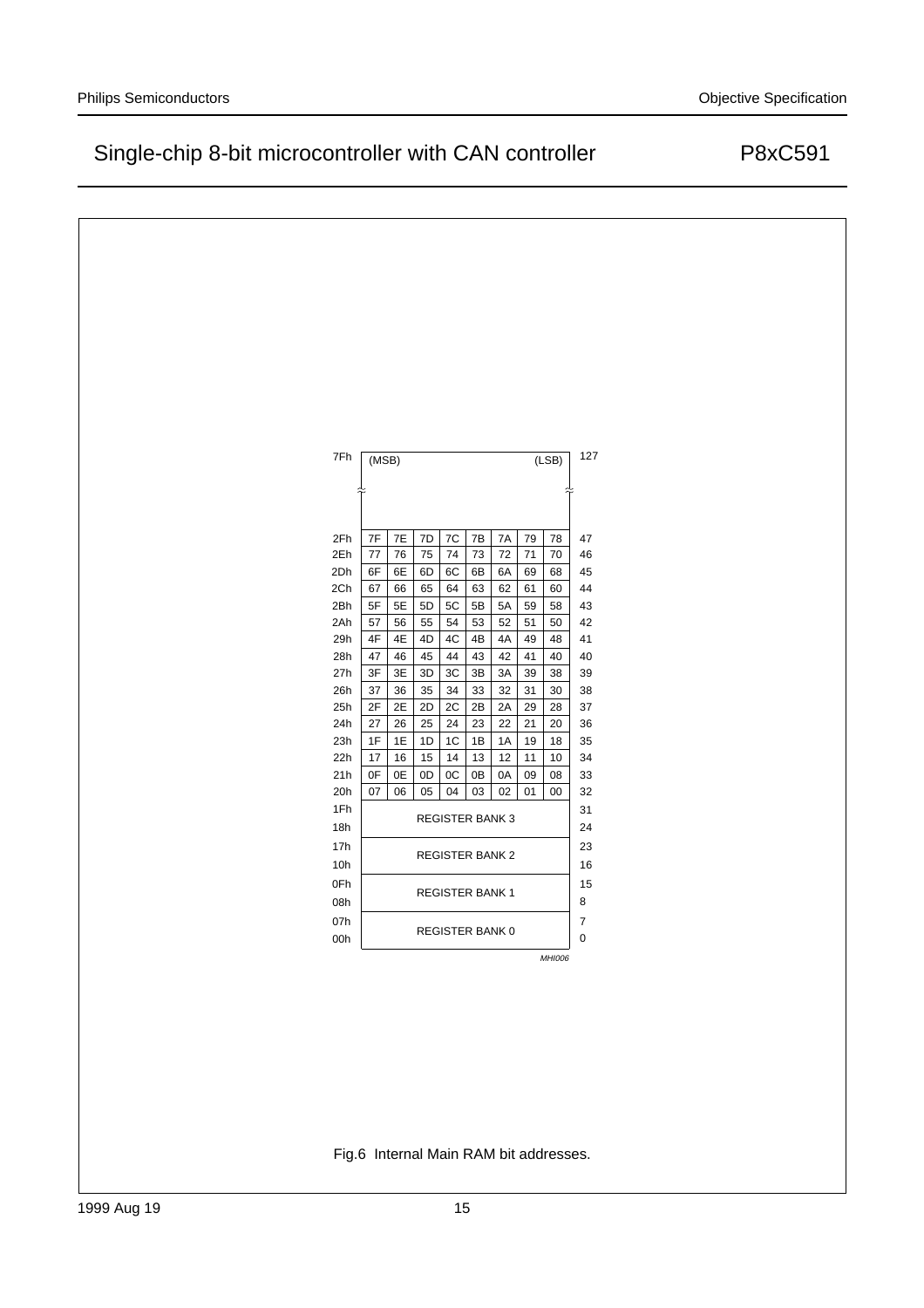| Byte address | (MSB) | | | | | | | (LSB) | Decimal |
|---|---|---|---|---|---|---|---|---|---|
| 7Fh | | | | | | | | | 127 |
| 2Fh | 7F | 7E | 7D | 7C | 7B | 7A | 79 | 78 | 47 |
| 2Eh | 77 | 76 | 75 | 74 | 73 | 72 | 71 | 70 | 46 |
| 2Dh | 6F | 6E | 6D | 6C | 6B | 6A | 69 | 68 | 45 |
| 2Ch | 67 | 66 | 65 | 64 | 63 | 62 | 61 | 60 | 44 |
| 2Bh | 5F | 5E | 5D | 5C | 5B | 5A | 59 | 58 | 43 |
| 2Ah | 57 | 56 | 55 | 54 | 53 | 52 | 51 | 50 | 42 |
| 29h | 4F | 4E | 4D | 4C | 4B | 4A | 49 | 48 | 41 |
| 28h | 47 | 46 | 45 | 44 | 43 | 42 | 41 | 40 | 40 |
| 27h | 3F | 3E | 3D | 3C | 3B | 3A | 39 | 38 | 39 |
| 26h | 37 | 36 | 35 | 34 | 33 | 32 | 31 | 30 | 38 |
| 25h | 2F | 2E | 2D | 2C | 2B | 2A | 29 | 28 | 37 |
| 24h | 27 | 26 | 25 | 24 | 23 | 22 | 21 | 20 | 36 |
| 23h | 1F | 1E | 1D | 1C | 1B | 1A | 19 | 18 | 35 |
| 22h | 17 | 16 | 15 | 14 | 13 | 12 | 11 | 10 | 34 |
| 21h | 0F | 0E | 0D | 0C | 0B | 0A | 09 | 08 | 33 |
| 20h | 07 | 06 | 05 | 04 | 03 | 02 | 01 | 00 | 32 |
| 1Fh–18h | REGISTER BANK 3 | | | | | | | | 31–24 |
| 17h–10h | REGISTER BANK 2 | | | | | | | | 23–16 |
| 0Fh–08h | REGISTER BANK 1 | | | | | | | | 15–8 |
| 07h–00h | REGISTER BANK 0 | | | | | | | | 7–0 |

MHI006

Fig.6 Internal Main RAM bit addresses.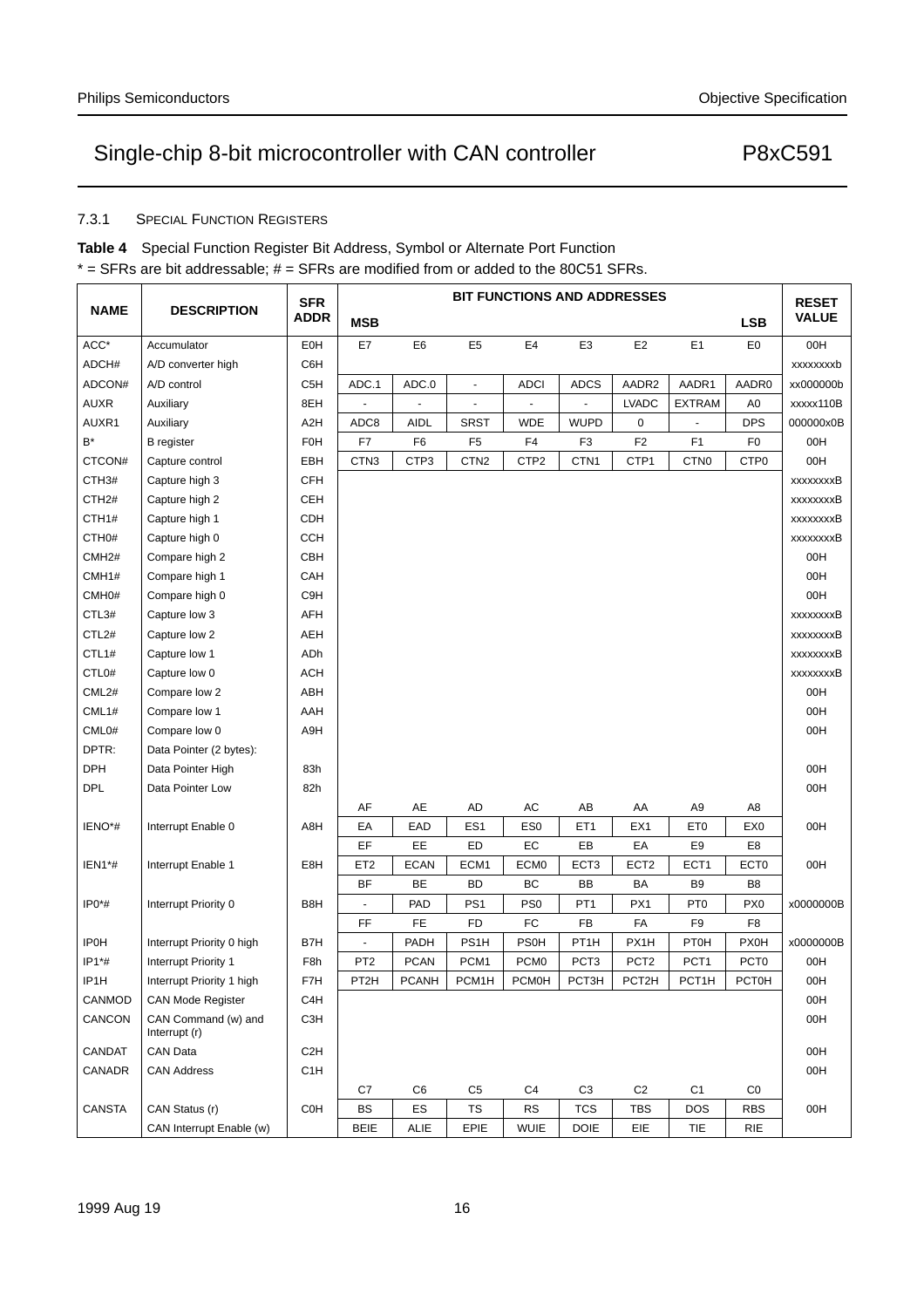#### 7.3.1 SPECIAL FUNCTION REGISTERS

**Table 4** Special Function Register Bit Address, Symbol or Alternate Port Function

* = SFRs are bit addressable; # = SFRs are modified from or added to the 80C51 SFRs.

| NAME | DESCRIPTION | SFR ADDR | BIT FUNCTIONS AND ADDRESSES MSB | | | | | | | LSB | RESET VALUE |
|---|---|---|---|---|---|---|---|---|---|---|---|
| ACC* | Accumulator | E0H | E7 | E6 | E5 | E4 | E3 | E2 | E1 | E0 | 00H |
| ADCH# | A/D converter high | C6H | | | | | | | | | xxxxxxxxb |
| ADCON# | A/D control | C5H | ADC.1 | ADC.0 | - | ADCI | ADCS | AADR2 | AADR1 | AADR0 | xx000000b |
| AUXR | Auxiliary | 8EH | - | - | - | - | - | LVADC | EXTRAM | A0 | xxxxx110B |
| AUXR1 | Auxiliary | A2H | ADC8 | AIDL | SRST | WDE | WUPD | 0 | - | DPS | 000000x0B |
| B* | B register | F0H | F7 | F6 | F5 | F4 | F3 | F2 | F1 | F0 | 00H |
| CTCON# | Capture control | EBH | CTN3 | CTP3 | CTN2 | CTP2 | CTN1 | CTP1 | CTN0 | CTP0 | 00H |
| CTH3# | Capture high 3 | CFH | | | | | | | | | xxxxxxxxB |
| CTH2# | Capture high 2 | CEH | | | | | | | | | xxxxxxxxB |
| CTH1# | Capture high 1 | CDH | | | | | | | | | xxxxxxxxB |
| CTH0# | Capture high 0 | CCH | | | | | | | | | xxxxxxxxB |
| CMH2# | Compare high 2 | CBH | | | | | | | | | 00H |
| CMH1# | Compare high 1 | CAH | | | | | | | | | 00H |
| CMH0# | Compare high 0 | C9H | | | | | | | | | 00H |
| CTL3# | Capture low 3 | AFH | | | | | | | | | xxxxxxxxB |
| CTL2# | Capture low 2 | AEH | | | | | | | | | xxxxxxxxB |
| CTL1# | Capture low 1 | ADh | | | | | | | | | xxxxxxxxB |
| CTL0# | Capture low 0 | ACH | | | | | | | | | xxxxxxxxB |
| CML2# | Compare low 2 | ABH | | | | | | | | | 00H |
| CML1# | Compare low 1 | AAH | | | | | | | | | 00H |
| CML0# | Compare low 0 | A9H | | | | | | | | | 00H |
| DPTR: | Data Pointer (2 bytes): | | | | | | | | | | |
| DPH | Data Pointer High | 83h | | | | | | | | | 00H |
| DPL | Data Pointer Low | 82h | | | | | | | | | 00H |
| | | | AF | AE | AD | AC | AB | AA | A9 | A8 | |
| IEN0*# | Interrupt Enable 0 | A8H | EA | EAD | ES1 | ES0 | ET1 | EX1 | ET0 | EX0 | 00H |
| | | | EF | EE | ED | EC | EB | EA | E9 | E8 | |
| IEN1*# | Interrupt Enable 1 | E8H | ET2 | ECAN | ECM1 | ECM0 | ECT3 | ECT2 | ECT1 | ECT0 | 00H |
| | | | BF | BE | BD | BC | BB | BA | B9 | B8 | |
| IP0*# | Interrupt Priority 0 | B8H | - | PAD | PS1 | PS0 | PT1 | PX1 | PT0 | PX0 | x0000000B |
| | | | FF | FE | FD | FC | FB | FA | F9 | F8 | |
| IP0H | Interrupt Priority 0 high | B7H | - | PADH | PS1H | PS0H | PT1H | PX1H | PT0H | PX0H | x0000000B |
| IP1*# | Interrupt Priority 1 | F8h | PT2 | PCAN | PCM1 | PCM0 | PCT3 | PCT2 | PCT1 | PCT0 | 00H |
| IP1H | Interrupt Priority 1 high | F7H | PT2H | PCANH | PCM1H | PCM0H | PCT3H | PCT2H | PCT1H | PCT0H | 00H |
| CANMOD | CAN Mode Register | C4H | | | | | | | | | 00H |
| CANCON | CAN Command (w) and Interrupt (r) | C3H | | | | | | | | | 00H |
| CANDAT | CAN Data | C2H | | | | | | | | | 00H |
| CANADR | CAN Address | C1H | | | | | | | | | 00H |
| | | | C7 | C6 | C5 | C4 | C3 | C2 | C1 | C0 | |
| CANSTA | CAN Status (r) | C0H | BS | ES | TS | RS | TCS | TBS | DOS | RBS | 00H |
| | CAN Interrupt Enable (w) | | BEIE | ALIE | EPIE | WUIE | DOIE | EIE | TIE | RIE | |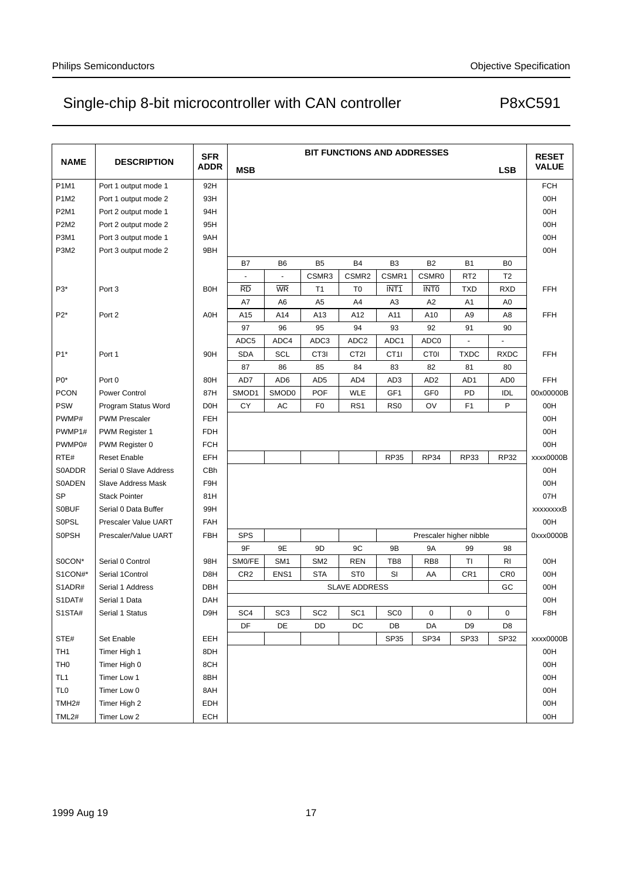| NAME | DESCRIPTION | SFR ADDR | MSB | | | | | | | LSB | RESET VALUE |
|---|---|---|---|---|---|---|---|---|---|---|---|
| | | | **BIT FUNCTIONS AND ADDRESSES** | | | | | | | | |
| P1M1 | Port 1 output mode 1 | 92H | | | | | | | | | FCH |
| P1M2 | Port 1 output mode 2 | 93H | | | | | | | | | 00H |
| P2M1 | Port 2 output mode 1 | 94H | | | | | | | | | 00H |
| P2M2 | Port 2 output mode 2 | 95H | | | | | | | | | 00H |
| P3M1 | Port 3 output mode 1 | 9AH | | | | | | | | | 00H |
| P3M2 | Port 3 output mode 2 | 9BH | | | | | | | | | 00H |
| | | | B7 | B6 | B5 | B4 | B3 | B2 | B1 | B0 | |
| | | | - | - | CSMR3 | CSMR2 | CSMR1 | CSMR0 | RT2 | T2 | |
| P3* | Port 3 | B0H | $\overline{RD}$ | $\overline{WR}$ | T1 | T0 | $\overline{INT1}$ | $\overline{INT0}$ | TXD | RXD | FFH |
| | | | A7 | A6 | A5 | A4 | A3 | A2 | A1 | A0 | |
| P2* | Port 2 | A0H | A15 | A14 | A13 | A12 | A11 | A10 | A9 | A8 | FFH |
| | | | 97 | 96 | 95 | 94 | 93 | 92 | 91 | 90 | |
| | | | ADC5 | ADC4 | ADC3 | ADC2 | ADC1 | ADC0 | - | - | |
| P1* | Port 1 | 90H | SDA | SCL | CT3I | CT2I | CT1I | CT0I | TXDC | RXDC | FFH |
| | | | 87 | 86 | 85 | 84 | 83 | 82 | 81 | 80 | |
| P0* | Port 0 | 80H | AD7 | AD6 | AD5 | AD4 | AD3 | AD2 | AD1 | AD0 | FFH |
| PCON | Power Control | 87H | SMOD1 | SMOD0 | POF | WLE | GF1 | GF0 | PD | IDL | 00x00000B |
| PSW | Program Status Word | D0H | CY | AC | F0 | RS1 | RS0 | OV | F1 | P | 00H |
| PWMP# | PWM Prescaler | FEH | | | | | | | | | 00H |
| PWMP1# | PWM Register 1 | FDH | | | | | | | | | 00H |
| PWMP0# | PWM Register 0 | FCH | | | | | | | | | 00H |
| RTE# | Reset Enable | EFH | | | | | RP35 | RP34 | RP33 | RP32 | xxxx0000B |
| S0ADDR | Serial 0 Slave Address | CBh | | | | | | | | | 00H |
| S0ADEN | Slave Address Mask | F9H | | | | | | | | | 00H |
| SP | Stack Pointer | 81H | | | | | | | | | 07H |
| S0BUF | Serial 0 Data Buffer | 99H | | | | | | | | | xxxxxxxxB |
| S0PSL | Prescaler Value UART | FAH | | | | | | | | | 00H |
| S0PSH | Prescaler/Value UART | FBH | SPS | | | | Prescaler higher nibble | | | | 0xxx0000B |
| | | | 9F | 9E | 9D | 9C | 9B | 9A | 99 | 98 | |
| S0CON* | Serial 0 Control | 98H | SM0/FE | SM1 | SM2 | REN | TB8 | RB8 | TI | RI | 00H |
| S1CON#* | Serial 1Control | D8H | CR2 | ENS1 | STA | ST0 | SI | AA | CR1 | CR0 | 00H |
| S1ADR# | Serial 1 Address | DBH | SLAVE ADDRESS | | | | | | | GC | 00H |
| S1DAT# | Serial 1 Data | DAH | | | | | | | | | 00H |
| S1STA# | Serial 1 Status | D9H | SC4 | SC3 | SC2 | SC1 | SC0 | 0 | 0 | 0 | F8H |
| | | | DF | DE | DD | DC | DB | DA | D9 | D8 | |
| STE# | Set Enable | EEH | | | | | SP35 | SP34 | SP33 | SP32 | xxxx0000B |
| TH1 | Timer High 1 | 8DH | | | | | | | | | 00H |
| TH0 | Timer High 0 | 8CH | | | | | | | | | 00H |
| TL1 | Timer Low 1 | 8BH | | | | | | | | | 00H |
| TL0 | Timer Low 0 | 8AH | | | | | | | | | 00H |
| TMH2# | Timer High 2 | EDH | | | | | | | | | 00H |
| TML2# | Timer Low 2 | ECH | | | | | | | | | 00H |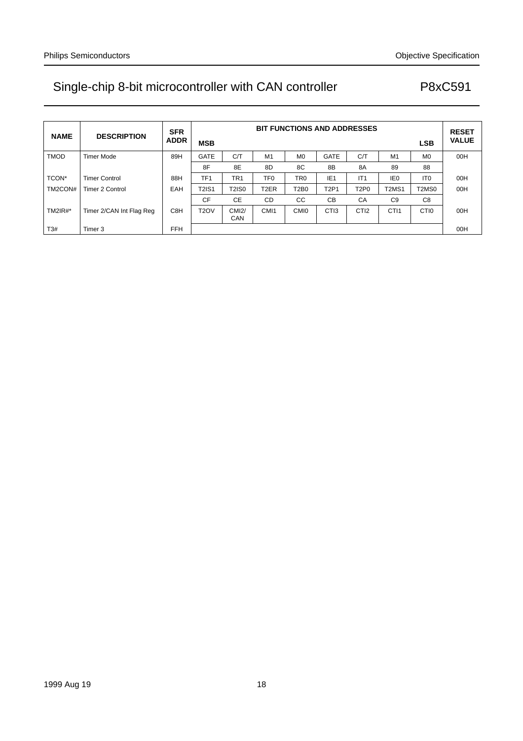| NAME | DESCRIPTION | SFR ADDR | BIT FUNCTIONS AND ADDRESSES MSB | | | | | | | LSB | RESET VALUE |
|---|---|---|---|---|---|---|---|---|---|---|---|
| TMOD | Timer Mode | 89H | GATE | C/T | M1 | M0 | GATE | C/T | M1 | M0 | 00H |
| | | | 8F | 8E | 8D | 8C | 8B | 8A | 89 | 88 | |
| TCON* | Timer Control | 88H | TF1 | TR1 | TF0 | TR0 | IE1 | IT1 | IE0 | IT0 | 00H |
| TM2CON# | Timer 2 Control | EAH | T2IS1 | T2IS0 | T2ER | T2B0 | T2P1 | T2P0 | T2MS1 | T2MS0 | 00H |
| | | | CF | CE | CD | CC | CB | CA | C9 | C8 | |
| TM2IR#* | Timer 2/CAN Int Flag Reg | C8H | T2OV | CMI2/ CAN | CMI1 | CMI0 | CTI3 | CTI2 | CTI1 | CTI0 | 00H |
| T3# | Timer 3 | FFH | | | | | | | | | 00H |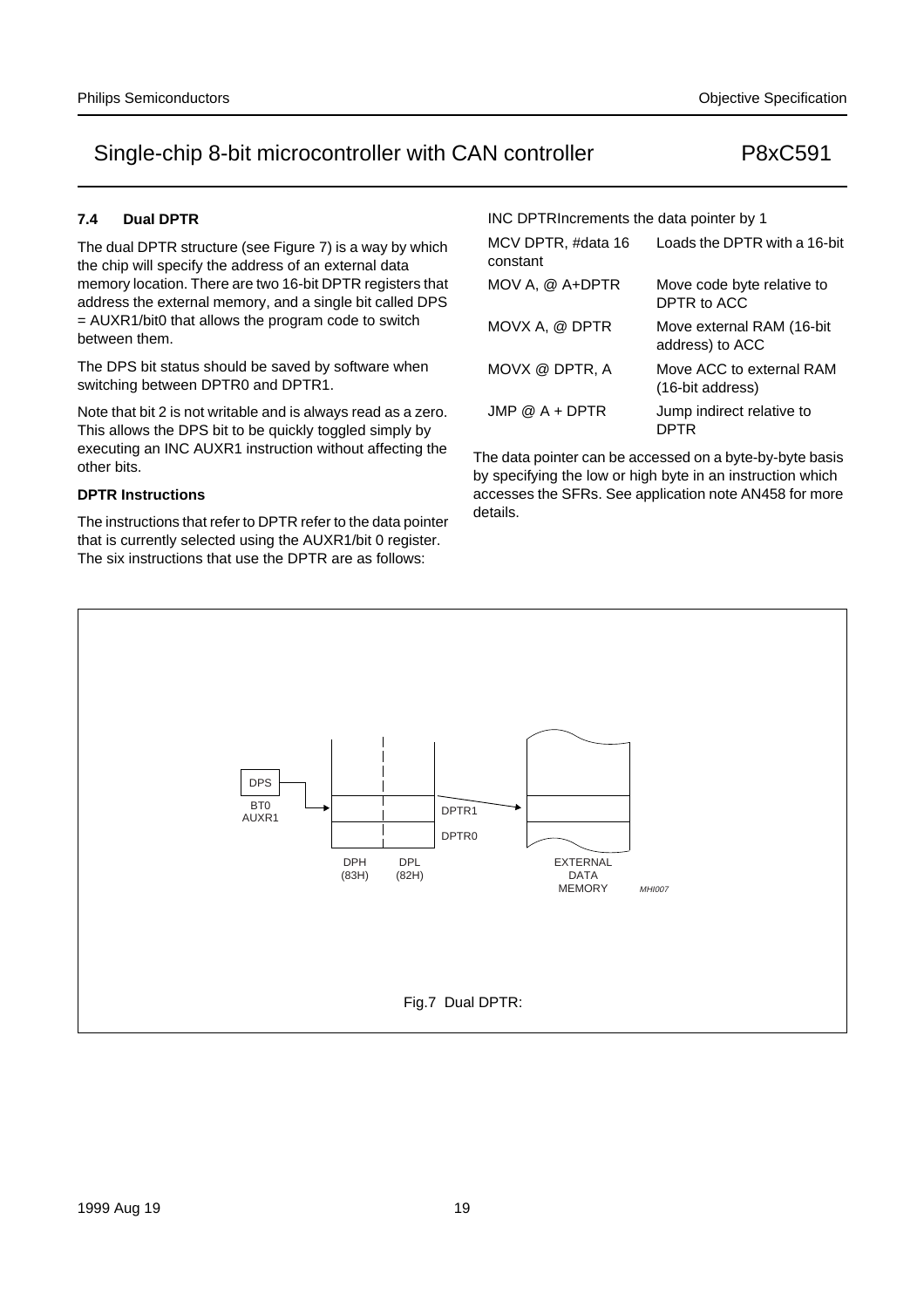### 7.4 Dual DPTR

The dual DPTR structure (see Figure 7) is a way by which the chip will specify the address of an external data memory location. There are two 16-bit DPTR registers that address the external memory, and a single bit called DPS = AUXR1/bit0 that allows the program code to switch between them.

The DPS bit status should be saved by software when switching between DPTR0 and DPTR1.

Note that bit 2 is not writable and is always read as a zero. This allows the DPS bit to be quickly toggled simply by executing an INC AUXR1 instruction without affecting the other bits.

**DPTR Instructions**

The instructions that refer to DPTR refer to the data pointer that is currently selected using the AUXR1/bit 0 register. The six instructions that use the DPTR are as follows:

INC DPTRIncrements the data pointer by 1

| | |
|---|---|
| MCV DPTR, #data 16 constant | Loads the DPTR with a 16-bit |
| MOV A, @ A+DPTR | Move code byte relative to DPTR to ACC |
| MOVX A, @ DPTR | Move external RAM (16-bit address) to ACC |
| MOVX @ DPTR, A | Move ACC to external RAM (16-bit address) |
| JMP @ A + DPTR | Jump indirect relative to DPTR |

The data pointer can be accessed on a byte-by-byte basis by specifying the low or high byte in an instruction which accesses the SFRs. See application note AN458 for more details.

DPS BT0 AUXR1 — DPH (83H) DPL (82H) — DPTR1 DPTR0 — EXTERNAL DATA MEMORY — MHI007

Fig.7 Dual DPTR: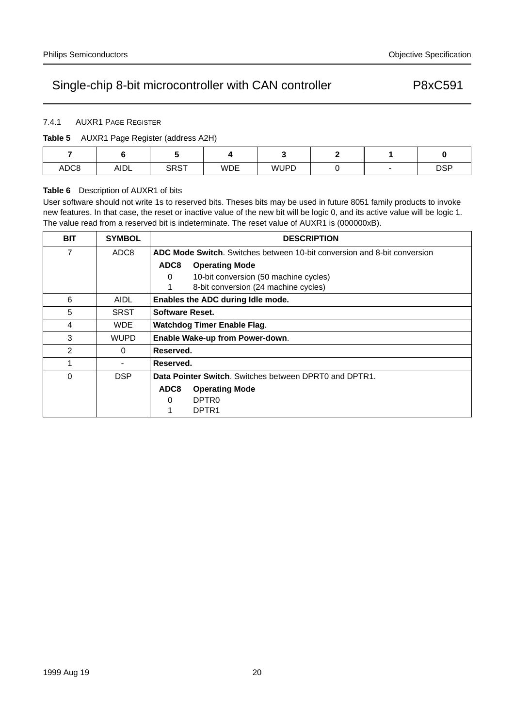#### 7.4.1 AUXR1 PAGE REGISTER

**Table 5** AUXR1 Page Register (address A2H)

| 7 | 6 | 5 | 4 | 3 | 2 | 1 | 0 |
|---|---|---|---|---|---|---|---|
| ADC8 | AIDL | SRST | WDE | WUPD | 0 | - | DSP |

**Table 6** Description of AUXR1 of bits

User software should not write 1s to reserved bits. Theses bits may be used in future 8051 family products to invoke new features. In that case, the reset or inactive value of the new bit will be logic 0, and its active value will be logic 1. The value read from a reserved bit is indeterminate. The reset value of AUXR1 is (000000xB).

| BIT | SYMBOL | DESCRIPTION |
|---|---|---|
| 7 | ADC8 | **ADC Mode Switch**. Switches between 10-bit conversion and 8-bit conversion<br>**ADC8** **Operating Mode**<br>0 10-bit conversion (50 machine cycles)<br>1 8-bit conversion (24 machine cycles) |
| 6 | AIDL | **Enables the ADC during Idle mode.** |
| 5 | SRST | **Software Reset.** |
| 4 | WDE | **Watchdog Timer Enable Flag**. |
| 3 | WUPD | **Enable Wake-up from Power-down**. |
| 2 | 0 | **Reserved.** |
| 1 | - | **Reserved.** |
| 0 | DSP | **Data Pointer Switch**. Switches between DPRT0 and DPTR1.<br>**ADC8** **Operating Mode**<br>0 DPTR0<br>1 DPTR1 |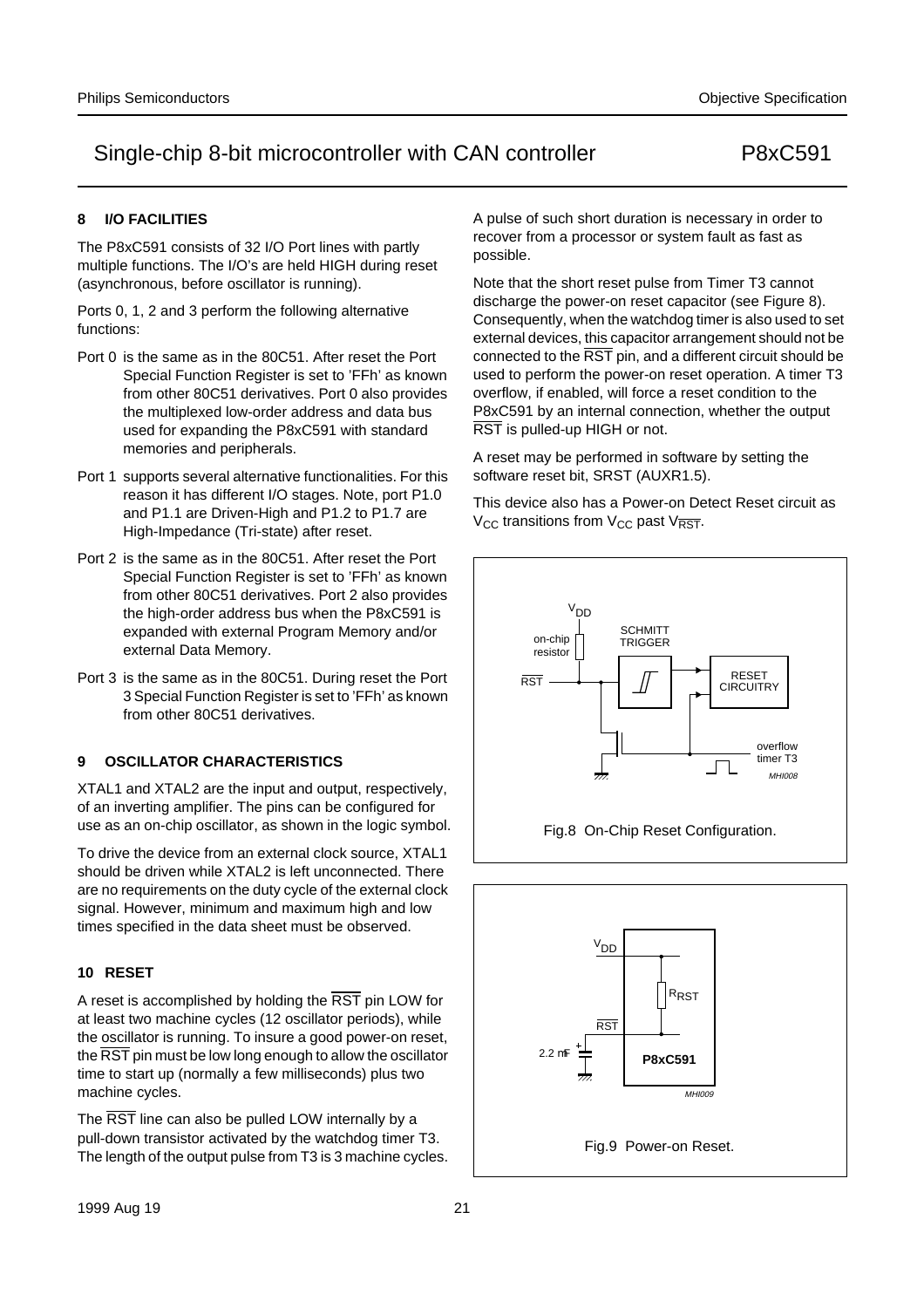## 8 I/O FACILITIES

The P8xC591 consists of 32 I/O Port lines with partly multiple functions. The I/O's are held HIGH during reset (asynchronous, before oscillator is running).

Ports 0, 1, 2 and 3 perform the following alternative functions:

- Port 0 is the same as in the 80C51. After reset the Port Special Function Register is set to 'FFh' as known from other 80C51 derivatives. Port 0 also provides the multiplexed low-order address and data bus used for expanding the P8xC591 with standard memories and peripherals.
- Port 1 supports several alternative functionalities. For this reason it has different I/O stages. Note, port P1.0 and P1.1 are Driven-High and P1.2 to P1.7 are High-Impedance (Tri-state) after reset.
- Port 2 is the same as in the 80C51. After reset the Port Special Function Register is set to 'FFh' as known from other 80C51 derivatives. Port 2 also provides the high-order address bus when the P8xC591 is expanded with external Program Memory and/or external Data Memory.
- Port 3 is the same as in the 80C51. During reset the Port 3 Special Function Register is set to 'FFh' as known from other 80C51 derivatives.

## 9 OSCILLATOR CHARACTERISTICS

XTAL1 and XTAL2 are the input and output, respectively, of an inverting amplifier. The pins can be configured for use as an on-chip oscillator, as shown in the logic symbol.

To drive the device from an external clock source, XTAL1 should be driven while XTAL2 is left unconnected. There are no requirements on the duty cycle of the external clock signal. However, minimum and maximum high and low times specified in the data sheet must be observed.

## 10 RESET

A reset is accomplished by holding the $\overline{RST}$ pin LOW for at least two machine cycles (12 oscillator periods), while the oscillator is running. To insure a good power-on reset, the $\overline{RST}$ pin must be low long enough to allow the oscillator time to start up (normally a few milliseconds) plus two machine cycles.

The $\overline{RST}$ line can also be pulled LOW internally by a pull-down transistor activated by the watchdog timer T3. The length of the output pulse from T3 is 3 machine cycles. A pulse of such short duration is necessary in order to recover from a processor or system fault as fast as possible.

Note that the short reset pulse from Timer T3 cannot discharge the power-on reset capacitor (see Figure 8). Consequently, when the watchdog timer is also used to set external devices, this capacitor arrangement should not be connected to the $\overline{RST}$ pin, and a different circuit should be used to perform the power-on reset operation. A timer T3 overflow, if enabled, will force a reset condition to the P8xC591 by an internal connection, whether the output $\overline{RST}$ is pulled-up HIGH or not.

A reset may be performed in software by setting the software reset bit, SRST (AUXR1.5).

This device also has a Power-on Detect Reset circuit as $V_{CC}$ transitions from $V_{CC}$ past $V_{\overline{RST}}$.

Fig.8 On-Chip Reset Configuration.

Fig.9 Power-on Reset.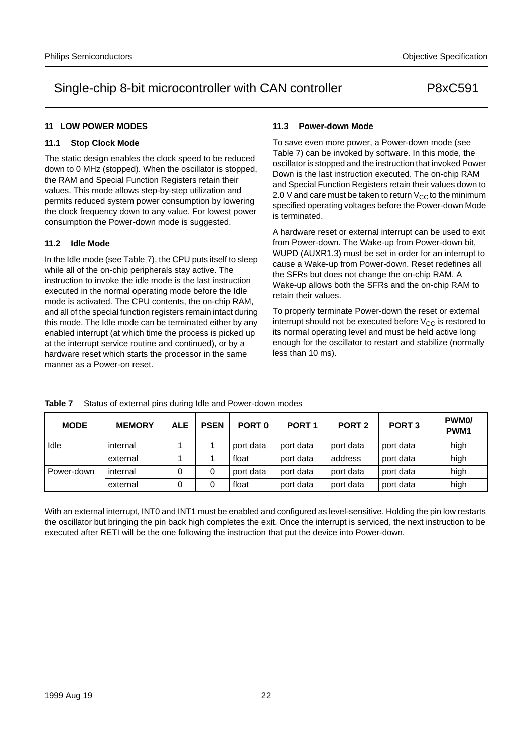## 11 LOW POWER MODES

### 11.1 Stop Clock Mode

The static design enables the clock speed to be reduced down to 0 MHz (stopped). When the oscillator is stopped, the RAM and Special Function Registers retain their values. This mode allows step-by-step utilization and permits reduced system power consumption by lowering the clock frequency down to any value. For lowest power consumption the Power-down mode is suggested.

### 11.2 Idle Mode

In the Idle mode (see Table 7), the CPU puts itself to sleep while all of the on-chip peripherals stay active. The instruction to invoke the idle mode is the last instruction executed in the normal operating mode before the Idle mode is activated. The CPU contents, the on-chip RAM, and all of the special function registers remain intact during this mode. The Idle mode can be terminated either by any enabled interrupt (at which time the process is picked up at the interrupt service routine and continued), or by a hardware reset which starts the processor in the same manner as a Power-on reset.

### 11.3 Power-down Mode

To save even more power, a Power-down mode (see Table 7) can be invoked by software. In this mode, the oscillator is stopped and the instruction that invoked Power Down is the last instruction executed. The on-chip RAM and Special Function Registers retain their values down to 2.0 V and care must be taken to return $V_{CC}$ to the minimum specified operating voltages before the Power-down Mode is terminated.

A hardware reset or external interrupt can be used to exit from Power-down. The Wake-up from Power-down bit, WUPD (AUXR1.3) must be set in order for an interrupt to cause a Wake-up from Power-down. Reset redefines all the SFRs but does not change the on-chip RAM. A Wake-up allows both the SFRs and the on-chip RAM to retain their values.

To properly terminate Power-down the reset or external interrupt should not be executed before $V_{CC}$ is restored to its normal operating level and must be held active long enough for the oscillator to restart and stabilize (normally less than 10 ms).

**Table 7** Status of external pins during Idle and Power-down modes

| MODE | MEMORY | ALE | $\overline{PSEN}$ | PORT 0 | PORT 1 | PORT 2 | PORT 3 | PWM0/ PWM1 |
|---|---|---|---|---|---|---|---|---|
| Idle | internal | 1 | 1 | port data | port data | port data | port data | high |
| | external | 1 | 1 | float | port data | address | port data | high |
| Power-down | internal | 0 | 0 | port data | port data | port data | port data | high |
| | external | 0 | 0 | float | port data | port data | port data | high |

With an external interrupt, $\overline{INT0}$ and $\overline{INT1}$ must be enabled and configured as level-sensitive. Holding the pin low restarts the oscillator but bringing the pin back high completes the exit. Once the interrupt is serviced, the next instruction to be executed after RETI will be the one following the instruction that put the device into Power-down.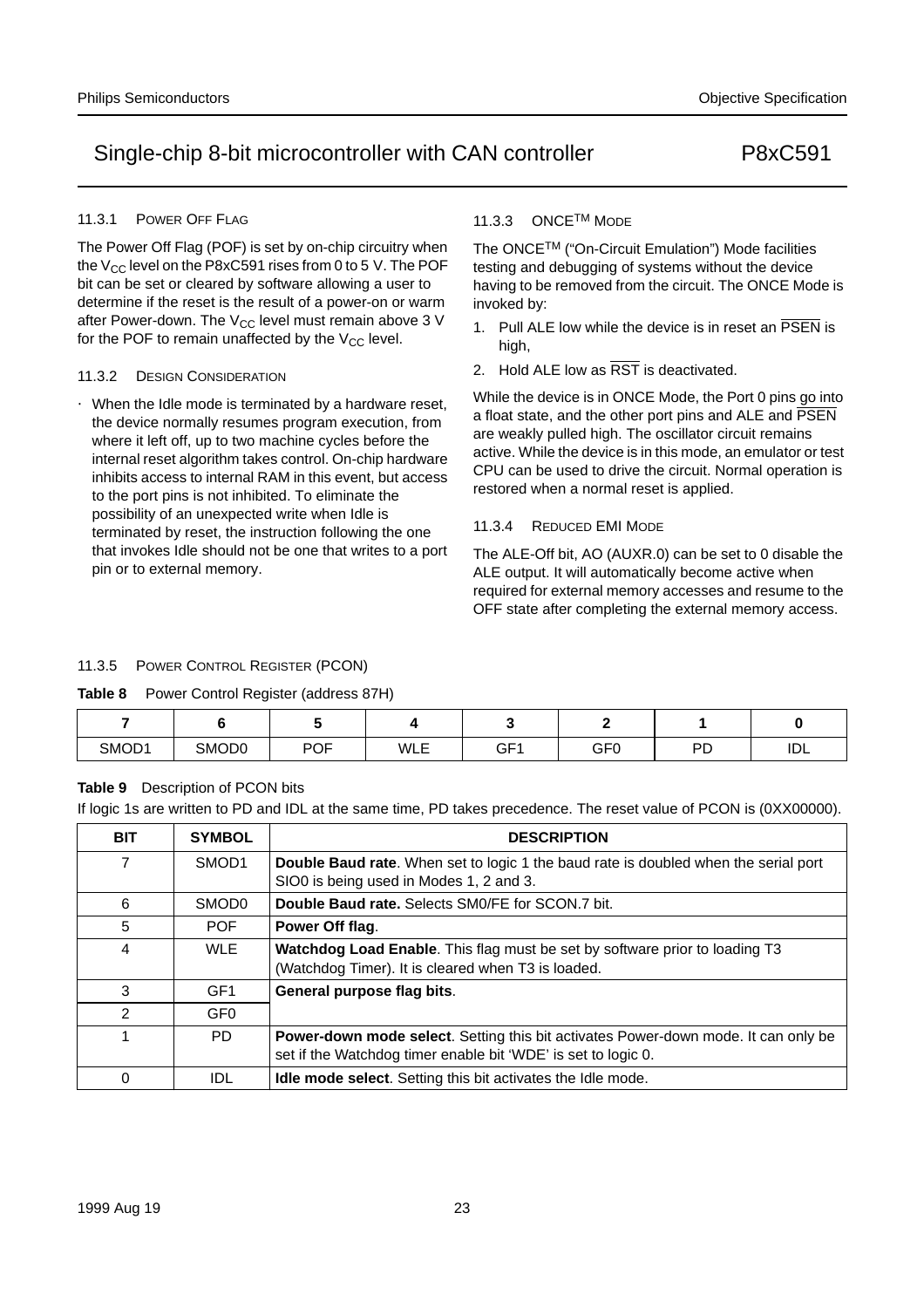#### 11.3.1 POWER OFF FLAG

The Power Off Flag (POF) is set by on-chip circuitry when the $V_{CC}$ level on the P8xC591 rises from 0 to 5 V. The POF bit can be set or cleared by software allowing a user to determine if the reset is the result of a power-on or warm after Power-down. The $V_{CC}$ level must remain above 3 V for the POF to remain unaffected by the $V_{CC}$ level.

#### 11.3.2 DESIGN CONSIDERATION

- When the Idle mode is terminated by a hardware reset, the device normally resumes program execution, from where it left off, up to two machine cycles before the internal reset algorithm takes control. On-chip hardware inhibits access to internal RAM in this event, but access to the port pins is not inhibited. To eliminate the possibility of an unexpected write when Idle is terminated by reset, the instruction following the one that invokes Idle should not be one that writes to a port pin or to external memory.

#### 11.3.3 ONCE™ MODE

The ONCE™ ("On-Circuit Emulation") Mode facilities testing and debugging of systems without the device having to be removed from the circuit. The ONCE Mode is invoked by:

1. Pull ALE low while the device is in reset an $\overline{PSEN}$ is high,
2. Hold ALE low as $\overline{RST}$ is deactivated.

While the device is in ONCE Mode, the Port 0 pins go into a float state, and the other port pins and ALE and $\overline{PSEN}$ are weakly pulled high. The oscillator circuit remains active. While the device is in this mode, an emulator or test CPU can be used to drive the circuit. Normal operation is restored when a normal reset is applied.

#### 11.3.4 REDUCED EMI MODE

The ALE-Off bit, AO (AUXR.0) can be set to 0 disable the ALE output. It will automatically become active when required for external memory accesses and resume to the OFF state after completing the external memory access.

#### 11.3.5 POWER CONTROL REGISTER (PCON)

**Table 8** Power Control Register (address 87H)

| 7 | 6 | 5 | 4 | 3 | 2 | 1 | 0 |
|---|---|---|---|---|---|---|---|
| SMOD1 | SMOD0 | POF | WLE | GF1 | GF0 | PD | IDL |

**Table 9** Description of PCON bits

If logic 1s are written to PD and IDL at the same time, PD takes precedence. The reset value of PCON is (0XX00000).

| BIT | SYMBOL | DESCRIPTION |
|---|---|---|
| 7 | SMOD1 | **Double Baud rate**. When set to logic 1 the baud rate is doubled when the serial port SIO0 is being used in Modes 1, 2 and 3. |
| 6 | SMOD0 | **Double Baud rate.** Selects SM0/FE for SCON.7 bit. |
| 5 | POF | **Power Off flag**. |
| 4 | WLE | **Watchdog Load Enable**. This flag must be set by software prior to loading T3 (Watchdog Timer). It is cleared when T3 is loaded. |
| 3 | GF1 | **General purpose flag bits**. |
| 2 | GF0 | |
| 1 | PD | **Power-down mode select**. Setting this bit activates Power-down mode. It can only be set if the Watchdog timer enable bit 'WDE' is set to logic 0. |
| 0 | IDL | **Idle mode select**. Setting this bit activates the Idle mode. |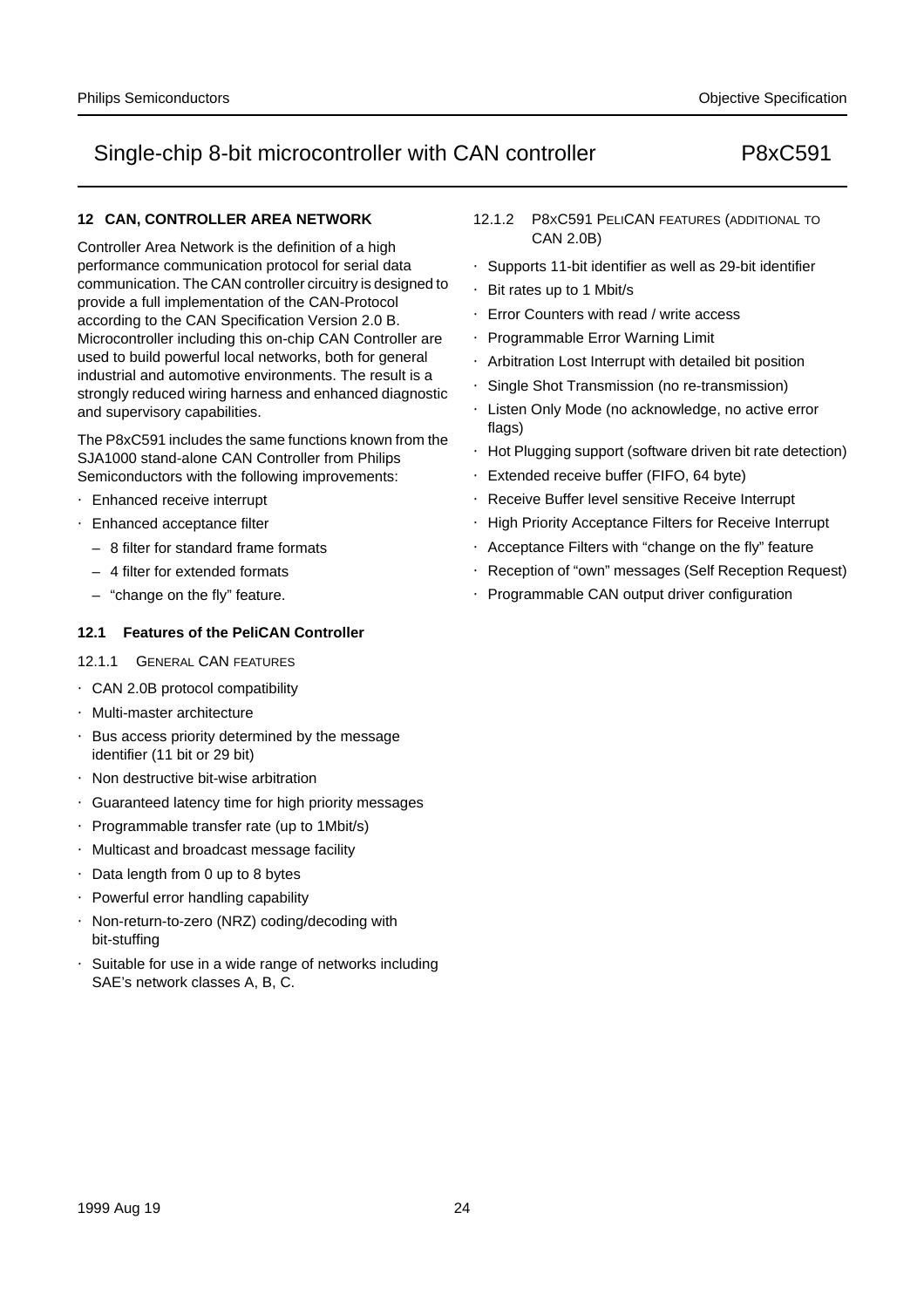## 12 CAN, CONTROLLER AREA NETWORK

Controller Area Network is the definition of a high performance communication protocol for serial data communication. The CAN controller circuitry is designed to provide a full implementation of the CAN-Protocol according to the CAN Specification Version 2.0 B. Microcontroller including this on-chip CAN Controller are used to build powerful local networks, both for general industrial and automotive environments. The result is a strongly reduced wiring harness and enhanced diagnostic and supervisory capabilities.

The P8xC591 includes the same functions known from the SJA1000 stand-alone CAN Controller from Philips Semiconductors with the following improvements:

- Enhanced receive interrupt
- Enhanced acceptance filter
  - 8 filter for standard frame formats
  - 4 filter for extended formats
  - "change on the fly" feature.

### 12.1 Features of the PeliCAN Controller

#### 12.1.1 GENERAL CAN FEATURES

- CAN 2.0B protocol compatibility
- Multi-master architecture
- Bus access priority determined by the message identifier (11 bit or 29 bit)
- Non destructive bit-wise arbitration
- Guaranteed latency time for high priority messages
- Programmable transfer rate (up to 1Mbit/s)
- Multicast and broadcast message facility
- Data length from 0 up to 8 bytes
- Powerful error handling capability
- Non-return-to-zero (NRZ) coding/decoding with bit-stuffing
- Suitable for use in a wide range of networks including SAE's network classes A, B, C.

#### 12.1.2 P8XC591 PELICAN FEATURES (ADDITIONAL TO CAN 2.0B)

- Supports 11-bit identifier as well as 29-bit identifier
- Bit rates up to 1 Mbit/s
- Error Counters with read / write access
- Programmable Error Warning Limit
- Arbitration Lost Interrupt with detailed bit position
- Single Shot Transmission (no re-transmission)
- Listen Only Mode (no acknowledge, no active error flags)
- Hot Plugging support (software driven bit rate detection)
- Extended receive buffer (FIFO, 64 byte)
- Receive Buffer level sensitive Receive Interrupt
- High Priority Acceptance Filters for Receive Interrupt
- Acceptance Filters with "change on the fly" feature
- Reception of "own" messages (Self Reception Request)
- Programmable CAN output driver configuration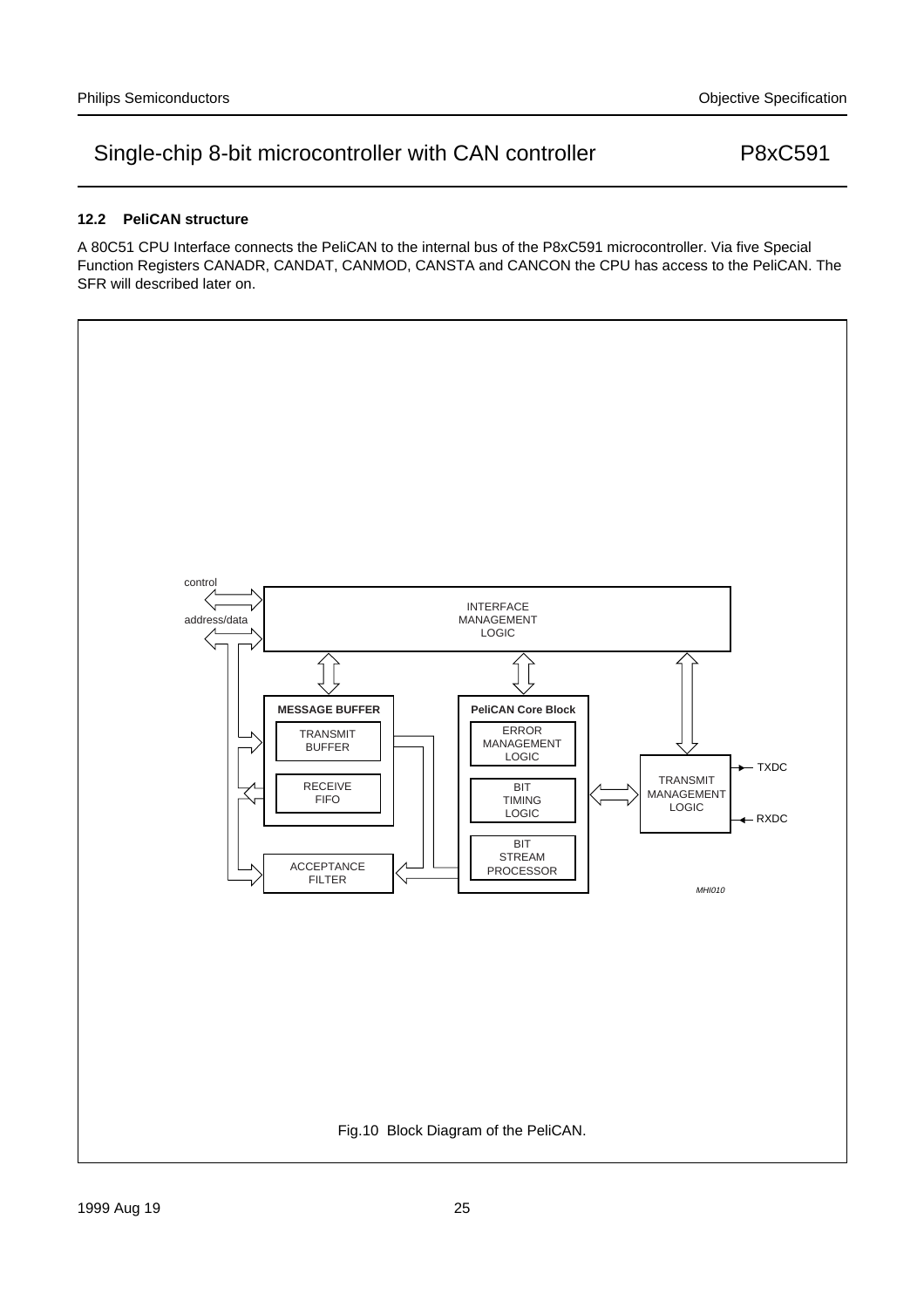### 12.2 PeliCAN structure

A 80C51 CPU Interface connects the PeliCAN to the internal bus of the P8xC591 microcontroller. Via five Special Function Registers CANADR, CANDAT, CANMOD, CANSTA and CANCON the CPU has access to the PeliCAN. The SFR will described later on.

Fig.10 Block Diagram of the PeliCAN.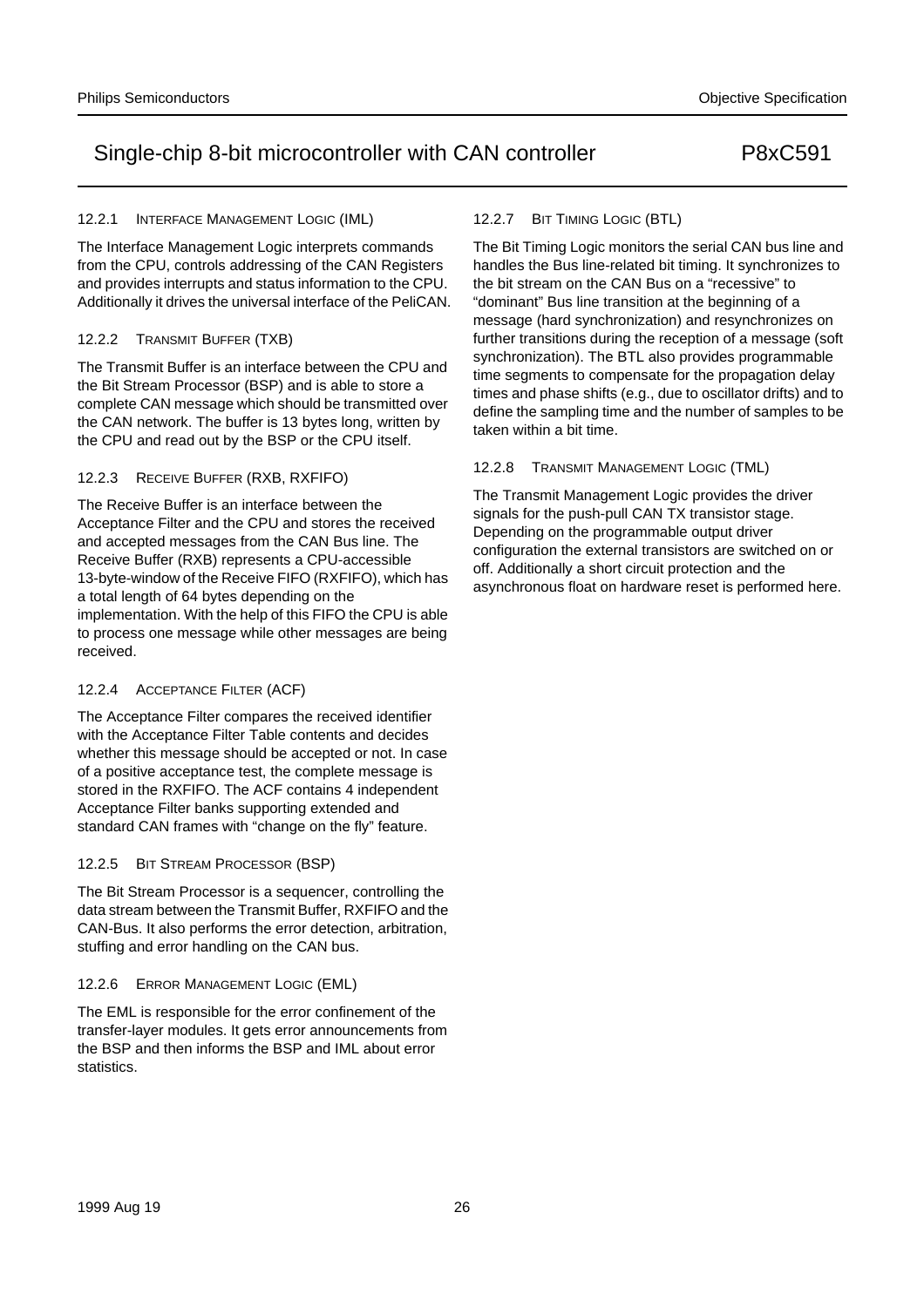#### 12.2.1 INTERFACE MANAGEMENT LOGIC (IML)

The Interface Management Logic interprets commands from the CPU, controls addressing of the CAN Registers and provides interrupts and status information to the CPU. Additionally it drives the universal interface of the PeliCAN.

#### 12.2.2 TRANSMIT BUFFER (TXB)

The Transmit Buffer is an interface between the CPU and the Bit Stream Processor (BSP) and is able to store a complete CAN message which should be transmitted over the CAN network. The buffer is 13 bytes long, written by the CPU and read out by the BSP or the CPU itself.

#### 12.2.3 RECEIVE BUFFER (RXB, RXFIFO)

The Receive Buffer is an interface between the Acceptance Filter and the CPU and stores the received and accepted messages from the CAN Bus line. The Receive Buffer (RXB) represents a CPU-accessible 13-byte-window of the Receive FIFO (RXFIFO), which has a total length of 64 bytes depending on the implementation. With the help of this FIFO the CPU is able to process one message while other messages are being received.

#### 12.2.4 ACCEPTANCE FILTER (ACF)

The Acceptance Filter compares the received identifier with the Acceptance Filter Table contents and decides whether this message should be accepted or not. In case of a positive acceptance test, the complete message is stored in the RXFIFO. The ACF contains 4 independent Acceptance Filter banks supporting extended and standard CAN frames with “change on the fly” feature.

#### 12.2.5 BIT STREAM PROCESSOR (BSP)

The Bit Stream Processor is a sequencer, controlling the data stream between the Transmit Buffer, RXFIFO and the CAN-Bus. It also performs the error detection, arbitration, stuffing and error handling on the CAN bus.

#### 12.2.6 ERROR MANAGEMENT LOGIC (EML)

The EML is responsible for the error confinement of the transfer-layer modules. It gets error announcements from the BSP and then informs the BSP and IML about error statistics.

#### 12.2.7 BIT TIMING LOGIC (BTL)

The Bit Timing Logic monitors the serial CAN bus line and handles the Bus line-related bit timing. It synchronizes to the bit stream on the CAN Bus on a “recessive” to “dominant” Bus line transition at the beginning of a message (hard synchronization) and resynchronizes on further transitions during the reception of a message (soft synchronization). The BTL also provides programmable time segments to compensate for the propagation delay times and phase shifts (e.g., due to oscillator drifts) and to define the sampling time and the number of samples to be taken within a bit time.

#### 12.2.8 TRANSMIT MANAGEMENT LOGIC (TML)

The Transmit Management Logic provides the driver signals for the push-pull CAN TX transistor stage. Depending on the programmable output driver configuration the external transistors are switched on or off. Additionally a short circuit protection and the asynchronous float on hardware reset is performed here.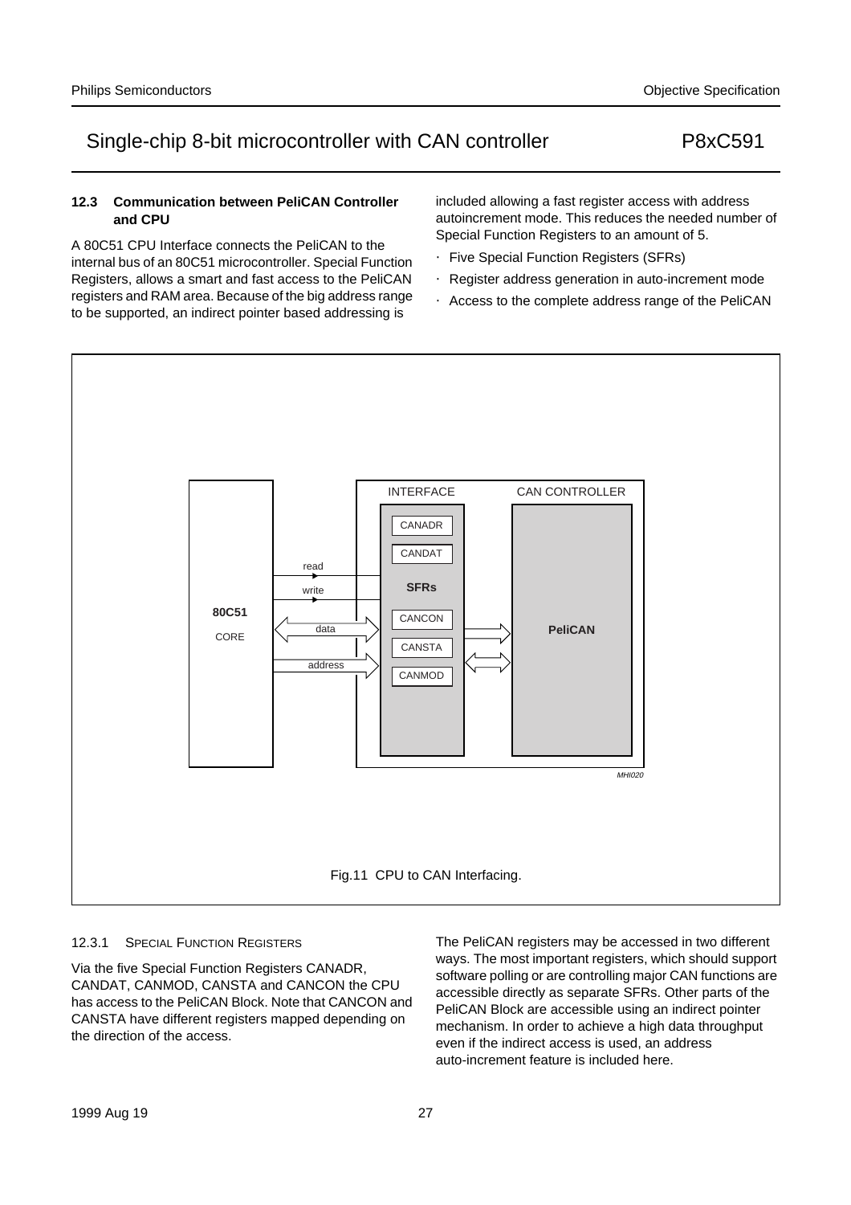### 12.3 Communication between PeliCAN Controller and CPU

A 80C51 CPU Interface connects the PeliCAN to the internal bus of an 80C51 microcontroller. Special Function Registers, allows a smart and fast access to the PeliCAN registers and RAM area. Because of the big address range to be supported, an indirect pointer based addressing is included allowing a fast register access with address autoincrement mode. This reduces the needed number of Special Function Registers to an amount of 5.

- Five Special Function Registers (SFRs)
- Register address generation in auto-increment mode
- Access to the complete address range of the PeliCAN

Fig.11 CPU to CAN Interfacing.

#### 12.3.1 SPECIAL FUNCTION REGISTERS

Via the five Special Function Registers CANADR, CANDAT, CANMOD, CANSTA and CANCON the CPU has access to the PeliCAN Block. Note that CANCON and CANSTA have different registers mapped depending on the direction of the access.

The PeliCAN registers may be accessed in two different ways. The most important registers, which should support software polling or are controlling major CAN functions are accessible directly as separate SFRs. Other parts of the PeliCAN Block are accessible using an indirect pointer mechanism. In order to achieve a high data throughput even if the indirect access is used, an address auto-increment feature is included here.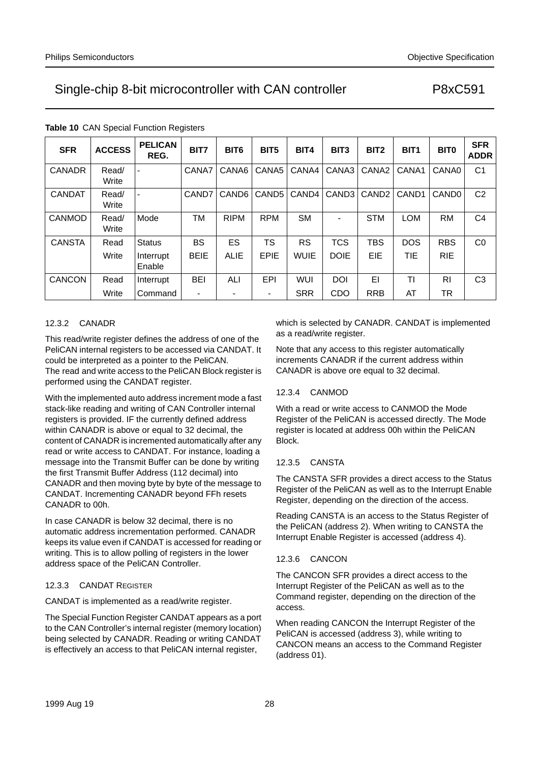**Table 10** CAN Special Function Registers

| SFR | ACCESS | PELICAN REG. | BIT7 | BIT6 | BIT5 | BIT4 | BIT3 | BIT2 | BIT1 | BIT0 | SFR ADDR |
|---|---|---|---|---|---|---|---|---|---|---|---|
| CANADR | Read/ Write | - | CANA7 | CANA6 | CANA5 | CANA4 | CANA3 | CANA2 | CANA1 | CANA0 | C1 |
| CANDAT | Read/ Write | - | CAND7 | CAND6 | CAND5 | CAND4 | CAND3 | CAND2 | CAND1 | CAND0 | C2 |
| CANMOD | Read/ Write | Mode | TM | RIPM | RPM | SM | - | STM | LOM | RM | C4 |
| CANSTA | Read | Status | BS | ES | TS | RS | TCS | TBS | DOS | RBS | C0 |
| | Write | Interrupt Enable | BEIE | ALIE | EPIE | WUIE | DOIE | EIE | TIE | RIE | |
| CANCON | Read | Interrupt | BEI | ALI | EPI | WUI | DOI | EI | TI | RI | C3 |
| | Write | Command | - | - | - | SRR | CDO | RRB | AT | TR | |

#### 12.3.2 CANADR

This read/write register defines the address of one of the PeliCAN internal registers to be accessed via CANDAT. It could be interpreted as a pointer to the PeliCAN. The read and write access to the PeliCAN Block register is performed using the CANDAT register.

With the implemented auto address increment mode a fast stack-like reading and writing of CAN Controller internal registers is provided. IF the currently defined address within CANADR is above or equal to 32 decimal, the content of CANADR is incremented automatically after any read or write access to CANDAT. For instance, loading a message into the Transmit Buffer can be done by writing the first Transmit Buffer Address (112 decimal) into CANADR and then moving byte by byte of the message to CANDAT. Incrementing CANADR beyond FFh resets CANADR to 00h.

In case CANADR is below 32 decimal, there is no automatic address incrementation performed. CANADR keeps its value even if CANDAT is accessed for reading or writing. This is to allow polling of registers in the lower address space of the PeliCAN Controller.

#### 12.3.3 CANDAT REGISTER

CANDAT is implemented as a read/write register.

The Special Function Register CANDAT appears as a port to the CAN Controller's internal register (memory location) being selected by CANADR. Reading or writing CANDAT is effectively an access to that PeliCAN internal register, which is selected by CANADR. CANDAT is implemented as a read/write register.

Note that any access to this register automatically increments CANADR if the current address within CANADR is above ore equal to 32 decimal.

#### 12.3.4 CANMOD

With a read or write access to CANMOD the Mode Register of the PeliCAN is accessed directly. The Mode register is located at address 00h within the PeliCAN Block.

#### 12.3.5 CANSTA

The CANSTA SFR provides a direct access to the Status Register of the PeliCAN as well as to the Interrupt Enable Register, depending on the direction of the access.

Reading CANSTA is an access to the Status Register of the PeliCAN (address 2). When writing to CANSTA the Interrupt Enable Register is accessed (address 4).

#### 12.3.6 CANCON

The CANCON SFR provides a direct access to the Interrupt Register of the PeliCAN as well as to the Command register, depending on the direction of the access.

When reading CANCON the Interrupt Register of the PeliCAN is accessed (address 3), while writing to CANCON means an access to the Command Register (address 01).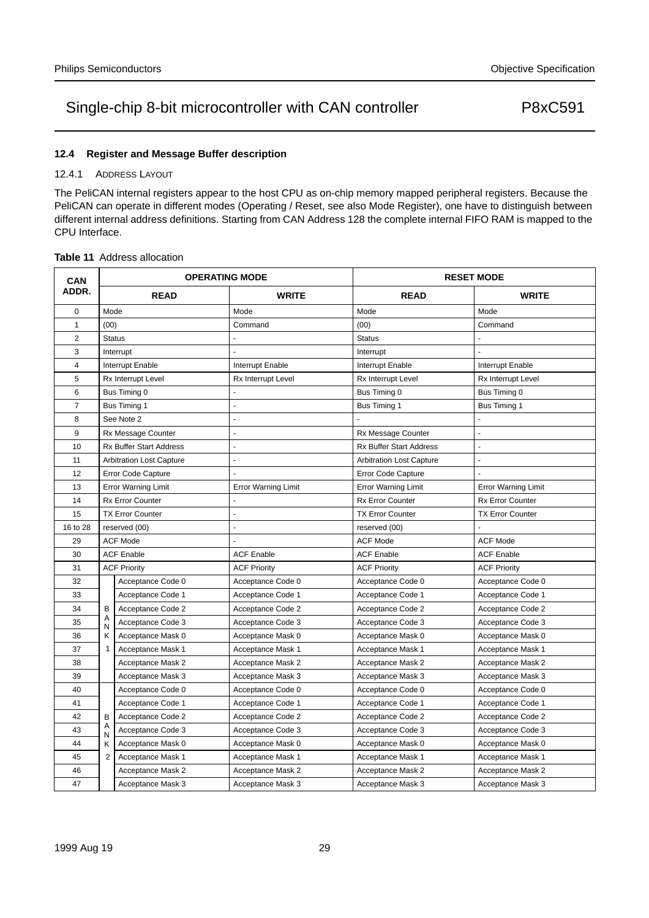## 12.4 Register and Message Buffer description

### 12.4.1 ADDRESS LAYOUT

The PeliCAN internal registers appear to the host CPU as on-chip memory mapped peripheral registers. Because the PeliCAN can operate in different modes (Operating / Reset, see also Mode Register), one have to distinguish between different internal address definitions. Starting from CAN Address 128 the complete internal FIFO RAM is mapped to the CPU Interface.

**Table 11** Address allocation

| CAN ADDR. | | OPERATING MODE | | RESET MODE | |
|---|---|---|---|---|---|
| | | READ | WRITE | READ | WRITE |
| 0 | | Mode | Mode | Mode | Mode |
| 1 | | (00) | Command | (00) | Command |
| 2 | | Status | - | Status | - |
| 3 | | Interrupt | - | Interrupt | - |
| 4 | | Interrupt Enable | Interrupt Enable | Interrupt Enable | Interrupt Enable |
| 5 | | Rx Interrupt Level | Rx Interrupt Level | Rx Interrupt Level | Rx Interrupt Level |
| 6 | | Bus Timing 0 | - | Bus Timing 0 | Bus Timing 0 |
| 7 | | Bus Timing 1 | - | Bus Timing 1 | Bus Timing 1 |
| 8 | | See Note 2 | - | - | - |
| 9 | | Rx Message Counter | - | Rx Message Counter | - |
| 10 | | Rx Buffer Start Address | - | Rx Buffer Start Address | - |
| 11 | | Arbitration Lost Capture | - | Arbitration Lost Capture | - |
| 12 | | Error Code Capture | - | Error Code Capture | - |
| 13 | | Error Warning Limit | Error Warning Limit | Error Warning Limit | Error Warning Limit |
| 14 | | Rx Error Counter | - | Rx Error Counter | Rx Error Counter |
| 15 | | TX Error Counter | - | TX Error Counter | TX Error Counter |
| 16 to 28 | | reserved (00) | - | reserved (00) | - |
| 29 | | ACF Mode | - | ACF Mode | ACF Mode |
| 30 | | ACF Enable | ACF Enable | ACF Enable | ACF Enable |
| 31 | | ACF Priority | ACF Priority | ACF Priority | ACF Priority |
| 32 | BANK 1 | Acceptance Code 0 | Acceptance Code 0 | Acceptance Code 0 | Acceptance Code 0 |
| 33 | BANK 1 | Acceptance Code 1 | Acceptance Code 1 | Acceptance Code 1 | Acceptance Code 1 |
| 34 | BANK 1 | Acceptance Code 2 | Acceptance Code 2 | Acceptance Code 2 | Acceptance Code 2 |
| 35 | BANK 1 | Acceptance Code 3 | Acceptance Code 3 | Acceptance Code 3 | Acceptance Code 3 |
| 36 | BANK 1 | Acceptance Mask 0 | Acceptance Mask 0 | Acceptance Mask 0 | Acceptance Mask 0 |
| 37 | BANK 1 | Acceptance Mask 1 | Acceptance Mask 1 | Acceptance Mask 1 | Acceptance Mask 1 |
| 38 | BANK 1 | Acceptance Mask 2 | Acceptance Mask 2 | Acceptance Mask 2 | Acceptance Mask 2 |
| 39 | BANK 1 | Acceptance Mask 3 | Acceptance Mask 3 | Acceptance Mask 3 | Acceptance Mask 3 |
| 40 | BANK 2 | Acceptance Code 0 | Acceptance Code 0 | Acceptance Code 0 | Acceptance Code 0 |
| 41 | BANK 2 | Acceptance Code 1 | Acceptance Code 1 | Acceptance Code 1 | Acceptance Code 1 |
| 42 | BANK 2 | Acceptance Code 2 | Acceptance Code 2 | Acceptance Code 2 | Acceptance Code 2 |
| 43 | BANK 2 | Acceptance Code 3 | Acceptance Code 3 | Acceptance Code 3 | Acceptance Code 3 |
| 44 | BANK 2 | Acceptance Mask 0 | Acceptance Mask 0 | Acceptance Mask 0 | Acceptance Mask 0 |
| 45 | BANK 2 | Acceptance Mask 1 | Acceptance Mask 1 | Acceptance Mask 1 | Acceptance Mask 1 |
| 46 | BANK 2 | Acceptance Mask 2 | Acceptance Mask 2 | Acceptance Mask 2 | Acceptance Mask 2 |
| 47 | BANK 2 | Acceptance Mask 3 | Acceptance Mask 3 | Acceptance Mask 3 | Acceptance Mask 3 |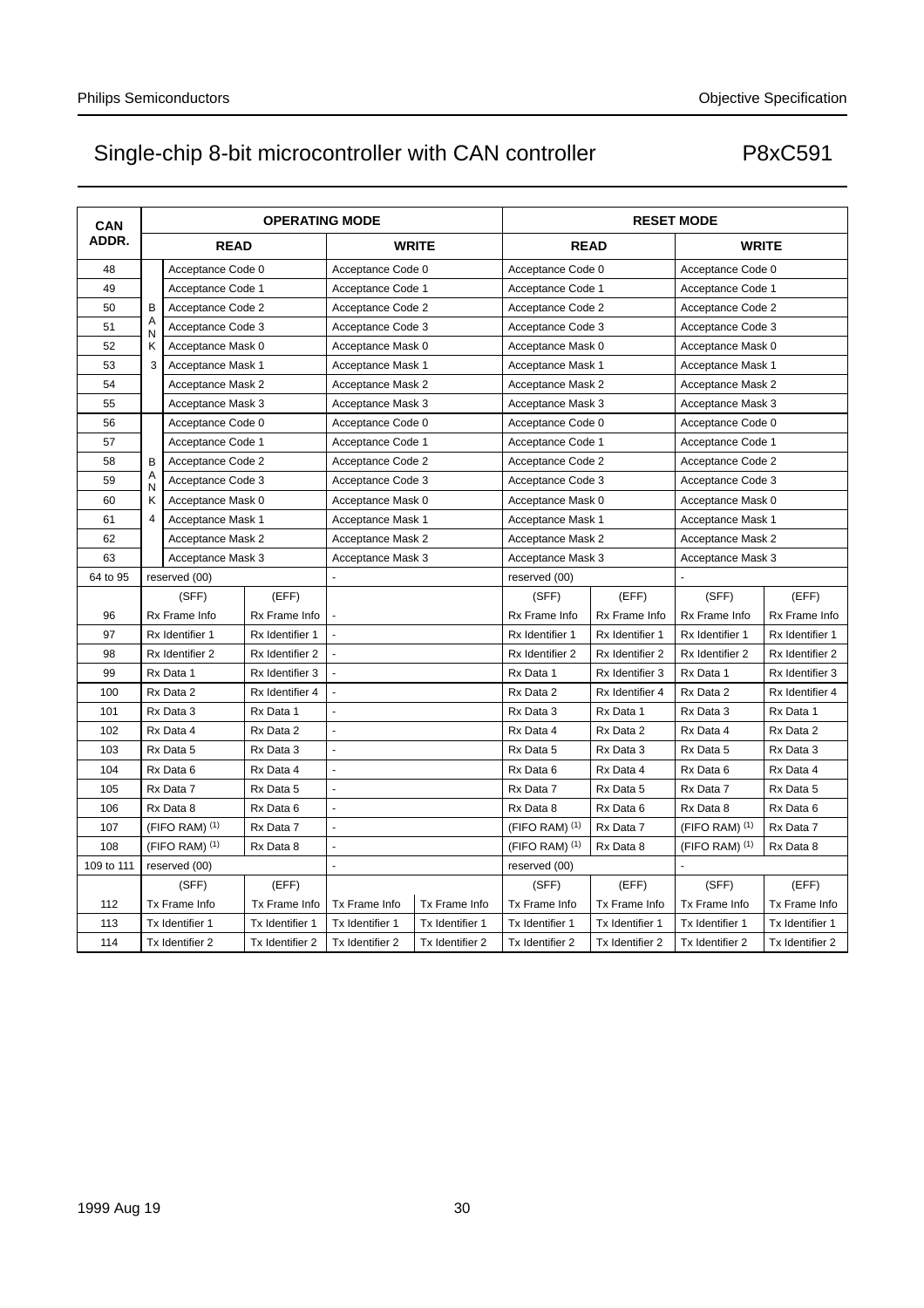| CAN ADDR. | OPERATING MODE | | | | | RESET MODE | | | |
|---|---|---|---|---|---|---|---|---|---|
| | READ | | | WRITE | | READ | | WRITE | |
| 48 | BANK 3 | Acceptance Code 0 | | Acceptance Code 0 | | Acceptance Code 0 | | Acceptance Code 0 | |
| 49 | | Acceptance Code 1 | | Acceptance Code 1 | | Acceptance Code 1 | | Acceptance Code 1 | |
| 50 | | Acceptance Code 2 | | Acceptance Code 2 | | Acceptance Code 2 | | Acceptance Code 2 | |
| 51 | | Acceptance Code 3 | | Acceptance Code 3 | | Acceptance Code 3 | | Acceptance Code 3 | |
| 52 | | Acceptance Mask 0 | | Acceptance Mask 0 | | Acceptance Mask 0 | | Acceptance Mask 0 | |
| 53 | | Acceptance Mask 1 | | Acceptance Mask 1 | | Acceptance Mask 1 | | Acceptance Mask 1 | |
| 54 | | Acceptance Mask 2 | | Acceptance Mask 2 | | Acceptance Mask 2 | | Acceptance Mask 2 | |
| 55 | | Acceptance Mask 3 | | Acceptance Mask 3 | | Acceptance Mask 3 | | Acceptance Mask 3 | |
| 56 | BANK 4 | Acceptance Code 0 | | Acceptance Code 0 | | Acceptance Code 0 | | Acceptance Code 0 | |
| 57 | | Acceptance Code 1 | | Acceptance Code 1 | | Acceptance Code 1 | | Acceptance Code 1 | |
| 58 | | Acceptance Code 2 | | Acceptance Code 2 | | Acceptance Code 2 | | Acceptance Code 2 | |
| 59 | | Acceptance Code 3 | | Acceptance Code 3 | | Acceptance Code 3 | | Acceptance Code 3 | |
| 60 | | Acceptance Mask 0 | | Acceptance Mask 0 | | Acceptance Mask 0 | | Acceptance Mask 0 | |
| 61 | | Acceptance Mask 1 | | Acceptance Mask 1 | | Acceptance Mask 1 | | Acceptance Mask 1 | |
| 62 | | Acceptance Mask 2 | | Acceptance Mask 2 | | Acceptance Mask 2 | | Acceptance Mask 2 | |
| 63 | | Acceptance Mask 3 | | Acceptance Mask 3 | | Acceptance Mask 3 | | Acceptance Mask 3 | |
| 64 to 95 | reserved (00) | | | - | | reserved (00) | | - | |
| | (SFF) | | (EFF) | | | (SFF) | (EFF) | (SFF) | (EFF) |
| 96 | Rx Frame Info | | Rx Frame Info | - | | Rx Frame Info | Rx Frame Info | Rx Frame Info | Rx Frame Info |
| 97 | Rx Identifier 1 | | Rx Identifier 1 | - | | Rx Identifier 1 | Rx Identifier 1 | Rx Identifier 1 | Rx Identifier 1 |
| 98 | Rx Identifier 2 | | Rx Identifier 2 | - | | Rx Identifier 2 | Rx Identifier 2 | Rx Identifier 2 | Rx Identifier 2 |
| 99 | Rx Data 1 | | Rx Identifier 3 | - | | Rx Data 1 | Rx Identifier 3 | Rx Data 1 | Rx Identifier 3 |
| 100 | Rx Data 2 | | Rx Identifier 4 | - | | Rx Data 2 | Rx Identifier 4 | Rx Data 2 | Rx Identifier 4 |
| 101 | Rx Data 3 | | Rx Data 1 | - | | Rx Data 3 | Rx Data 1 | Rx Data 3 | Rx Data 1 |
| 102 | Rx Data 4 | | Rx Data 2 | - | | Rx Data 4 | Rx Data 2 | Rx Data 4 | Rx Data 2 |
| 103 | Rx Data 5 | | Rx Data 3 | - | | Rx Data 5 | Rx Data 3 | Rx Data 5 | Rx Data 3 |
| 104 | Rx Data 6 | | Rx Data 4 | - | | Rx Data 6 | Rx Data 4 | Rx Data 6 | Rx Data 4 |
| 105 | Rx Data 7 | | Rx Data 5 | - | | Rx Data 7 | Rx Data 5 | Rx Data 7 | Rx Data 5 |
| 106 | Rx Data 8 | | Rx Data 6 | - | | Rx Data 8 | Rx Data 6 | Rx Data 8 | Rx Data 6 |
| 107 | (FIFO RAM) (1) | | Rx Data 7 | - | | (FIFO RAM) (1) | Rx Data 7 | (FIFO RAM) (1) | Rx Data 7 |
| 108 | (FIFO RAM) (1) | | Rx Data 8 | - | | (FIFO RAM) (1) | Rx Data 8 | (FIFO RAM) (1) | Rx Data 8 |
| 109 to 111 | reserved (00) | | | - | | reserved (00) | | - | |
| | (SFF) | | (EFF) | | | (SFF) | (EFF) | (SFF) | (EFF) |
| 112 | Tx Frame Info | | Tx Frame Info | Tx Frame Info | Tx Frame Info | Tx Frame Info | Tx Frame Info | Tx Frame Info | Tx Frame Info |
| 113 | Tx Identifier 1 | | Tx Identifier 1 | Tx Identifier 1 | Tx Identifier 1 | Tx Identifier 1 | Tx Identifier 1 | Tx Identifier 1 | Tx Identifier 1 |
| 114 | Tx Identifier 2 | | Tx Identifier 2 | Tx Identifier 2 | Tx Identifier 2 | Tx Identifier 2 | Tx Identifier 2 | Tx Identifier 2 | Tx Identifier 2 |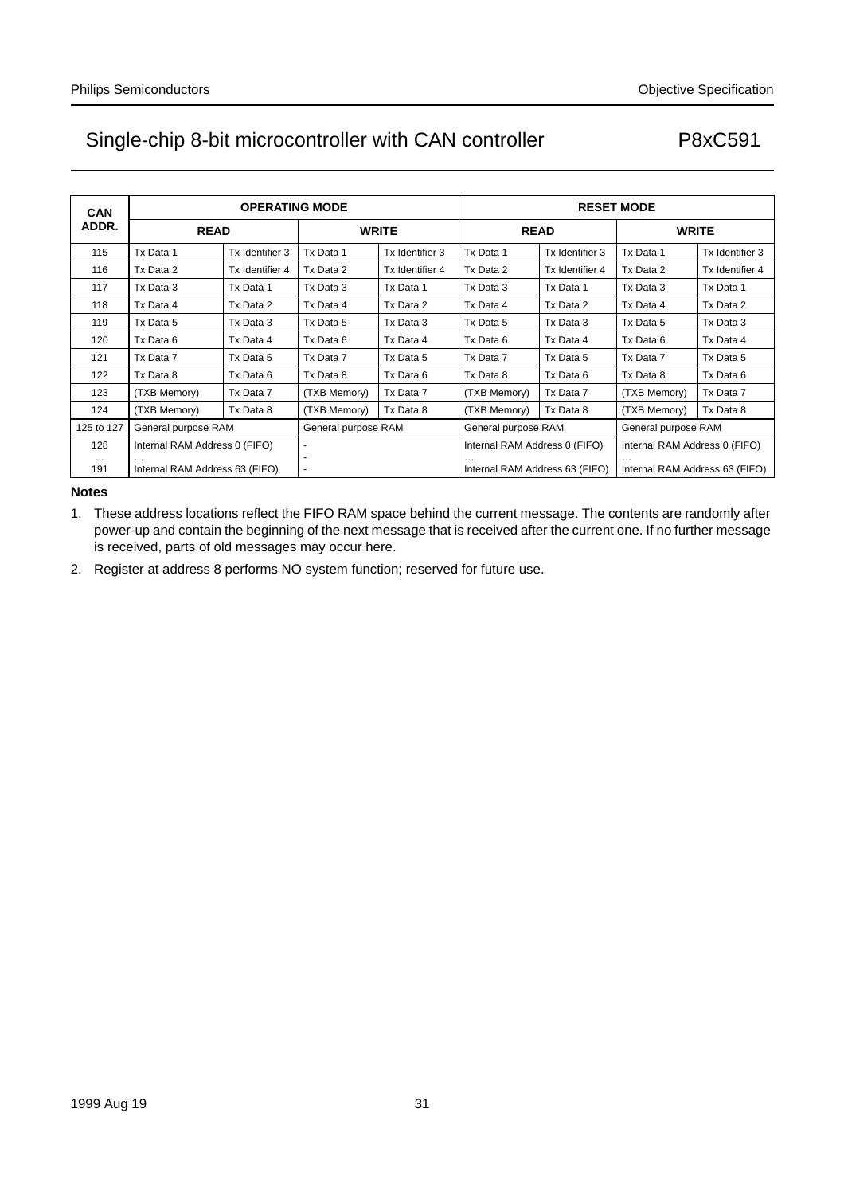| CAN ADDR. | OPERATING MODE | | | | RESET MODE | | | |
|---|---|---|---|---|---|---|---|---|
| | READ | | WRITE | | READ | | WRITE | |
| 115 | Tx Data 1 | Tx Identifier 3 | Tx Data 1 | Tx Identifier 3 | Tx Data 1 | Tx Identifier 3 | Tx Data 1 | Tx Identifier 3 |
| 116 | Tx Data 2 | Tx Identifier 4 | Tx Data 2 | Tx Identifier 4 | Tx Data 2 | Tx Identifier 4 | Tx Data 2 | Tx Identifier 4 |
| 117 | Tx Data 3 | Tx Data 1 | Tx Data 3 | Tx Data 1 | Tx Data 3 | Tx Data 1 | Tx Data 3 | Tx Data 1 |
| 118 | Tx Data 4 | Tx Data 2 | Tx Data 4 | Tx Data 2 | Tx Data 4 | Tx Data 2 | Tx Data 4 | Tx Data 2 |
| 119 | Tx Data 5 | Tx Data 3 | Tx Data 5 | Tx Data 3 | Tx Data 5 | Tx Data 3 | Tx Data 5 | Tx Data 3 |
| 120 | Tx Data 6 | Tx Data 4 | Tx Data 6 | Tx Data 4 | Tx Data 6 | Tx Data 4 | Tx Data 6 | Tx Data 4 |
| 121 | Tx Data 7 | Tx Data 5 | Tx Data 7 | Tx Data 5 | Tx Data 7 | Tx Data 5 | Tx Data 7 | Tx Data 5 |
| 122 | Tx Data 8 | Tx Data 6 | Tx Data 8 | Tx Data 6 | Tx Data 8 | Tx Data 6 | Tx Data 8 | Tx Data 6 |
| 123 | (TXB Memory) | Tx Data 7 | (TXB Memory) | Tx Data 7 | (TXB Memory) | Tx Data 7 | (TXB Memory) | Tx Data 7 |
| 124 | (TXB Memory) | Tx Data 8 | (TXB Memory) | Tx Data 8 | (TXB Memory) | Tx Data 8 | (TXB Memory) | Tx Data 8 |
| 125 to 127 | General purpose RAM | | General purpose RAM | | General purpose RAM | | General purpose RAM | |
| 128<br>...<br>191 | Internal RAM Address 0 (FIFO)<br>...<br>Internal RAM Address 63 (FIFO) | | -<br>-<br>- | | Internal RAM Address 0 (FIFO)<br>...<br>Internal RAM Address 63 (FIFO) | | Internal RAM Address 0 (FIFO)<br>...<br>Internal RAM Address 63 (FIFO) | |

**Notes**

1. These address locations reflect the FIFO RAM space behind the current message. The contents are randomly after power-up and contain the beginning of the next message that is received after the current one. If no further message is received, parts of old messages may occur here.
2. Register at address 8 performs NO system function; reserved for future use.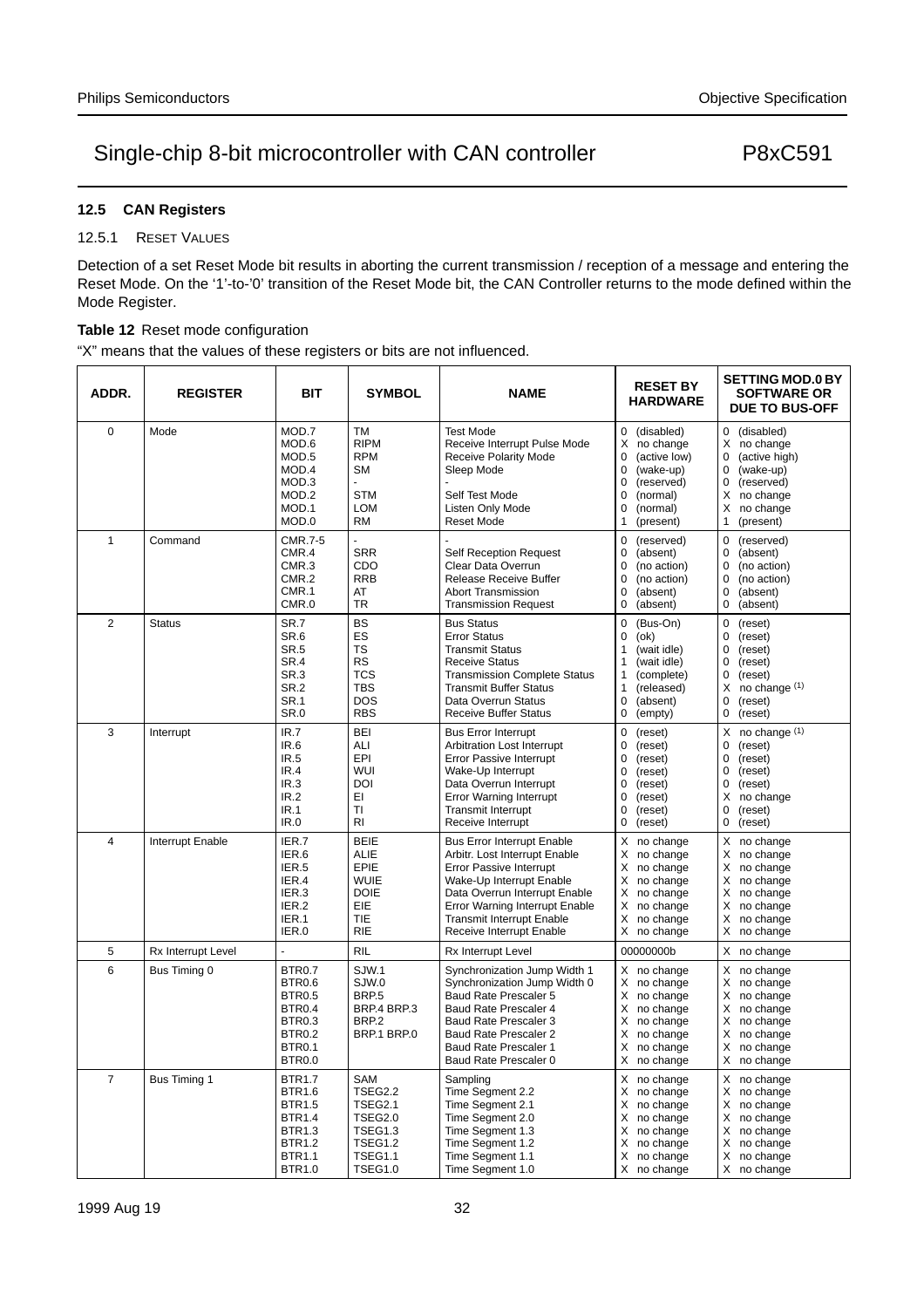### 12.5 CAN Registers

#### 12.5.1 RESET VALUES

Detection of a set Reset Mode bit results in aborting the current transmission / reception of a message and entering the Reset Mode. On the '1'-to-'0' transition of the Reset Mode bit, the CAN Controller returns to the mode defined within the Mode Register.

**Table 12** Reset mode configuration

"X" means that the values of these registers or bits are not influenced.

| ADDR. | REGISTER | BIT | SYMBOL | NAME | RESET BY HARDWARE | SETTING MOD.0 BY SOFTWARE OR DUE TO BUS-OFF |
|---|---|---|---|---|---|---|
| 0 | Mode | MOD.7 | TM | Test Mode | 0 (disabled) | 0 (disabled) |
| | | MOD.6 | RIPM | Receive Interrupt Pulse Mode | X no change | X no change |
| | | MOD.5 | RPM | Receive Polarity Mode | 0 (active low) | 0 (active high) |
| | | MOD.4 | SM | Sleep Mode | 0 (wake-up) | 0 (wake-up) |
| | | MOD.3 | - | - | 0 (reserved) | 0 (reserved) |
| | | MOD.2 | STM | Self Test Mode | 0 (normal) | X no change |
| | | MOD.1 | LOM | Listen Only Mode | 0 (normal) | X no change |
| | | MOD.0 | RM | Reset Mode | 1 (present) | 1 (present) |
| 1 | Command | CMR.7-5 | - | - | 0 (reserved) | 0 (reserved) |
| | | CMR.4 | SRR | Self Reception Request | 0 (absent) | 0 (absent) |
| | | CMR.3 | CDO | Clear Data Overrun | 0 (no action) | 0 (no action) |
| | | CMR.2 | RRB | Release Receive Buffer | 0 (no action) | 0 (no action) |
| | | CMR.1 | AT | Abort Transmission | 0 (absent) | 0 (absent) |
| | | CMR.0 | TR | Transmission Request | 0 (absent) | 0 (absent) |
| 2 | Status | SR.7 | BS | Bus Status | 0 (Bus-On) | 0 (reset) |
| | | SR.6 | ES | Error Status | 0 (ok) | 0 (reset) |
| | | SR.5 | TS | Transmit Status | 1 (wait idle) | 0 (reset) |
| | | SR.4 | RS | Receive Status | 1 (wait idle) | 0 (reset) |
| | | SR.3 | TCS | Transmission Complete Status | 1 (complete) | 0 (reset) |
| | | SR.2 | TBS | Transmit Buffer Status | 1 (released) | X no change (1) |
| | | SR.1 | DOS | Data Overrun Status | 0 (absent) | 0 (reset) |
| | | SR.0 | RBS | Receive Buffer Status | 0 (empty) | 0 (reset) |
| 3 | Interrupt | IR.7 | BEI | Bus Error Interrupt | 0 (reset) | X no change (1) |
| | | IR.6 | ALI | Arbitration Lost Interrupt | 0 (reset) | 0 (reset) |
| | | IR.5 | EPI | Error Passive Interrupt | 0 (reset) | 0 (reset) |
| | | IR.4 | WUI | Wake-Up Interrupt | 0 (reset) | 0 (reset) |
| | | IR.3 | DOI | Data Overrun Interrupt | 0 (reset) | 0 (reset) |
| | | IR.2 | EI | Error Warning Interrupt | 0 (reset) | X no change |
| | | IR.1 | TI | Transmit Interrupt | 0 (reset) | 0 (reset) |
| | | IR.0 | RI | Receive Interrupt | 0 (reset) | 0 (reset) |
| 4 | Interrupt Enable | IER.7 | BEIE | Bus Error Interrupt Enable | X no change | X no change |
| | | IER.6 | ALIE | Arbitr. Lost Interrupt Enable | X no change | X no change |
| | | IER.5 | EPIE | Error Passive Interrupt | X no change | X no change |
| | | IER.4 | WUIE | Wake-Up Interrupt Enable | X no change | X no change |
| | | IER.3 | DOIE | Data Overrun Interrupt Enable | X no change | X no change |
| | | IER.2 | EIE | Error Warning Interrupt Enable | X no change | X no change |
| | | IER.1 | TIE | Transmit Interrupt Enable | X no change | X no change |
| | | IER.0 | RIE | Receive Interrupt Enable | X no change | X no change |
| 5 | Rx Interrupt Level | - | RIL | Rx Interrupt Level | 00000000b | X no change |
| 6 | Bus Timing 0 | BTR0.7 | SJW.1 | Synchronization Jump Width 1 | X no change | X no change |
| | | BTR0.6 | SJW.0 | Synchronization Jump Width 0 | X no change | X no change |
| | | BTR0.5 | BRP.5 | Baud Rate Prescaler 5 | X no change | X no change |
| | | BTR0.4 | BRP.4 BRP.3 | Baud Rate Prescaler 4 | X no change | X no change |
| | | BTR0.3 | BRP.2 | Baud Rate Prescaler 3 | X no change | X no change |
| | | BTR0.2 | BRP.1 BRP.0 | Baud Rate Prescaler 2 | X no change | X no change |
| | | BTR0.1 | | Baud Rate Prescaler 1 | X no change | X no change |
| | | BTR0.0 | | Baud Rate Prescaler 0 | X no change | X no change |
| 7 | Bus Timing 1 | BTR1.7 | SAM | Sampling | X no change | X no change |
| | | BTR1.6 | TSEG2.2 | Time Segment 2.2 | X no change | X no change |
| | | BTR1.5 | TSEG2.1 | Time Segment 2.1 | X no change | X no change |
| | | BTR1.4 | TSEG2.0 | Time Segment 2.0 | X no change | X no change |
| | | BTR1.3 | TSEG1.3 | Time Segment 1.3 | X no change | X no change |
| | | BTR1.2 | TSEG1.2 | Time Segment 1.2 | X no change | X no change |
| | | BTR1.1 | TSEG1.1 | Time Segment 1.1 | X no change | X no change |
| | | BTR1.0 | TSEG1.0 | Time Segment 1.0 | X no change | X no change |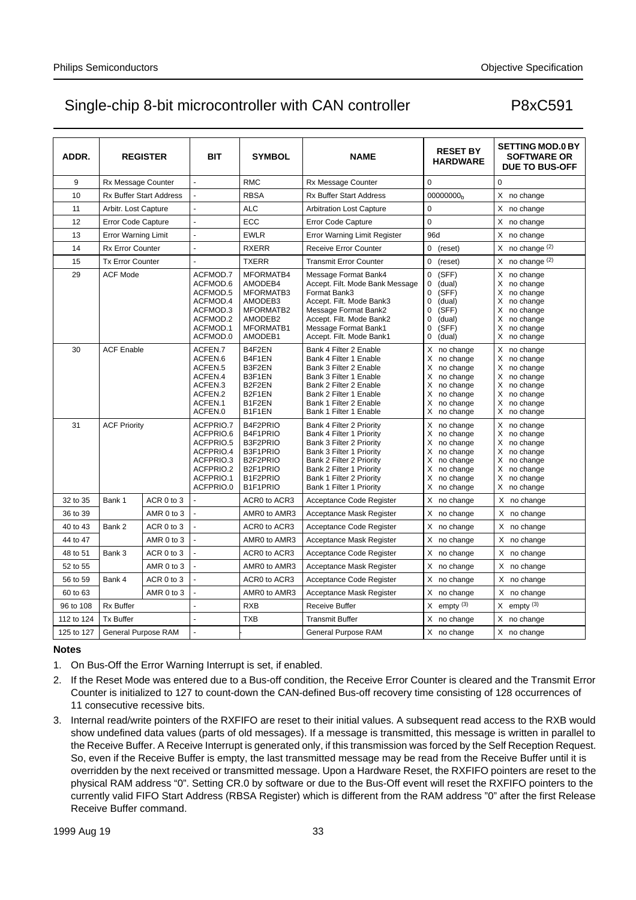| ADDR. | REGISTER | | BIT | SYMBOL | NAME | RESET BY HARDWARE | SETTING MOD.0 BY SOFTWARE OR DUE TO BUS-OFF |
|---|---|---|---|---|---|---|---|
| 9 | Rx Message Counter | | - | RMC | Rx Message Counter | 0 | 0 |
| 10 | Rx Buffer Start Address | | - | RBSA | Rx Buffer Start Address | $00000000_b$ | X no change |
| 11 | Arbitr. Lost Capture | | - | ALC | Arbitration Lost Capture | 0 | X no change |
| 12 | Error Code Capture | | - | ECC | Error Code Capture | 0 | X no change |
| 13 | Error Warning Limit | | - | EWLR | Error Warning Limit Register | 96d | X no change |
| 14 | Rx Error Counter | | - | RXERR | Receive Error Counter | 0 (reset) | X no change (2) |
| 15 | Tx Error Counter | | - | TXERR | Transmit Error Counter | 0 (reset) | X no change (2) |
| 29 | ACF Mode | | ACFMOD.7<br>ACFMOD.6<br>ACFMOD.5<br>ACFMOD.4<br>ACFMOD.3<br>ACFMOD.2<br>ACFMOD.1<br>ACFMOD.0 | MFORMATB4<br>AMODEB4<br>MFORMATB3<br>AMODEB3<br>MFORMATB2<br>AMODEB2<br>MFORMATB1<br>AMODEB1 | Message Format Bank4<br>Accept. Filt. Mode Bank Message Format Bank3<br>Accept. Filt. Mode Bank3<br>Message Format Bank2<br>Accept. Filt. Mode Bank2<br>Message Format Bank1<br>Accept. Filt. Mode Bank1 | 0 (SFF)<br>0 (dual)<br>0 (SFF)<br>0 (dual)<br>0 (SFF)<br>0 (dual)<br>0 (SFF)<br>0 (dual) | X no change<br>X no change<br>X no change<br>X no change<br>X no change<br>X no change<br>X no change<br>X no change |
| 30 | ACF Enable | | ACFEN.7<br>ACFEN.6<br>ACFEN.5<br>ACFEN.4<br>ACFEN.3<br>ACFEN.2<br>ACFEN.1<br>ACFEN.0 | B4F2EN<br>B4F1EN<br>B3F2EN<br>B3F1EN<br>B2F2EN<br>B2F1EN<br>B1F2EN<br>B1F1EN | Bank 4 Filter 2 Enable<br>Bank 4 Filter 1 Enable<br>Bank 3 Filter 2 Enable<br>Bank 3 Filter 1 Enable<br>Bank 2 Filter 2 Enable<br>Bank 2 Filter 1 Enable<br>Bank 1 Filter 2 Enable<br>Bank 1 Filter 1 Enable | X no change<br>X no change<br>X no change<br>X no change<br>X no change<br>X no change<br>X no change<br>X no change | X no change<br>X no change<br>X no change<br>X no change<br>X no change<br>X no change<br>X no change<br>X no change |
| 31 | ACF Priority | | ACFPRIO.7<br>ACFPRIO.6<br>ACFPRIO.5<br>ACFPRIO.4<br>ACFPRIO.3<br>ACFPRIO.2<br>ACFPRIO.1<br>ACFPRIO.0 | B4F2PRIO<br>B4F1PRIO<br>B3F2PRIO<br>B3F1PRIO<br>B2F2PRIO<br>B2F1PRIO<br>B1F2PRIO<br>B1F1PRIO | Bank 4 Filter 2 Priority<br>Bank 4 Filter 1 Priority<br>Bank 3 Filter 2 Priority<br>Bank 3 Filter 1 Priority<br>Bank 2 Filter 2 Priority<br>Bank 2 Filter 1 Priority<br>Bank 1 Filter 2 Priority<br>Bank 1 Filter 1 Priority | X no change<br>X no change<br>X no change<br>X no change<br>X no change<br>X no change<br>X no change<br>X no change | X no change<br>X no change<br>X no change<br>X no change<br>X no change<br>X no change<br>X no change<br>X no change |
| 32 to 35 | Bank 1 | ACR 0 to 3 | - | ACR0 to ACR3 | Acceptance Code Register | X no change | X no change |
| 36 to 39 | | AMR 0 to 3 | - | AMR0 to AMR3 | Acceptance Mask Register | X no change | X no change |
| 40 to 43 | Bank 2 | ACR 0 to 3 | - | ACR0 to ACR3 | Acceptance Code Register | X no change | X no change |
| 44 to 47 | | AMR 0 to 3 | - | AMR0 to AMR3 | Acceptance Mask Register | X no change | X no change |
| 48 to 51 | Bank 3 | ACR 0 to 3 | - | ACR0 to ACR3 | Acceptance Code Register | X no change | X no change |
| 52 to 55 | | AMR 0 to 3 | - | AMR0 to AMR3 | Acceptance Mask Register | X no change | X no change |
| 56 to 59 | Bank 4 | ACR 0 to 3 | - | ACR0 to ACR3 | Acceptance Code Register | X no change | X no change |
| 60 to 63 | | AMR 0 to 3 | - | AMR0 to AMR3 | Acceptance Mask Register | X no change | X no change |
| 96 to 108 | Rx Buffer | | - | RXB | Receive Buffer | X empty (3) | X empty (3) |
| 112 to 124 | Tx Buffer | | - | TXB | Transmit Buffer | X no change | X no change |
| 125 to 127 | General Purpose RAM | | - | - | General Purpose RAM | X no change | X no change |

**Notes**

1. On Bus-Off the Error Warning Interrupt is set, if enabled.
2. If the Reset Mode was entered due to a Bus-off condition, the Receive Error Counter is cleared and the Transmit Error Counter is initialized to 127 to count-down the CAN-defined Bus-off recovery time consisting of 128 occurrences of 11 consecutive recessive bits.
3. Internal read/write pointers of the RXFIFO are reset to their initial values. A subsequent read access to the RXB would show undefined data values (parts of old messages). If a message is transmitted, this message is written in parallel to the Receive Buffer. A Receive Interrupt is generated only, if this transmission was forced by the Self Reception Request. So, even if the Receive Buffer is empty, the last transmitted message may be read from the Receive Buffer until it is overridden by the next received or transmitted message. Upon a Hardware Reset, the RXFIFO pointers are reset to the physical RAM address "0". Setting CR.0 by software or due to the Bus-Off event will reset the RXFIFO pointers to the currently valid FIFO Start Address (RBSA Register) which is different from the RAM address "0" after the first Release Receive Buffer command.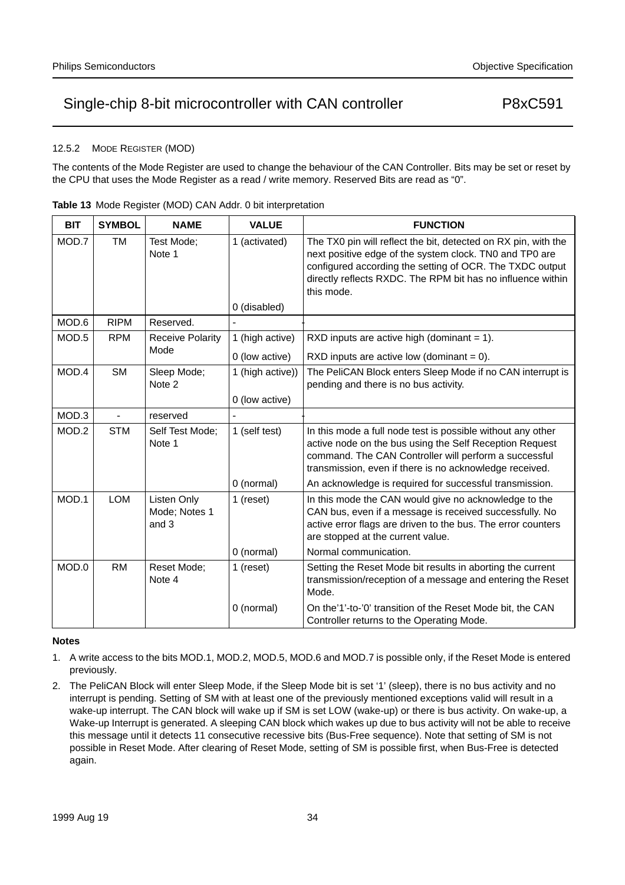### 12.5.2 MODE REGISTER (MOD)

The contents of the Mode Register are used to change the behaviour of the CAN Controller. Bits may be set or reset by the CPU that uses the Mode Register as a read / write memory. Reserved Bits are read as “0”.

**Table 13** Mode Register (MOD) CAN Addr. 0 bit interpretation

| BIT | SYMBOL | NAME | VALUE | FUNCTION |
|---|---|---|---|---|
| MOD.7 | TM | Test Mode; Note 1 | 1 (activated) | The TX0 pin will reflect the bit, detected on RX pin, with the next positive edge of the system clock. TN0 and TP0 are configured according the setting of OCR. The TXDC output directly reflects RXDC. The RPM bit has no influence within this mode. |
| | | | 0 (disabled) | |
| MOD.6 | RIPM | Reserved. | - | |
| MOD.5 | RPM | Receive Polarity Mode | 1 (high active) | RXD inputs are active high (dominant = 1). |
| | | | 0 (low active) | RXD inputs are active low (dominant = 0). |
| MOD.4 | SM | Sleep Mode; Note 2 | 1 (high active)) | The PeliCAN Block enters Sleep Mode if no CAN interrupt is pending and there is no bus activity. |
| | | | 0 (low active) | |
| MOD.3 | - | reserved | - | |
| MOD.2 | STM | Self Test Mode; Note 1 | 1 (self test) | In this mode a full node test is possible without any other active node on the bus using the Self Reception Request command. The CAN Controller will perform a successful transmission, even if there is no acknowledge received. |
| | | | 0 (normal) | An acknowledge is required for successful transmission. |
| MOD.1 | LOM | Listen Only Mode; Notes 1 and 3 | 1 (reset) | In this mode the CAN would give no acknowledge to the CAN bus, even if a message is received successfully. No active error flags are driven to the bus. The error counters are stopped at the current value. |
| | | | 0 (normal) | Normal communication. |
| MOD.0 | RM | Reset Mode; Note 4 | 1 (reset) | Setting the Reset Mode bit results in aborting the current transmission/reception of a message and entering the Reset Mode. |
| | | | 0 (normal) | On the’1’-to-’0’ transition of the Reset Mode bit, the CAN Controller returns to the Operating Mode. |

**Notes**

1. A write access to the bits MOD.1, MOD.2, MOD.5, MOD.6 and MOD.7 is possible only, if the Reset Mode is entered previously.
2. The PeliCAN Block will enter Sleep Mode, if the Sleep Mode bit is set ‘1’ (sleep), there is no bus activity and no interrupt is pending. Setting of SM with at least one of the previously mentioned exceptions valid will result in a wake-up interrupt. The CAN block will wake up if SM is set LOW (wake-up) or there is bus activity. On wake-up, a Wake-up Interrupt is generated. A sleeping CAN block which wakes up due to bus activity will not be able to receive this message until it detects 11 consecutive recessive bits (Bus-Free sequence). Note that setting of SM is not possible in Reset Mode. After clearing of Reset Mode, setting of SM is possible first, when Bus-Free is detected again.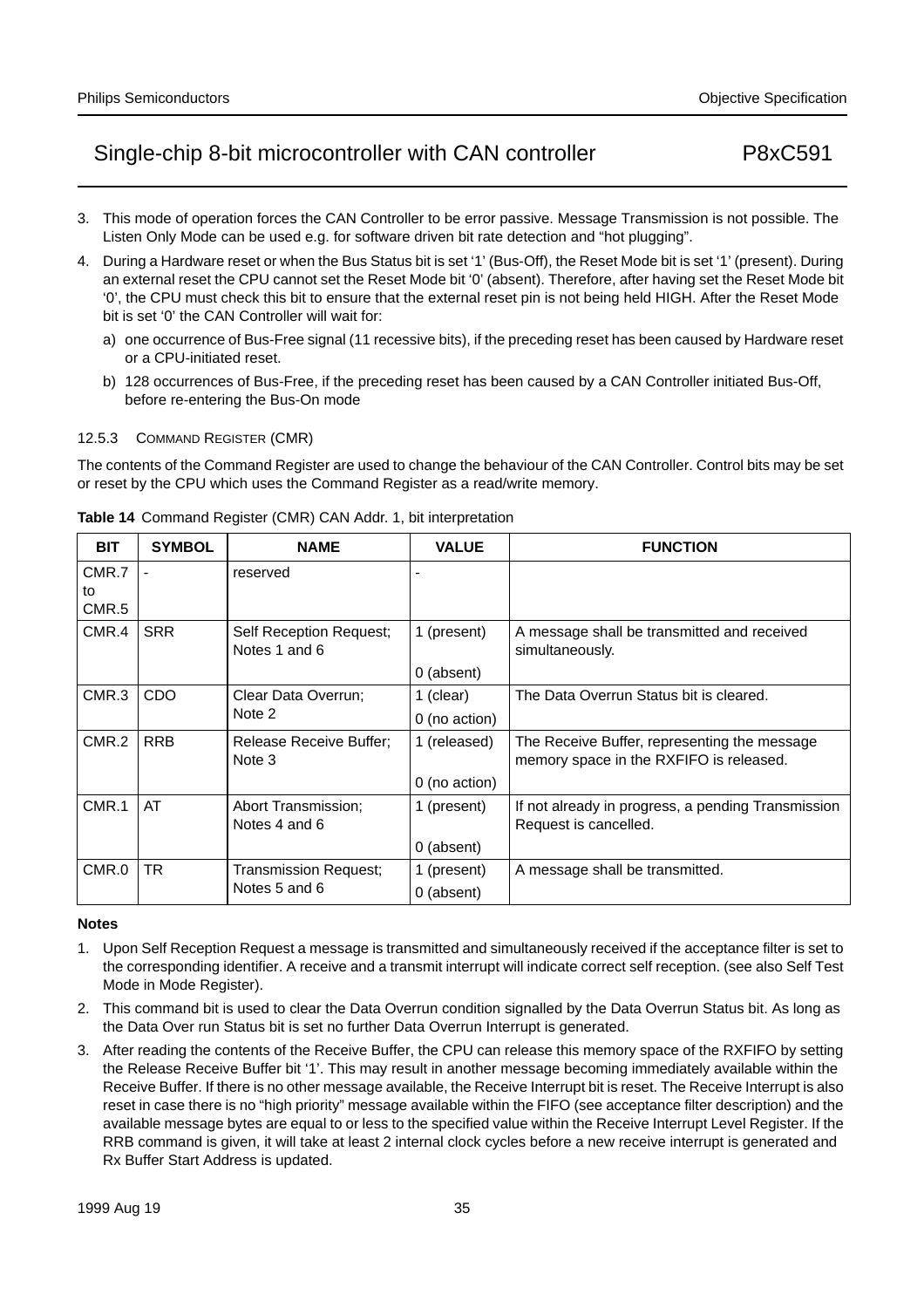3. This mode of operation forces the CAN Controller to be error passive. Message Transmission is not possible. The Listen Only Mode can be used e.g. for software driven bit rate detection and “hot plugging”.
4. During a Hardware reset or when the Bus Status bit is set ‘1’ (Bus-Off), the Reset Mode bit is set ‘1’ (present). During an external reset the CPU cannot set the Reset Mode bit ‘0’ (absent). Therefore, after having set the Reset Mode bit ‘0’, the CPU must check this bit to ensure that the external reset pin is not being held HIGH. After the Reset Mode bit is set ‘0’ the CAN Controller will wait for:
   a) one occurrence of Bus-Free signal (11 recessive bits), if the preceding reset has been caused by Hardware reset or a CPU-initiated reset.
   b) 128 occurrences of Bus-Free, if the preceding reset has been caused by a CAN Controller initiated Bus-Off, before re-entering the Bus-On mode

#### 12.5.3 COMMAND REGISTER (CMR)

The contents of the Command Register are used to change the behaviour of the CAN Controller. Control bits may be set or reset by the CPU which uses the Command Register as a read/write memory.

**Table 14** Command Register (CMR) CAN Addr. 1, bit interpretation

| BIT | SYMBOL | NAME | VALUE | FUNCTION |
|---|---|---|---|---|
| CMR.7 to CMR.5 | - | reserved | - | |
| CMR.4 | SRR | Self Reception Request; Notes 1 and 6 | 1 (present) | A message shall be transmitted and received simultaneously. |
| | | | 0 (absent) | |
| CMR.3 | CDO | Clear Data Overrun; Note 2 | 1 (clear) | The Data Overrun Status bit is cleared. |
| | | | 0 (no action) | |
| CMR.2 | RRB | Release Receive Buffer; Note 3 | 1 (released) | The Receive Buffer, representing the message memory space in the RXFIFO is released. |
| | | | 0 (no action) | |
| CMR.1 | AT | Abort Transmission; Notes 4 and 6 | 1 (present) | If not already in progress, a pending Transmission Request is cancelled. |
| | | | 0 (absent) | |
| CMR.0 | TR | Transmission Request; Notes 5 and 6 | 1 (present) | A message shall be transmitted. |
| | | | 0 (absent) | |

**Notes**

1. Upon Self Reception Request a message is transmitted and simultaneously received if the acceptance filter is set to the corresponding identifier. A receive and a transmit interrupt will indicate correct self reception. (see also Self Test Mode in Mode Register).
2. This command bit is used to clear the Data Overrun condition signalled by the Data Overrun Status bit. As long as the Data Over run Status bit is set no further Data Overrun Interrupt is generated.
3. After reading the contents of the Receive Buffer, the CPU can release this memory space of the RXFIFO by setting the Release Receive Buffer bit ‘1’. This may result in another message becoming immediately available within the Receive Buffer. If there is no other message available, the Receive Interrupt bit is reset. The Receive Interrupt is also reset in case there is no “high priority” message available within the FIFO (see acceptance filter description) and the available message bytes are equal to or less to the specified value within the Receive Interrupt Level Register. If the RRB command is given, it will take at least 2 internal clock cycles before a new receive interrupt is generated and Rx Buffer Start Address is updated.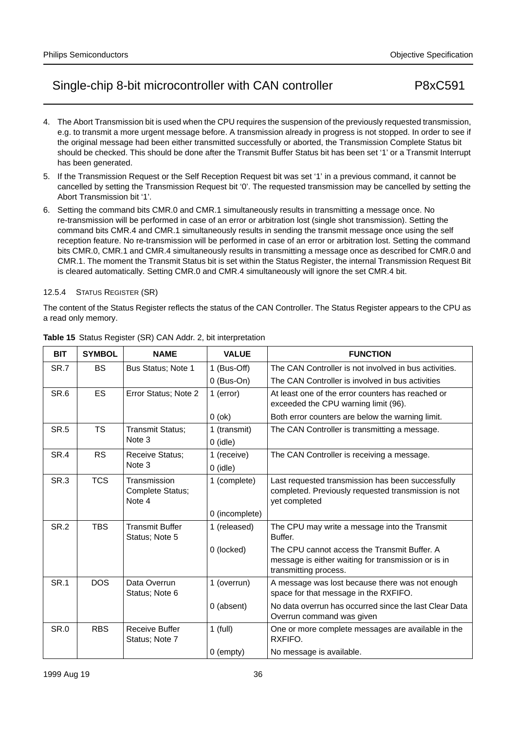4. The Abort Transmission bit is used when the CPU requires the suspension of the previously requested transmission, e.g. to transmit a more urgent message before. A transmission already in progress is not stopped. In order to see if the original message had been either transmitted successfully or aborted, the Transmission Complete Status bit should be checked. This should be done after the Transmit Buffer Status bit has been set '1' or a Transmit Interrupt has been generated.
5. If the Transmission Request or the Self Reception Request bit was set '1' in a previous command, it cannot be cancelled by setting the Transmission Request bit '0'. The requested transmission may be cancelled by setting the Abort Transmission bit '1'.
6. Setting the command bits CMR.0 and CMR.1 simultaneously results in transmitting a message once. No re-transmission will be performed in case of an error or arbitration lost (single shot transmission). Setting the command bits CMR.4 and CMR.1 simultaneously results in sending the transmit message once using the self reception feature. No re-transmission will be performed in case of an error or arbitration lost. Setting the command bits CMR.0, CMR.1 and CMR.4 simultaneously results in transmitting a message once as described for CMR.0 and CMR.1. The moment the Transmit Status bit is set within the Status Register, the internal Transmission Request Bit is cleared automatically. Setting CMR.0 and CMR.4 simultaneously will ignore the set CMR.4 bit.

#### 12.5.4 STATUS REGISTER (SR)

The content of the Status Register reflects the status of the CAN Controller. The Status Register appears to the CPU as a read only memory.

**Table 15** Status Register (SR) CAN Addr. 2, bit interpretation

| BIT | SYMBOL | NAME | VALUE | FUNCTION |
|---|---|---|---|---|
| SR.7 | BS | Bus Status; Note 1 | 1 (Bus-Off) | The CAN Controller is not involved in bus activities. |
| | | | 0 (Bus-On) | The CAN Controller is involved in bus activities |
| SR.6 | ES | Error Status; Note 2 | 1 (error) | At least one of the error counters has reached or exceeded the CPU warning limit (96). |
| | | | 0 (ok) | Both error counters are below the warning limit. |
| SR.5 | TS | Transmit Status; Note 3 | 1 (transmit) | The CAN Controller is transmitting a message. |
| | | | 0 (idle) | |
| SR.4 | RS | Receive Status; Note 3 | 1 (receive) | The CAN Controller is receiving a message. |
| | | | 0 (idle) | |
| SR.3 | TCS | Transmission Complete Status; Note 4 | 1 (complete) | Last requested transmission has been successfully completed. Previously requested transmission is not yet completed |
| | | | 0 (incomplete) | |
| SR.2 | TBS | Transmit Buffer Status; Note 5 | 1 (released) | The CPU may write a message into the Transmit Buffer. |
| | | | 0 (locked) | The CPU cannot access the Transmit Buffer. A message is either waiting for transmission or is in transmitting process. |
| SR.1 | DOS | Data Overrun Status; Note 6 | 1 (overrun) | A message was lost because there was not enough space for that message in the RXFIFO. |
| | | | 0 (absent) | No data overrun has occurred since the last Clear Data Overrun command was given |
| SR.0 | RBS | Receive Buffer Status; Note 7 | 1 (full) | One or more complete messages are available in the RXFIFO. |
| | | | 0 (empty) | No message is available. |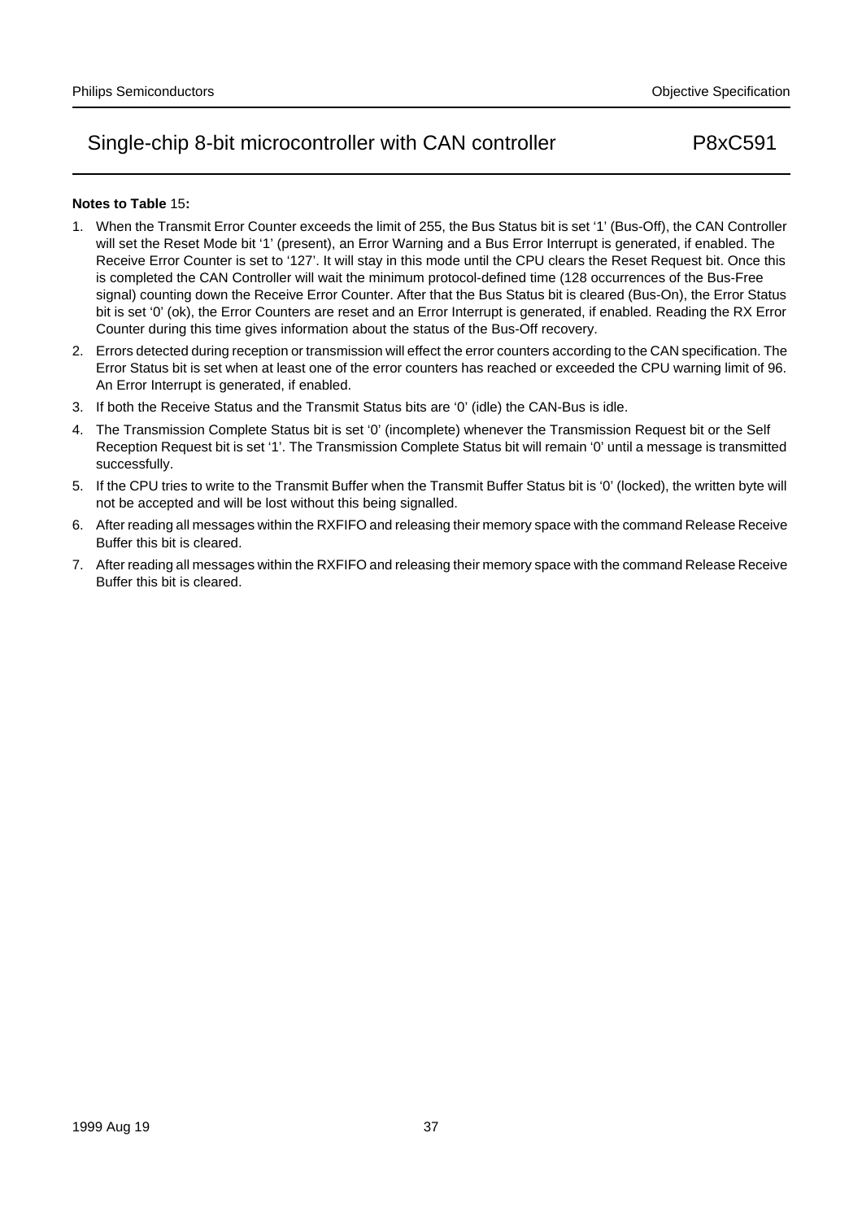**Notes to Table 15:**

1. When the Transmit Error Counter exceeds the limit of 255, the Bus Status bit is set '1' (Bus-Off), the CAN Controller will set the Reset Mode bit '1' (present), an Error Warning and a Bus Error Interrupt is generated, if enabled. The Receive Error Counter is set to '127'. It will stay in this mode until the CPU clears the Reset Request bit. Once this is completed the CAN Controller will wait the minimum protocol-defined time (128 occurrences of the Bus-Free signal) counting down the Receive Error Counter. After that the Bus Status bit is cleared (Bus-On), the Error Status bit is set '0' (ok), the Error Counters are reset and an Error Interrupt is generated, if enabled. Reading the RX Error Counter during this time gives information about the status of the Bus-Off recovery.
2. Errors detected during reception or transmission will effect the error counters according to the CAN specification. The Error Status bit is set when at least one of the error counters has reached or exceeded the CPU warning limit of 96. An Error Interrupt is generated, if enabled.
3. If both the Receive Status and the Transmit Status bits are '0' (idle) the CAN-Bus is idle.
4. The Transmission Complete Status bit is set '0' (incomplete) whenever the Transmission Request bit or the Self Reception Request bit is set '1'. The Transmission Complete Status bit will remain '0' until a message is transmitted successfully.
5. If the CPU tries to write to the Transmit Buffer when the Transmit Buffer Status bit is '0' (locked), the written byte will not be accepted and will be lost without this being signalled.
6. After reading all messages within the RXFIFO and releasing their memory space with the command Release Receive Buffer this bit is cleared.
7. After reading all messages within the RXFIFO and releasing their memory space with the command Release Receive Buffer this bit is cleared.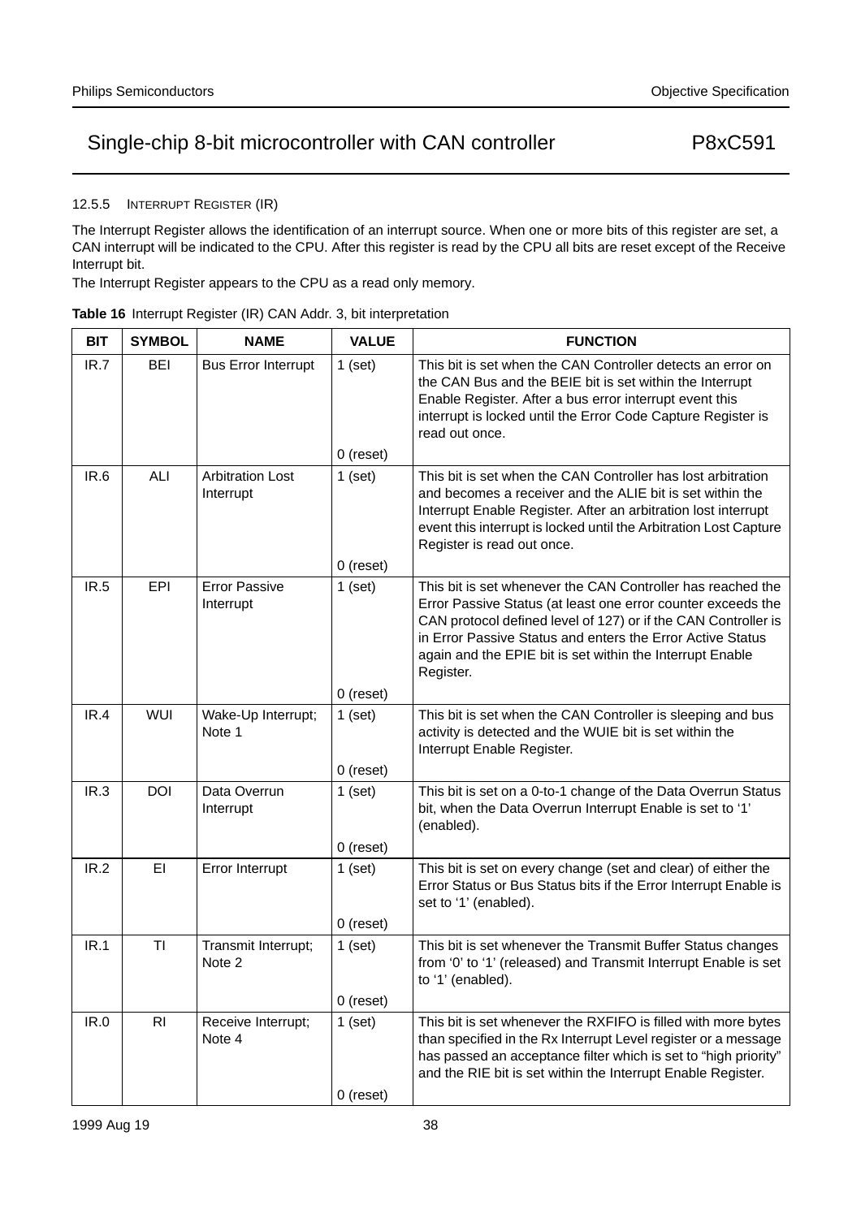#### 12.5.5 INTERRUPT REGISTER (IR)

The Interrupt Register allows the identification of an interrupt source. When one or more bits of this register are set, a CAN interrupt will be indicated to the CPU. After this register is read by the CPU all bits are reset except of the Receive Interrupt bit.

The Interrupt Register appears to the CPU as a read only memory.

**Table 16** Interrupt Register (IR) CAN Addr. 3, bit interpretation

| BIT | SYMBOL | NAME | VALUE | FUNCTION |
|---|---|---|---|---|
| IR.7 | BEI | Bus Error Interrupt | 1 (set) | This bit is set when the CAN Controller detects an error on the CAN Bus and the BEIE bit is set within the Interrupt Enable Register. After a bus error interrupt event this interrupt is locked until the Error Code Capture Register is read out once. |
| | | | 0 (reset) | |
| IR.6 | ALI | Arbitration Lost Interrupt | 1 (set) | This bit is set when the CAN Controller has lost arbitration and becomes a receiver and the ALIE bit is set within the Interrupt Enable Register. After an arbitration lost interrupt event this interrupt is locked until the Arbitration Lost Capture Register is read out once. |
| | | | 0 (reset) | |
| IR.5 | EPI | Error Passive Interrupt | 1 (set) | This bit is set whenever the CAN Controller has reached the Error Passive Status (at least one error counter exceeds the CAN protocol defined level of 127) or if the CAN Controller is in Error Passive Status and enters the Error Active Status again and the EPIE bit is set within the Interrupt Enable Register. |
| | | | 0 (reset) | |
| IR.4 | WUI | Wake-Up Interrupt; Note 1 | 1 (set) | This bit is set when the CAN Controller is sleeping and bus activity is detected and the WUIE bit is set within the Interrupt Enable Register. |
| | | | 0 (reset) | |
| IR.3 | DOI | Data Overrun Interrupt | 1 (set) | This bit is set on a 0-to-1 change of the Data Overrun Status bit, when the Data Overrun Interrupt Enable is set to '1' (enabled). |
| | | | 0 (reset) | |
| IR.2 | EI | Error Interrupt | 1 (set) | This bit is set on every change (set and clear) of either the Error Status or Bus Status bits if the Error Interrupt Enable is set to '1' (enabled). |
| | | | 0 (reset) | |
| IR.1 | TI | Transmit Interrupt; Note 2 | 1 (set) | This bit is set whenever the Transmit Buffer Status changes from '0' to '1' (released) and Transmit Interrupt Enable is set to '1' (enabled). |
| | | | 0 (reset) | |
| IR.0 | RI | Receive Interrupt; Note 4 | 1 (set) | This bit is set whenever the RXFIFO is filled with more bytes than specified in the Rx Interrupt Level register or a message has passed an acceptance filter which is set to "high priority" and the RIE bit is set within the Interrupt Enable Register. |
| | | | 0 (reset) | |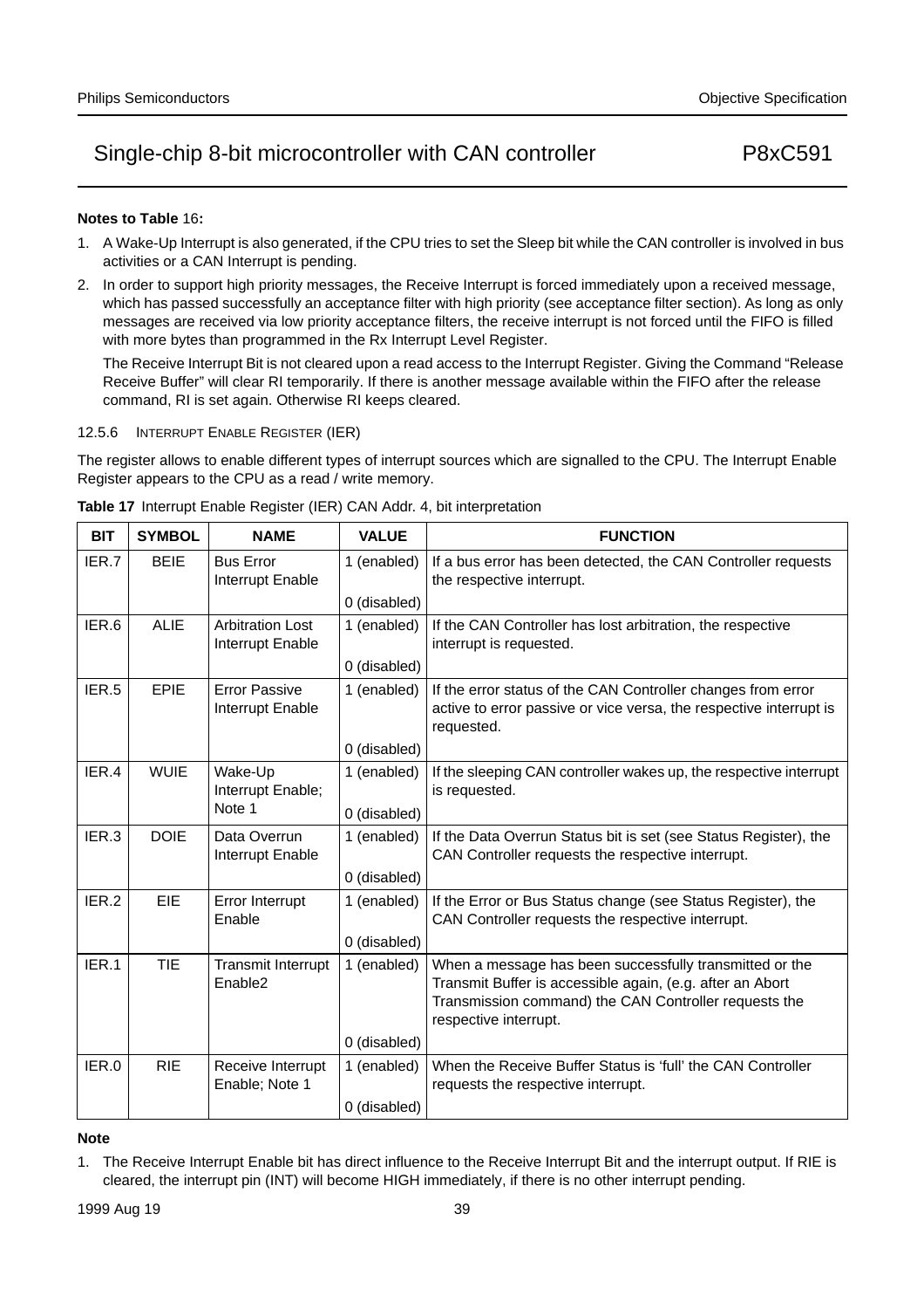**Notes to Table 16:**

1. A Wake-Up Interrupt is also generated, if the CPU tries to set the Sleep bit while the CAN controller is involved in bus activities or a CAN Interrupt is pending.
2. In order to support high priority messages, the Receive Interrupt is forced immediately upon a received message, which has passed successfully an acceptance filter with high priority (see acceptance filter section). As long as only messages are received via low priority acceptance filters, the receive interrupt is not forced until the FIFO is filled with more bytes than programmed in the Rx Interrupt Level Register.

   The Receive Interrupt Bit is not cleared upon a read access to the Interrupt Register. Giving the Command “Release Receive Buffer” will clear RI temporarily. If there is another message available within the FIFO after the release command, RI is set again. Otherwise RI keeps cleared.

### 12.5.6 INTERRUPT ENABLE REGISTER (IER)

The register allows to enable different types of interrupt sources which are signalled to the CPU. The Interrupt Enable Register appears to the CPU as a read / write memory.

**Table 17** Interrupt Enable Register (IER) CAN Addr. 4, bit interpretation

| BIT | SYMBOL | NAME | VALUE | FUNCTION |
|---|---|---|---|---|
| IER.7 | BEIE | Bus Error Interrupt Enable | 1 (enabled) | If a bus error has been detected, the CAN Controller requests the respective interrupt. |
| | | | 0 (disabled) | |
| IER.6 | ALIE | Arbitration Lost Interrupt Enable | 1 (enabled) | If the CAN Controller has lost arbitration, the respective interrupt is requested. |
| | | | 0 (disabled) | |
| IER.5 | EPIE | Error Passive Interrupt Enable | 1 (enabled) | If the error status of the CAN Controller changes from error active to error passive or vice versa, the respective interrupt is requested. |
| | | | 0 (disabled) | |
| IER.4 | WUIE | Wake-Up Interrupt Enable; Note 1 | 1 (enabled) | If the sleeping CAN controller wakes up, the respective interrupt is requested. |
| | | | 0 (disabled) | |
| IER.3 | DOIE | Data Overrun Interrupt Enable | 1 (enabled) | If the Data Overrun Status bit is set (see Status Register), the CAN Controller requests the respective interrupt. |
| | | | 0 (disabled) | |
| IER.2 | EIE | Error Interrupt Enable | 1 (enabled) | If the Error or Bus Status change (see Status Register), the CAN Controller requests the respective interrupt. |
| | | | 0 (disabled) | |
| IER.1 | TIE | Transmit Interrupt Enable2 | 1 (enabled) | When a message has been successfully transmitted or the Transmit Buffer is accessible again, (e.g. after an Abort Transmission command) the CAN Controller requests the respective interrupt. |
| | | | 0 (disabled) | |
| IER.0 | RIE | Receive Interrupt Enable; Note 1 | 1 (enabled) | When the Receive Buffer Status is ‘full’ the CAN Controller requests the respective interrupt. |
| | | | 0 (disabled) | |

**Note**

1. The Receive Interrupt Enable bit has direct influence to the Receive Interrupt Bit and the interrupt output. If RIE is cleared, the interrupt pin (INT) will become HIGH immediately, if there is no other interrupt pending.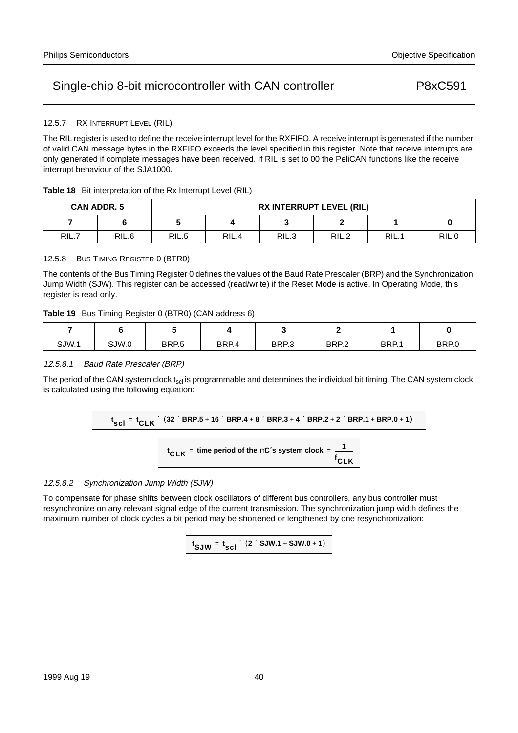#### 12.5.7 RX INTERRUPT LEVEL (RIL)

The RIL register is used to define the receive interrupt level for the RXFIFO. A receive interrupt is generated if the number of valid CAN message bytes in the RXFIFO exceeds the level specified in this register. Note that receive interrupts are only generated if complete messages have been received. If RIL is set to 00 the PeliCAN functions like the receive interrupt behaviour of the SJA1000.

**Table 18** Bit interpretation of the Rx Interrupt Level (RIL)

| CAN ADDR. 5 | | RX INTERRUPT LEVEL (RIL) | | | | | |
|---|---|---|---|---|---|---|---|
| 7 | 6 | 5 | 4 | 3 | 2 | 1 | 0 |
| RIL.7 | RIL.6 | RIL.5 | RIL.4 | RIL.3 | RIL.2 | RIL.1 | RIL.0 |

#### 12.5.8 BUS TIMING REGISTER 0 (BTR0)

The contents of the Bus Timing Register 0 defines the values of the Baud Rate Prescaler (BRP) and the Synchronization Jump Width (SJW). This register can be accessed (read/write) if the Reset Mode is active. In Operating Mode, this register is read only.

**Table 19** Bus Timing Register 0 (BTR0) (CAN address 6)

| 7 | 6 | 5 | 4 | 3 | 2 | 1 | 0 |
|---|---|---|---|---|---|---|---|
| SJW.1 | SJW.0 | BRP.5 | BRP.4 | BRP.3 | BRP.2 | BRP.1 | BRP.0 |

##### *12.5.8.1 Baud Rate Prescaler (BRP)*

The period of the CAN system clock $t_{scl}$ is programmable and determines the individual bit timing. The CAN system clock is calculated using the following equation:

$$t_{scl} = t_{CLK} \times (32 \times BRP.5 + 16 \times BRP.4 + 8 \times BRP.3 + 4 \times BRP.2 + 2 \times BRP.1 + BRP.0 + 1)$$

$$t_{CLK} = \text{time period of the } \mu\text{C's system clock} = \frac{1}{f_{CLK}}$$

##### *12.5.8.2 Synchronization Jump Width (SJW)*

To compensate for phase shifts between clock oscillators of different bus controllers, any bus controller must resynchronize on any relevant signal edge of the current transmission. The synchronization jump width defines the maximum number of clock cycles a bit period may be shortened or lengthened by one resynchronization:

$$t_{SJW} = t_{scl} \times (2 \times SJW.1 + SJW.0 + 1)$$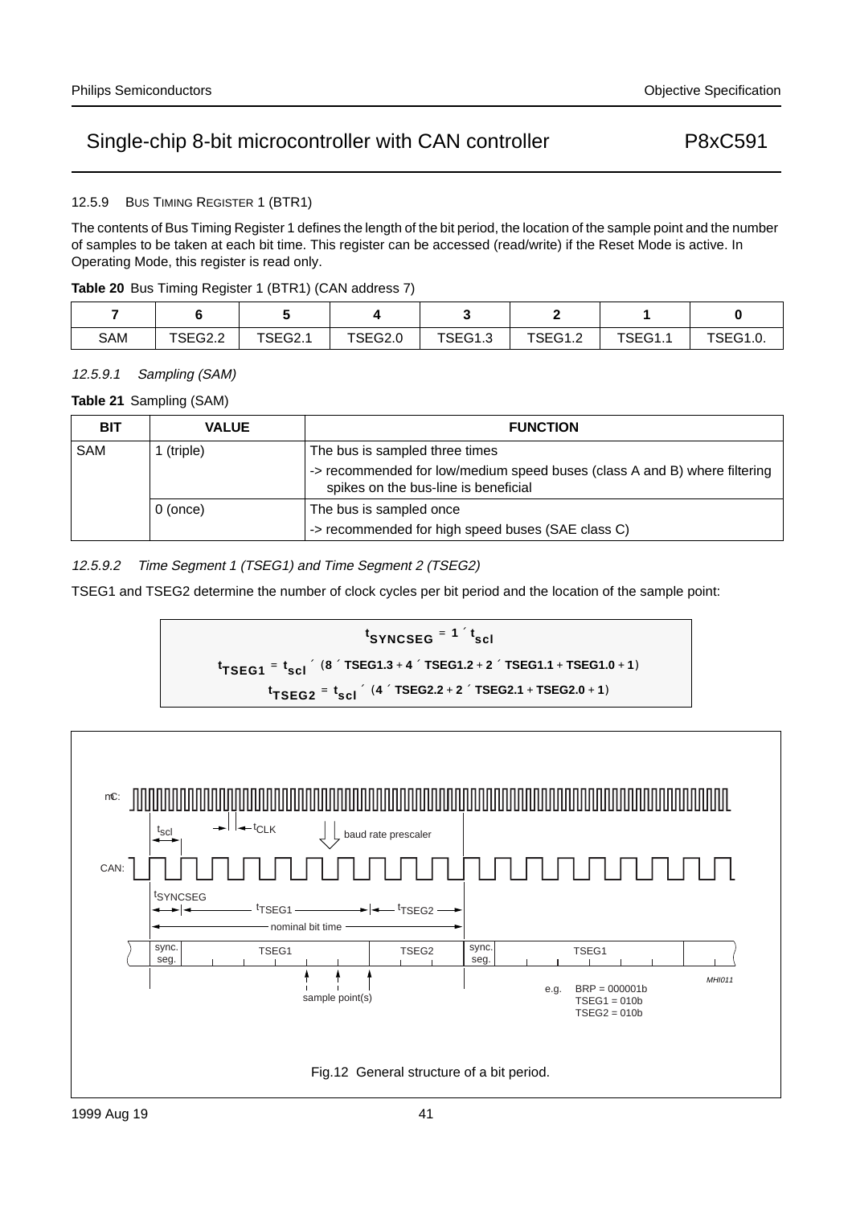#### 12.5.9 BUS TIMING REGISTER 1 (BTR1)

The contents of Bus Timing Register 1 defines the length of the bit period, the location of the sample point and the number of samples to be taken at each bit time. This register can be accessed (read/write) if the Reset Mode is active. In Operating Mode, this register is read only.

**Table 20** Bus Timing Register 1 (BTR1) (CAN address 7)

| 7 | 6 | 5 | 4 | 3 | 2 | 1 | 0 |
|---|---|---|---|---|---|---|---|
| SAM | TSEG2.2 | TSEG2.1 | TSEG2.0 | TSEG1.3 | TSEG1.2 | TSEG1.1 | TSEG1.0. |

*12.5.9.1 Sampling (SAM)*

**Table 21** Sampling (SAM)

| BIT | VALUE | FUNCTION |
|---|---|---|
| SAM | 1 (triple) | The bus is sampled three times<br>-> recommended for low/medium speed buses (class A and B) where filtering spikes on the bus-line is beneficial |
| | 0 (once) | The bus is sampled once<br>-> recommended for high speed buses (SAE class C) |

*12.5.9.2 Time Segment 1 (TSEG1) and Time Segment 2 (TSEG2)*

TSEG1 and TSEG2 determine the number of clock cycles per bit period and the location of the sample point:

$$t_{SYNCSEG} = 1 \times t_{scl}$$

$$t_{TSEG1} = t_{scl} \times (8 \times TSEG1.3 + 4 \times TSEG1.2 + 2 \times TSEG1.1 + TSEG1.0 + 1)$$

$$t_{TSEG2} = t_{scl} \times (4 \times TSEG2.2 + 2 \times TSEG2.1 + TSEG2.0 + 1)$$

Fig.12 General structure of a bit period.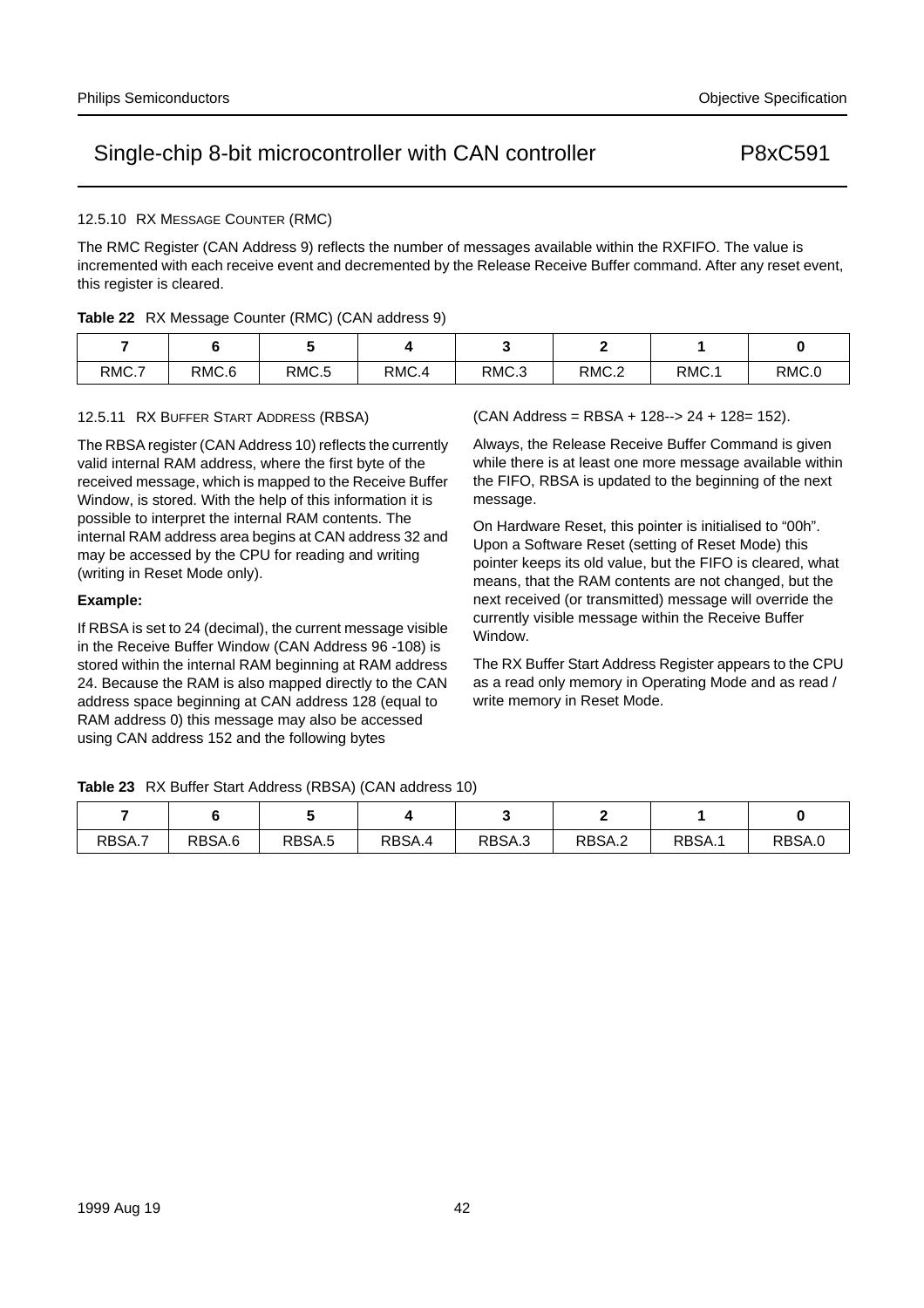#### 12.5.10 RX MESSAGE COUNTER (RMC)

The RMC Register (CAN Address 9) reflects the number of messages available within the RXFIFO. The value is incremented with each receive event and decremented by the Release Receive Buffer command. After any reset event, this register is cleared.

**Table 22** RX Message Counter (RMC) (CAN address 9)

| 7 | 6 | 5 | 4 | 3 | 2 | 1 | 0 |
|---|---|---|---|---|---|---|---|
| RMC.7 | RMC.6 | RMC.5 | RMC.4 | RMC.3 | RMC.2 | RMC.1 | RMC.0 |

#### 12.5.11 RX BUFFER START ADDRESS (RBSA)

The RBSA register (CAN Address 10) reflects the currently valid internal RAM address, where the first byte of the received message, which is mapped to the Receive Buffer Window, is stored. With the help of this information it is possible to interpret the internal RAM contents. The internal RAM address area begins at CAN address 32 and may be accessed by the CPU for reading and writing (writing in Reset Mode only).

**Example:**

If RBSA is set to 24 (decimal), the current message visible in the Receive Buffer Window (CAN Address 96 -108) is stored within the internal RAM beginning at RAM address 24. Because the RAM is also mapped directly to the CAN address space beginning at CAN address 128 (equal to RAM address 0) this message may also be accessed using CAN address 152 and the following bytes (CAN Address = RBSA + 128--> 24 + 128= 152).

Always, the Release Receive Buffer Command is given while there is at least one more message available within the FIFO, RBSA is updated to the beginning of the next message.

On Hardware Reset, this pointer is initialised to “00h”. Upon a Software Reset (setting of Reset Mode) this pointer keeps its old value, but the FIFO is cleared, what means, that the RAM contents are not changed, but the next received (or transmitted) message will override the currently visible message within the Receive Buffer Window.

The RX Buffer Start Address Register appears to the CPU as a read only memory in Operating Mode and as read / write memory in Reset Mode.

**Table 23** RX Buffer Start Address (RBSA) (CAN address 10)

| 7 | 6 | 5 | 4 | 3 | 2 | 1 | 0 |
|---|---|---|---|---|---|---|---|
| RBSA.7 | RBSA.6 | RBSA.5 | RBSA.4 | RBSA.3 | RBSA.2 | RBSA.1 | RBSA.0 |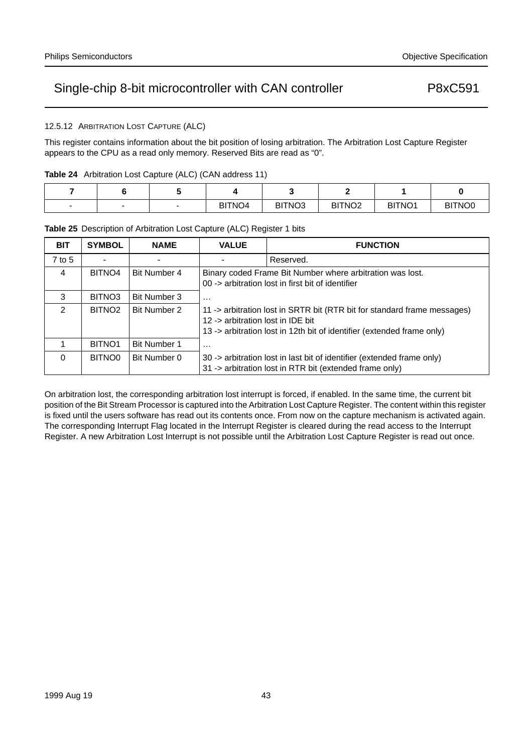### 12.5.12 ARBITRATION LOST CAPTURE (ALC)

This register contains information about the bit position of losing arbitration. The Arbitration Lost Capture Register appears to the CPU as a read only memory. Reserved Bits are read as "0".

**Table 24** Arbitration Lost Capture (ALC) (CAN address 11)

| 7 | 6 | 5 | 4 | 3 | 2 | 1 | 0 |
|---|---|---|---|---|---|---|---|
| - | - | - | BITNO4 | BITNO3 | BITNO2 | BITNO1 | BITNO0 |

**Table 25** Description of Arbitration Lost Capture (ALC) Register 1 bits

| BIT | SYMBOL | NAME | VALUE | FUNCTION |
|---|---|---|---|---|
| 7 to 5 | - | - | - | Reserved. |
| 4 | BITNO4 | Bit Number 4 | Binary coded Frame Bit Number where arbitration was lost.<br>00 -> arbitration lost in first bit of identifier | |
| 3 | BITNO3 | Bit Number 3 | ... | |
| 2 | BITNO2 | Bit Number 2 | 11 -> arbitration lost in SRTR bit (RTR bit for standard frame messages)<br>12 -> arbitration lost in IDE bit<br>13 -> arbitration lost in 12th bit of identifier (extended frame only) | |
| 1 | BITNO1 | Bit Number 1 | ... | |
| 0 | BITNO0 | Bit Number 0 | 30 -> arbitration lost in last bit of identifier (extended frame only)<br>31 -> arbitration lost in RTR bit (extended frame only) | |

On arbitration lost, the corresponding arbitration lost interrupt is forced, if enabled. In the same time, the current bit position of the Bit Stream Processor is captured into the Arbitration Lost Capture Register. The content within this register is fixed until the users software has read out its contents once. From now on the capture mechanism is activated again. The corresponding Interrupt Flag located in the Interrupt Register is cleared during the read access to the Interrupt Register. A new Arbitration Lost Interrupt is not possible until the Arbitration Lost Capture Register is read out once.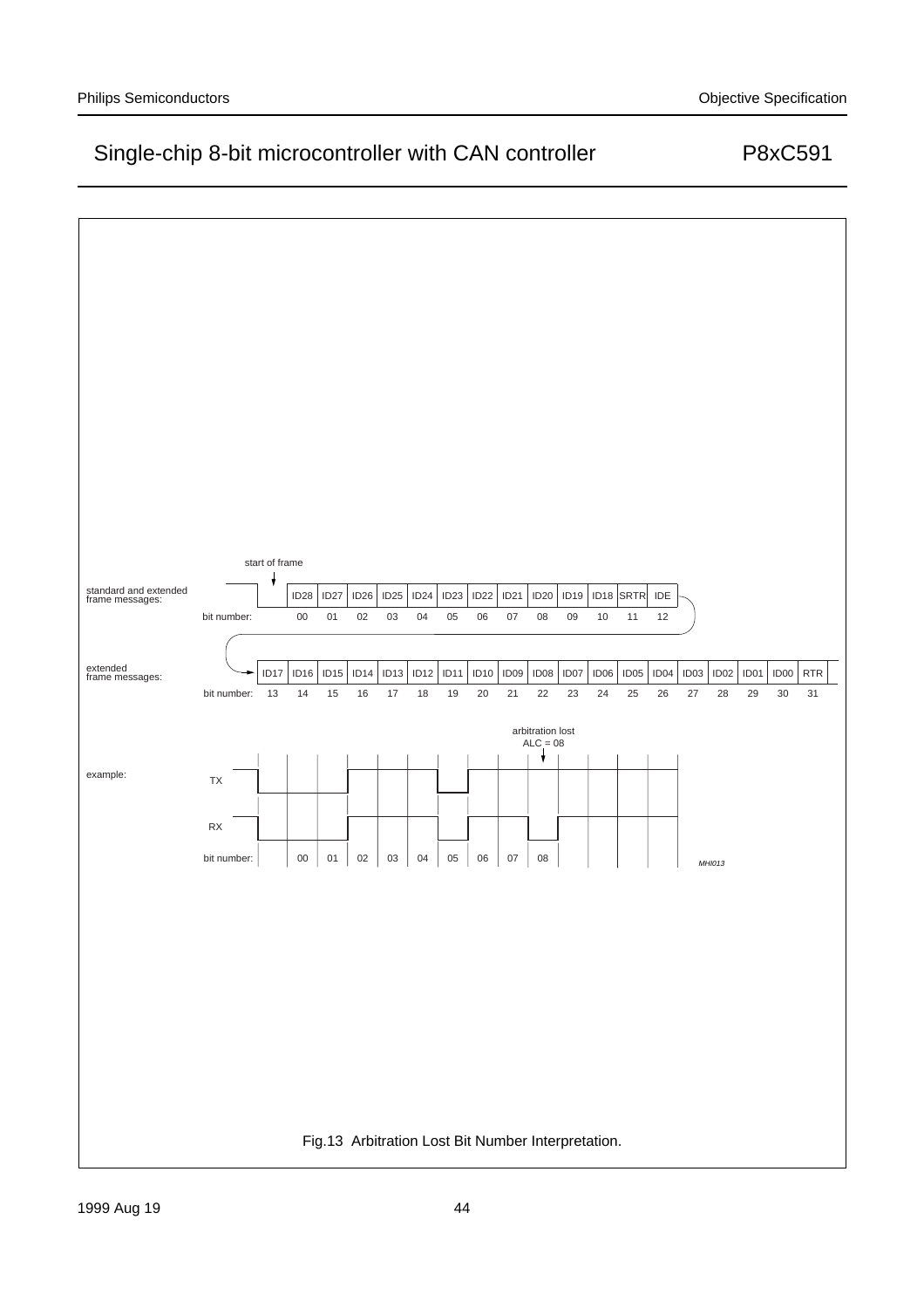start of frame

standard and extended frame messages:

| | ID28 | ID27 | ID26 | ID25 | ID24 | ID23 | ID22 | ID21 | ID20 | ID19 | ID18 | SRTR | IDE |
|---|---|---|---|---|---|---|---|---|---|---|---|---|---|
| bit number: | 00 | 01 | 02 | 03 | 04 | 05 | 06 | 07 | 08 | 09 | 10 | 11 | 12 |

extended frame messages:

| | ID17 | ID16 | ID15 | ID14 | ID13 | ID12 | ID11 | ID10 | ID09 | ID08 | ID07 | ID06 | ID05 | ID04 | ID03 | ID02 | ID01 | ID00 | RTR |
|---|---|---|---|---|---|---|---|---|---|---|---|---|---|---|---|---|---|---|---|
| bit number: | 13 | 14 | 15 | 16 | 17 | 18 | 19 | 20 | 21 | 22 | 23 | 24 | 25 | 26 | 27 | 28 | 29 | 30 | 31 |

arbitration lost
ALC = 08

example:

TX

RX

bit number: 00 01 02 03 04 05 06 07 08

MHI013

Fig.13 Arbitration Lost Bit Number Interpretation.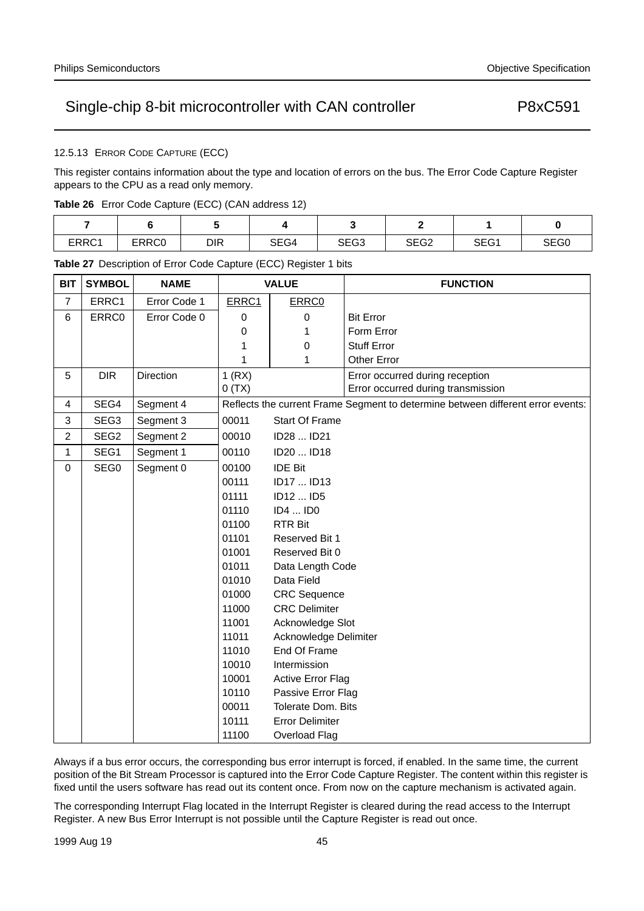#### 12.5.13 ERROR CODE CAPTURE (ECC)

This register contains information about the type and location of errors on the bus. The Error Code Capture Register appears to the CPU as a read only memory.

**Table 26** Error Code Capture (ECC) (CAN address 12)

| 7 | 6 | 5 | 4 | 3 | 2 | 1 | 0 |
|---|---|---|---|---|---|---|---|
| ERRC1 | ERRC0 | DIR | SEG4 | SEG3 | SEG2 | SEG1 | SEG0 |

**Table 27** Description of Error Code Capture (ECC) Register 1 bits

| BIT | SYMBOL | NAME | VALUE | | FUNCTION |
|---|---|---|---|---|---|
| 7 | ERRC1 | Error Code 1 | ERRC1 | ERRC0 | |
| 6 | ERRC0 | Error Code 0 | 0 | 0 | Bit Error |
| | | | 0 | 1 | Form Error |
| | | | 1 | 0 | Stuff Error |
| | | | 1 | 1 | Other Error |
| 5 | DIR | Direction | 1 (RX) | | Error occurred during reception |
| | | | 0 (TX) | | Error occurred during transmission |
| 4 | SEG4 | Segment 4 | Reflects the current Frame Segment to determine between different error events: | | |
| 3 | SEG3 | Segment 3 | 00011 | Start Of Frame | |
| 2 | SEG2 | Segment 2 | 00010 | ID28 ... ID21 | |
| 1 | SEG1 | Segment 1 | 00110 | ID20 ... ID18 | |
| 0 | SEG0 | Segment 0 | 00100 | IDE Bit | |
| | | | 00111 | ID17 ... ID13 | |
| | | | 01111 | ID12 ... ID5 | |
| | | | 01110 | ID4 ... ID0 | |
| | | | 01100 | RTR Bit | |
| | | | 01101 | Reserved Bit 1 | |
| | | | 01001 | Reserved Bit 0 | |
| | | | 01011 | Data Length Code | |
| | | | 01010 | Data Field | |
| | | | 01000 | CRC Sequence | |
| | | | 11000 | CRC Delimiter | |
| | | | 11001 | Acknowledge Slot | |
| | | | 11011 | Acknowledge Delimiter | |
| | | | 11010 | End Of Frame | |
| | | | 10010 | Intermission | |
| | | | 10001 | Active Error Flag | |
| | | | 10110 | Passive Error Flag | |
| | | | 00011 | Tolerate Dom. Bits | |
| | | | 10111 | Error Delimiter | |
| | | | 11100 | Overload Flag | |

Always if a bus error occurs, the corresponding bus error interrupt is forced, if enabled. In the same time, the current position of the Bit Stream Processor is captured into the Error Code Capture Register. The content within this register is fixed until the users software has read out its content once. From now on the capture mechanism is activated again.

The corresponding Interrupt Flag located in the Interrupt Register is cleared during the read access to the Interrupt Register. A new Bus Error Interrupt is not possible until the Capture Register is read out once.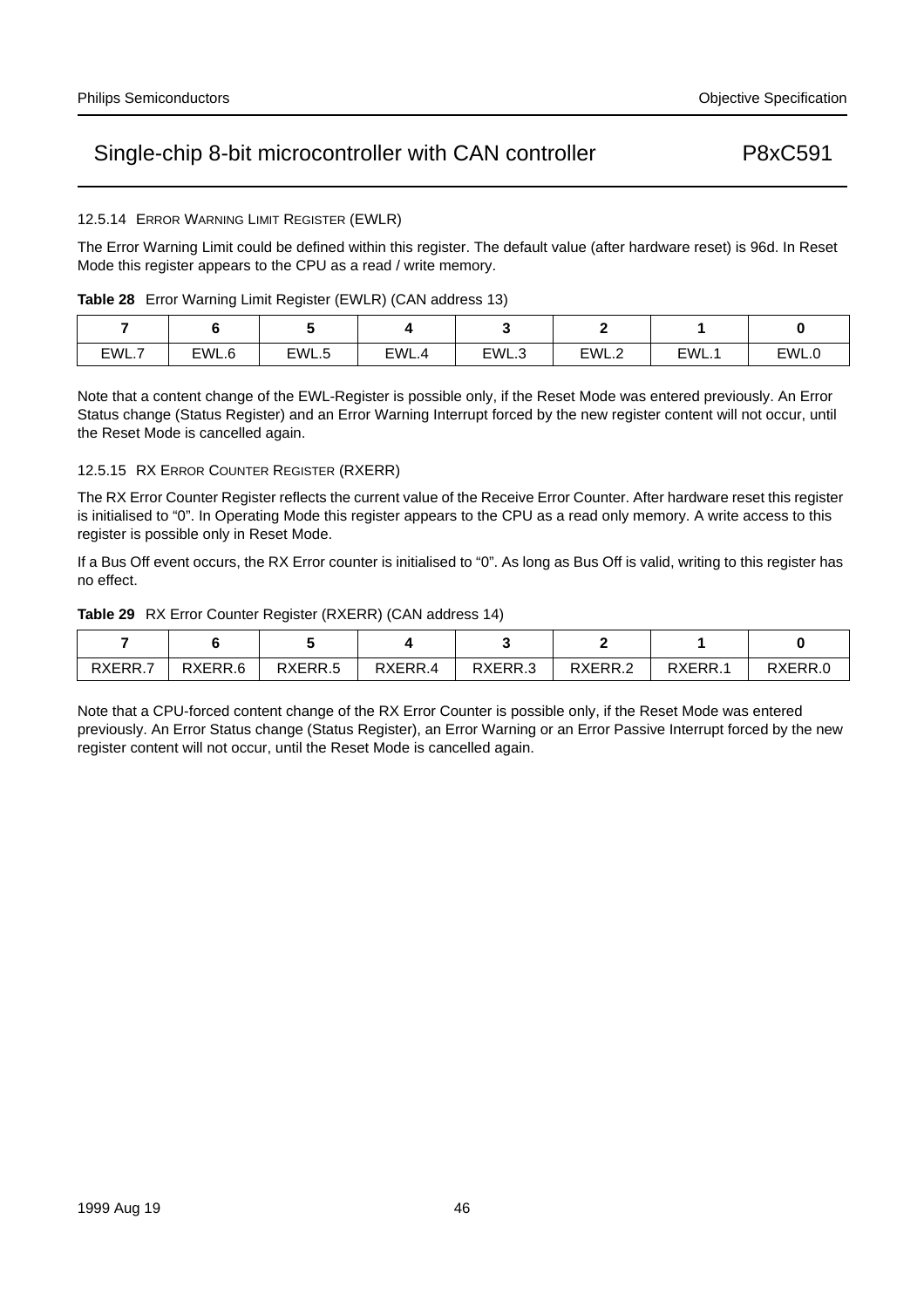#### 12.5.14 ERROR WARNING LIMIT REGISTER (EWLR)

The Error Warning Limit could be defined within this register. The default value (after hardware reset) is 96d. In Reset Mode this register appears to the CPU as a read / write memory.

**Table 28** Error Warning Limit Register (EWLR) (CAN address 13)

| 7 | 6 | 5 | 4 | 3 | 2 | 1 | 0 |
|---|---|---|---|---|---|---|---|
| EWL.7 | EWL.6 | EWL.5 | EWL.4 | EWL.3 | EWL.2 | EWL.1 | EWL.0 |

Note that a content change of the EWL-Register is possible only, if the Reset Mode was entered previously. An Error Status change (Status Register) and an Error Warning Interrupt forced by the new register content will not occur, until the Reset Mode is cancelled again.

#### 12.5.15 RX ERROR COUNTER REGISTER (RXERR)

The RX Error Counter Register reflects the current value of the Receive Error Counter. After hardware reset this register is initialised to “0”. In Operating Mode this register appears to the CPU as a read only memory. A write access to this register is possible only in Reset Mode.

If a Bus Off event occurs, the RX Error counter is initialised to “0”. As long as Bus Off is valid, writing to this register has no effect.

**Table 29** RX Error Counter Register (RXERR) (CAN address 14)

| 7 | 6 | 5 | 4 | 3 | 2 | 1 | 0 |
|---|---|---|---|---|---|---|---|
| RXERR.7 | RXERR.6 | RXERR.5 | RXERR.4 | RXERR.3 | RXERR.2 | RXERR.1 | RXERR.0 |

Note that a CPU-forced content change of the RX Error Counter is possible only, if the Reset Mode was entered previously. An Error Status change (Status Register), an Error Warning or an Error Passive Interrupt forced by the new register content will not occur, until the Reset Mode is cancelled again.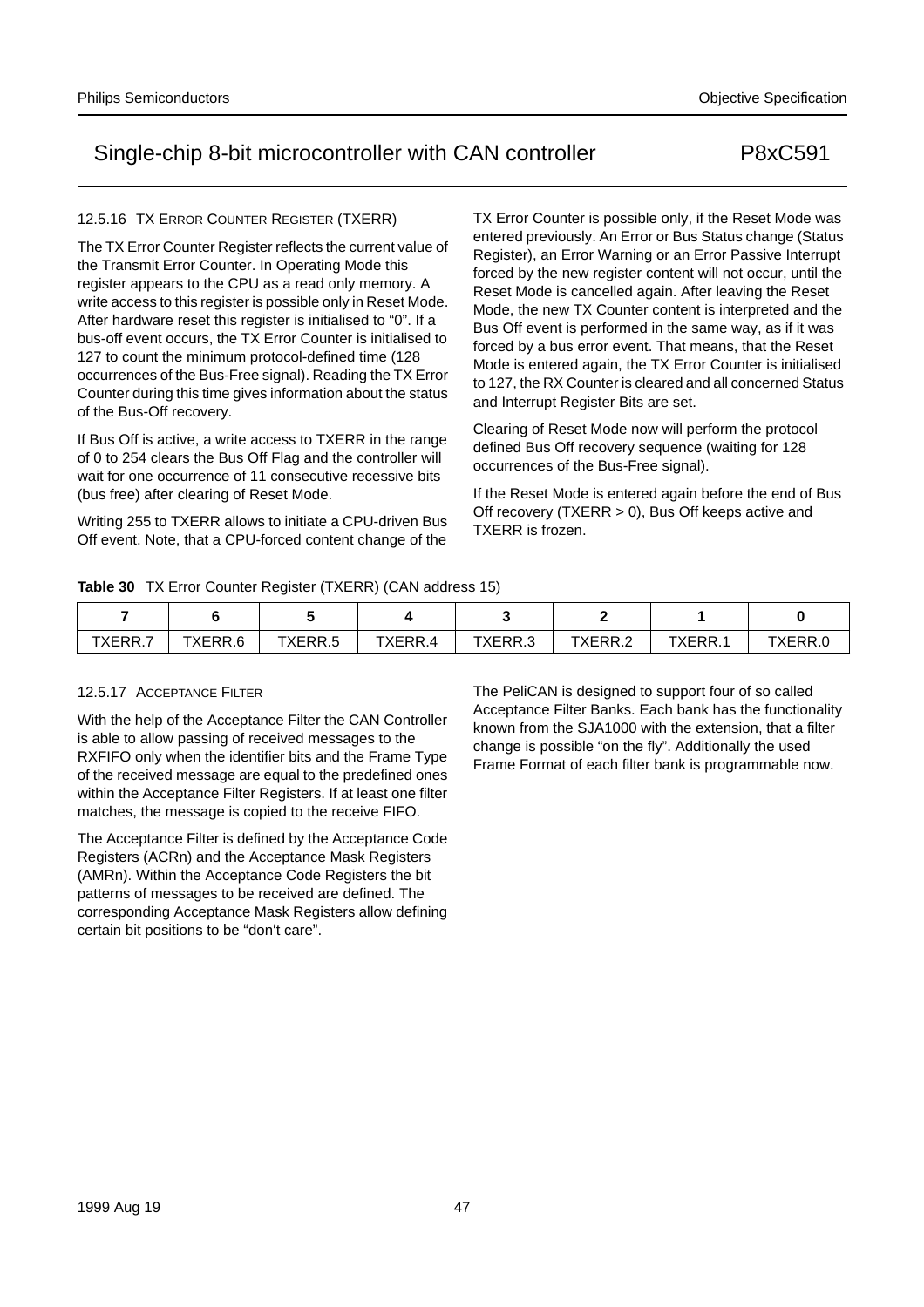#### 12.5.16 TX ERROR COUNTER REGISTER (TXERR)

The TX Error Counter Register reflects the current value of the Transmit Error Counter. In Operating Mode this register appears to the CPU as a read only memory. A write access to this register is possible only in Reset Mode. After hardware reset this register is initialised to “0”. If a bus-off event occurs, the TX Error Counter is initialised to 127 to count the minimum protocol-defined time (128 occurrences of the Bus-Free signal). Reading the TX Error Counter during this time gives information about the status of the Bus-Off recovery.

If Bus Off is active, a write access to TXERR in the range of 0 to 254 clears the Bus Off Flag and the controller will wait for one occurrence of 11 consecutive recessive bits (bus free) after clearing of Reset Mode.

Writing 255 to TXERR allows to initiate a CPU-driven Bus Off event. Note, that a CPU-forced content change of the TX Error Counter is possible only, if the Reset Mode was entered previously. An Error or Bus Status change (Status Register), an Error Warning or an Error Passive Interrupt forced by the new register content will not occur, until the Reset Mode is cancelled again. After leaving the Reset Mode, the new TX Counter content is interpreted and the Bus Off event is performed in the same way, as if it was forced by a bus error event. That means, that the Reset Mode is entered again, the TX Error Counter is initialised to 127, the RX Counter is cleared and all concerned Status and Interrupt Register Bits are set.

Clearing of Reset Mode now will perform the protocol defined Bus Off recovery sequence (waiting for 128 occurrences of the Bus-Free signal).

If the Reset Mode is entered again before the end of Bus Off recovery (TXERR > 0), Bus Off keeps active and TXERR is frozen.

**Table 30** TX Error Counter Register (TXERR) (CAN address 15)

| 7 | 6 | 5 | 4 | 3 | 2 | 1 | 0 |
|---|---|---|---|---|---|---|---|
| TXERR.7 | TXERR.6 | TXERR.5 | TXERR.4 | TXERR.3 | TXERR.2 | TXERR.1 | TXERR.0 |

#### 12.5.17 ACCEPTANCE FILTER

With the help of the Acceptance Filter the CAN Controller is able to allow passing of received messages to the RXFIFO only when the identifier bits and the Frame Type of the received message are equal to the predefined ones within the Acceptance Filter Registers. If at least one filter matches, the message is copied to the receive FIFO.

The Acceptance Filter is defined by the Acceptance Code Registers (ACRn) and the Acceptance Mask Registers (AMRn). Within the Acceptance Code Registers the bit patterns of messages to be received are defined. The corresponding Acceptance Mask Registers allow defining certain bit positions to be “don‘t care”.

The PeliCAN is designed to support four of so called Acceptance Filter Banks. Each bank has the functionality known from the SJA1000 with the extension, that a filter change is possible “on the fly”. Additionally the used Frame Format of each filter bank is programmable now.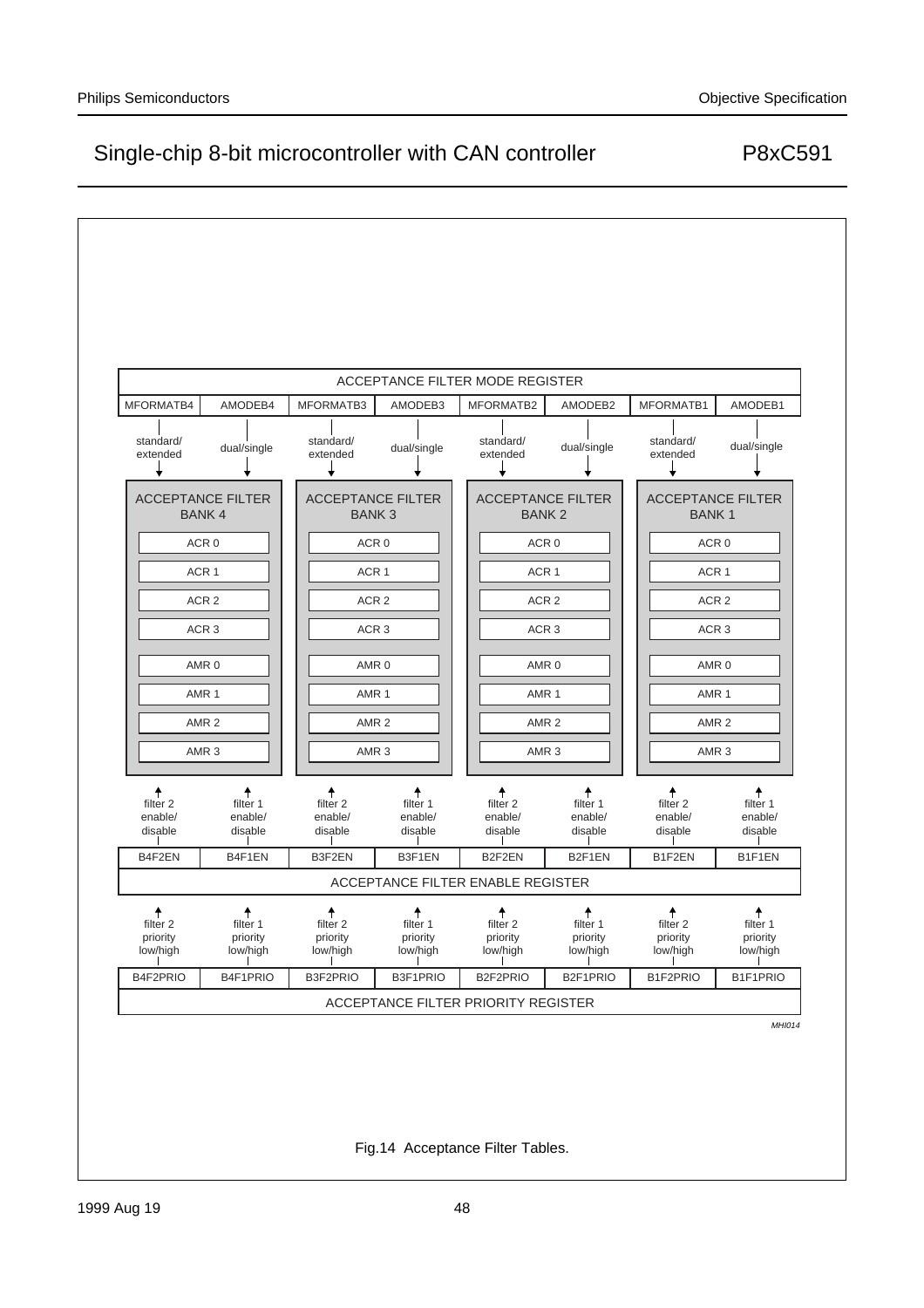ACCEPTANCE FILTER MODE REGISTER

| MFORMATB4 | AMODEB4 | MFORMATB3 | AMODEB3 | MFORMATB2 | AMODEB2 | MFORMATB1 | AMODEB1 |
|---|---|---|---|---|---|---|---|
| standard/ extended | dual/single | standard/ extended | dual/single | standard/ extended | dual/single | standard/ extended | dual/single |

| ACCEPTANCE FILTER BANK 4 | ACCEPTANCE FILTER BANK 3 | ACCEPTANCE FILTER BANK 2 | ACCEPTANCE FILTER BANK 1 |
|---|---|---|---|
| ACR 0 | ACR 0 | ACR 0 | ACR 0 |
| ACR 1 | ACR 1 | ACR 1 | ACR 1 |
| ACR 2 | ACR 2 | ACR 2 | ACR 2 |
| ACR 3 | ACR 3 | ACR 3 | ACR 3 |
| AMR 0 | AMR 0 | AMR 0 | AMR 0 |
| AMR 1 | AMR 1 | AMR 1 | AMR 1 |
| AMR 2 | AMR 2 | AMR 2 | AMR 2 |
| AMR 3 | AMR 3 | AMR 3 | AMR 3 |

| filter 2 enable/ disable | filter 1 enable/ disable | filter 2 enable/ disable | filter 1 enable/ disable | filter 2 enable/ disable | filter 1 enable/ disable | filter 2 enable/ disable | filter 1 enable/ disable |
|---|---|---|---|---|---|---|---|
| B4F2EN | B4F1EN | B3F2EN | B3F1EN | B2F2EN | B2F1EN | B1F2EN | B1F1EN |

ACCEPTANCE FILTER ENABLE REGISTER

| filter 2 priority low/high | filter 1 priority low/high | filter 2 priority low/high | filter 1 priority low/high | filter 2 priority low/high | filter 1 priority low/high | filter 2 priority low/high | filter 1 priority low/high |
|---|---|---|---|---|---|---|---|
| B4F2PRIO | B4F1PRIO | B3F2PRIO | B3F1PRIO | B2F2PRIO | B2F1PRIO | B1F2PRIO | B1F1PRIO |

ACCEPTANCE FILTER PRIORITY REGISTER

MHI014

Fig.14 Acceptance Filter Tables.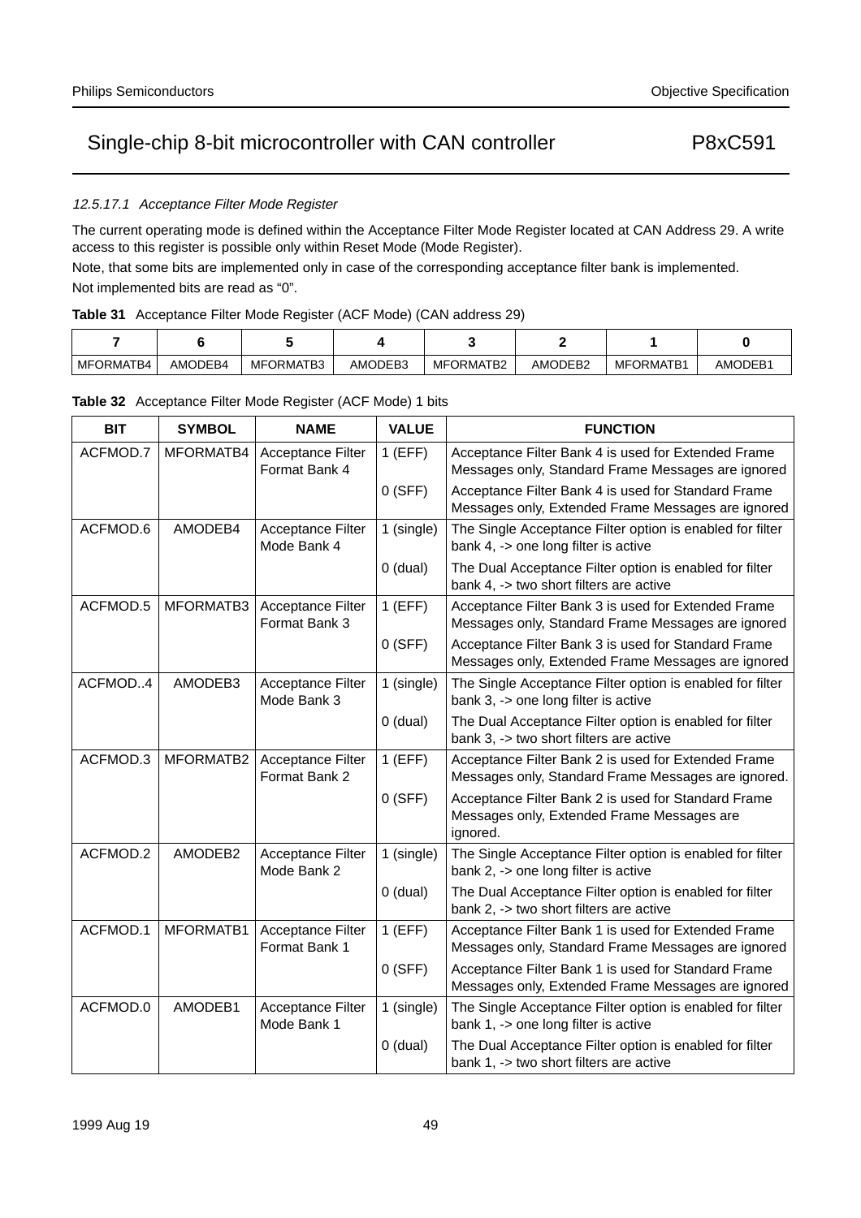#### 12.5.17.1 *Acceptance Filter Mode Register*

The current operating mode is defined within the Acceptance Filter Mode Register located at CAN Address 29. A write access to this register is possible only within Reset Mode (Mode Register).

Note, that some bits are implemented only in case of the corresponding acceptance filter bank is implemented.

Not implemented bits are read as “0”.

**Table 31** Acceptance Filter Mode Register (ACF Mode) (CAN address 29)

| 7 | 6 | 5 | 4 | 3 | 2 | 1 | 0 |
|---|---|---|---|---|---|---|---|
| MFORMATB4 | AMODEB4 | MFORMATB3 | AMODEB3 | MFORMATB2 | AMODEB2 | MFORMATB1 | AMODEB1 |

**Table 32** Acceptance Filter Mode Register (ACF Mode) 1 bits

| BIT | SYMBOL | NAME | VALUE | FUNCTION |
|---|---|---|---|---|
| ACFMOD.7 | MFORMATB4 | Acceptance Filter Format Bank 4 | 1 (EFF) | Acceptance Filter Bank 4 is used for Extended Frame Messages only, Standard Frame Messages are ignored |
| | | | 0 (SFF) | Acceptance Filter Bank 4 is used for Standard Frame Messages only, Extended Frame Messages are ignored |
| ACFMOD.6 | AMODEB4 | Acceptance Filter Mode Bank 4 | 1 (single) | The Single Acceptance Filter option is enabled for filter bank 4, -> one long filter is active |
| | | | 0 (dual) | The Dual Acceptance Filter option is enabled for filter bank 4, -> two short filters are active |
| ACFMOD.5 | MFORMATB3 | Acceptance Filter Format Bank 3 | 1 (EFF) | Acceptance Filter Bank 3 is used for Extended Frame Messages only, Standard Frame Messages are ignored |
| | | | 0 (SFF) | Acceptance Filter Bank 3 is used for Standard Frame Messages only, Extended Frame Messages are ignored |
| ACFMOD..4 | AMODEB3 | Acceptance Filter Mode Bank 3 | 1 (single) | The Single Acceptance Filter option is enabled for filter bank 3, -> one long filter is active |
| | | | 0 (dual) | The Dual Acceptance Filter option is enabled for filter bank 3, -> two short filters are active |
| ACFMOD.3 | MFORMATB2 | Acceptance Filter Format Bank 2 | 1 (EFF) | Acceptance Filter Bank 2 is used for Extended Frame Messages only, Standard Frame Messages are ignored. |
| | | | 0 (SFF) | Acceptance Filter Bank 2 is used for Standard Frame Messages only, Extended Frame Messages are ignored. |
| ACFMOD.2 | AMODEB2 | Acceptance Filter Mode Bank 2 | 1 (single) | The Single Acceptance Filter option is enabled for filter bank 2, -> one long filter is active |
| | | | 0 (dual) | The Dual Acceptance Filter option is enabled for filter bank 2, -> two short filters are active |
| ACFMOD.1 | MFORMATB1 | Acceptance Filter Format Bank 1 | 1 (EFF) | Acceptance Filter Bank 1 is used for Extended Frame Messages only, Standard Frame Messages are ignored |
| | | | 0 (SFF) | Acceptance Filter Bank 1 is used for Standard Frame Messages only, Extended Frame Messages are ignored |
| ACFMOD.0 | AMODEB1 | Acceptance Filter Mode Bank 1 | 1 (single) | The Single Acceptance Filter option is enabled for filter bank 1, -> one long filter is active |
| | | | 0 (dual) | The Dual Acceptance Filter option is enabled for filter bank 1, -> two short filters are active |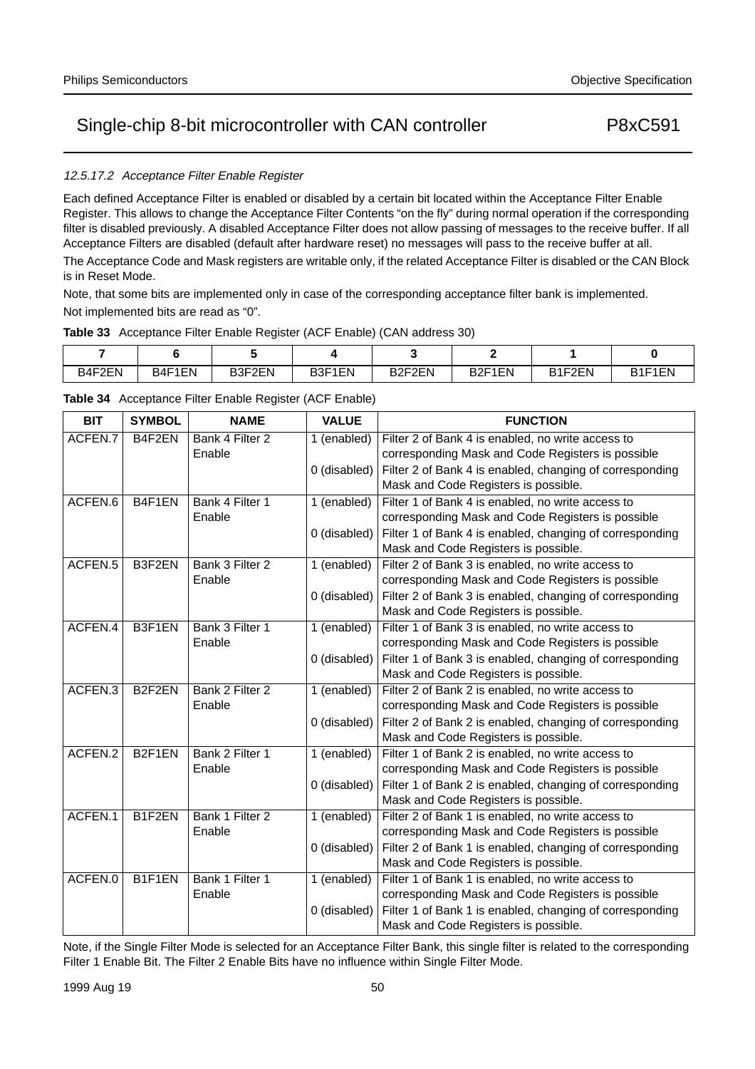#### 12.5.17.2 *Acceptance Filter Enable Register*

Each defined Acceptance Filter is enabled or disabled by a certain bit located within the Acceptance Filter Enable Register. This allows to change the Acceptance Filter Contents “on the fly” during normal operation if the corresponding filter is disabled previously. A disabled Acceptance Filter does not allow passing of messages to the receive buffer. If all Acceptance Filters are disabled (default after hardware reset) no messages will pass to the receive buffer at all.

The Acceptance Code and Mask registers are writable only, if the related Acceptance Filter is disabled or the CAN Block is in Reset Mode.

Note, that some bits are implemented only in case of the corresponding acceptance filter bank is implemented.

Not implemented bits are read as “0”.

**Table 33** Acceptance Filter Enable Register (ACF Enable) (CAN address 30)

| 7 | 6 | 5 | 4 | 3 | 2 | 1 | 0 |
|---|---|---|---|---|---|---|---|
| B4F2EN | B4F1EN | B3F2EN | B3F1EN | B2F2EN | B2F1EN | B1F2EN | B1F1EN |

**Table 34** Acceptance Filter Enable Register (ACF Enable)

| BIT | SYMBOL | NAME | VALUE | FUNCTION |
|---|---|---|---|---|
| ACFEN.7 | B4F2EN | Bank 4 Filter 2 Enable | 1 (enabled) | Filter 2 of Bank 4 is enabled, no write access to corresponding Mask and Code Registers is possible |
| | | | 0 (disabled) | Filter 2 of Bank 4 is enabled, changing of corresponding Mask and Code Registers is possible. |
| ACFEN.6 | B4F1EN | Bank 4 Filter 1 Enable | 1 (enabled) | Filter 1 of Bank 4 is enabled, no write access to corresponding Mask and Code Registers is possible |
| | | | 0 (disabled) | Filter 1 of Bank 4 is enabled, changing of corresponding Mask and Code Registers is possible. |
| ACFEN.5 | B3F2EN | Bank 3 Filter 2 Enable | 1 (enabled) | Filter 2 of Bank 3 is enabled, no write access to corresponding Mask and Code Registers is possible |
| | | | 0 (disabled) | Filter 2 of Bank 3 is enabled, changing of corresponding Mask and Code Registers is possible. |
| ACFEN.4 | B3F1EN | Bank 3 Filter 1 Enable | 1 (enabled) | Filter 1 of Bank 3 is enabled, no write access to corresponding Mask and Code Registers is possible |
| | | | 0 (disabled) | Filter 1 of Bank 3 is enabled, changing of corresponding Mask and Code Registers is possible. |
| ACFEN.3 | B2F2EN | Bank 2 Filter 2 Enable | 1 (enabled) | Filter 2 of Bank 2 is enabled, no write access to corresponding Mask and Code Registers is possible |
| | | | 0 (disabled) | Filter 2 of Bank 2 is enabled, changing of corresponding Mask and Code Registers is possible. |
| ACFEN.2 | B2F1EN | Bank 2 Filter 1 Enable | 1 (enabled) | Filter 1 of Bank 2 is enabled, no write access to corresponding Mask and Code Registers is possible |
| | | | 0 (disabled) | Filter 1 of Bank 2 is enabled, changing of corresponding Mask and Code Registers is possible. |
| ACFEN.1 | B1F2EN | Bank 1 Filter 2 Enable | 1 (enabled) | Filter 2 of Bank 1 is enabled, no write access to corresponding Mask and Code Registers is possible |
| | | | 0 (disabled) | Filter 2 of Bank 1 is enabled, changing of corresponding Mask and Code Registers is possible. |
| ACFEN.0 | B1F1EN | Bank 1 Filter 1 Enable | 1 (enabled) | Filter 1 of Bank 1 is enabled, no write access to corresponding Mask and Code Registers is possible |
| | | | 0 (disabled) | Filter 1 of Bank 1 is enabled, changing of corresponding Mask and Code Registers is possible. |

Note, if the Single Filter Mode is selected for an Acceptance Filter Bank, this single filter is related to the corresponding Filter 1 Enable Bit. The Filter 2 Enable Bits have no influence within Single Filter Mode.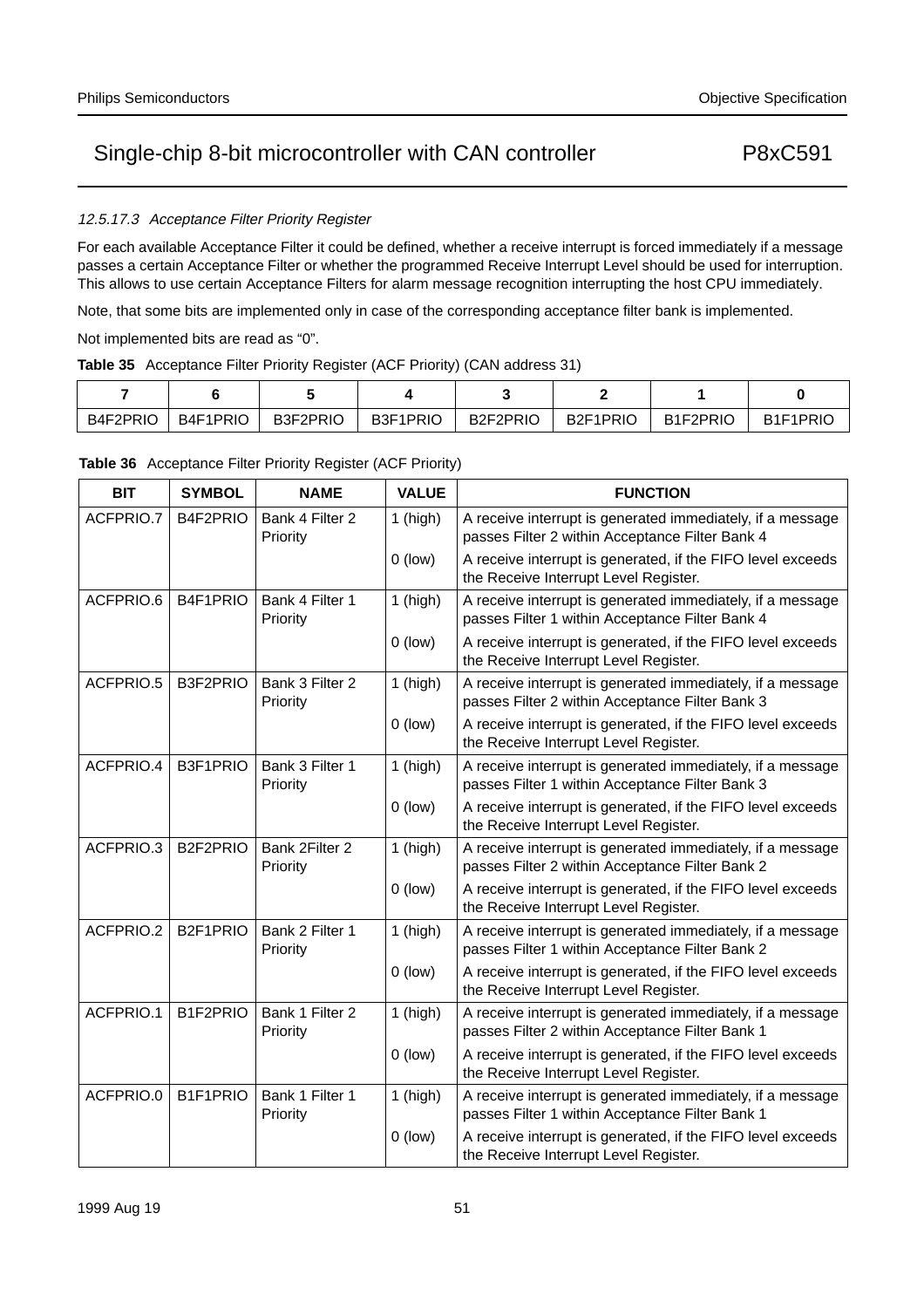#### *12.5.17.3 Acceptance Filter Priority Register*

For each available Acceptance Filter it could be defined, whether a receive interrupt is forced immediately if a message passes a certain Acceptance Filter or whether the programmed Receive Interrupt Level should be used for interruption. This allows to use certain Acceptance Filters for alarm message recognition interrupting the host CPU immediately.

Note, that some bits are implemented only in case of the corresponding acceptance filter bank is implemented.

Not implemented bits are read as "0".

**Table 35** Acceptance Filter Priority Register (ACF Priority) (CAN address 31)

| 7 | 6 | 5 | 4 | 3 | 2 | 1 | 0 |
|---|---|---|---|---|---|---|---|
| B4F2PRIO | B4F1PRIO | B3F2PRIO | B3F1PRIO | B2F2PRIO | B2F1PRIO | B1F2PRIO | B1F1PRIO |

**Table 36** Acceptance Filter Priority Register (ACF Priority)

| BIT | SYMBOL | NAME | VALUE | FUNCTION |
|---|---|---|---|---|
| ACFPRIO.7 | B4F2PRIO | Bank 4 Filter 2 Priority | 1 (high) | A receive interrupt is generated immediately, if a message passes Filter 2 within Acceptance Filter Bank 4 |
| | | | 0 (low) | A receive interrupt is generated, if the FIFO level exceeds the Receive Interrupt Level Register. |
| ACFPRIO.6 | B4F1PRIO | Bank 4 Filter 1 Priority | 1 (high) | A receive interrupt is generated immediately, if a message passes Filter 1 within Acceptance Filter Bank 4 |
| | | | 0 (low) | A receive interrupt is generated, if the FIFO level exceeds the Receive Interrupt Level Register. |
| ACFPRIO.5 | B3F2PRIO | Bank 3 Filter 2 Priority | 1 (high) | A receive interrupt is generated immediately, if a message passes Filter 2 within Acceptance Filter Bank 3 |
| | | | 0 (low) | A receive interrupt is generated, if the FIFO level exceeds the Receive Interrupt Level Register. |
| ACFPRIO.4 | B3F1PRIO | Bank 3 Filter 1 Priority | 1 (high) | A receive interrupt is generated immediately, if a message passes Filter 1 within Acceptance Filter Bank 3 |
| | | | 0 (low) | A receive interrupt is generated, if the FIFO level exceeds the Receive Interrupt Level Register. |
| ACFPRIO.3 | B2F2PRIO | Bank 2Filter 2 Priority | 1 (high) | A receive interrupt is generated immediately, if a message passes Filter 2 within Acceptance Filter Bank 2 |
| | | | 0 (low) | A receive interrupt is generated, if the FIFO level exceeds the Receive Interrupt Level Register. |
| ACFPRIO.2 | B2F1PRIO | Bank 2 Filter 1 Priority | 1 (high) | A receive interrupt is generated immediately, if a message passes Filter 1 within Acceptance Filter Bank 2 |
| | | | 0 (low) | A receive interrupt is generated, if the FIFO level exceeds the Receive Interrupt Level Register. |
| ACFPRIO.1 | B1F2PRIO | Bank 1 Filter 2 Priority | 1 (high) | A receive interrupt is generated immediately, if a message passes Filter 2 within Acceptance Filter Bank 1 |
| | | | 0 (low) | A receive interrupt is generated, if the FIFO level exceeds the Receive Interrupt Level Register. |
| ACFPRIO.0 | B1F1PRIO | Bank 1 Filter 1 Priority | 1 (high) | A receive interrupt is generated immediately, if a message passes Filter 1 within Acceptance Filter Bank 1 |
| | | | 0 (low) | A receive interrupt is generated, if the FIFO level exceeds the Receive Interrupt Level Register. |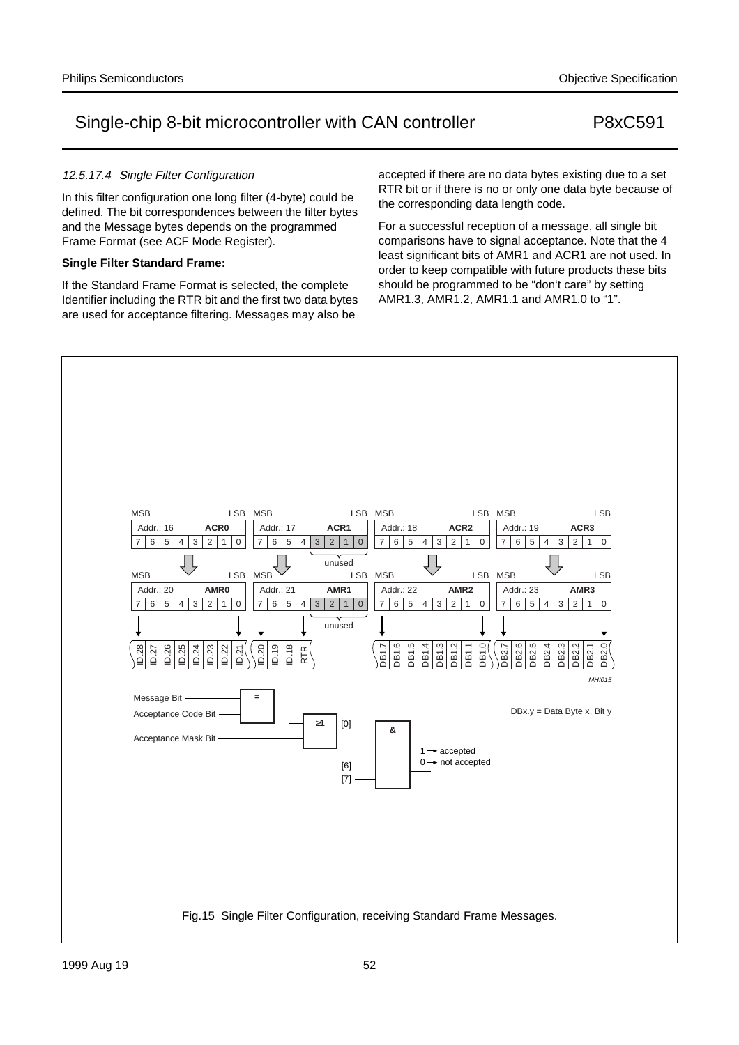#### 12.5.17.4 *Single Filter Configuration*

In this filter configuration one long filter (4-byte) could be defined. The bit correspondences between the filter bytes and the Message bytes depends on the programmed Frame Format (see ACF Mode Register).

**Single Filter Standard Frame:**

If the Standard Frame Format is selected, the complete Identifier including the RTR bit and the first two data bytes are used for acceptance filtering. Messages may also be accepted if there are no data bytes existing due to a set RTR bit or if there is no or only one data byte because of the corresponding data length code.

For a successful reception of a message, all single bit comparisons have to signal acceptance. Note that the 4 least significant bits of AMR1 and ACR1 are not used. In order to keep compatible with future products these bits should be programmed to be "don't care" by setting AMR1.3, AMR1.2, AMR1.1 and AMR1.0 to "1".

Fig.15 Single Filter Configuration, receiving Standard Frame Messages.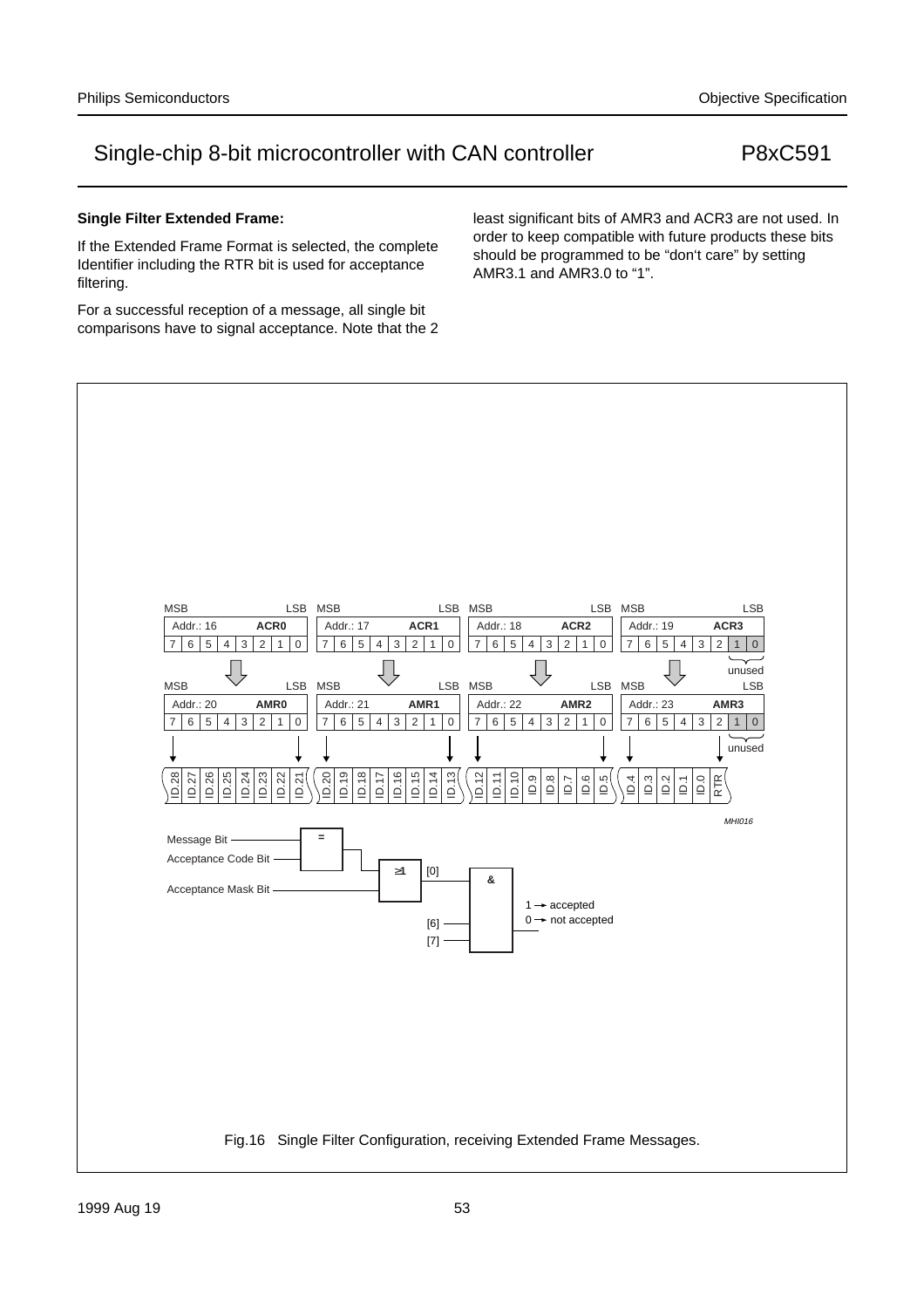**Single Filter Extended Frame:**

If the Extended Frame Format is selected, the complete Identifier including the RTR bit is used for acceptance filtering.

For a successful reception of a message, all single bit comparisons have to signal acceptance. Note that the 2 least significant bits of AMR3 and ACR3 are not used. In order to keep compatible with future products these bits should be programmed to be “don‘t care” by setting AMR3.1 and AMR3.0 to “1”.

MSB LSB MSB LSB MSB LSB MSB LSB

Addr.: 16 ACR0 | Addr.: 17 ACR1 | Addr.: 18 ACR2 | Addr.: 19 ACR3

7 6 5 4 3 2 1 0 | 7 6 5 4 3 2 1 0 | 7 6 5 4 3 2 1 0 | 7 6 5 4 3 2 1 0 (unused)

Addr.: 20 AMR0 | Addr.: 21 AMR1 | Addr.: 22 AMR2 | Addr.: 23 AMR3

7 6 5 4 3 2 1 0 | 7 6 5 4 3 2 1 0 | 7 6 5 4 3 2 1 0 | 7 6 5 4 3 2 1 0 (unused)

ID.28 ID.27 ID.26 ID.25 ID.24 ID.23 ID.22 ID.21 | ID.20 ID.19 ID.18 ID.17 ID.16 ID.15 ID.14 ID.13 | ID.12 ID.11 ID.10 ID.9 ID.8 ID.7 ID.6 ID.5 | ID.4 ID.3 ID.2 ID.1 ID.0 RTR

Message Bit, Acceptance Code Bit → = ; with Acceptance Mask Bit → ≥1 → [0] ; [0], [6], [7] → & → 1 → accepted, 0 → not accepted

MHI016

Fig.16 Single Filter Configuration, receiving Extended Frame Messages.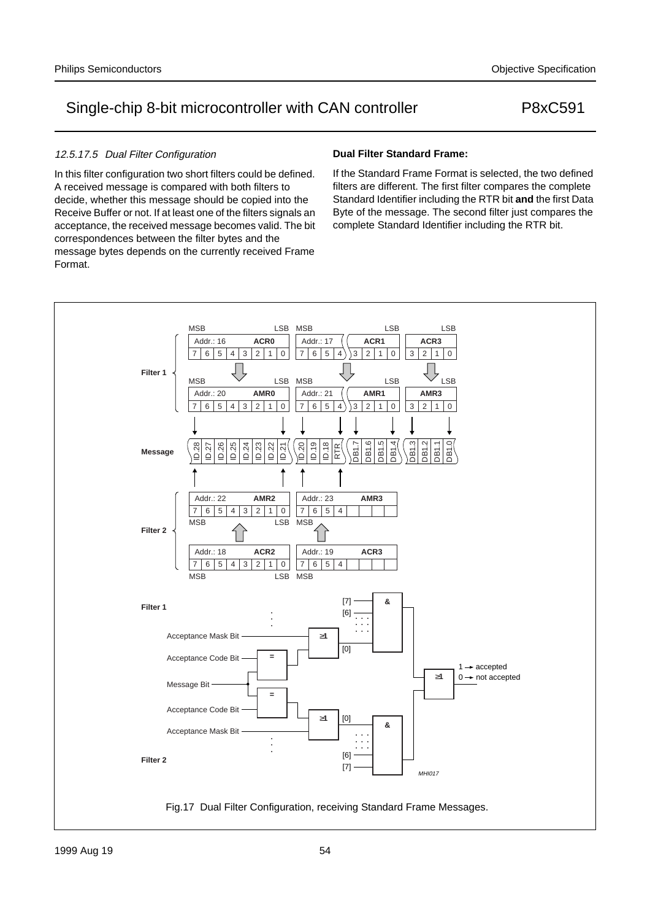#### 12.5.17.5 *Dual Filter Configuration*

In this filter configuration two short filters could be defined. A received message is compared with both filters to decide, whether this message should be copied into the Receive Buffer or not. If at least one of the filters signals an acceptance, the received message becomes valid. The bit correspondences between the filter bytes and the message bytes depends on the currently received Frame Format.

**Dual Filter Standard Frame:**

If the Standard Frame Format is selected, the two defined filters are different. The first filter compares the complete Standard Identifier including the RTR bit **and** the first Data Byte of the message. The second filter just compares the complete Standard Identifier including the RTR bit.

Fig.17 Dual Filter Configuration, receiving Standard Frame Messages.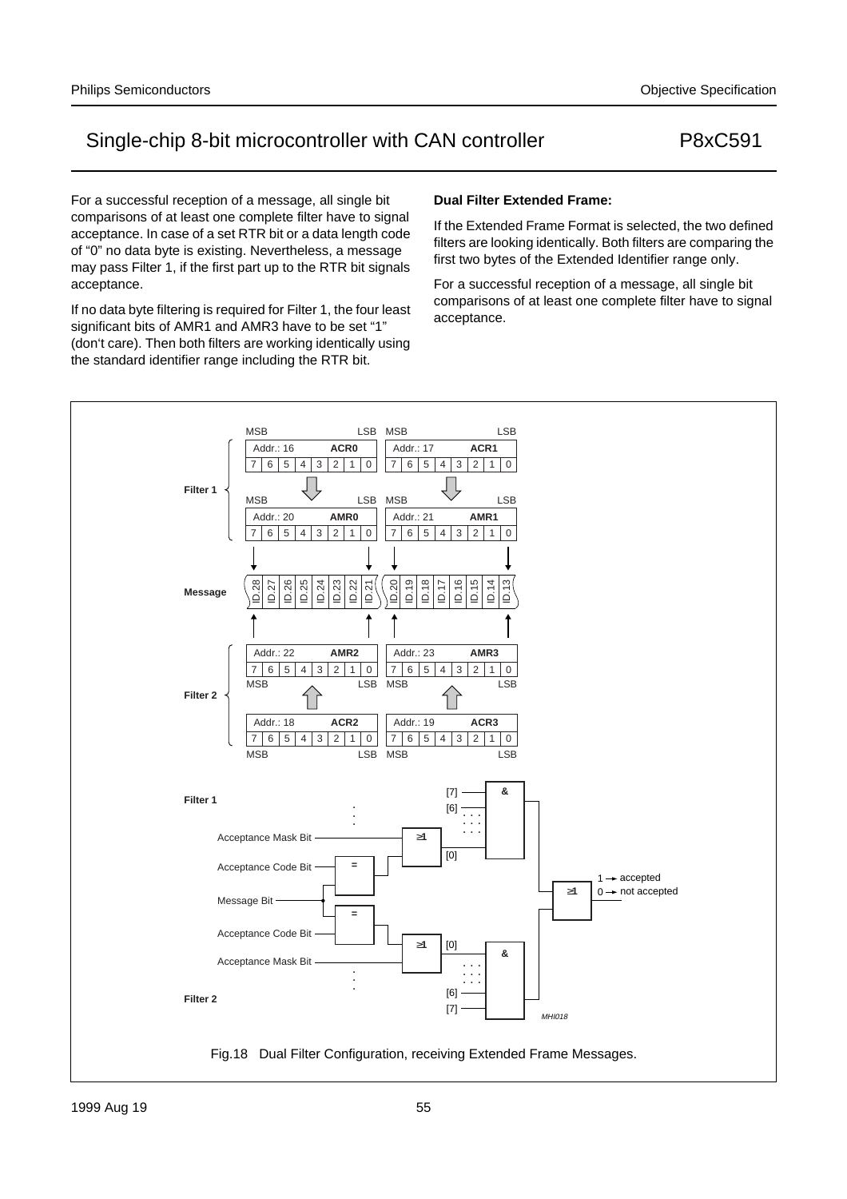For a successful reception of a message, all single bit comparisons of at least one complete filter have to signal acceptance. In case of a set RTR bit or a data length code of “0” no data byte is existing. Nevertheless, a message may pass Filter 1, if the first part up to the RTR bit signals acceptance.

If no data byte filtering is required for Filter 1, the four least significant bits of AMR1 and AMR3 have to be set “1” (don‘t care). Then both filters are working identically using the standard identifier range including the RTR bit.

**Dual Filter Extended Frame:**

If the Extended Frame Format is selected, the two defined filters are looking identically. Both filters are comparing the first two bytes of the Extended Identifier range only.

For a successful reception of a message, all single bit comparisons of at least one complete filter have to signal acceptance.

Fig.18 Dual Filter Configuration, receiving Extended Frame Messages.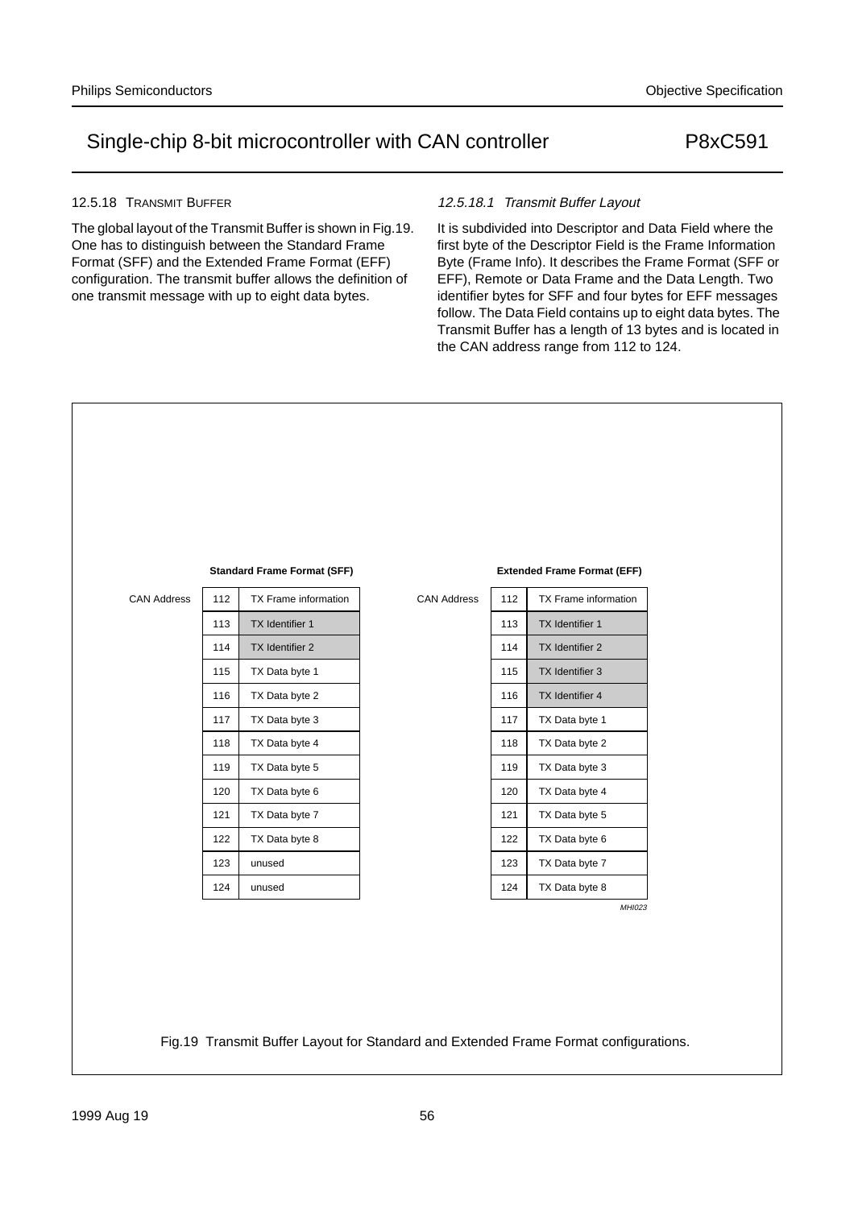### 12.5.18 TRANSMIT BUFFER

The global layout of the Transmit Buffer is shown in Fig.19. One has to distinguish between the Standard Frame Format (SFF) and the Extended Frame Format (EFF) configuration. The transmit buffer allows the definition of one transmit message with up to eight data bytes.

#### *12.5.18.1 Transmit Buffer Layout*

It is subdivided into Descriptor and Data Field where the first byte of the Descriptor Field is the Frame Information Byte (Frame Info). It describes the Frame Format (SFF or EFF), Remote or Data Frame and the Data Length. Two identifier bytes for SFF and four bytes for EFF messages follow. The Data Field contains up to eight data bytes. The Transmit Buffer has a length of 13 bytes and is located in the CAN address range from 112 to 124.

**Standard Frame Format (SFF)**

| CAN Address | |
|---|---|
| 112 | TX Frame information |
| 113 | TX Identifier 1 |
| 114 | TX Identifier 2 |
| 115 | TX Data byte 1 |
| 116 | TX Data byte 2 |
| 117 | TX Data byte 3 |
| 118 | TX Data byte 4 |
| 119 | TX Data byte 5 |
| 120 | TX Data byte 6 |
| 121 | TX Data byte 7 |
| 122 | TX Data byte 8 |
| 123 | unused |
| 124 | unused |

**Extended Frame Format (EFF)**

| CAN Address | |
|---|---|
| 112 | TX Frame information |
| 113 | TX Identifier 1 |
| 114 | TX Identifier 2 |
| 115 | TX Identifier 3 |
| 116 | TX Identifier 4 |
| 117 | TX Data byte 1 |
| 118 | TX Data byte 2 |
| 119 | TX Data byte 3 |
| 120 | TX Data byte 4 |
| 121 | TX Data byte 5 |
| 122 | TX Data byte 6 |
| 123 | TX Data byte 7 |
| 124 | TX Data byte 8 |

MHI023

Fig.19 Transmit Buffer Layout for Standard and Extended Frame Format configurations.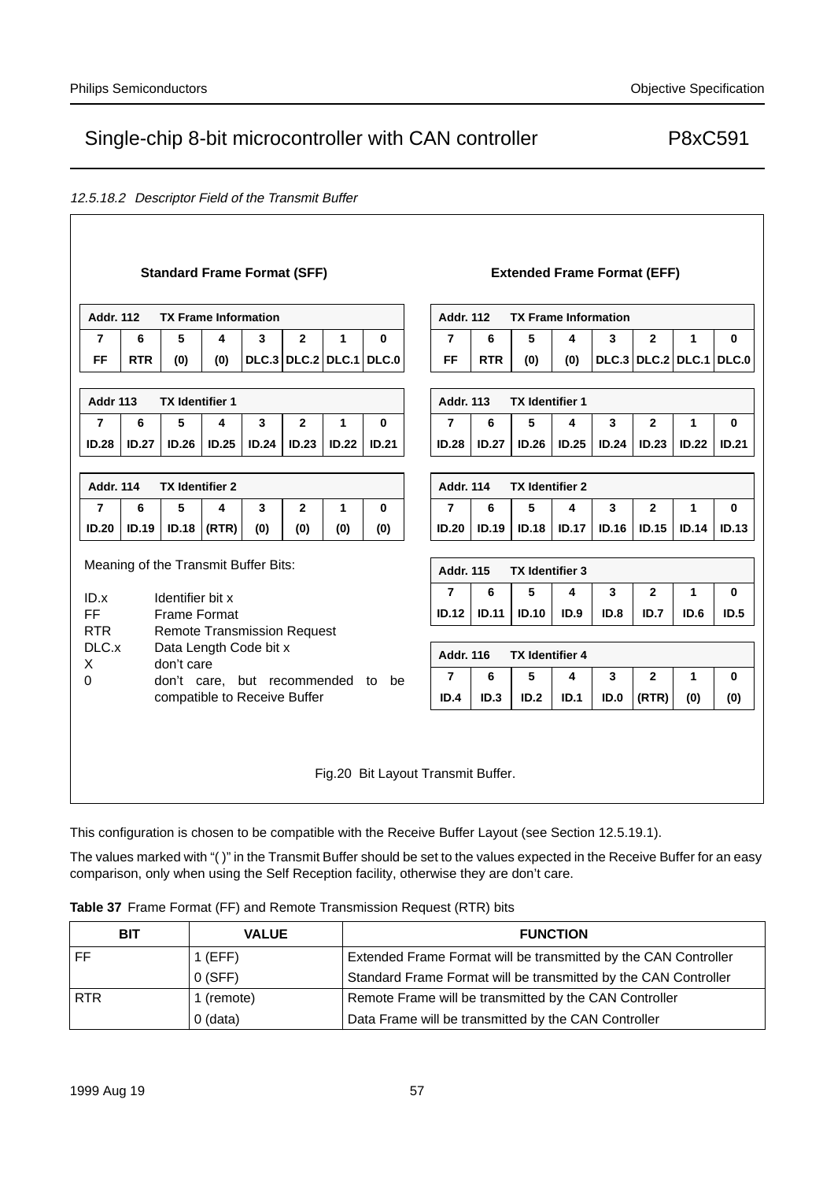#### 12.5.18.2 Descriptor Field of the Transmit Buffer

**Standard Frame Format (SFF)**

| Addr. 112 | TX Frame Information | | | | | | |
|---|---|---|---|---|---|---|---|
| **7** | **6** | **5** | **4** | **3** | **2** | **1** | **0** |
| **FF** | **RTR** | **(0)** | **(0)** | **DLC.3** | **DLC.2** | **DLC.1** | **DLC.0** |

| Addr 113 | TX Identifier 1 | | | | | | |
|---|---|---|---|---|---|---|---|
| **7** | **6** | **5** | **4** | **3** | **2** | **1** | **0** |
| **ID.28** | **ID.27** | **ID.26** | **ID.25** | **ID.24** | **ID.23** | **ID.22** | **ID.21** |

| Addr. 114 | TX Identifier 2 | | | | | | |
|---|---|---|---|---|---|---|---|
| **7** | **6** | **5** | **4** | **3** | **2** | **1** | **0** |
| **ID.20** | **ID.19** | **ID.18** | **(RTR)** | **(0)** | **(0)** | **(0)** | **(0)** |

Meaning of the Transmit Buffer Bits:

| | |
|---|---|
| ID.x | Identifier bit x |
| FF | Frame Format |
| RTR | Remote Transmission Request |
| DLC.x | Data Length Code bit x |
| X | don't care |
| 0 | don't care, but recommended to be compatible to Receive Buffer |

**Extended Frame Format (EFF)**

| Addr. 112 | TX Frame Information | | | | | | |
|---|---|---|---|---|---|---|---|
| **7** | **6** | **5** | **4** | **3** | **2** | **1** | **0** |
| **FF** | **RTR** | **(0)** | **(0)** | **DLC.3** | **DLC.2** | **DLC.1** | **DLC.0** |

| Addr. 113 | TX Identifier 1 | | | | | | |
|---|---|---|---|---|---|---|---|
| **7** | **6** | **5** | **4** | **3** | **2** | **1** | **0** |
| **ID.28** | **ID.27** | **ID.26** | **ID.25** | **ID.24** | **ID.23** | **ID.22** | **ID.21** |

| Addr. 114 | TX Identifier 2 | | | | | | |
|---|---|---|---|---|---|---|---|
| **7** | **6** | **5** | **4** | **3** | **2** | **1** | **0** |
| **ID.20** | **ID.19** | **ID.18** | **ID.17** | **ID.16** | **ID.15** | **ID.14** | **ID.13** |

| Addr. 115 | TX Identifier 3 | | | | | | |
|---|---|---|---|---|---|---|---|
| **7** | **6** | **5** | **4** | **3** | **2** | **1** | **0** |
| **ID.12** | **ID.11** | **ID.10** | **ID.9** | **ID.8** | **ID.7** | **ID.6** | **ID.5** |

| Addr. 116 | TX Identifier 4 | | | | | | |
|---|---|---|---|---|---|---|---|
| **7** | **6** | **5** | **4** | **3** | **2** | **1** | **0** |
| **ID.4** | **ID.3** | **ID.2** | **ID.1** | **ID.0** | **(RTR)** | **(0)** | **(0)** |

Fig.20 Bit Layout Transmit Buffer.

This configuration is chosen to be compatible with the Receive Buffer Layout (see Section 12.5.19.1).

The values marked with "( )" in the Transmit Buffer should be set to the values expected in the Receive Buffer for an easy comparison, only when using the Self Reception facility, otherwise they are don't care.

**Table 37** Frame Format (FF) and Remote Transmission Request (RTR) bits

| BIT | VALUE | FUNCTION |
|---|---|---|
| FF | 1 (EFF) | Extended Frame Format will be transmitted by the CAN Controller |
| | 0 (SFF) | Standard Frame Format will be transmitted by the CAN Controller |
| RTR | 1 (remote) | Remote Frame will be transmitted by the CAN Controller |
| | 0 (data) | Data Frame will be transmitted by the CAN Controller |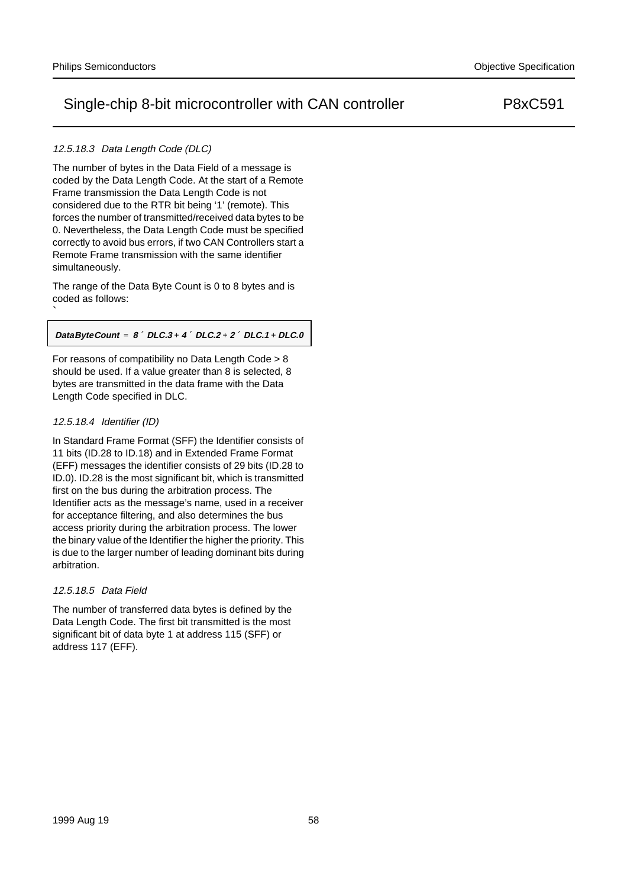#### 12.5.18.3 Data Length Code (DLC)

The number of bytes in the Data Field of a message is coded by the Data Length Code. At the start of a Remote Frame transmission the Data Length Code is not considered due to the RTR bit being '1' (remote). This forces the number of transmitted/received data bytes to be 0. Nevertheless, the Data Length Code must be specified correctly to avoid bus errors, if two CAN Controllers start a Remote Frame transmission with the same identifier simultaneously.

The range of the Data Byte Count is 0 to 8 bytes and is coded as follows:

$$\textbf{DataByteCount} = \textbf{8} \times \textbf{DLC.3} + \textbf{4} \times \textbf{DLC.2} + \textbf{2} \times \textbf{DLC.1} + \textbf{DLC.0}$$

For reasons of compatibility no Data Length Code > 8 should be used. If a value greater than 8 is selected, 8 bytes are transmitted in the data frame with the Data Length Code specified in DLC.

#### 12.5.18.4 Identifier (ID)

In Standard Frame Format (SFF) the Identifier consists of 11 bits (ID.28 to ID.18) and in Extended Frame Format (EFF) messages the identifier consists of 29 bits (ID.28 to ID.0). ID.28 is the most significant bit, which is transmitted first on the bus during the arbitration process. The Identifier acts as the message's name, used in a receiver for acceptance filtering, and also determines the bus access priority during the arbitration process. The lower the binary value of the Identifier the higher the priority. This is due to the larger number of leading dominant bits during arbitration.

#### 12.5.18.5 Data Field

The number of transferred data bytes is defined by the Data Length Code. The first bit transmitted is the most significant bit of data byte 1 at address 115 (SFF) or address 117 (EFF).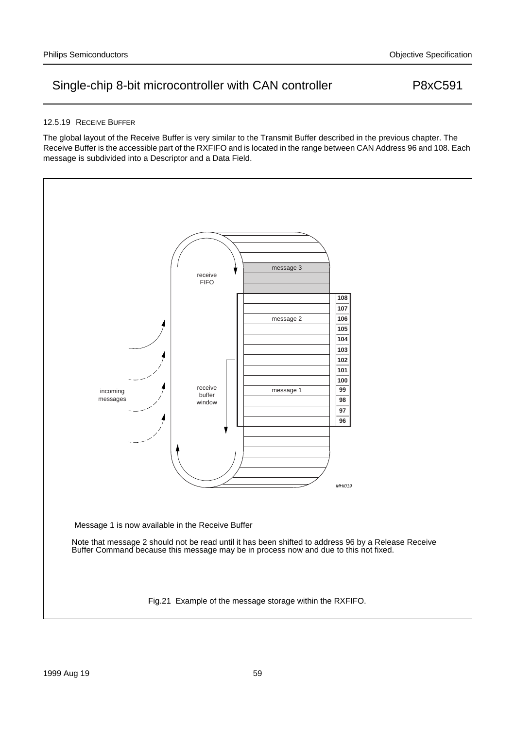### 12.5.19 RECEIVE BUFFER

The global layout of the Receive Buffer is very similar to the Transmit Buffer described in the previous chapter. The Receive Buffer is the accessible part of the RXFIFO and is located in the range between CAN Address 96 and 108. Each message is subdivided into a Descriptor and a Data Field.

Message 1 is now available in the Receive Buffer

Note that message 2 should not be read until it has been shifted to address 96 by a Release Receive Buffer Command because this message may be in process now and due to this not fixed.

Fig.21 Example of the message storage within the RXFIFO.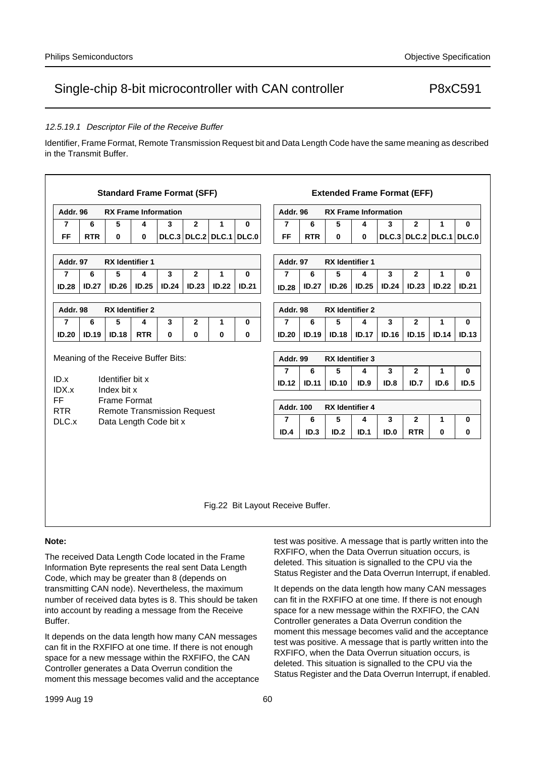#### 12.5.19.1 Descriptor File of the Receive Buffer

Identifier, Frame Format, Remote Transmission Request bit and Data Length Code have the same meaning as described in the Transmit Buffer.

**Standard Frame Format (SFF)**

| Addr. 96 | RX Frame Information | | | | | | |
|---|---|---|---|---|---|---|---|
| 7 | 6 | 5 | 4 | 3 | 2 | 1 | 0 |
| FF | RTR | 0 | 0 | DLC.3 | DLC.2 | DLC.1 | DLC.0 |

| Addr. 97 | RX Identifier 1 | | | | | | |
|---|---|---|---|---|---|---|---|
| 7 | 6 | 5 | 4 | 3 | 2 | 1 | 0 |
| ID.28 | ID.27 | ID.26 | ID.25 | ID.24 | ID.23 | ID.22 | ID.21 |

| Addr. 98 | RX Identifier 2 | | | | | | |
|---|---|---|---|---|---|---|---|
| 7 | 6 | 5 | 4 | 3 | 2 | 1 | 0 |
| ID.20 | ID.19 | ID.18 | RTR | 0 | 0 | 0 | 0 |

Meaning of the Receive Buffer Bits:

- ID.x — Identifier bit x
- IDX.x — Index bit x
- FF — Frame Format
- RTR — Remote Transmission Request
- DLC.x — Data Length Code bit x

**Extended Frame Format (EFF)**

| Addr. 96 | RX Frame Information | | | | | | |
|---|---|---|---|---|---|---|---|
| 7 | 6 | 5 | 4 | 3 | 2 | 1 | 0 |
| FF | RTR | 0 | 0 | DLC.3 | DLC.2 | DLC.1 | DLC.0 |

| Addr. 97 | RX Identifier 1 | | | | | | |
|---|---|---|---|---|---|---|---|
| 7 | 6 | 5 | 4 | 3 | 2 | 1 | 0 |
| ID.28 | ID.27 | ID.26 | ID.25 | ID.24 | ID.23 | ID.22 | ID.21 |

| Addr. 98 | RX Identifier 2 | | | | | | |
|---|---|---|---|---|---|---|---|
| 7 | 6 | 5 | 4 | 3 | 2 | 1 | 0 |
| ID.20 | ID.19 | ID.18 | ID.17 | ID.16 | ID.15 | ID.14 | ID.13 |

| Addr. 99 | RX Identifier 3 | | | | | | |
|---|---|---|---|---|---|---|---|
| 7 | 6 | 5 | 4 | 3 | 2 | 1 | 0 |
| ID.12 | ID.11 | ID.10 | ID.9 | ID.8 | ID.7 | ID.6 | ID.5 |

| Addr. 100 | RX Identifier 4 | | | | | | |
|---|---|---|---|---|---|---|---|
| 7 | 6 | 5 | 4 | 3 | 2 | 1 | 0 |
| ID.4 | ID.3 | ID.2 | ID.1 | ID.0 | RTR | 0 | 0 |

Fig.22 Bit Layout Receive Buffer.

**Note:**

The received Data Length Code located in the Frame Information Byte represents the real sent Data Length Code, which may be greater than 8 (depends on transmitting CAN node). Nevertheless, the maximum number of received data bytes is 8. This should be taken into account by reading a message from the Receive Buffer.

It depends on the data length how many CAN messages can fit in the RXFIFO at one time. If there is not enough space for a new message within the RXFIFO, the CAN Controller generates a Data Overrun condition the moment this message becomes valid and the acceptance test was positive. A message that is partly written into the RXFIFO, when the Data Overrun situation occurs, is deleted. This situation is signalled to the CPU via the Status Register and the Data Overrun Interrupt, if enabled.

It depends on the data length how many CAN messages can fit in the RXFIFO at one time. If there is not enough space for a new message within the RXFIFO, the CAN Controller generates a Data Overrun condition the moment this message becomes valid and the acceptance test was positive. A message that is partly written into the RXFIFO, when the Data Overrun situation occurs, is deleted. This situation is signalled to the CPU via the Status Register and the Data Overrun Interrupt, if enabled.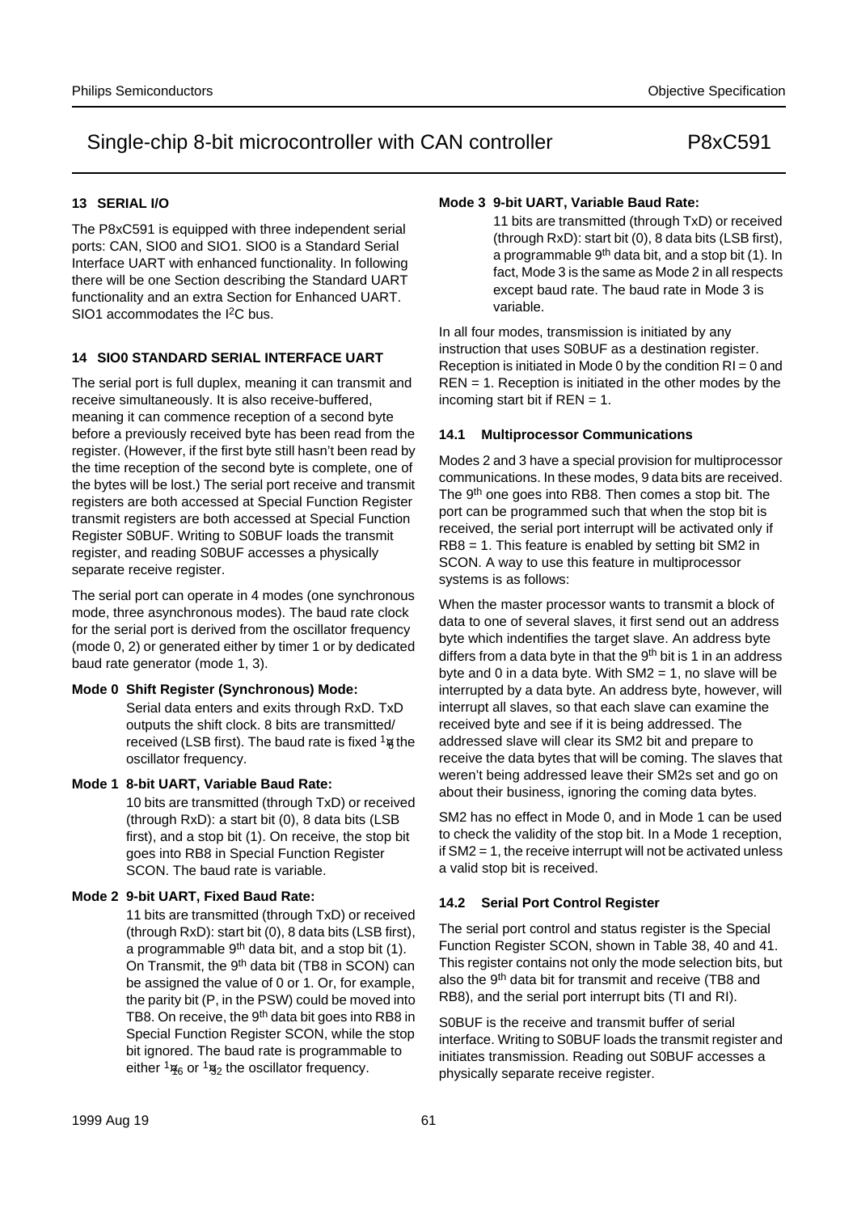## 13 SERIAL I/O

The P8xC591 is equipped with three independent serial ports: CAN, SIO0 and SIO1. SIO0 is a Standard Serial Interface UART with enhanced functionality. In following there will be one Section describing the Standard UART functionality and an extra Section for Enhanced UART. SIO1 accommodates the I²C bus.

## 14 SIO0 STANDARD SERIAL INTERFACE UART

The serial port is full duplex, meaning it can transmit and receive simultaneously. It is also receive-buffered, meaning it can commence reception of a second byte before a previously received byte has been read from the register. (However, if the first byte still hasn't been read by the time reception of the second byte is complete, one of the bytes will be lost.) The serial port receive and transmit registers are both accessed at Special Function Register transmit registers are both accessed at Special Function Register S0BUF. Writing to S0BUF loads the transmit register, and reading S0BUF accesses a physically separate receive register.

The serial port can operate in 4 modes (one synchronous mode, three asynchronous modes). The baud rate clock for the serial port is derived from the oscillator frequency (mode 0, 2) or generated either by timer 1 or by dedicated baud rate generator (mode 1, 3).

**Mode 0 Shift Register (Synchronous) Mode:**
Serial data enters and exits through RxD. TxD outputs the shift clock. 8 bits are transmitted/received (LSB first). The baud rate is fixed $1/6$ the oscillator frequency.

**Mode 1 8-bit UART, Variable Baud Rate:**
10 bits are transmitted (through TxD) or received (through RxD): a start bit (0), 8 data bits (LSB first), and a stop bit (1). On receive, the stop bit goes into RB8 in Special Function Register SCON. The baud rate is variable.

**Mode 2 9-bit UART, Fixed Baud Rate:**
11 bits are transmitted (through TxD) or received (through RxD): start bit (0), 8 data bits (LSB first), a programmable 9th data bit, and a stop bit (1). On Transmit, the 9th data bit (TB8 in SCON) can be assigned the value of 0 or 1. Or, for example, the parity bit (P, in the PSW) could be moved into TB8. On receive, the 9th data bit goes into RB8 in Special Function Register SCON, while the stop bit ignored. The baud rate is programmable to either $1/16$ or $1/32$ the oscillator frequency.

**Mode 3 9-bit UART, Variable Baud Rate:**
11 bits are transmitted (through TxD) or received (through RxD): start bit (0), 8 data bits (LSB first), a programmable 9th data bit, and a stop bit (1). In fact, Mode 3 is the same as Mode 2 in all respects except baud rate. The baud rate in Mode 3 is variable.

In all four modes, transmission is initiated by any instruction that uses S0BUF as a destination register. Reception is initiated in Mode 0 by the condition RI = 0 and REN = 1. Reception is initiated in the other modes by the incoming start bit if REN = 1.

### 14.1 Multiprocessor Communications

Modes 2 and 3 have a special provision for multiprocessor communications. In these modes, 9 data bits are received. The 9th one goes into RB8. Then comes a stop bit. The port can be programmed such that when the stop bit is received, the serial port interrupt will be activated only if RB8 = 1. This feature is enabled by setting bit SM2 in SCON. A way to use this feature in multiprocessor systems is as follows:

When the master processor wants to transmit a block of data to one of several slaves, it first send out an address byte which indentifies the target slave. An address byte differs from a data byte in that the 9th bit is 1 in an address byte and 0 in a data byte. With SM2 = 1, no slave will be interrupted by a data byte. An address byte, however, will interrupt all slaves, so that each slave can examine the received byte and see if it is being addressed. The addressed slave will clear its SM2 bit and prepare to receive the data bytes that will be coming. The slaves that weren't being addressed leave their SM2s set and go on about their business, ignoring the coming data bytes.

SM2 has no effect in Mode 0, and in Mode 1 can be used to check the validity of the stop bit. In a Mode 1 reception, if SM2 = 1, the receive interrupt will not be activated unless a valid stop bit is received.

### 14.2 Serial Port Control Register

The serial port control and status register is the Special Function Register SCON, shown in Table 38, 40 and 41. This register contains not only the mode selection bits, but also the 9th data bit for transmit and receive (TB8 and RB8), and the serial port interrupt bits (TI and RI).

S0BUF is the receive and transmit buffer of serial interface. Writing to S0BUF loads the transmit register and initiates transmission. Reading out S0BUF accesses a physically separate receive register.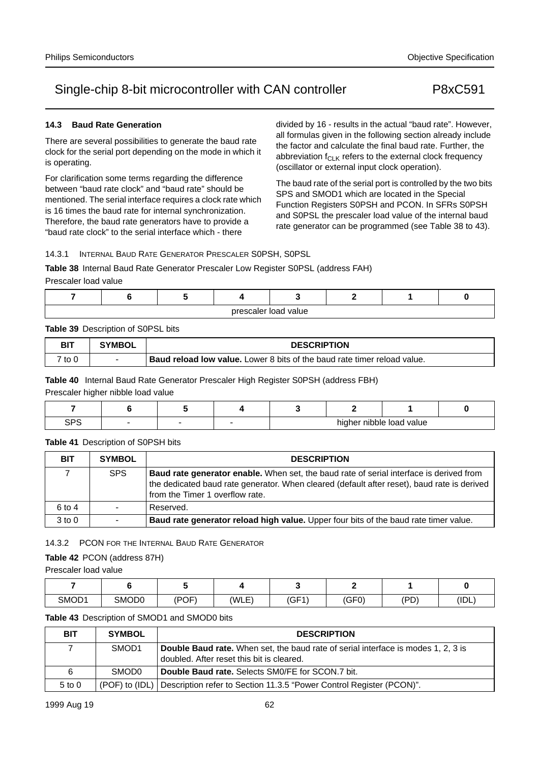### 14.3 Baud Rate Generation

There are several possibilities to generate the baud rate clock for the serial port depending on the mode in which it is operating.

For clarification some terms regarding the difference between "baud rate clock" and "baud rate" should be mentioned. The serial interface requires a clock rate which is 16 times the baud rate for internal synchronization. Therefore, the baud rate generators have to provide a "baud rate clock" to the serial interface which - there divided by 16 - results in the actual "baud rate". However, all formulas given in the following section already include the factor and calculate the final baud rate. Further, the abbreviation $f_{CLK}$ refers to the external clock frequency (oscillator or external input clock operation).

The baud rate of the serial port is controlled by the two bits SPS and SMOD1 which are located in the Special Function Registers S0PSH and PCON. In SFRs S0PSH and S0PSL the prescaler load value of the internal baud rate generator can be programmed (see Table 38 to 43).

#### 14.3.1 Internal Baud Rate Generator Prescaler S0PSH, S0PSL

**Table 38** Internal Baud Rate Generator Prescaler Low Register S0PSL (address FAH)

Prescaler load value

| 7 | 6 | 5 | 4 | 3 | 2 | 1 | 0 |
|---|---|---|---|---|---|---|---|
| prescaler load value | | | | | | | |

**Table 39** Description of S0PSL bits

| BIT | SYMBOL | DESCRIPTION |
|---|---|---|
| 7 to 0 | - | **Baud reload low value.** Lower 8 bits of the baud rate timer reload value. |

**Table 40** Internal Baud Rate Generator Prescaler High Register S0PSH (address FBH)

Prescaler higher nibble load value

| 7 | 6 | 5 | 4 | 3 | 2 | 1 | 0 |
|---|---|---|---|---|---|---|---|
| SPS | - | - | - | higher nibble load value | | | |

**Table 41** Description of S0PSH bits

| BIT | SYMBOL | DESCRIPTION |
|---|---|---|
| 7 | SPS | **Baud rate generator enable.** When set, the baud rate of serial interface is derived from the dedicated baud rate generator. When cleared (default after reset), baud rate is derived from the Timer 1 overflow rate. |
| 6 to 4 | - | Reserved. |
| 3 to 0 | - | **Baud rate generator reload high value.** Upper four bits of the baud rate timer value. |

#### 14.3.2 PCON for the Internal Baud Rate Generator

**Table 42** PCON (address 87H)

Prescaler load value

| 7 | 6 | 5 | 4 | 3 | 2 | 1 | 0 |
|---|---|---|---|---|---|---|---|
| SMOD1 | SMOD0 | (POF) | (WLE) | (GF1) | (GF0) | (PD) | (IDL) |

**Table 43** Description of SMOD1 and SMOD0 bits

| BIT | SYMBOL | DESCRIPTION |
|---|---|---|
| 7 | SMOD1 | **Double Baud rate.** When set, the baud rate of serial interface is modes 1, 2, 3 is doubled. After reset this bit is cleared. |
| 6 | SMOD0 | **Double Baud rate.** Selects SM0/FE for SCON.7 bit. |
| 5 to 0 | (POF) to (IDL) | Description refer to Section 11.3.5 "Power Control Register (PCON)". |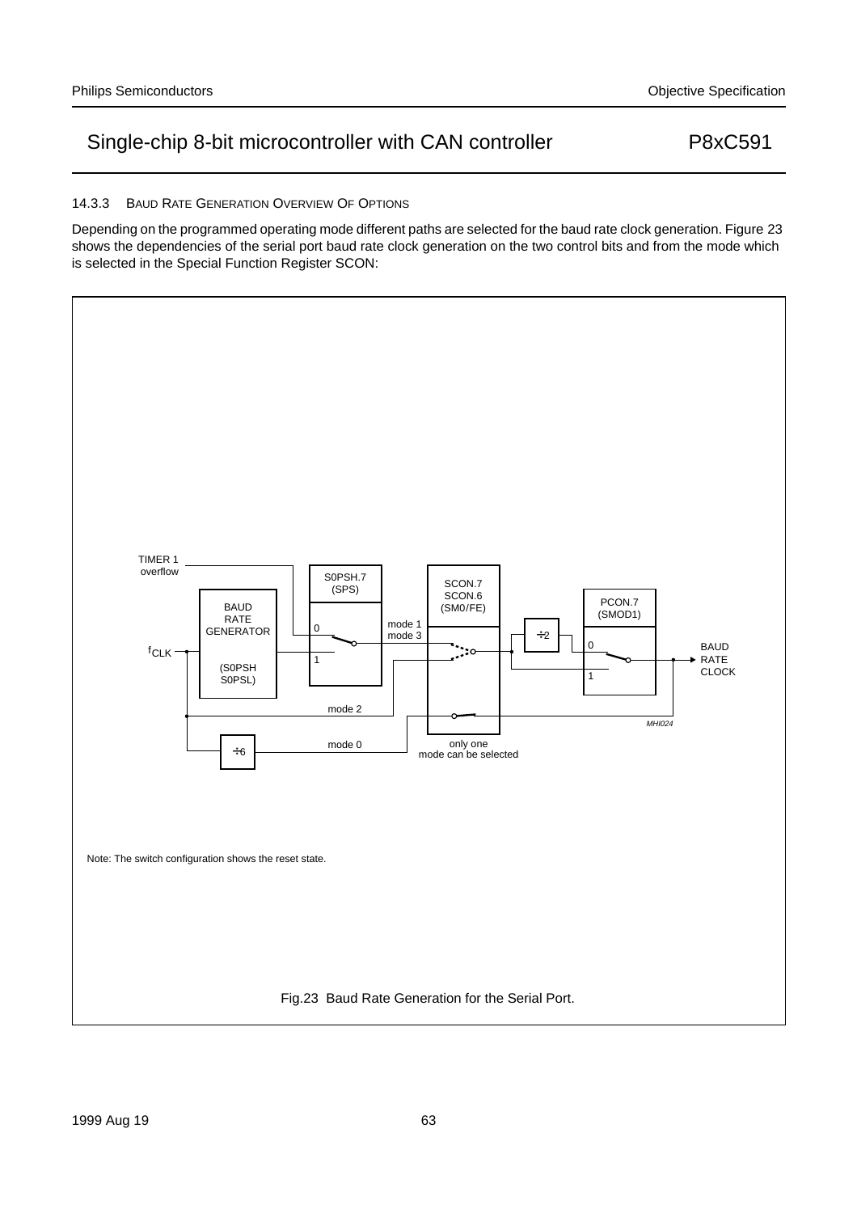#### 14.3.3 BAUD RATE GENERATION OVERVIEW OF OPTIONS

Depending on the programmed operating mode different paths are selected for the baud rate clock generation. Figure 23 shows the dependencies of the serial port baud rate clock generation on the two control bits and from the mode which is selected in the Special Function Register SCON:

Note: The switch configuration shows the reset state.

Fig.23 Baud Rate Generation for the Serial Port.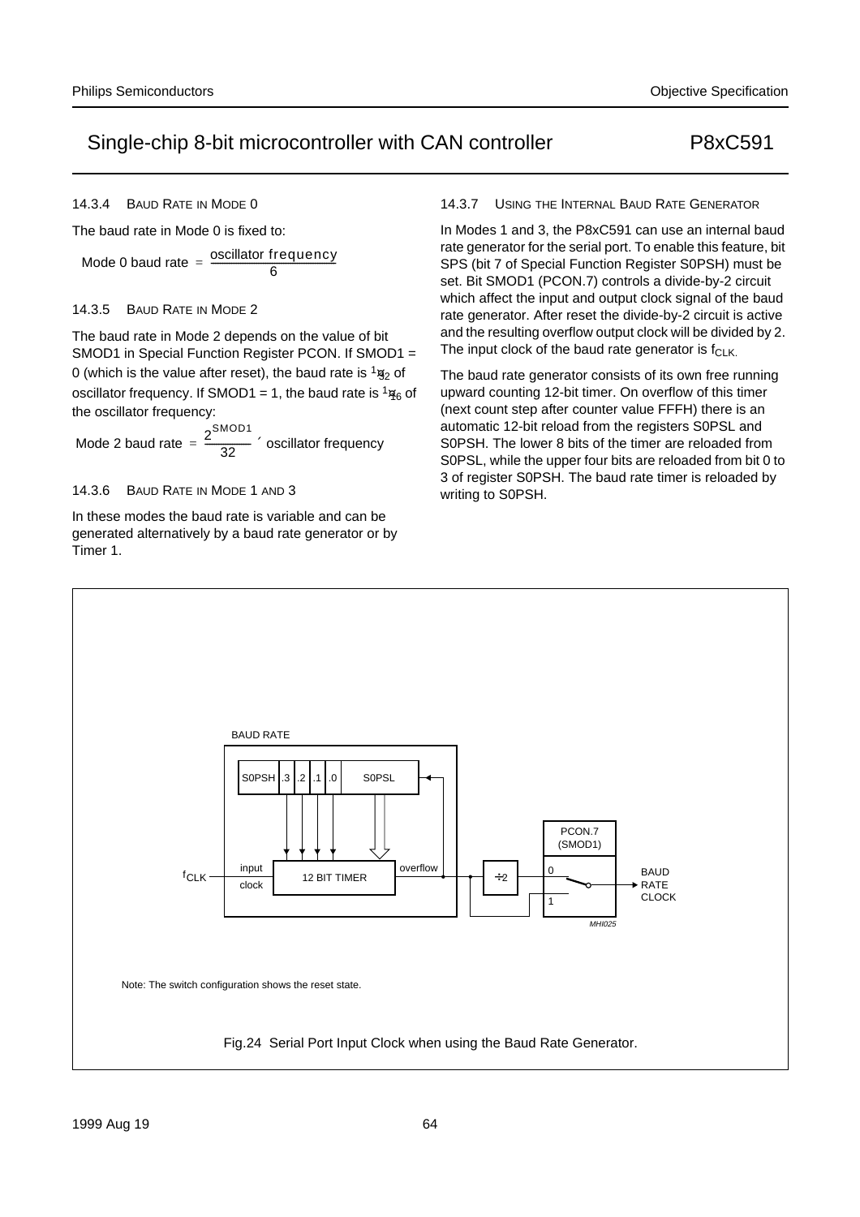#### 14.3.4 BAUD RATE IN MODE 0

The baud rate in Mode 0 is fixed to:

$$\text{Mode 0 baud rate} = \frac{\text{oscillator frequency}}{6}$$

#### 14.3.5 BAUD RATE IN MODE 2

The baud rate in Mode 2 depends on the value of bit SMOD1 in Special Function Register PCON. If SMOD1 = 0 (which is the value after reset), the baud rate is $^1\!/_{32}$ of oscillator frequency. If SMOD1 = 1, the baud rate is $^1\!/_{16}$ of the oscillator frequency:

$$\text{Mode 2 baud rate} = \frac{2^{SMOD1}}{32} \times \text{oscillator frequency}$$

#### 14.3.6 BAUD RATE IN MODE 1 AND 3

In these modes the baud rate is variable and can be generated alternatively by a baud rate generator or by Timer 1.

#### 14.3.7 USING THE INTERNAL BAUD RATE GENERATOR

In Modes 1 and 3, the P8xC591 can use an internal baud rate generator for the serial port. To enable this feature, bit SPS (bit 7 of Special Function Register S0PSH) must be set. Bit SMOD1 (PCON.7) controls a divide-by-2 circuit which affect the input and output clock signal of the baud rate generator. After reset the divide-by-2 circuit is active and the resulting overflow output clock will be divided by 2. The input clock of the baud rate generator is $f_{CLK}$.

The baud rate generator consists of its own free running upward counting 12-bit timer. On overflow of this timer (next count step after counter value FFFH) there is an automatic 12-bit reload from the registers S0PSL and S0PSH. The lower 8 bits of the timer are reloaded from S0PSL, while the upper four bits are reloaded from bit 0 to 3 of register S0PSH. The baud rate timer is reloaded by writing to S0PSH.

Note: The switch configuration shows the reset state.

Fig.24 Serial Port Input Clock when using the Baud Rate Generator.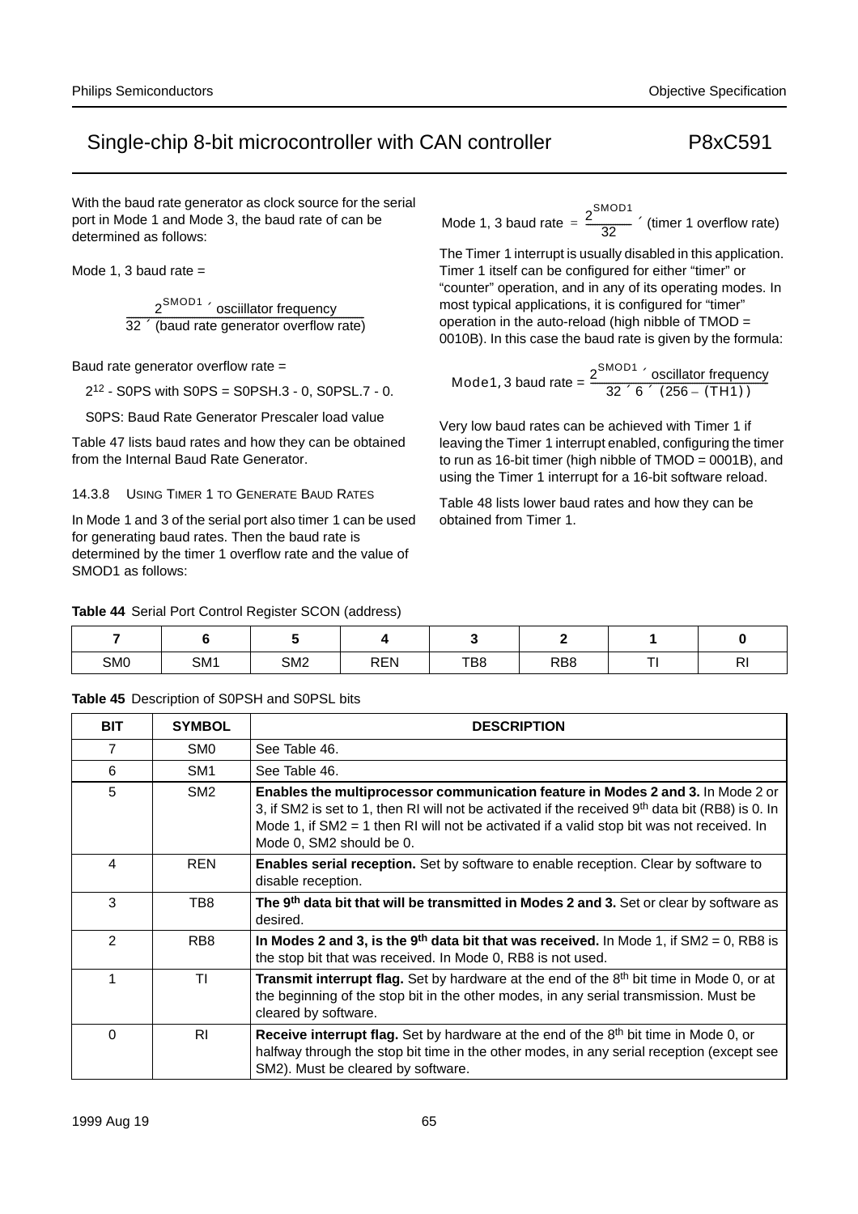With the baud rate generator as clock source for the serial port in Mode 1 and Mode 3, the baud rate of can be determined as follows:

Mode 1, 3 baud rate =

$$\frac{2^{SMOD1} \times \text{osciillator frequency}}{32 \times (\text{baud rate generator overflow rate})}$$

Baud rate generator overflow rate =

$2^{12}$ - S0PS with S0PS = S0PSH.3 - 0, S0PSL.7 - 0.

S0PS: Baud Rate Generator Prescaler load value

Table 47 lists baud rates and how they can be obtained from the Internal Baud Rate Generator.

#### 14.3.8 USING TIMER 1 TO GENERATE BAUD RATES

In Mode 1 and 3 of the serial port also timer 1 can be used for generating baud rates. Then the baud rate is determined by the timer 1 overflow rate and the value of SMOD1 as follows:

$$\text{Mode 1, 3 baud rate} = \frac{2^{SMOD1}}{32} \times (\text{timer 1 overflow rate})$$

The Timer 1 interrupt is usually disabled in this application. Timer 1 itself can be configured for either “timer” or “counter” operation, and in any of its operating modes. In most typical applications, it is configured for “timer” operation in the auto-reload (high nibble of TMOD = 0010B). In this case the baud rate is given by the formula:

$$\text{Mode1, 3 baud rate} = \frac{2^{SMOD1} \times \text{oscillator frequency}}{32 \times 6 \times (256 - (TH1))}$$

Very low baud rates can be achieved with Timer 1 if leaving the Timer 1 interrupt enabled, configuring the timer to run as 16-bit timer (high nibble of TMOD = 0001B), and using the Timer 1 interrupt for a 16-bit software reload.

Table 48 lists lower baud rates and how they can be obtained from Timer 1.

**Table 44** Serial Port Control Register SCON (address)

| 7 | 6 | 5 | 4 | 3 | 2 | 1 | 0 |
|---|---|---|---|---|---|---|---|
| SM0 | SM1 | SM2 | REN | TB8 | RB8 | TI | RI |

**Table 45** Description of S0PSH and S0PSL bits

| BIT | SYMBOL | DESCRIPTION |
|---|---|---|
| 7 | SM0 | See Table 46. |
| 6 | SM1 | See Table 46. |
| 5 | SM2 | **Enables the multiprocessor communication feature in Modes 2 and 3.** In Mode 2 or 3, if SM2 is set to 1, then RI will not be activated if the received 9th data bit (RB8) is 0. In Mode 1, if SM2 = 1 then RI will not be activated if a valid stop bit was not received. In Mode 0, SM2 should be 0. |
| 4 | REN | **Enables serial reception.** Set by software to enable reception. Clear by software to disable reception. |
| 3 | TB8 | **The 9th data bit that will be transmitted in Modes 2 and 3.** Set or clear by software as desired. |
| 2 | RB8 | **In Modes 2 and 3, is the 9th data bit that was received.** In Mode 1, if SM2 = 0, RB8 is the stop bit that was received. In Mode 0, RB8 is not used. |
| 1 | TI | **Transmit interrupt flag.** Set by hardware at the end of the 8th bit time in Mode 0, or at the beginning of the stop bit in the other modes, in any serial transmission. Must be cleared by software. |
| 0 | RI | **Receive interrupt flag.** Set by hardware at the end of the 8th bit time in Mode 0, or halfway through the stop bit time in the other modes, in any serial reception (except see SM2). Must be cleared by software. |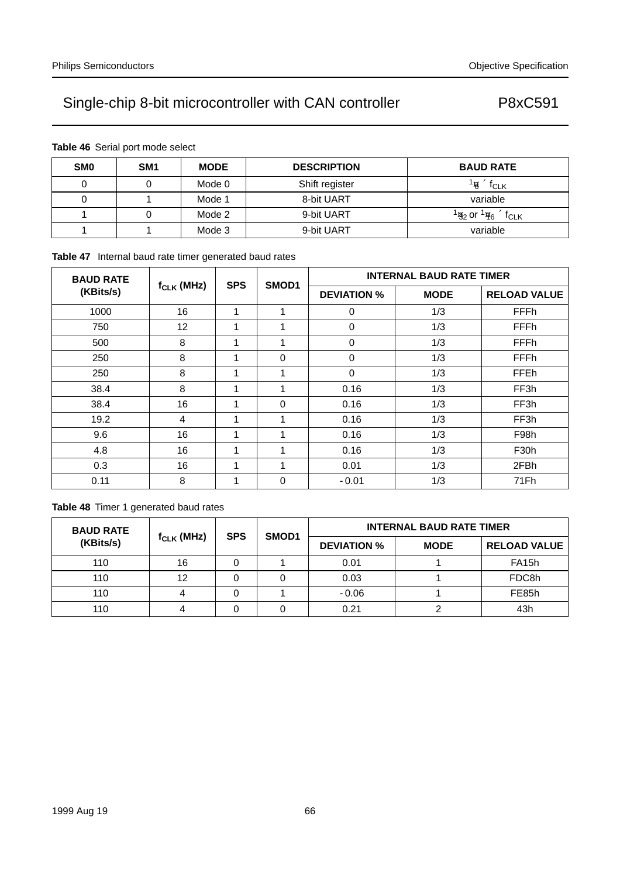**Table 46** Serial port mode select

| SM0 | SM1 | MODE | DESCRIPTION | BAUD RATE |
|---|---|---|---|---|
| 0 | 0 | Mode 0 | Shift register | $\frac{1}{6} \times f_{CLK}$ |
| 0 | 1 | Mode 1 | 8-bit UART | variable |
| 1 | 0 | Mode 2 | 9-bit UART | $\frac{1}{32}$ or $\frac{1}{16} \times f_{CLK}$ |
| 1 | 1 | Mode 3 | 9-bit UART | variable |

**Table 47** Internal baud rate timer generated baud rates

| BAUD RATE (KBits/s) | $f_{CLK}$ (MHz) | SPS | SMOD1 | INTERNAL BAUD RATE TIMER | | |
|---|---|---|---|---|---|---|
| | | | | DEVIATION % | MODE | RELOAD VALUE |
| 1000 | 16 | 1 | 1 | 0 | 1/3 | FFFh |
| 750 | 12 | 1 | 1 | 0 | 1/3 | FFFh |
| 500 | 8 | 1 | 1 | 0 | 1/3 | FFFh |
| 250 | 8 | 1 | 0 | 0 | 1/3 | FFFh |
| 250 | 8 | 1 | 1 | 0 | 1/3 | FFEh |
| 38.4 | 8 | 1 | 1 | 0.16 | 1/3 | FF3h |
| 38.4 | 16 | 1 | 0 | 0.16 | 1/3 | FF3h |
| 19.2 | 4 | 1 | 1 | 0.16 | 1/3 | FF3h |
| 9.6 | 16 | 1 | 1 | 0.16 | 1/3 | F98h |
| 4.8 | 16 | 1 | 1 | 0.16 | 1/3 | F30h |
| 0.3 | 16 | 1 | 1 | 0.01 | 1/3 | 2FBh |
| 0.11 | 8 | 1 | 0 | −0.01 | 1/3 | 71Fh |

**Table 48** Timer 1 generated baud rates

| BAUD RATE (KBits/s) | $f_{CLK}$ (MHz) | SPS | SMOD1 | INTERNAL BAUD RATE TIMER | | |
|---|---|---|---|---|---|---|
| | | | | DEVIATION % | MODE | RELOAD VALUE |
| 110 | 16 | 0 | 1 | 0.01 | 1 | FA15h |
| 110 | 12 | 0 | 0 | 0.03 | 1 | FDC8h |
| 110 | 4 | 0 | 1 | −0.06 | 1 | FE85h |
| 110 | 4 | 0 | 0 | 0.21 | 2 | 43h |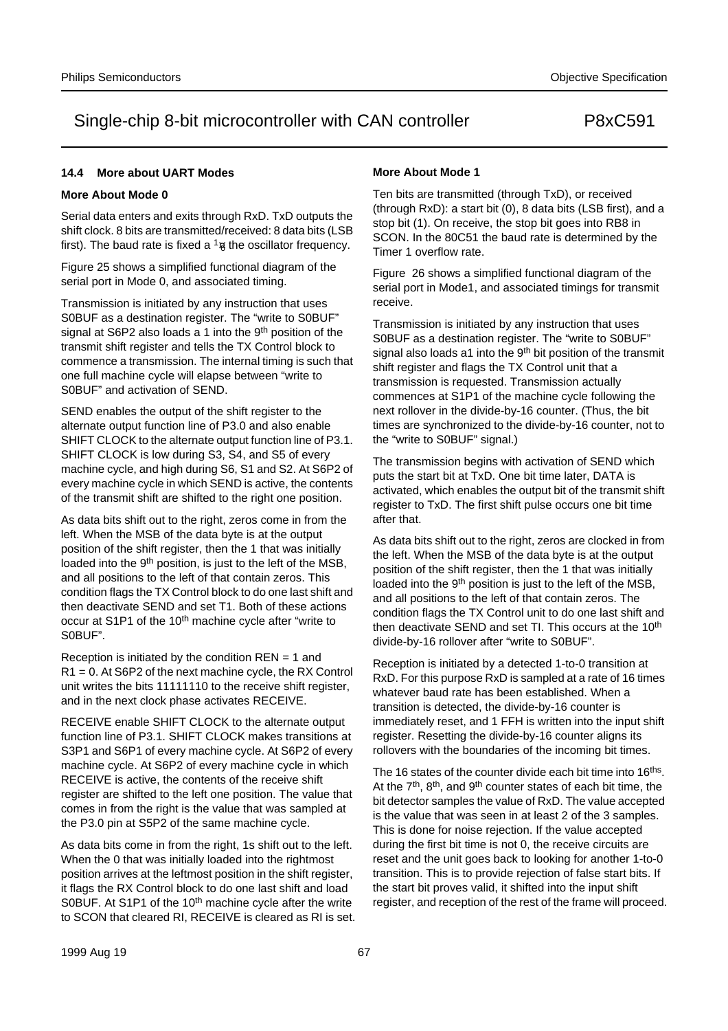## 14.4 More about UART Modes

### More About Mode 0

Serial data enters and exits through RxD. TxD outputs the shift clock. 8 bits are transmitted/received: 8 data bits (LSB first). The baud rate is fixed a $^1/_{12}$ the oscillator frequency.

Figure 25 shows a simplified functional diagram of the serial port in Mode 0, and associated timing.

Transmission is initiated by any instruction that uses S0BUF as a destination register. The “write to S0BUF” signal at S6P2 also loads a 1 into the 9th position of the transmit shift register and tells the TX Control block to commence a transmission. The internal timing is such that one full machine cycle will elapse between “write to S0BUF” and activation of SEND.

SEND enables the output of the shift register to the alternate output function line of P3.0 and also enable SHIFT CLOCK to the alternate output function line of P3.1. SHIFT CLOCK is low during S3, S4, and S5 of every machine cycle, and high during S6, S1 and S2. At S6P2 of every machine cycle in which SEND is active, the contents of the transmit shift are shifted to the right one position.

As data bits shift out to the right, zeros come in from the left. When the MSB of the data byte is at the output position of the shift register, then the 1 that was initially loaded into the 9th position, is just to the left of the MSB, and all positions to the left of that contain zeros. This condition flags the TX Control block to do one last shift and then deactivate SEND and set T1. Both of these actions occur at S1P1 of the 10th machine cycle after “write to S0BUF”.

Reception is initiated by the condition REN = 1 and R1 = 0. At S6P2 of the next machine cycle, the RX Control unit writes the bits 11111110 to the receive shift register, and in the next clock phase activates RECEIVE.

RECEIVE enable SHIFT CLOCK to the alternate output function line of P3.1. SHIFT CLOCK makes transitions at S3P1 and S6P1 of every machine cycle. At S6P2 of every machine cycle. At S6P2 of every machine cycle in which RECEIVE is active, the contents of the receive shift register are shifted to the left one position. The value that comes in from the right is the value that was sampled at the P3.0 pin at S5P2 of the same machine cycle.

As data bits come in from the right, 1s shift out to the left. When the 0 that was initially loaded into the rightmost position arrives at the leftmost position in the shift register, it flags the RX Control block to do one last shift and load S0BUF. At S1P1 of the 10th machine cycle after the write to SCON that cleared RI, RECEIVE is cleared as RI is set.

### More About Mode 1

Ten bits are transmitted (through TxD), or received (through RxD): a start bit (0), 8 data bits (LSB first), and a stop bit (1). On receive, the stop bit goes into RB8 in SCON. In the 80C51 the baud rate is determined by the Timer 1 overflow rate.

Figure 26 shows a simplified functional diagram of the serial port in Mode1, and associated timings for transmit receive.

Transmission is initiated by any instruction that uses S0BUF as a destination register. The “write to S0BUF” signal also loads a1 into the 9th bit position of the transmit shift register and flags the TX Control unit that a transmission is requested. Transmission actually commences at S1P1 of the machine cycle following the next rollover in the divide-by-16 counter. (Thus, the bit times are synchronized to the divide-by-16 counter, not to the “write to S0BUF” signal.)

The transmission begins with activation of SEND which puts the start bit at TxD. One bit time later, DATA is activated, which enables the output bit of the transmit shift register to TxD. The first shift pulse occurs one bit time after that.

As data bits shift out to the right, zeros are clocked in from the left. When the MSB of the data byte is at the output position of the shift register, then the 1 that was initially loaded into the 9th position is just to the left of the MSB, and all positions to the left of that contain zeros. The condition flags the TX Control unit to do one last shift and then deactivate SEND and set TI. This occurs at the 10th divide-by-16 rollover after “write to S0BUF”.

Reception is initiated by a detected 1-to-0 transition at RxD. For this purpose RxD is sampled at a rate of 16 times whatever baud rate has been established. When a transition is detected, the divide-by-16 counter is immediately reset, and 1 FFH is written into the input shift register. Resetting the divide-by-16 counter aligns its rollovers with the boundaries of the incoming bit times.

The 16 states of the counter divide each bit time into 16ths. At the 7th, 8th, and 9th counter states of each bit time, the bit detector samples the value of RxD. The value accepted is the value that was seen in at least 2 of the 3 samples. This is done for noise rejection. If the value accepted during the first bit time is not 0, the receive circuits are reset and the unit goes back to looking for another 1-to-0 transition. This is to provide rejection of false start bits. If the start bit proves valid, it shifted into the input shift register, and reception of the rest of the frame will proceed.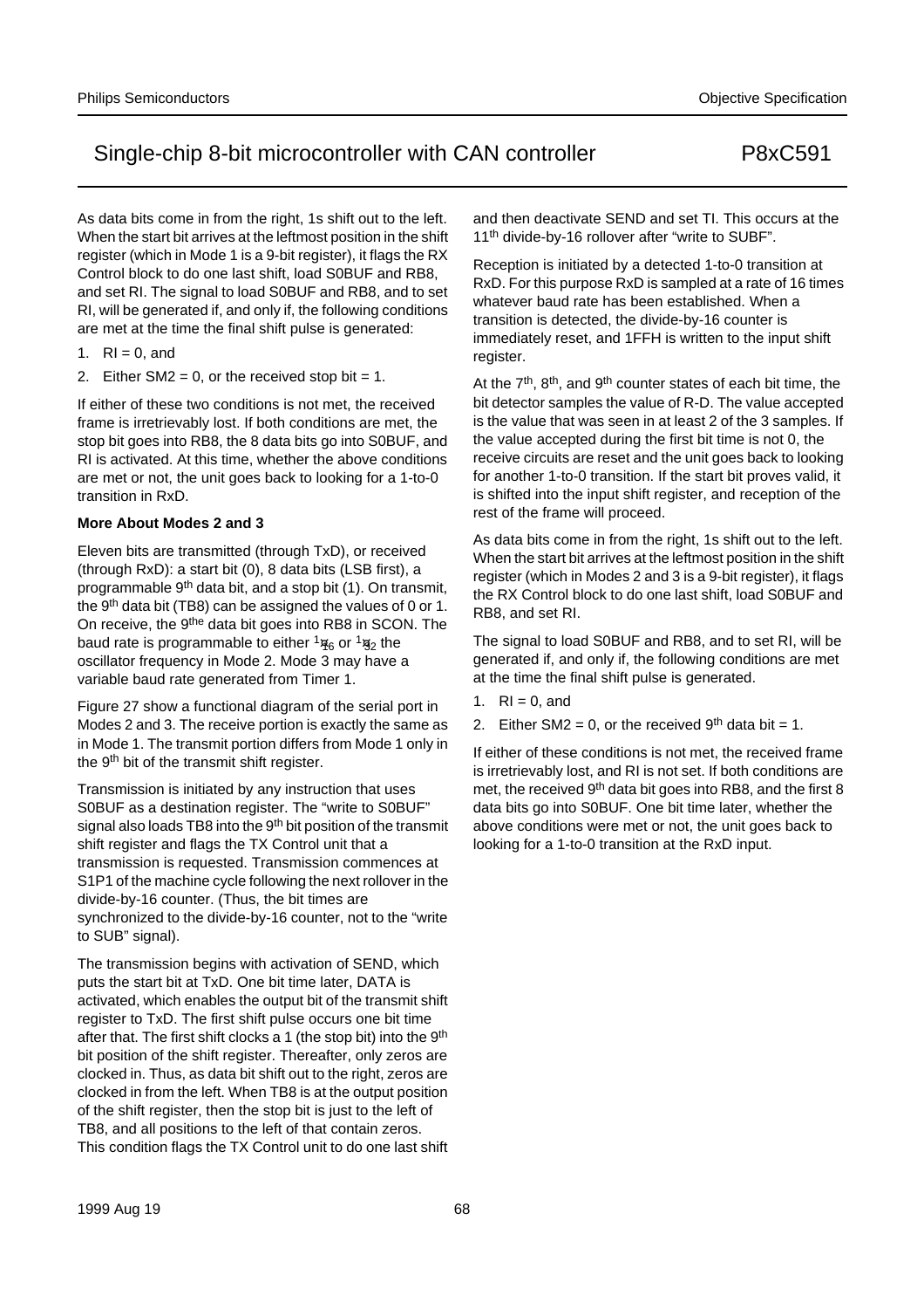As data bits come in from the right, 1s shift out to the left. When the start bit arrives at the leftmost position in the shift register (which in Mode 1 is a 9-bit register), it flags the RX Control block to do one last shift, load S0BUF and RB8, and set RI. The signal to load S0BUF and RB8, and to set RI, will be generated if, and only if, the following conditions are met at the time the final shift pulse is generated:

1. RI = 0, and
2. Either SM2 = 0, or the received stop bit = 1.

If either of these two conditions is not met, the received frame is irretrievably lost. If both conditions are met, the stop bit goes into RB8, the 8 data bits go into S0BUF, and RI is activated. At this time, whether the above conditions are met or not, the unit goes back to looking for a 1-to-0 transition in RxD.

**More About Modes 2 and 3**

Eleven bits are transmitted (through TxD), or received (through RxD): a start bit (0), 8 data bits (LSB first), a programmable 9th data bit, and a stop bit (1). On transmit, the 9th data bit (TB8) can be assigned the values of 0 or 1. On receive, the 9the data bit goes into RB8 in SCON. The baud rate is programmable to either $^1/_{16}$ or $^1/_{32}$ the oscillator frequency in Mode 2. Mode 3 may have a variable baud rate generated from Timer 1.

Figure 27 show a functional diagram of the serial port in Modes 2 and 3. The receive portion is exactly the same as in Mode 1. The transmit portion differs from Mode 1 only in the 9th bit of the transmit shift register.

Transmission is initiated by any instruction that uses S0BUF as a destination register. The "write to S0BUF" signal also loads TB8 into the 9th bit position of the transmit shift register and flags the TX Control unit that a transmission is requested. Transmission commences at S1P1 of the machine cycle following the next rollover in the divide-by-16 counter. (Thus, the bit times are synchronized to the divide-by-16 counter, not to the "write to SUB" signal).

The transmission begins with activation of SEND, which puts the start bit at TxD. One bit time later, DATA is activated, which enables the output bit of the transmit shift register to TxD. The first shift pulse occurs one bit time after that. The first shift clocks a 1 (the stop bit) into the 9th bit position of the shift register. Thereafter, only zeros are clocked in. Thus, as data bit shift out to the right, zeros are clocked in from the left. When TB8 is at the output position of the shift register, then the stop bit is just to the left of TB8, and all positions to the left of that contain zeros. This condition flags the TX Control unit to do one last shift and then deactivate SEND and set TI. This occurs at the 11th divide-by-16 rollover after "write to SUBF".

Reception is initiated by a detected 1-to-0 transition at RxD. For this purpose RxD is sampled at a rate of 16 times whatever baud rate has been established. When a transition is detected, the divide-by-16 counter is immediately reset, and 1FFH is written to the input shift register.

At the 7th, 8th, and 9th counter states of each bit time, the bit detector samples the value of R-D. The value accepted is the value that was seen in at least 2 of the 3 samples. If the value accepted during the first bit time is not 0, the receive circuits are reset and the unit goes back to looking for another 1-to-0 transition. If the start bit proves valid, it is shifted into the input shift register, and reception of the rest of the frame will proceed.

As data bits come in from the right, 1s shift out to the left. When the start bit arrives at the leftmost position in the shift register (which in Modes 2 and 3 is a 9-bit register), it flags the RX Control block to do one last shift, load S0BUF and RB8, and set RI.

The signal to load S0BUF and RB8, and to set RI, will be generated if, and only if, the following conditions are met at the time the final shift pulse is generated.

1. RI = 0, and
2. Either SM2 = 0, or the received 9th data bit = 1.

If either of these conditions is not met, the received frame is irretrievably lost, and RI is not set. If both conditions are met, the received 9th data bit goes into RB8, and the first 8 data bits go into S0BUF. One bit time later, whether the above conditions were met or not, the unit goes back to looking for a 1-to-0 transition at the RxD input.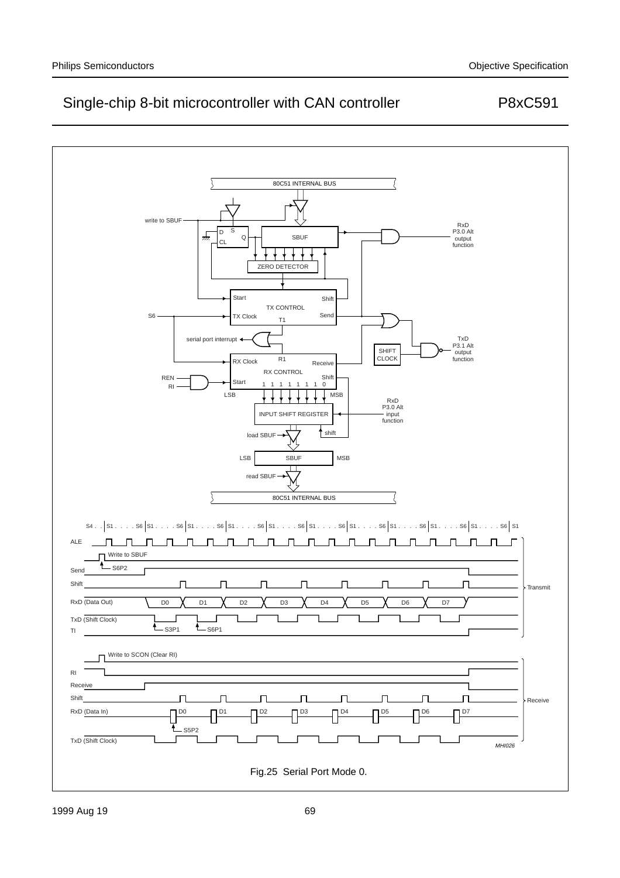Fig.25 Serial Port Mode 0.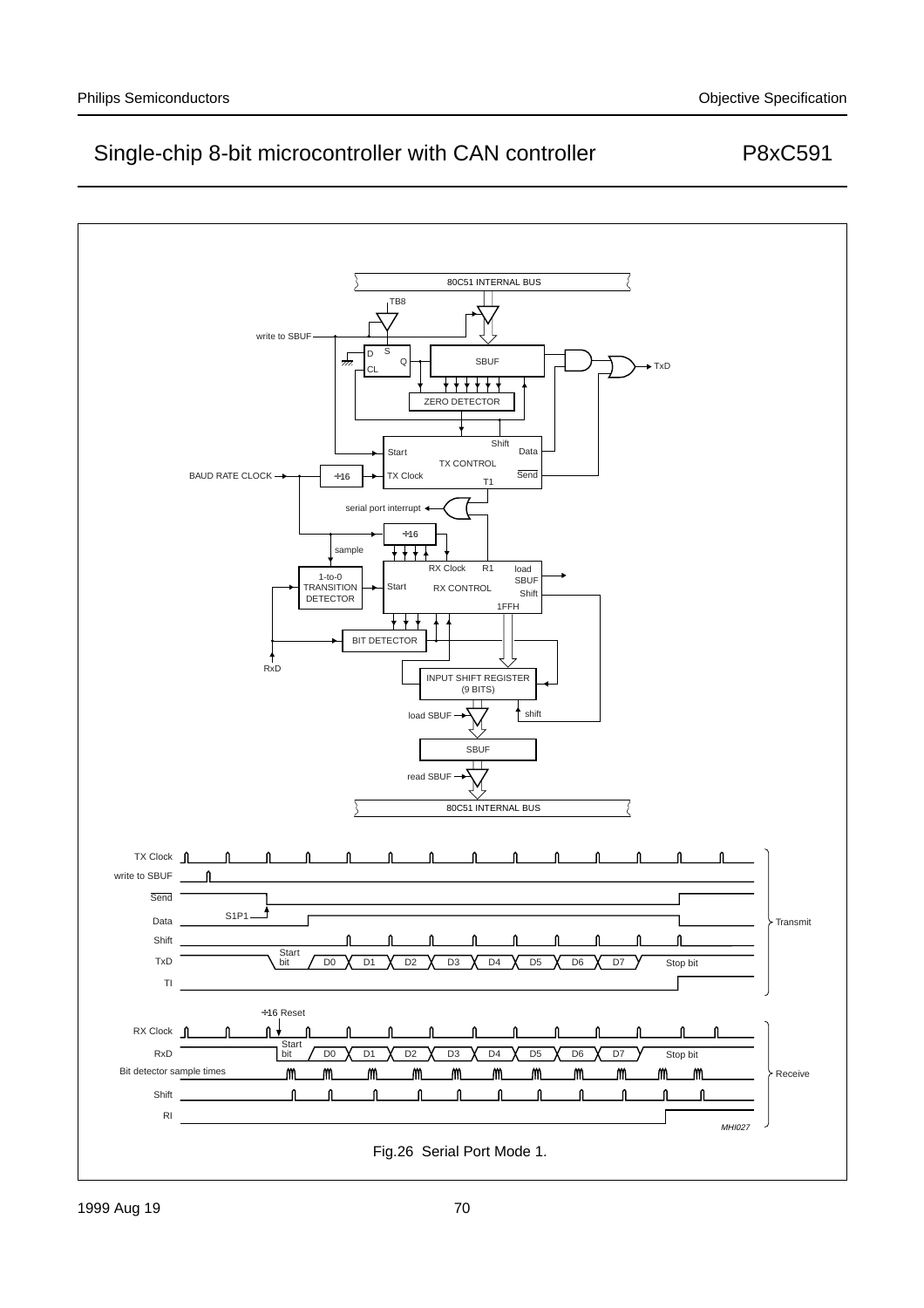Fig.26 Serial Port Mode 1.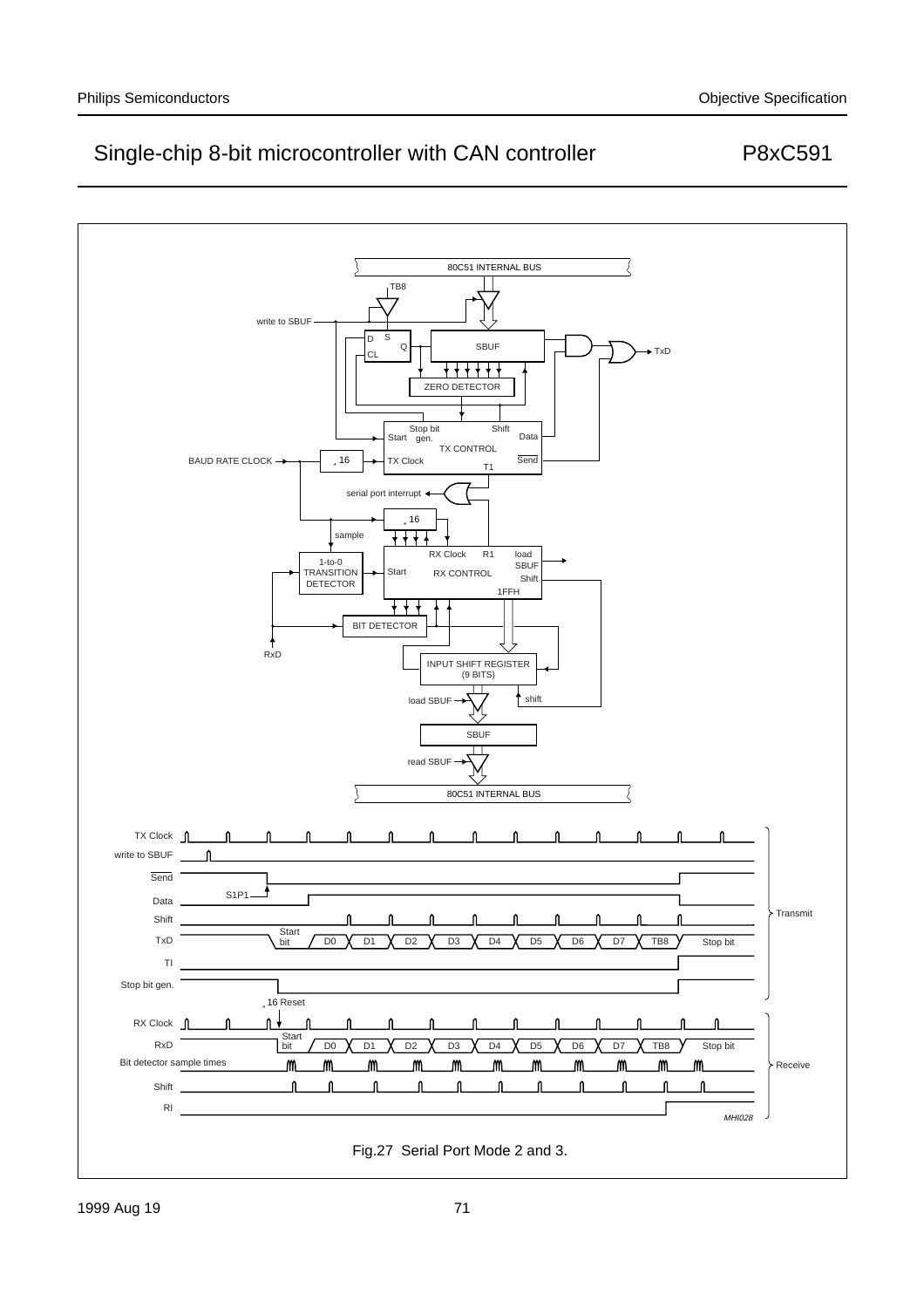Fig.27 Serial Port Mode 2 and 3.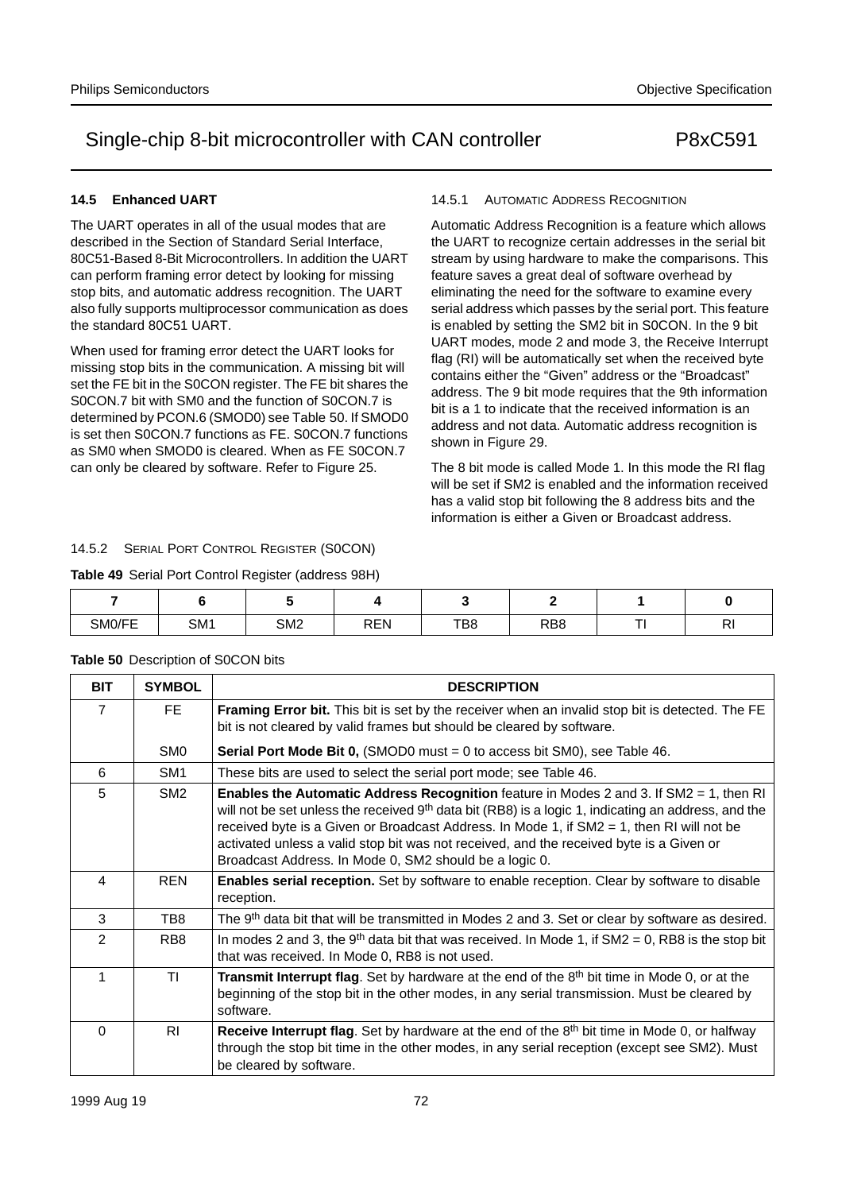### 14.5 Enhanced UART

The UART operates in all of the usual modes that are described in the Section of Standard Serial Interface, 80C51-Based 8-Bit Microcontrollers. In addition the UART can perform framing error detect by looking for missing stop bits, and automatic address recognition. The UART also fully supports multiprocessor communication as does the standard 80C51 UART.

When used for framing error detect the UART looks for missing stop bits in the communication. A missing bit will set the FE bit in the S0CON register. The FE bit shares the S0CON.7 bit with SM0 and the function of S0CON.7 is determined by PCON.6 (SMOD0) see Table 50. If SMOD0 is set then S0CON.7 functions as FE. S0CON.7 functions as SM0 when SMOD0 is cleared. When as FE S0CON.7 can only be cleared by software. Refer to Figure 25.

#### 14.5.1 AUTOMATIC ADDRESS RECOGNITION

Automatic Address Recognition is a feature which allows the UART to recognize certain addresses in the serial bit stream by using hardware to make the comparisons. This feature saves a great deal of software overhead by eliminating the need for the software to examine every serial address which passes by the serial port. This feature is enabled by setting the SM2 bit in S0CON. In the 9 bit UART modes, mode 2 and mode 3, the Receive Interrupt flag (RI) will be automatically set when the received byte contains either the “Given” address or the “Broadcast” address. The 9 bit mode requires that the 9th information bit is a 1 to indicate that the received information is an address and not data. Automatic address recognition is shown in Figure 29.

The 8 bit mode is called Mode 1. In this mode the RI flag will be set if SM2 is enabled and the information received has a valid stop bit following the 8 address bits and the information is either a Given or Broadcast address.

#### 14.5.2 SERIAL PORT CONTROL REGISTER (S0CON)

**Table 49** Serial Port Control Register (address 98H)

| 7 | 6 | 5 | 4 | 3 | 2 | 1 | 0 |
|---|---|---|---|---|---|---|---|
| SM0/FE | SM1 | SM2 | REN | TB8 | RB8 | TI | RI |

**Table 50** Description of S0CON bits

| BIT | SYMBOL | DESCRIPTION |
|---|---|---|
| 7 | FE | **Framing Error bit.** This bit is set by the receiver when an invalid stop bit is detected. The FE bit is not cleared by valid frames but should be cleared by software. |
| | SM0 | **Serial Port Mode Bit 0,** (SMOD0 must = 0 to access bit SM0), see Table 46. |
| 6 | SM1 | These bits are used to select the serial port mode; see Table 46. |
| 5 | SM2 | **Enables the Automatic Address Recognition** feature in Modes 2 and 3. If SM2 = 1, then RI will not be set unless the received 9th data bit (RB8) is a logic 1, indicating an address, and the received byte is a Given or Broadcast Address. In Mode 1, if SM2 = 1, then RI will not be activated unless a valid stop bit was not received, and the received byte is a Given or Broadcast Address. In Mode 0, SM2 should be a logic 0. |
| 4 | REN | **Enables serial reception.** Set by software to enable reception. Clear by software to disable reception. |
| 3 | TB8 | The 9th data bit that will be transmitted in Modes 2 and 3. Set or clear by software as desired. |
| 2 | RB8 | In modes 2 and 3, the 9th data bit that was received. In Mode 1, if SM2 = 0, RB8 is the stop bit that was received. In Mode 0, RB8 is not used. |
| 1 | TI | **Transmit Interrupt flag**. Set by hardware at the end of the 8th bit time in Mode 0, or at the beginning of the stop bit in the other modes, in any serial transmission. Must be cleared by software. |
| 0 | RI | **Receive Interrupt flag**. Set by hardware at the end of the 8th bit time in Mode 0, or halfway through the stop bit time in the other modes, in any serial reception (except see SM2). Must be cleared by software. |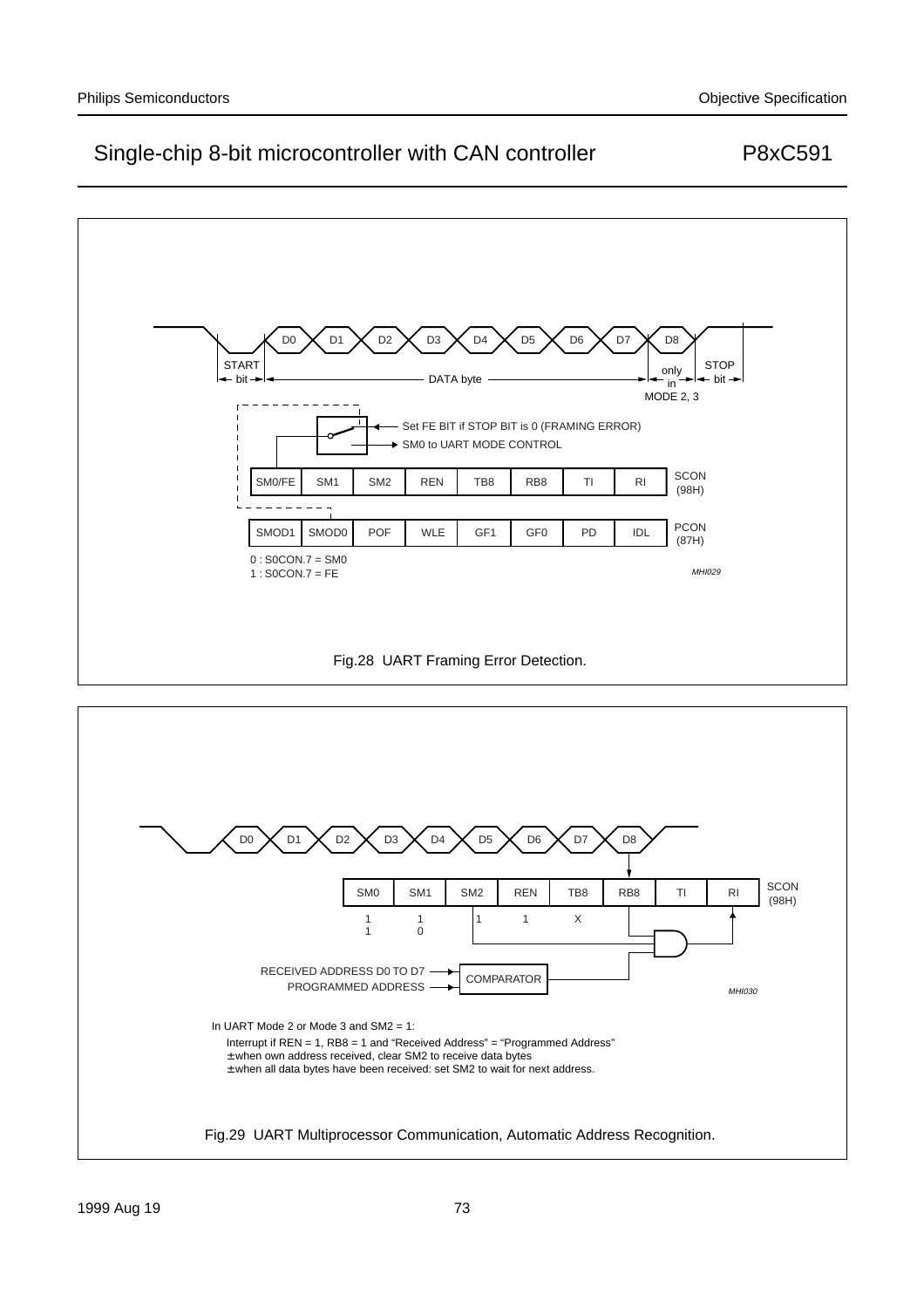| SM0/FE | SM1 | SM2 | REN | TB8 | RB8 | TI | RI | SCON (98H) |
|---|---|---|---|---|---|---|---|---|

| SMOD1 | SMOD0 | POF | WLE | GF1 | GF0 | PD | IDL | PCON (87H) |
|---|---|---|---|---|---|---|---|---|

START bit — DATA byte (D0 D1 D2 D3 D4 D5 D6 D7) — D8 only in MODE 2, 3 — STOP bit

Set FE BIT if STOP BIT is 0 (FRAMING ERROR)

SM0 to UART MODE CONTROL

0 : S0CON.7 = SM0
1 : S0CON.7 = FE

MHI029

Fig.28 UART Framing Error Detection.

| SM0 | SM1 | SM2 | REN | TB8 | RB8 | TI | RI | SCON (98H) |
|---|---|---|---|---|---|---|---|---|
| 1 | 1 | 1 | 1 | X | | | | |
| 1 | 0 | | | | | | | |

RECEIVED ADDRESS D0 TO D7 → COMPARATOR
PROGRAMMED ADDRESS → COMPARATOR

MHI030

In UART Mode 2 or Mode 3 and SM2 = 1:

Interrupt if REN = 1, RB8 = 1 and "Received Address" = "Programmed Address"
± when own address received, clear SM2 to receive data bytes
± when all data bytes have been received: set SM2 to wait for next address.

Fig.29 UART Multiprocessor Communication, Automatic Address Recognition.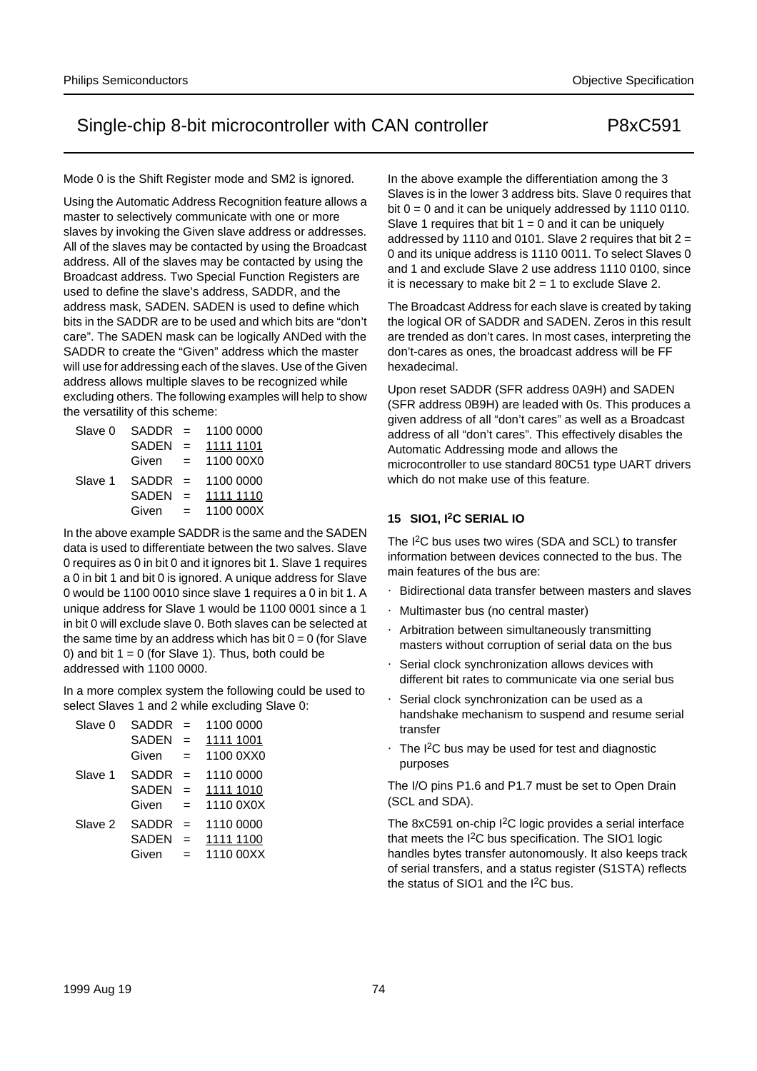Mode 0 is the Shift Register mode and SM2 is ignored.

Using the Automatic Address Recognition feature allows a master to selectively communicate with one or more slaves by invoking the Given slave address or addresses. All of the slaves may be contacted by using the Broadcast address. All of the slaves may be contacted by using the Broadcast address. Two Special Function Registers are used to define the slave's address, SADDR, and the address mask, SADEN. SADEN is used to define which bits in the SADDR are to be used and which bits are "don't care". The SADEN mask can be logically ANDed with the SADDR to create the "Given" address which the master will use for addressing each of the slaves. Use of the Given address allows multiple slaves to be recognized while excluding others. The following examples will help to show the versatility of this scheme:

```
Slave 0   SADDR  =  1100 0000
          SADEN  =  1111 1101
          Given  =  1100 00X0

Slave 1   SADDR  =  1100 0000
          SADEN  =  1111 1110
          Given  =  1100 000X
```

In the above example SADDR is the same and the SADEN data is used to differentiate between the two salves. Slave 0 requires as 0 in bit 0 and it ignores bit 1. Slave 1 requires a 0 in bit 1 and bit 0 is ignored. A unique address for Slave 0 would be 1100 0010 since slave 1 requires a 0 in bit 1. A unique address for Slave 1 would be 1100 0001 since a 1 in bit 0 will exclude slave 0. Both slaves can be selected at the same time by an address which has bit 0 = 0 (for Slave 0) and bit 1 = 0 (for Slave 1). Thus, both could be addressed with 1100 0000.

In a more complex system the following could be used to select Slaves 1 and 2 while excluding Slave 0:

```
Slave 0   SADDR  =  1100 0000
          SADEN  =  1111 1001
          Given  =  1100 0XX0

Slave 1   SADDR  =  1110 0000
          SADEN  =  1111 1010
          Given  =  1110 0X0X

Slave 2   SADDR  =  1110 0000
          SADEN  =  1111 1100
          Given  =  1110 00XX
```

In the above example the differentiation among the 3 Slaves is in the lower 3 address bits. Slave 0 requires that bit 0 = 0 and it can be uniquely addressed by 1110 0110. Slave 1 requires that bit 1 = 0 and it can be uniquely addressed by 1110 and 0101. Slave 2 requires that bit 2 = 0 and its unique address is 1110 0011. To select Slaves 0 and 1 and exclude Slave 2 use address 1110 0100, since it is necessary to make bit 2 = 1 to exclude Slave 2.

The Broadcast Address for each slave is created by taking the logical OR of SADDR and SADEN. Zeros in this result are trended as don't cares. In most cases, interpreting the don't-cares as ones, the broadcast address will be FF hexadecimal.

Upon reset SADDR (SFR address 0A9H) and SADEN (SFR address 0B9H) are leaded with 0s. This produces a given address of all "don't cares" as well as a Broadcast address of all "don't cares". This effectively disables the Automatic Addressing mode and allows the microcontroller to use standard 80C51 type UART drivers which do not make use of this feature.

## 15 SIO1, I²C SERIAL IO

The I²C bus uses two wires (SDA and SCL) to transfer information between devices connected to the bus. The main features of the bus are:

- Bidirectional data transfer between masters and slaves
- Multimaster bus (no central master)
- Arbitration between simultaneously transmitting masters without corruption of serial data on the bus
- Serial clock synchronization allows devices with different bit rates to communicate via one serial bus
- Serial clock synchronization can be used as a handshake mechanism to suspend and resume serial transfer
- The I²C bus may be used for test and diagnostic purposes

The I/O pins P1.6 and P1.7 must be set to Open Drain (SCL and SDA).

The 8xC591 on-chip I²C logic provides a serial interface that meets the I²C bus specification. The SIO1 logic handles bytes transfer autonomously. It also keeps track of serial transfers, and a status register (S1STA) reflects the status of SIO1 and the I²C bus.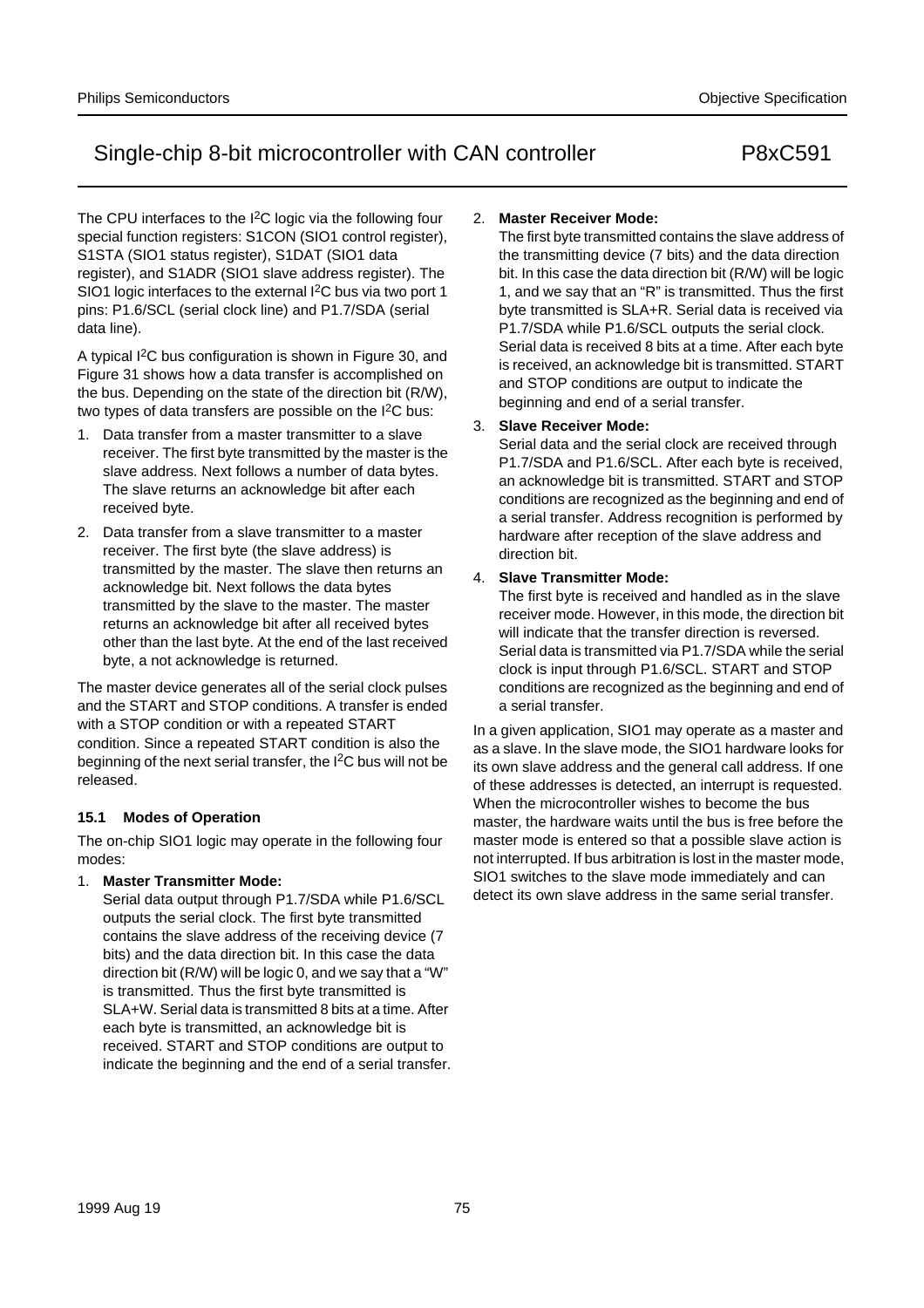The CPU interfaces to the I$^2$C logic via the following four special function registers: S1CON (SIO1 control register), S1STA (SIO1 status register), S1DAT (SIO1 data register), and S1ADR (SIO1 slave address register). The SIO1 logic interfaces to the external I$^2$C bus via two port 1 pins: P1.6/SCL (serial clock line) and P1.7/SDA (serial data line).

A typical I$^2$C bus configuration is shown in Figure 30, and Figure 31 shows how a data transfer is accomplished on the bus. Depending on the state of the direction bit (R/W), two types of data transfers are possible on the I$^2$C bus:

1. Data transfer from a master transmitter to a slave receiver. The first byte transmitted by the master is the slave address. Next follows a number of data bytes. The slave returns an acknowledge bit after each received byte.
2. Data transfer from a slave transmitter to a master receiver. The first byte (the slave address) is transmitted by the master. The slave then returns an acknowledge bit. Next follows the data bytes transmitted by the slave to the master. The master returns an acknowledge bit after all received bytes other than the last byte. At the end of the last received byte, a not acknowledge is returned.

The master device generates all of the serial clock pulses and the START and STOP conditions. A transfer is ended with a STOP condition or with a repeated START condition. Since a repeated START condition is also the beginning of the next serial transfer, the I$^2$C bus will not be released.

### 15.1 Modes of Operation

The on-chip SIO1 logic may operate in the following four modes:

1. **Master Transmitter Mode:**
   Serial data output through P1.7/SDA while P1.6/SCL outputs the serial clock. The first byte transmitted contains the slave address of the receiving device (7 bits) and the data direction bit. In this case the data direction bit (R/W) will be logic 0, and we say that a "W" is transmitted. Thus the first byte transmitted is SLA+W. Serial data is transmitted 8 bits at a time. After each byte is transmitted, an acknowledge bit is received. START and STOP conditions are output to indicate the beginning and the end of a serial transfer.
2. **Master Receiver Mode:**
   The first byte transmitted contains the slave address of the transmitting device (7 bits) and the data direction bit. In this case the data direction bit (R/W) will be logic 1, and we say that an "R" is transmitted. Thus the first byte transmitted is SLA+R. Serial data is received via P1.7/SDA while P1.6/SCL outputs the serial clock. Serial data is received 8 bits at a time. After each byte is received, an acknowledge bit is transmitted. START and STOP conditions are output to indicate the beginning and end of a serial transfer.
3. **Slave Receiver Mode:**
   Serial data and the serial clock are received through P1.7/SDA and P1.6/SCL. After each byte is received, an acknowledge bit is transmitted. START and STOP conditions are recognized as the beginning and end of a serial transfer. Address recognition is performed by hardware after reception of the slave address and direction bit.
4. **Slave Transmitter Mode:**
   The first byte is received and handled as in the slave receiver mode. However, in this mode, the direction bit will indicate that the transfer direction is reversed. Serial data is transmitted via P1.7/SDA while the serial clock is input through P1.6/SCL. START and STOP conditions are recognized as the beginning and end of a serial transfer.

In a given application, SIO1 may operate as a master and as a slave. In the slave mode, the SIO1 hardware looks for its own slave address and the general call address. If one of these addresses is detected, an interrupt is requested. When the microcontroller wishes to become the bus master, the hardware waits until the bus is free before the master mode is entered so that a possible slave action is not interrupted. If bus arbitration is lost in the master mode, SIO1 switches to the slave mode immediately and can detect its own slave address in the same serial transfer.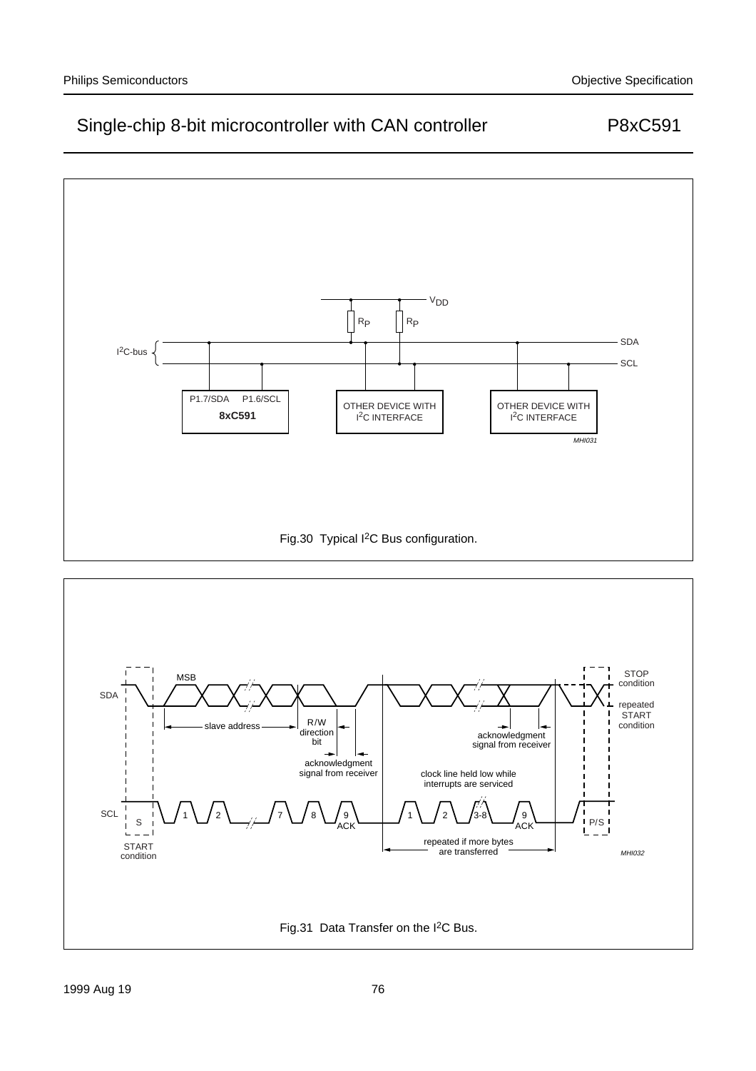Fig.30 Typical $I^2C$ Bus configuration.

Fig.31 Data Transfer on the $I^2C$ Bus.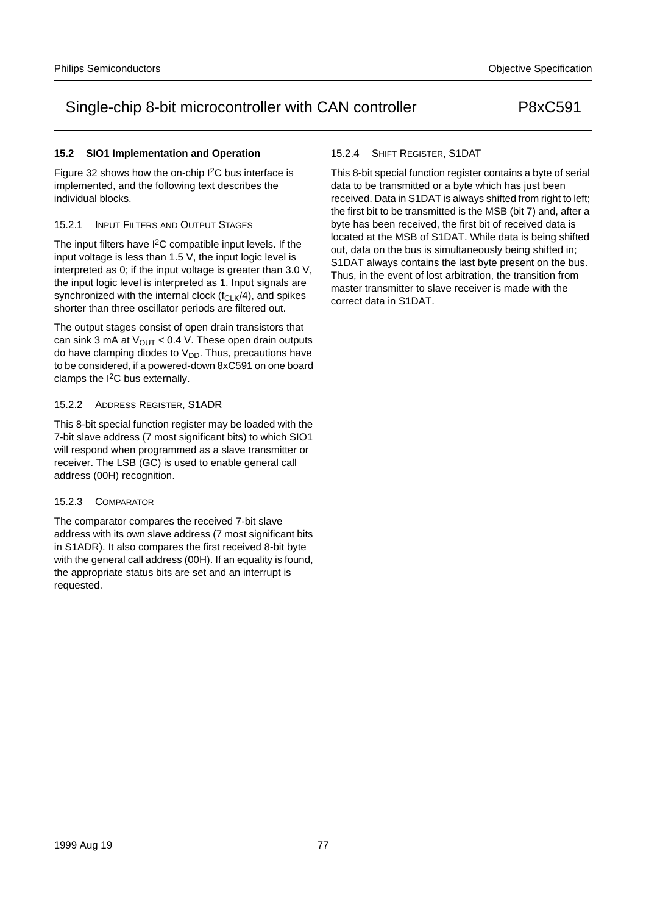### 15.2 SIO1 Implementation and Operation

Figure 32 shows how the on-chip $I^2C$ bus interface is implemented, and the following text describes the individual blocks.

#### 15.2.1 INPUT FILTERS AND OUTPUT STAGES

The input filters have $I^2C$ compatible input levels. If the input voltage is less than 1.5 V, the input logic level is interpreted as 0; if the input voltage is greater than 3.0 V, the input logic level is interpreted as 1. Input signals are synchronized with the internal clock ($f_{CLK}/4$), and spikes shorter than three oscillator periods are filtered out.

The output stages consist of open drain transistors that can sink 3 mA at $V_{OUT} < 0.4$ V. These open drain outputs do have clamping diodes to $V_{DD}$. Thus, precautions have to be considered, if a powered-down 8xC591 on one board clamps the $I^2C$ bus externally.

#### 15.2.2 ADDRESS REGISTER, S1ADR

This 8-bit special function register may be loaded with the 7-bit slave address (7 most significant bits) to which SIO1 will respond when programmed as a slave transmitter or receiver. The LSB (GC) is used to enable general call address (00H) recognition.

#### 15.2.3 COMPARATOR

The comparator compares the received 7-bit slave address with its own slave address (7 most significant bits in S1ADR). It also compares the first received 8-bit byte with the general call address (00H). If an equality is found, the appropriate status bits are set and an interrupt is requested.

#### 15.2.4 SHIFT REGISTER, S1DAT

This 8-bit special function register contains a byte of serial data to be transmitted or a byte which has just been received. Data in S1DAT is always shifted from right to left; the first bit to be transmitted is the MSB (bit 7) and, after a byte has been received, the first bit of received data is located at the MSB of S1DAT. While data is being shifted out, data on the bus is simultaneously being shifted in; S1DAT always contains the last byte present on the bus. Thus, in the event of lost arbitration, the transition from master transmitter to slave receiver is made with the correct data in S1DAT.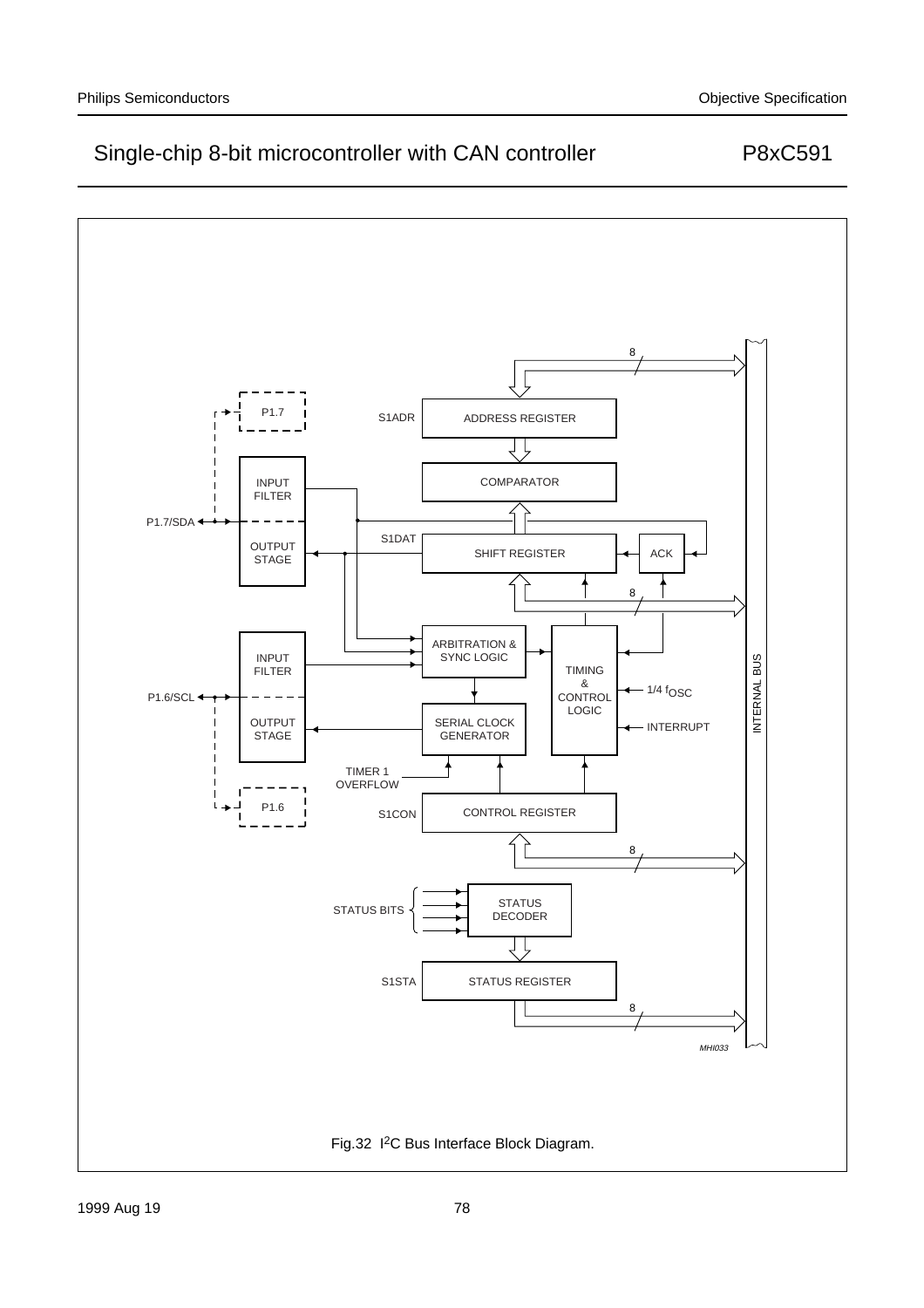Fig.32 I[2]C Bus Interface Block Diagram.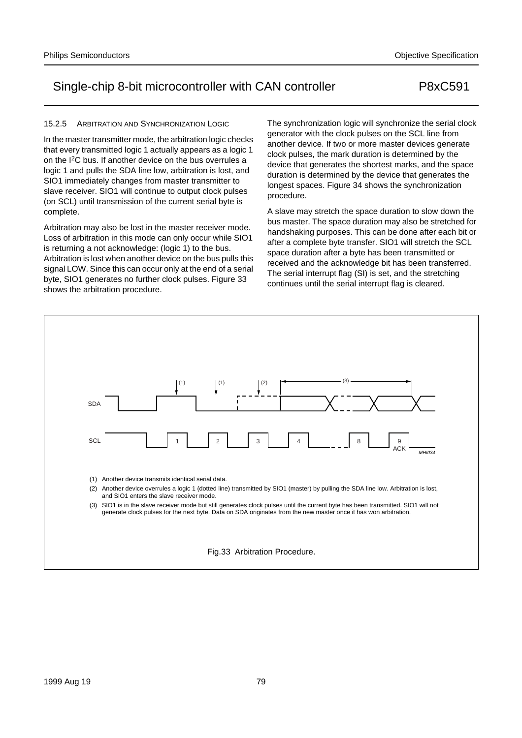### 15.2.5 ARBITRATION AND SYNCHRONIZATION LOGIC

In the master transmitter mode, the arbitration logic checks that every transmitted logic 1 actually appears as a logic 1 on the I[2]C bus. If another device on the bus overrules a logic 1 and pulls the SDA line low, arbitration is lost, and SIO1 immediately changes from master transmitter to slave receiver. SIO1 will continue to output clock pulses (on SCL) until transmission of the current serial byte is complete.

Arbitration may also be lost in the master receiver mode. Loss of arbitration in this mode can only occur while SIO1 is returning a not acknowledge: (logic 1) to the bus. Arbitration is lost when another device on the bus pulls this signal LOW. Since this can occur only at the end of a serial byte, SIO1 generates no further clock pulses. Figure 33 shows the arbitration procedure.

The synchronization logic will synchronize the serial clock generator with the clock pulses on the SCL line from another device. If two or more master devices generate clock pulses, the mark duration is determined by the device that generates the shortest marks, and the space duration is determined by the device that generates the longest spaces. Figure 34 shows the synchronization procedure.

A slave may stretch the space duration to slow down the bus master. The space duration may also be stretched for handshaking purposes. This can be done after each bit or after a complete byte transfer. SIO1 will stretch the SCL space duration after a byte has been transmitted or received and the acknowledge bit has been transferred. The serial interrupt flag (SI) is set, and the stretching continues until the serial interrupt flag is cleared.

(1) Another device transmits identical serial data.

(2) Another device overrules a logic 1 (dotted line) transmitted by SIO1 (master) by pulling the SDA line low. Arbitration is lost, and SIO1 enters the slave receiver mode.

(3) SIO1 is in the slave receiver mode but still generates clock pulses until the current byte has been transmitted. SIO1 will not generate clock pulses for the next byte. Data on SDA originates from the new master once it has won arbitration.

Fig.33 Arbitration Procedure.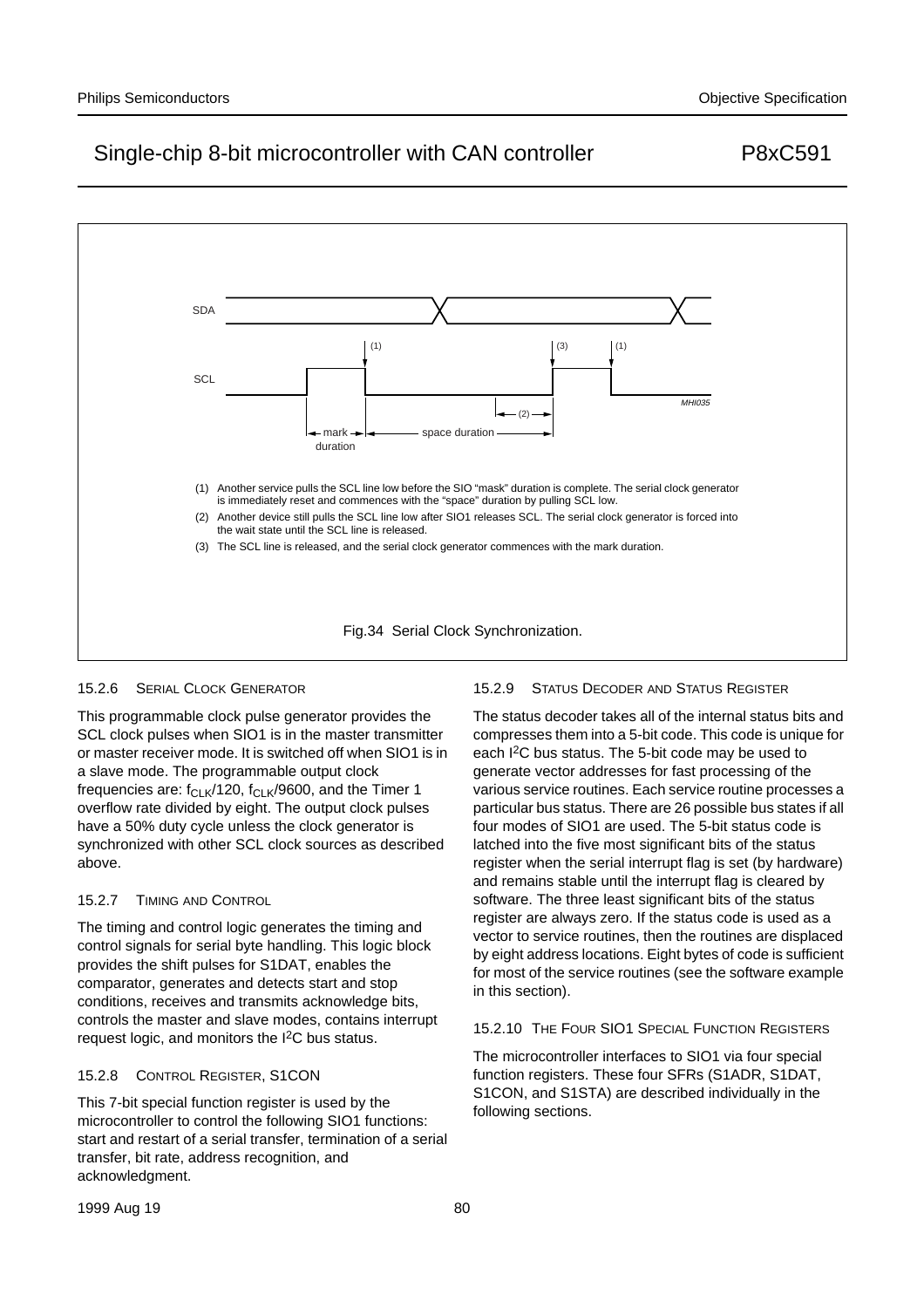(1) Another service pulls the SCL line low before the SIO "mask" duration is complete. The serial clock generator is immediately reset and commences with the "space" duration by pulling SCL low.

(2) Another device still pulls the SCL line low after SIO1 releases SCL. The serial clock generator is forced into the wait state until the SCL line is released.

(3) The SCL line is released, and the serial clock generator commences with the mark duration.

Fig.34 Serial Clock Synchronization.

### 15.2.6 SERIAL CLOCK GENERATOR

This programmable clock pulse generator provides the SCL clock pulses when SIO1 is in the master transmitter or master receiver mode. It is switched off when SIO1 is in a slave mode. The programmable output clock frequencies are: $f_{CLK}/120$, $f_{CLK}/9600$, and the Timer 1 overflow rate divided by eight. The output clock pulses have a 50% duty cycle unless the clock generator is synchronized with other SCL clock sources as described above.

### 15.2.7 TIMING AND CONTROL

The timing and control logic generates the timing and control signals for serial byte handling. This logic block provides the shift pulses for S1DAT, enables the comparator, generates and detects start and stop conditions, receives and transmits acknowledge bits, controls the master and slave modes, contains interrupt request logic, and monitors the I$^2$C bus status.

### 15.2.8 CONTROL REGISTER, S1CON

This 7-bit special function register is used by the microcontroller to control the following SIO1 functions: start and restart of a serial transfer, termination of a serial transfer, bit rate, address recognition, and acknowledgment.

### 15.2.9 STATUS DECODER AND STATUS REGISTER

The status decoder takes all of the internal status bits and compresses them into a 5-bit code. This code is unique for each I$^2$C bus status. The 5-bit code may be used to generate vector addresses for fast processing of the various service routines. Each service routine processes a particular bus status. There are 26 possible bus states if all four modes of SIO1 are used. The 5-bit status code is latched into the five most significant bits of the status register when the serial interrupt flag is set (by hardware) and remains stable until the interrupt flag is cleared by software. The three least significant bits of the status register are always zero. If the status code is used as a vector to service routines, then the routines are displaced by eight address locations. Eight bytes of code is sufficient for most of the service routines (see the software example in this section).

### 15.2.10 THE FOUR SIO1 SPECIAL FUNCTION REGISTERS

The microcontroller interfaces to SIO1 via four special function registers. These four SFRs (S1ADR, S1DAT, S1CON, and S1STA) are described individually in the following sections.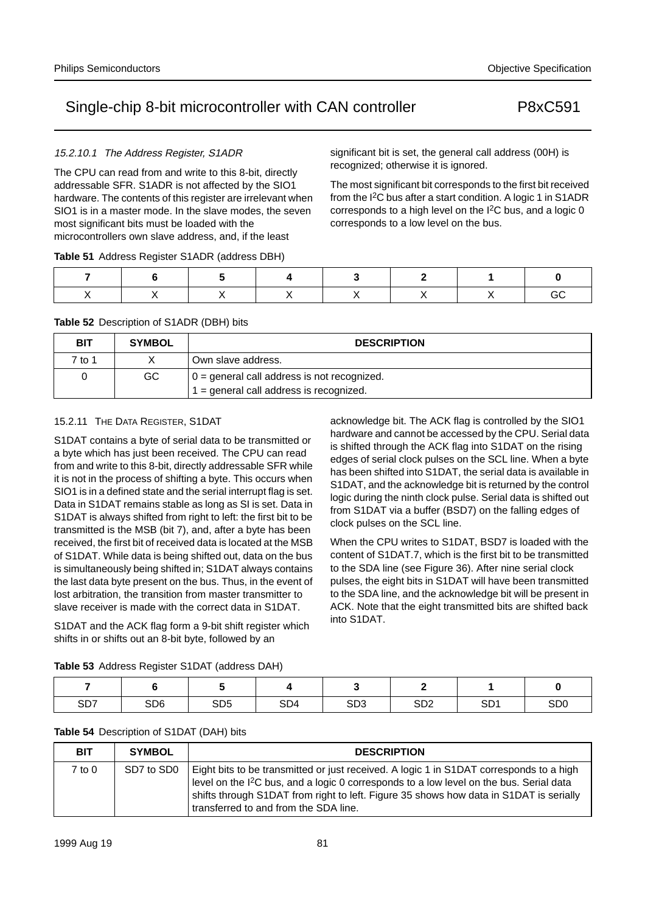###### 15.2.10.1 *The Address Register, S1ADR*

The CPU can read from and write to this 8-bit, directly addressable SFR. S1ADR is not affected by the SIO1 hardware. The contents of this register are irrelevant when SIO1 is in a master mode. In the slave modes, the seven most significant bits must be loaded with the microcontrollers own slave address, and, if the least significant bit is set, the general call address (00H) is recognized; otherwise it is ignored.

The most significant bit corresponds to the first bit received from the I²C bus after a start condition. A logic 1 in S1ADR corresponds to a high level on the I²C bus, and a logic 0 corresponds to a low level on the bus.

**Table 51** Address Register S1ADR (address DBH)

| 7 | 6 | 5 | 4 | 3 | 2 | 1 | 0 |
|---|---|---|---|---|---|---|---|
| X | X | X | X | X | X | X | GC |

**Table 52** Description of S1ADR (DBH) bits

| BIT | SYMBOL | DESCRIPTION |
|---|---|---|
| 7 to 1 | X | Own slave address. |
| 0 | GC | 0 = general call address is not recognized.<br>1 = general call address is recognized. |

#### 15.2.11 The Data Register, S1DAT

S1DAT contains a byte of serial data to be transmitted or a byte which has just been received. The CPU can read from and write to this 8-bit, directly addressable SFR while it is not in the process of shifting a byte. This occurs when SIO1 is in a defined state and the serial interrupt flag is set. Data in S1DAT remains stable as long as SI is set. Data in S1DAT is always shifted from right to left: the first bit to be transmitted is the MSB (bit 7), and, after a byte has been received, the first bit of received data is located at the MSB of S1DAT. While data is being shifted out, data on the bus is simultaneously being shifted in; S1DAT always contains the last data byte present on the bus. Thus, in the event of lost arbitration, the transition from master transmitter to slave receiver is made with the correct data in S1DAT.

S1DAT and the ACK flag form a 9-bit shift register which shifts in or shifts out an 8-bit byte, followed by an acknowledge bit. The ACK flag is controlled by the SIO1 hardware and cannot be accessed by the CPU. Serial data is shifted through the ACK flag into S1DAT on the rising edges of serial clock pulses on the SCL line. When a byte has been shifted into S1DAT, the serial data is available in S1DAT, and the acknowledge bit is returned by the control logic during the ninth clock pulse. Serial data is shifted out from S1DAT via a buffer (BSD7) on the falling edges of clock pulses on the SCL line.

When the CPU writes to S1DAT, BSD7 is loaded with the content of S1DAT.7, which is the first bit to be transmitted to the SDA line (see Figure 36). After nine serial clock pulses, the eight bits in S1DAT will have been transmitted to the SDA line, and the acknowledge bit will be present in ACK. Note that the eight transmitted bits are shifted back into S1DAT.

**Table 53** Address Register S1DAT (address DAH)

| 7 | 6 | 5 | 4 | 3 | 2 | 1 | 0 |
|---|---|---|---|---|---|---|---|
| SD7 | SD6 | SD5 | SD4 | SD3 | SD2 | SD1 | SD0 |

**Table 54** Description of S1DAT (DAH) bits

| BIT | SYMBOL | DESCRIPTION |
|---|---|---|
| 7 to 0 | SD7 to SD0 | Eight bits to be transmitted or just received. A logic 1 in S1DAT corresponds to a high level on the I²C bus, and a logic 0 corresponds to a low level on the bus. Serial data shifts through S1DAT from right to left. Figure 35 shows how data in S1DAT is serially transferred to and from the SDA line. |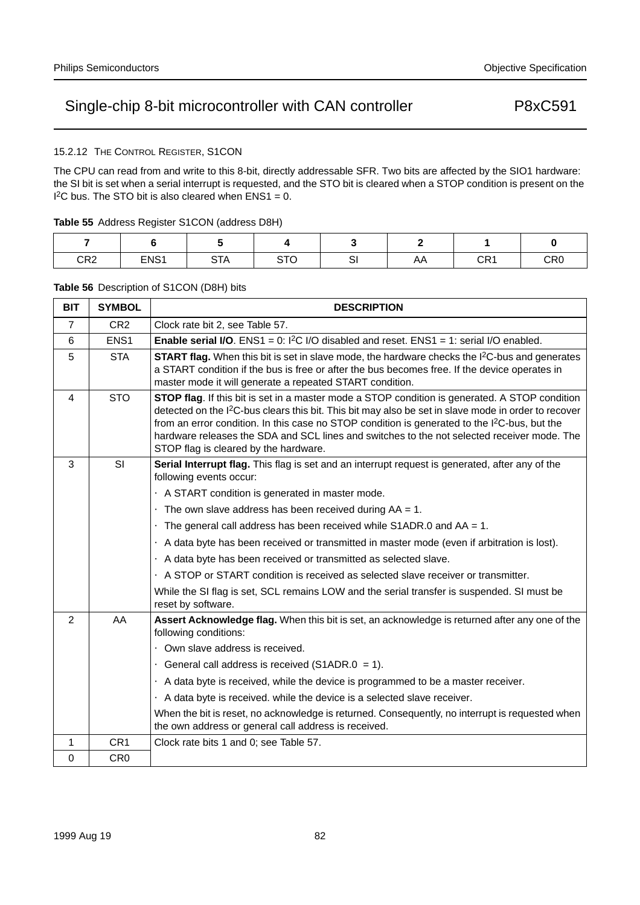#### 15.2.12 THE CONTROL REGISTER, S1CON

The CPU can read from and write to this 8-bit, directly addressable SFR. Two bits are affected by the SIO1 hardware: the SI bit is set when a serial interrupt is requested, and the STO bit is cleared when a STOP condition is present on the $I^2C$ bus. The STO bit is also cleared when ENS1 = 0.

**Table 55** Address Register S1CON (address D8H)

| 7 | 6 | 5 | 4 | 3 | 2 | 1 | 0 |
|---|---|---|---|---|---|---|---|
| CR2 | ENS1 | STA | STO | SI | AA | CR1 | CR0 |

**Table 56** Description of S1CON (D8H) bits

| BIT | SYMBOL | DESCRIPTION |
|---|---|---|
| 7 | CR2 | Clock rate bit 2, see Table 57. |
| 6 | ENS1 | **Enable serial I/O**. ENS1 = 0: $I^2C$ I/O disabled and reset. ENS1 = 1: serial I/O enabled. |
| 5 | STA | **START flag.** When this bit is set in slave mode, the hardware checks the $I^2C$-bus and generates a START condition if the bus is free or after the bus becomes free. If the device operates in master mode it will generate a repeated START condition. |
| 4 | STO | **STOP flag**. If this bit is set in a master mode a STOP condition is generated. A STOP condition detected on the $I^2C$-bus clears this bit. This bit may also be set in slave mode in order to recover from an error condition. In this case no STOP condition is generated to the $I^2C$-bus, but the hardware releases the SDA and SCL lines and switches to the not selected receiver mode. The STOP flag is cleared by the hardware. |
| 3 | SI | **Serial Interrupt flag.** This flag is set and an interrupt request is generated, after any of the following events occur:<br>· A START condition is generated in master mode.<br>· The own slave address has been received during AA = 1.<br>· The general call address has been received while S1ADR.0 and AA = 1.<br>· A data byte has been received or transmitted in master mode (even if arbitration is lost).<br>· A data byte has been received or transmitted as selected slave.<br>· A STOP or START condition is received as selected slave receiver or transmitter.<br>While the SI flag is set, SCL remains LOW and the serial transfer is suspended. SI must be reset by software. |
| 2 | AA | **Assert Acknowledge flag.** When this bit is set, an acknowledge is returned after any one of the following conditions:<br>· Own slave address is received.<br>· General call address is received (S1ADR.0 = 1).<br>· A data byte is received, while the device is programmed to be a master receiver.<br>· A data byte is received. while the device is a selected slave receiver.<br>When the bit is reset, no acknowledge is returned. Consequently, no interrupt is requested when the own address or general call address is received. |
| 1 | CR1 | Clock rate bits 1 and 0; see Table 57. |
| 0 | CR0 | |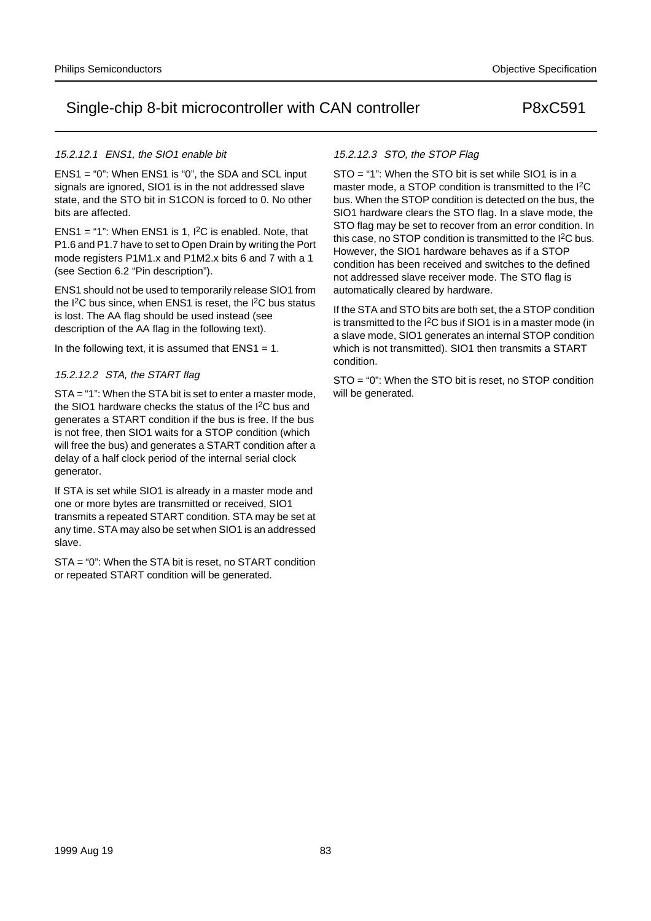#### *15.2.12.1 ENS1, the SIO1 enable bit*

ENS1 = “0”: When ENS1 is “0”, the SDA and SCL input signals are ignored, SIO1 is in the not addressed slave state, and the STO bit in S1CON is forced to 0. No other bits are affected.

ENS1 = “1”: When ENS1 is 1, $I^2C$ is enabled. Note, that P1.6 and P1.7 have to set to Open Drain by writing the Port mode registers P1M1.x and P1M2.x bits 6 and 7 with a 1 (see Section 6.2 “Pin description”).

ENS1 should not be used to temporarily release SIO1 from the $I^2C$ bus since, when ENS1 is reset, the $I^2C$ bus status is lost. The AA flag should be used instead (see description of the AA flag in the following text).

In the following text, it is assumed that ENS1 = 1.

#### *15.2.12.2 STA, the START flag*

STA = “1”: When the STA bit is set to enter a master mode, the SIO1 hardware checks the status of the $I^2C$ bus and generates a START condition if the bus is free. If the bus is not free, then SIO1 waits for a STOP condition (which will free the bus) and generates a START condition after a delay of a half clock period of the internal serial clock generator.

If STA is set while SIO1 is already in a master mode and one or more bytes are transmitted or received, SIO1 transmits a repeated START condition. STA may be set at any time. STA may also be set when SIO1 is an addressed slave.

STA = “0”: When the STA bit is reset, no START condition or repeated START condition will be generated.

#### *15.2.12.3 STO, the STOP Flag*

STO = “1”: When the STO bit is set while SIO1 is in a master mode, a STOP condition is transmitted to the $I^2C$ bus. When the STOP condition is detected on the bus, the SIO1 hardware clears the STO flag. In a slave mode, the STO flag may be set to recover from an error condition. In this case, no STOP condition is transmitted to the $I^2C$ bus. However, the SIO1 hardware behaves as if a STOP condition has been received and switches to the defined not addressed slave receiver mode. The STO flag is automatically cleared by hardware.

If the STA and STO bits are both set, the a STOP condition is transmitted to the $I^2C$ bus if SIO1 is in a master mode (in a slave mode, SIO1 generates an internal STOP condition which is not transmitted). SIO1 then transmits a START condition.

STO = “0”: When the STO bit is reset, no STOP condition will be generated.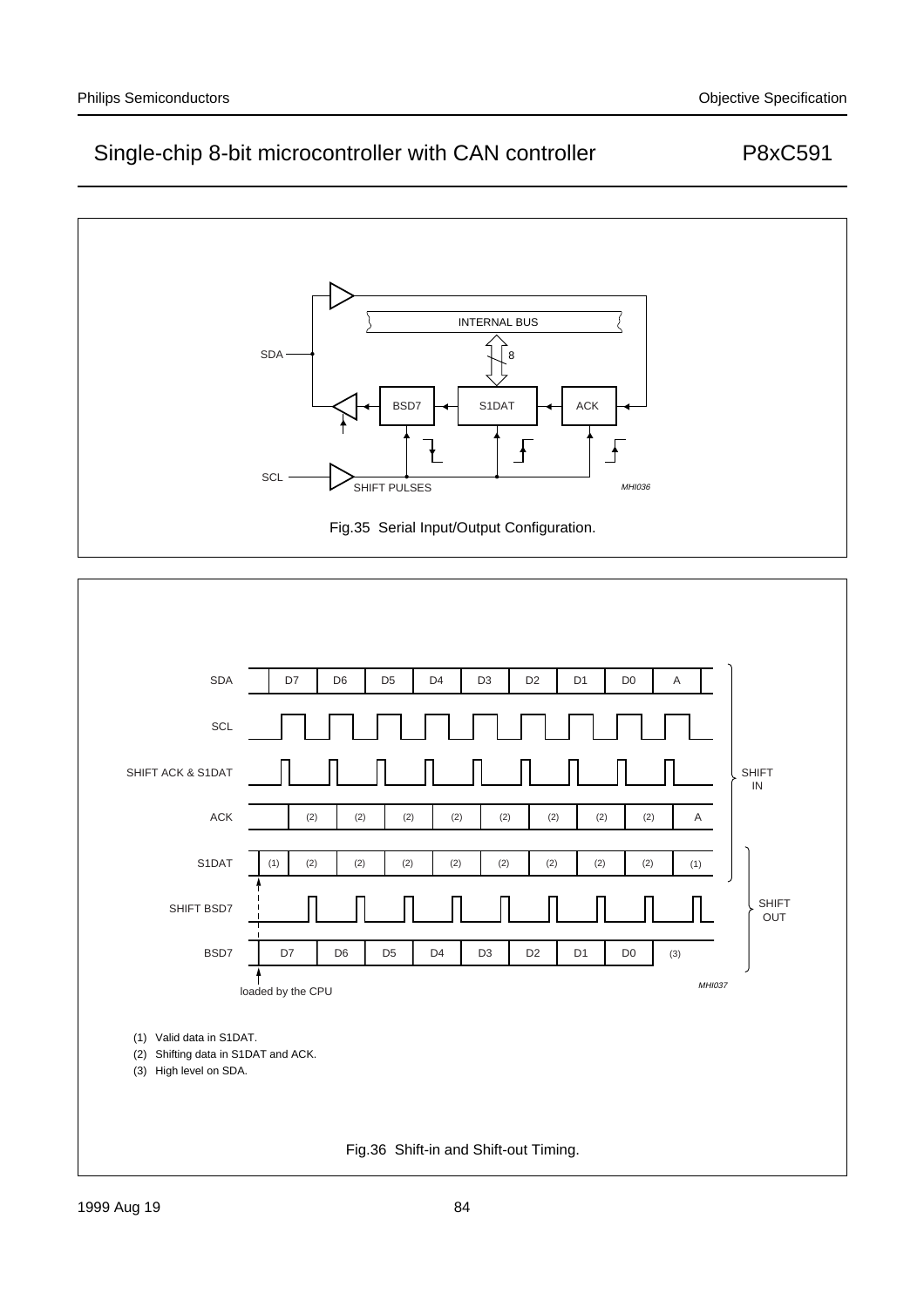Fig.35 Serial Input/Output Configuration.

(1) Valid data in S1DAT.

(2) Shifting data in S1DAT and ACK.

(3) High level on SDA.

Fig.36 Shift-in and Shift-out Timing.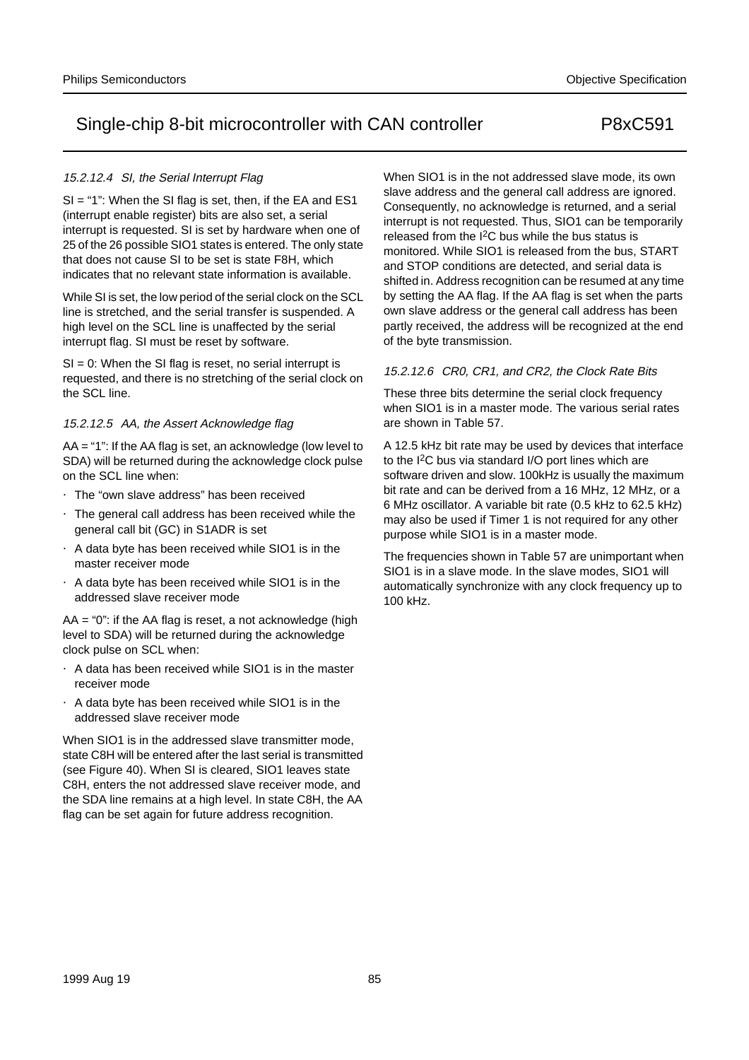#### *15.2.12.4 SI, the Serial Interrupt Flag*

SI = “1”: When the SI flag is set, then, if the EA and ES1 (interrupt enable register) bits are also set, a serial interrupt is requested. SI is set by hardware when one of 25 of the 26 possible SIO1 states is entered. The only state that does not cause SI to be set is state F8H, which indicates that no relevant state information is available.

While SI is set, the low period of the serial clock on the SCL line is stretched, and the serial transfer is suspended. A high level on the SCL line is unaffected by the serial interrupt flag. SI must be reset by software.

SI = 0: When the SI flag is reset, no serial interrupt is requested, and there is no stretching of the serial clock on the SCL line.

#### *15.2.12.5 AA, the Assert Acknowledge flag*

AA = “1”: If the AA flag is set, an acknowledge (low level to SDA) will be returned during the acknowledge clock pulse on the SCL line when:

- The “own slave address” has been received
- The general call address has been received while the general call bit (GC) in S1ADR is set
- A data byte has been received while SIO1 is in the master receiver mode
- A data byte has been received while SIO1 is in the addressed slave receiver mode

AA = “0”: if the AA flag is reset, a not acknowledge (high level to SDA) will be returned during the acknowledge clock pulse on SCL when:

- A data has been received while SIO1 is in the master receiver mode
- A data byte has been received while SIO1 is in the addressed slave receiver mode

When SIO1 is in the addressed slave transmitter mode, state C8H will be entered after the last serial is transmitted (see Figure 40). When SI is cleared, SIO1 leaves state C8H, enters the not addressed slave receiver mode, and the SDA line remains at a high level. In state C8H, the AA flag can be set again for future address recognition.

When SIO1 is in the not addressed slave mode, its own slave address and the general call address are ignored. Consequently, no acknowledge is returned, and a serial interrupt is not requested. Thus, SIO1 can be temporarily released from the I$^2$C bus while the bus status is monitored. While SIO1 is released from the bus, START and STOP conditions are detected, and serial data is shifted in. Address recognition can be resumed at any time by setting the AA flag. If the AA flag is set when the parts own slave address or the general call address has been partly received, the address will be recognized at the end of the byte transmission.

#### *15.2.12.6 CR0, CR1, and CR2, the Clock Rate Bits*

These three bits determine the serial clock frequency when SIO1 is in a master mode. The various serial rates are shown in Table 57.

A 12.5 kHz bit rate may be used by devices that interface to the I$^2$C bus via standard I/O port lines which are software driven and slow. 100kHz is usually the maximum bit rate and can be derived from a 16 MHz, 12 MHz, or a 6 MHz oscillator. A variable bit rate (0.5 kHz to 62.5 kHz) may also be used if Timer 1 is not required for any other purpose while SIO1 is in a master mode.

The frequencies shown in Table 57 are unimportant when SIO1 is in a slave mode. In the slave modes, SIO1 will automatically synchronize with any clock frequency up to 100 kHz.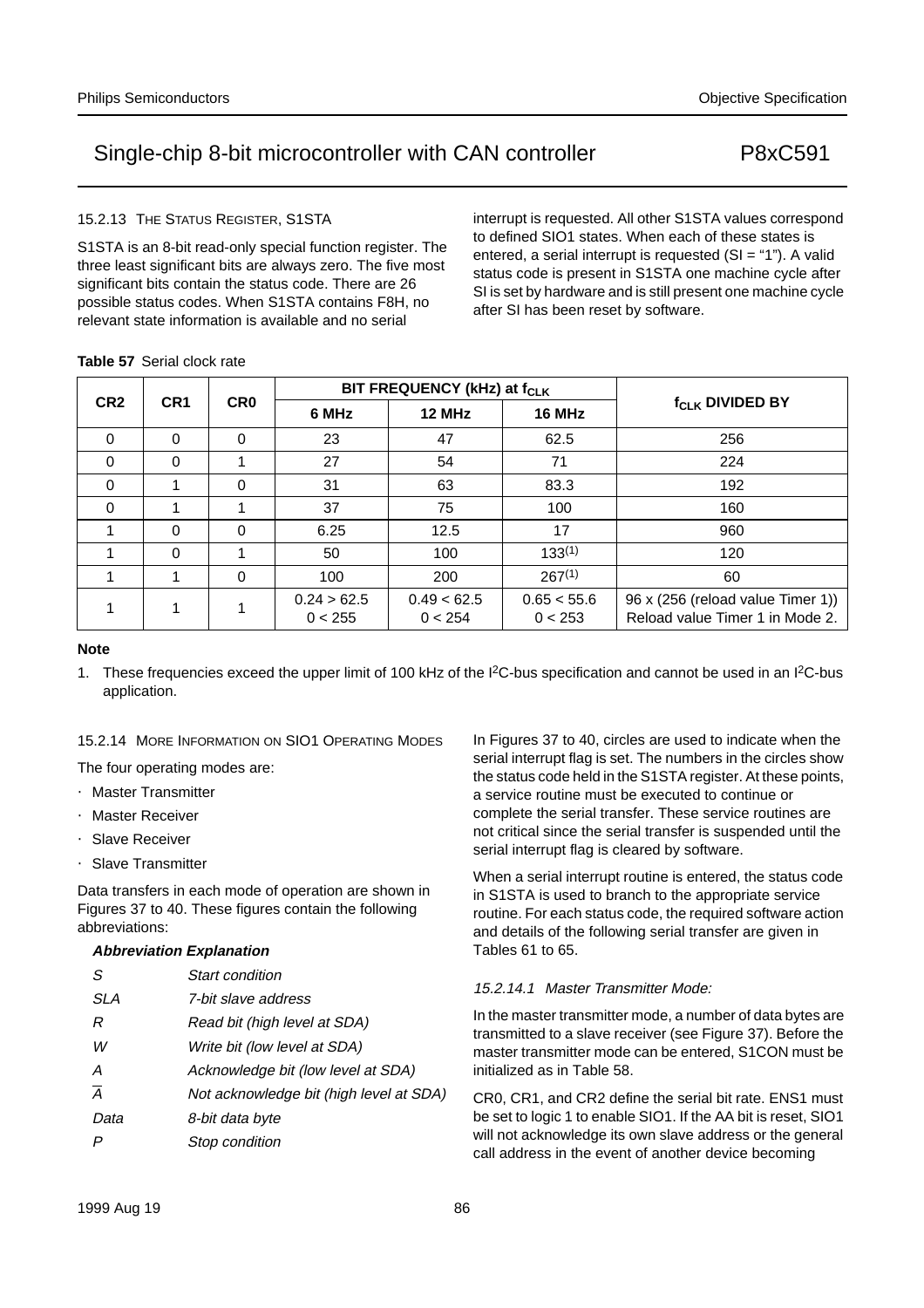#### 15.2.13 THE STATUS REGISTER, S1STA

S1STA is an 8-bit read-only special function register. The three least significant bits are always zero. The five most significant bits contain the status code. There are 26 possible status codes. When S1STA contains F8H, no relevant state information is available and no serial interrupt is requested. All other S1STA values correspond to defined SIO1 states. When each of these states is entered, a serial interrupt is requested (SI = "1"). A valid status code is present in S1STA one machine cycle after SI is set by hardware and is still present one machine cycle after SI has been reset by software.

**Table 57** Serial clock rate

| CR2 | CR1 | CR0 | BIT FREQUENCY (kHz) at $f_{CLK}$ | | | $f_{CLK}$ DIVIDED BY |
|---|---|---|---|---|---|---|
| | | | 6 MHz | 12 MHz | 16 MHz | |
| 0 | 0 | 0 | 23 | 47 | 62.5 | 256 |
| 0 | 0 | 1 | 27 | 54 | 71 | 224 |
| 0 | 1 | 0 | 31 | 63 | 83.3 | 192 |
| 0 | 1 | 1 | 37 | 75 | 100 | 160 |
| 1 | 0 | 0 | 6.25 | 12.5 | 17 | 960 |
| 1 | 0 | 1 | 50 | 100 | 133(1) | 120 |
| 1 | 1 | 0 | 100 | 200 | 267(1) | 60 |
| 1 | 1 | 1 | 0.24 > 62.5<br>0 < 255 | 0.49 < 62.5<br>0 < 254 | 0.65 < 55.6<br>0 < 253 | 96 x (256 (reload value Timer 1))<br>Reload value Timer 1 in Mode 2. |

**Note**

1. These frequencies exceed the upper limit of 100 kHz of the I²C-bus specification and cannot be used in an I²C-bus application.

#### 15.2.14 MORE INFORMATION ON SIO1 OPERATING MODES

The four operating modes are:

- Master Transmitter
- Master Receiver
- Slave Receiver
- Slave Transmitter

Data transfers in each mode of operation are shown in Figures 37 to 40. These figures contain the following abbreviations:

| ***Abbreviation*** | ***Explanation*** |
|---|---|
| *S* | *Start condition* |
| *SLA* | *7-bit slave address* |
| *R* | *Read bit (high level at SDA)* |
| *W* | *Write bit (low level at SDA)* |
| *A* | *Acknowledge bit (low level at SDA)* |
| $\overline{A}$ | *Not acknowledge bit (high level at SDA)* |
| *Data* | *8-bit data byte* |
| *P* | *Stop condition* |

In Figures 37 to 40, circles are used to indicate when the serial interrupt flag is set. The numbers in the circles show the status code held in the S1STA register. At these points, a service routine must be executed to continue or complete the serial transfer. These service routines are not critical since the serial transfer is suspended until the serial interrupt flag is cleared by software.

When a serial interrupt routine is entered, the status code in S1STA is used to branch to the appropriate service routine. For each status code, the required software action and details of the following serial transfer are given in Tables 61 to 65.

##### *15.2.14.1 Master Transmitter Mode:*

In the master transmitter mode, a number of data bytes are transmitted to a slave receiver (see Figure 37). Before the master transmitter mode can be entered, S1CON must be initialized as in Table 58.

CR0, CR1, and CR2 define the serial bit rate. ENS1 must be set to logic 1 to enable SIO1. If the AA bit is reset, SIO1 will not acknowledge its own slave address or the general call address in the event of another device becoming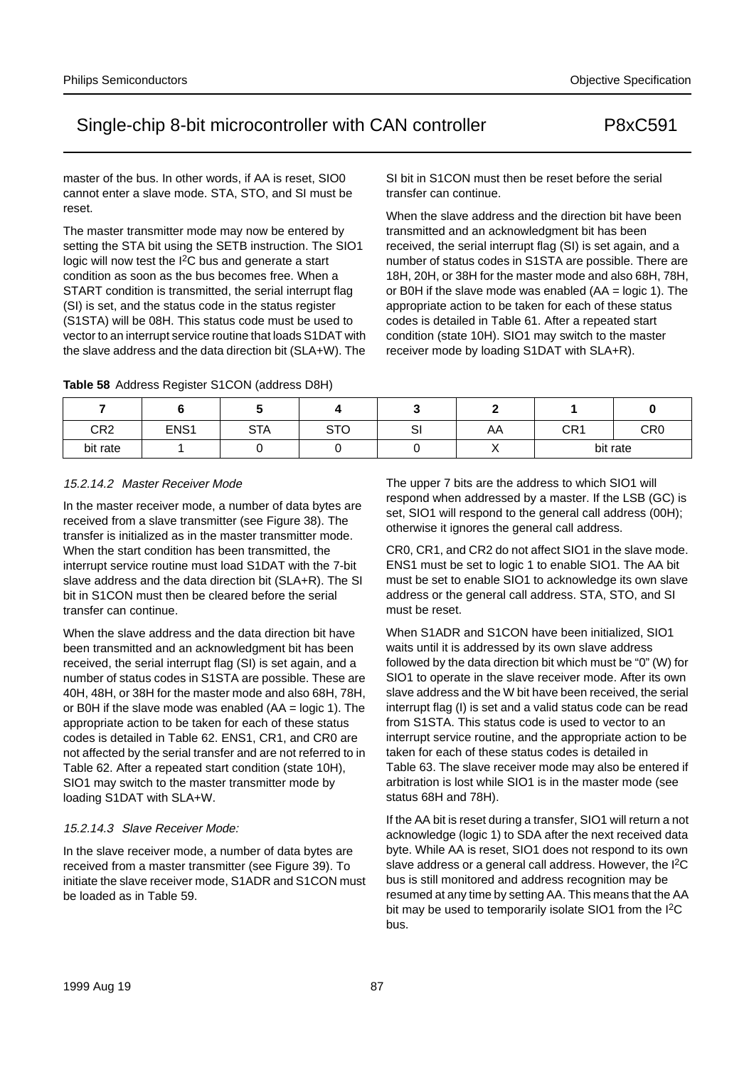master of the bus. In other words, if AA is reset, SIO0 cannot enter a slave mode. STA, STO, and SI must be reset.

The master transmitter mode may now be entered by setting the STA bit using the SETB instruction. The SIO1 logic will now test the I$^2$C bus and generate a start condition as soon as the bus becomes free. When a START condition is transmitted, the serial interrupt flag (SI) is set, and the status code in the status register (S1STA) will be 08H. This status code must be used to vector to an interrupt service routine that loads S1DAT with the slave address and the data direction bit (SLA+W). The SI bit in S1CON must then be reset before the serial transfer can continue.

When the slave address and the direction bit have been transmitted and an acknowledgment bit has been received, the serial interrupt flag (SI) is set again, and a number of status codes in S1STA are possible. There are 18H, 20H, or 38H for the master mode and also 68H, 78H, or B0H if the slave mode was enabled (AA = logic 1). The appropriate action to be taken for each of these status codes is detailed in Table 61. After a repeated start condition (state 10H). SIO1 may switch to the master receiver mode by loading S1DAT with SLA+R).

**Table 58** Address Register S1CON (address D8H)

| 7 | 6 | 5 | 4 | 3 | 2 | 1 | 0 |
|---|---|---|---|---|---|---|---|
| CR2 | ENS1 | STA | STO | SI | AA | CR1 | CR0 |
| bit rate | 1 | 0 | 0 | 0 | X | bit rate | |

#### 15.2.14.2 *Master Receiver Mode*

In the master receiver mode, a number of data bytes are received from a slave transmitter (see Figure 38). The transfer is initialized as in the master transmitter mode. When the start condition has been transmitted, the interrupt service routine must load S1DAT with the 7-bit slave address and the data direction bit (SLA+R). The SI bit in S1CON must then be cleared before the serial transfer can continue.

When the slave address and the data direction bit have been transmitted and an acknowledgment bit has been received, the serial interrupt flag (SI) is set again, and a number of status codes in S1STA are possible. These are 40H, 48H, or 38H for the master mode and also 68H, 78H, or B0H if the slave mode was enabled (AA = logic 1). The appropriate action to be taken for each of these status codes is detailed in Table 62. ENS1, CR1, and CR0 are not affected by the serial transfer and are not referred to in Table 62. After a repeated start condition (state 10H), SIO1 may switch to the master transmitter mode by loading S1DAT with SLA+W.

#### 15.2.14.3 *Slave Receiver Mode:*

In the slave receiver mode, a number of data bytes are received from a master transmitter (see Figure 39). To initiate the slave receiver mode, S1ADR and S1CON must be loaded as in Table 59.

The upper 7 bits are the address to which SIO1 will respond when addressed by a master. If the LSB (GC) is set, SIO1 will respond to the general call address (00H); otherwise it ignores the general call address.

CR0, CR1, and CR2 do not affect SIO1 in the slave mode. ENS1 must be set to logic 1 to enable SIO1. The AA bit must be set to enable SIO1 to acknowledge its own slave address or the general call address. STA, STO, and SI must be reset.

When S1ADR and S1CON have been initialized, SIO1 waits until it is addressed by its own slave address followed by the data direction bit which must be “0” (W) for SIO1 to operate in the slave receiver mode. After its own slave address and the W bit have been received, the serial interrupt flag (I) is set and a valid status code can be read from S1STA. This status code is used to vector to an interrupt service routine, and the appropriate action to be taken for each of these status codes is detailed in Table 63. The slave receiver mode may also be entered if arbitration is lost while SIO1 is in the master mode (see status 68H and 78H).

If the AA bit is reset during a transfer, SIO1 will return a not acknowledge (logic 1) to SDA after the next received data byte. While AA is reset, SIO1 does not respond to its own slave address or a general call address. However, the I$^2$C bus is still monitored and address recognition may be resumed at any time by setting AA. This means that the AA bit may be used to temporarily isolate SIO1 from the I$^2$C bus.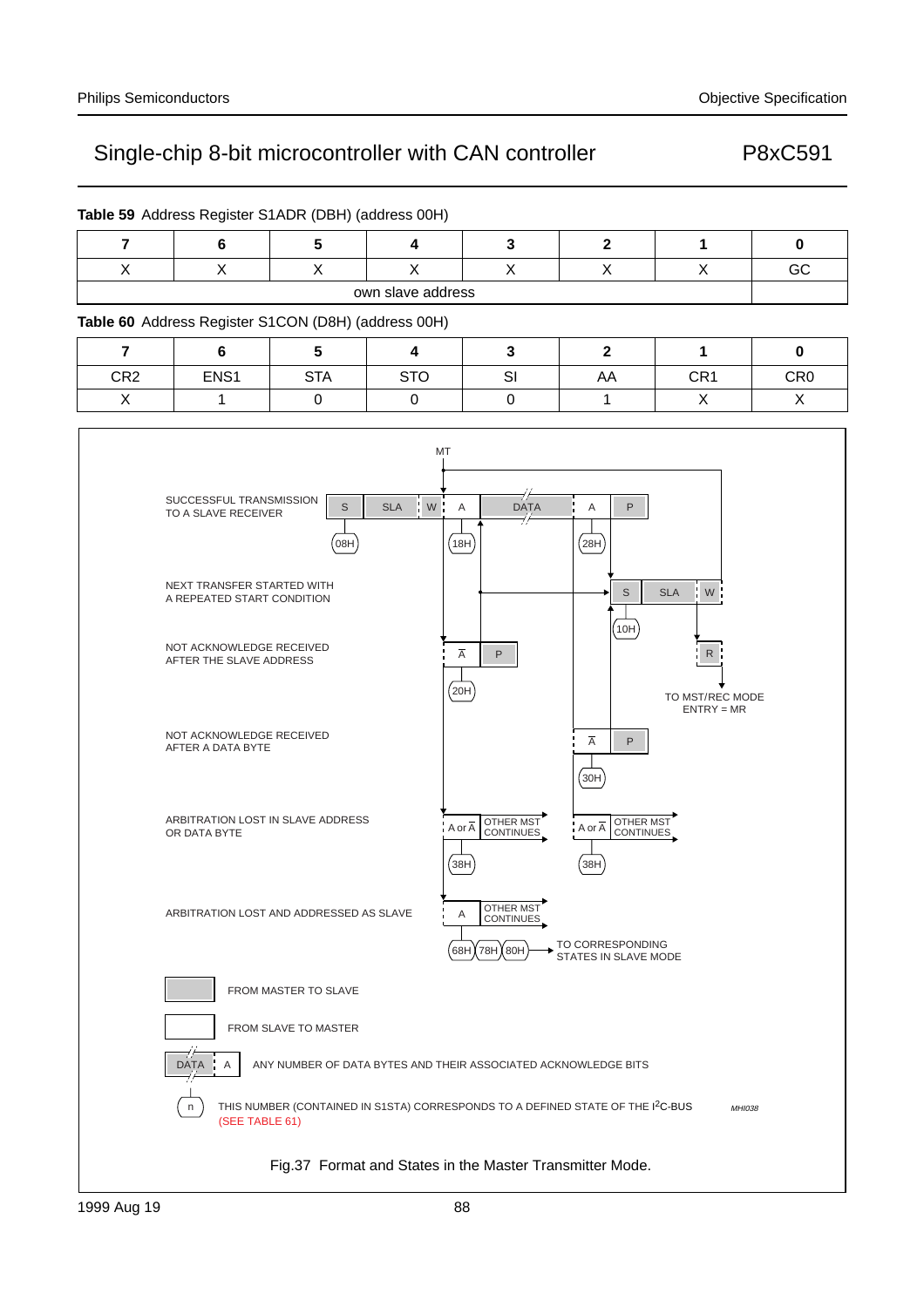**Table 59** Address Register S1ADR (DBH) (address 00H)

| 7 | 6 | 5 | 4 | 3 | 2 | 1 | 0 |
|---|---|---|---|---|---|---|---|
| X | X | X | X | X | X | X | GC |
| own slave address | | | | | | | |

**Table 60** Address Register S1CON (D8H) (address 00H)

| 7 | 6 | 5 | 4 | 3 | 2 | 1 | 0 |
|---|---|---|---|---|---|---|---|
| CR2 | ENS1 | STA | STO | SI | AA | CR1 | CR0 |
| X | 1 | 0 | 0 | 0 | 1 | X | X |

MT

SUCCESSFUL TRANSMISSION TO A SLAVE RECEIVER — S | SLA | W | A | DATA | A | P — 08H, 18H, 28H

NEXT TRANSFER STARTED WITH A REPEATED START CONDITION — S | SLA | W — 10H

NOT ACKNOWLEDGE RECEIVED AFTER THE SLAVE ADDRESS — $\overline{A}$ | P — 20H

R — TO MST/REC MODE ENTRY = MR

NOT ACKNOWLEDGE RECEIVED AFTER A DATA BYTE — $\overline{A}$ | P — 30H

ARBITRATION LOST IN SLAVE ADDRESS OR DATA BYTE — A or $\overline{A}$ | OTHER MST CONTINUES — 38H; A or $\overline{A}$ | OTHER MST CONTINUES — 38H

ARBITRATION LOST AND ADDRESSED AS SLAVE — A | OTHER MST CONTINUES — 68H, 78H, 80H — TO CORRESPONDING STATES IN SLAVE MODE

FROM MASTER TO SLAVE

FROM SLAVE TO MASTER

DATA | A — ANY NUMBER OF DATA BYTES AND THEIR ASSOCIATED ACKNOWLEDGE BITS

n — THIS NUMBER (CONTAINED IN S1STA) CORRESPONDS TO A DEFINED STATE OF THE $I^2C$-BUS (SEE TABLE 61)

MHI038

Fig.37 Format and States in the Master Transmitter Mode.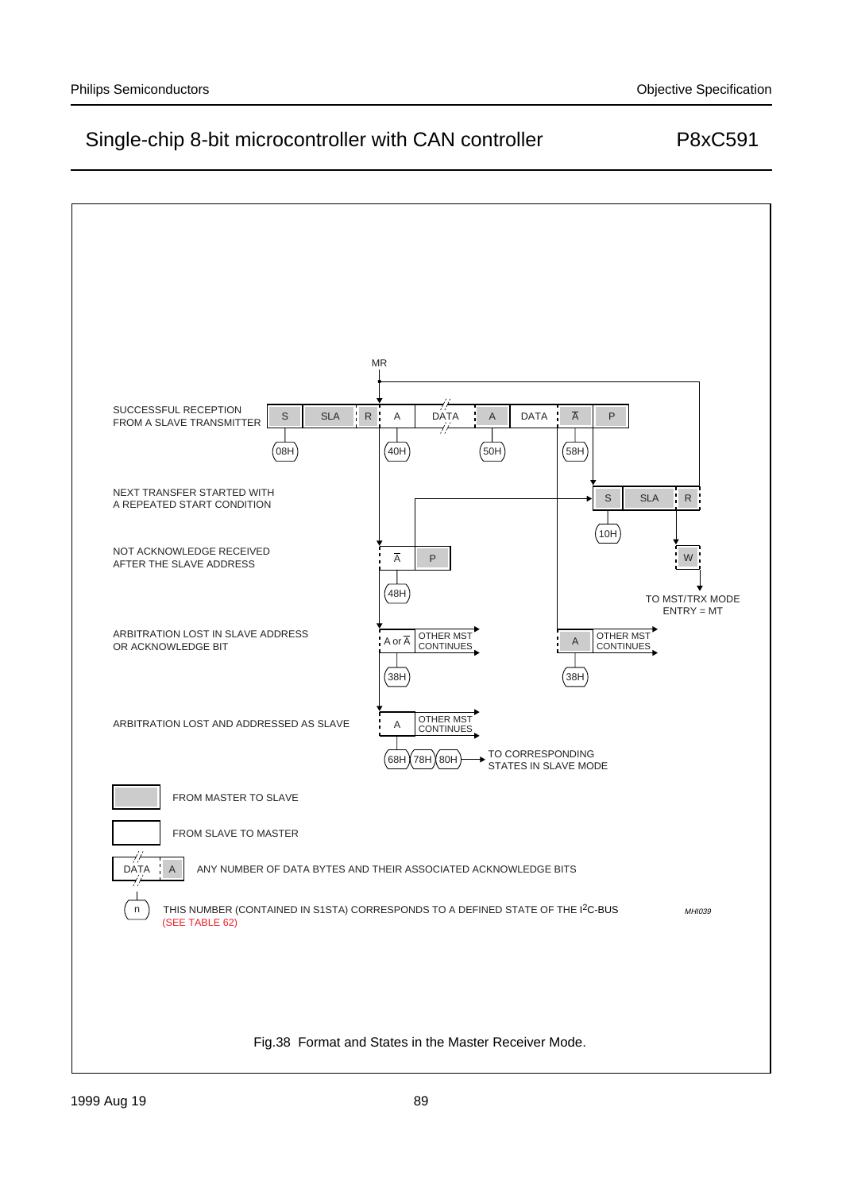MR

SUCCESSFUL RECEPTION FROM A SLAVE TRANSMITTER

S | SLA | R | A | DATA | A | DATA | $\overline{A}$ | P

08H, 40H, 50H, 58H

NEXT TRANSFER STARTED WITH A REPEATED START CONDITION

S | SLA | R

10H

NOT ACKNOWLEDGE RECEIVED AFTER THE SLAVE ADDRESS

$\overline{A}$ | P

48H

W

TO MST/TRX MODE ENTRY = MT

ARBITRATION LOST IN SLAVE ADDRESS OR ACKNOWLEDGE BIT

A or $\overline{A}$ | OTHER MST CONTINUES

38H

A | OTHER MST CONTINUES

38H

ARBITRATION LOST AND ADDRESSED AS SLAVE

A | OTHER MST CONTINUES

68H, 78H, 80H → TO CORRESPONDING STATES IN SLAVE MODE

FROM MASTER TO SLAVE

FROM SLAVE TO MASTER

DATA | A — ANY NUMBER OF DATA BYTES AND THEIR ASSOCIATED ACKNOWLEDGE BITS

n — THIS NUMBER (CONTAINED IN S1STA) CORRESPONDS TO A DEFINED STATE OF THE I[2]C-BUS (SEE TABLE 62)

MHI039

Fig.38 Format and States in the Master Receiver Mode.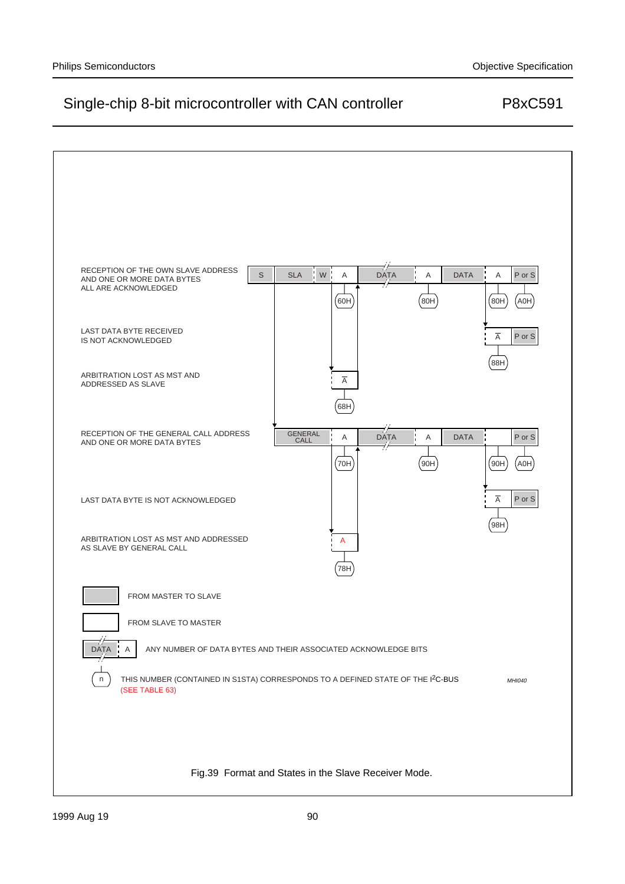RECEPTION OF THE OWN SLAVE ADDRESS AND ONE OR MORE DATA BYTES ALL ARE ACKNOWLEDGED

| S | SLA | W | A | DATA | A | DATA | A | P or S |
|---|---|---|---|---|---|---|---|---|
| | | | 60H | | 80H | | 80H | A0H |

LAST DATA BYTE RECEIVED IS NOT ACKNOWLEDGED

| $\overline{A}$ | P or S |
|---|---|
| 88H | |

ARBITRATION LOST AS MST AND ADDRESSED AS SLAVE

| $\overline{A}$ |
|---|
| 68H |

RECEPTION OF THE GENERAL CALL ADDRESS AND ONE OR MORE DATA BYTES

| GENERAL CALL | A | DATA | A | DATA | A | P or S |
|---|---|---|---|---|---|---|
| | 70H | | 90H | | 90H | A0H |

LAST DATA BYTE IS NOT ACKNOWLEDGED

| $\overline{A}$ | P or S |
|---|---|
| 98H | |

ARBITRATION LOST AS MST AND ADDRESSED AS SLAVE BY GENERAL CALL

| A |
|---|
| 78H |

FROM MASTER TO SLAVE

FROM SLAVE TO MASTER

DATA A — ANY NUMBER OF DATA BYTES AND THEIR ASSOCIATED ACKNOWLEDGE BITS

n — THIS NUMBER (CONTAINED IN S1STA) CORRESPONDS TO A DEFINED STATE OF THE I²C-BUS (SEE TABLE 63)

MHI040

Fig.39 Format and States in the Slave Receiver Mode.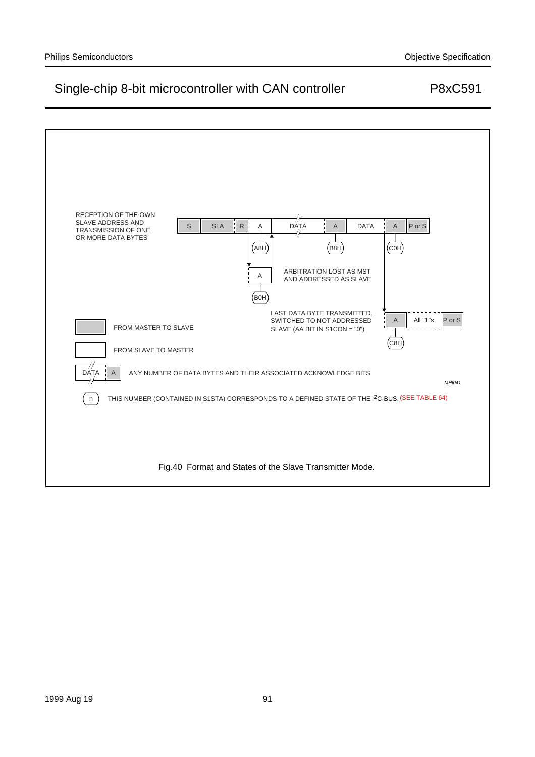RECEPTION OF THE OWN SLAVE ADDRESS AND TRANSMISSION OF ONE OR MORE DATA BYTES

| S | SLA | R | A | DATA | A | DATA | $\overline{A}$ | P or S |
|---|---|---|---|---|---|---|---|---|

(A8H) (B8H) (C0H)

A (B0H) — ARBITRATION LOST AS MST AND ADDRESSED AS SLAVE

LAST DATA BYTE TRANSMITTED. SWITCHED TO NOT ADDRESSED SLAVE (AA BIT IN S1CON = "0")

| A | All "1"s | P or S |
|---|---|---|

(C8H)

FROM MASTER TO SLAVE

FROM SLAVE TO MASTER

DATA A — ANY NUMBER OF DATA BYTES AND THEIR ASSOCIATED ACKNOWLEDGE BITS

MHI041

(n) THIS NUMBER (CONTAINED IN S1STA) CORRESPONDS TO A DEFINED STATE OF THE I²C-BUS. (SEE TABLE 64)

Fig.40 Format and States of the Slave Transmitter Mode.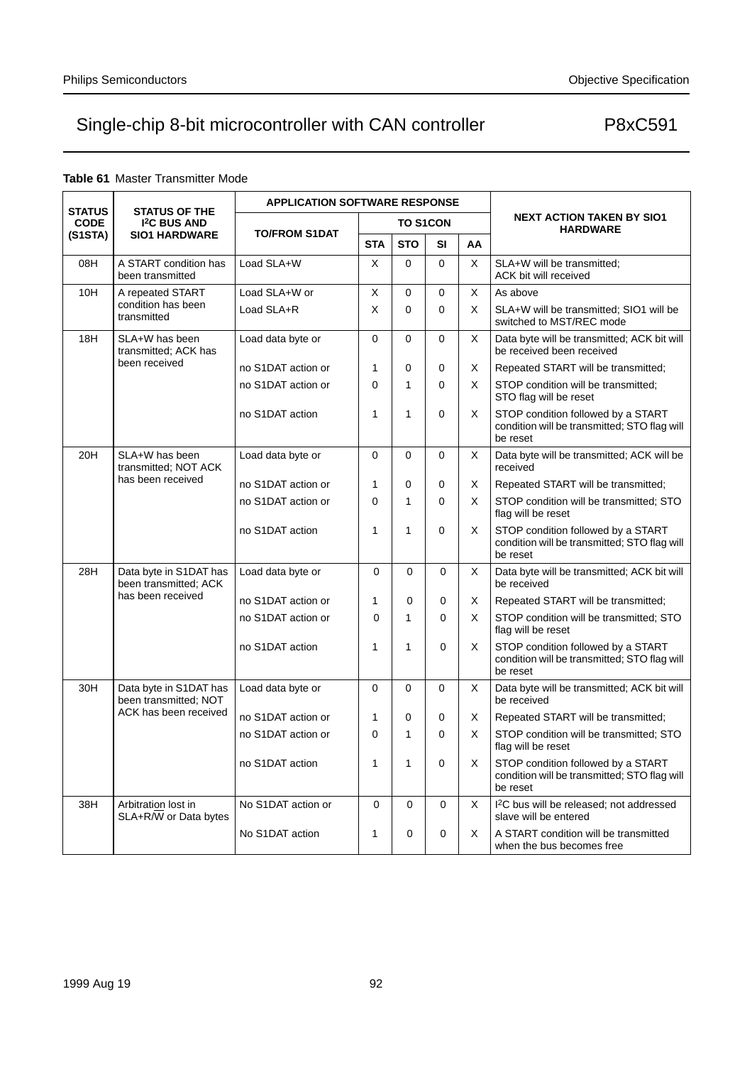**Table 61** Master Transmitter Mode

| STATUS CODE (S1STA) | STATUS OF THE I²C BUS AND SIO1 HARDWARE | APPLICATION SOFTWARE RESPONSE | | | | | NEXT ACTION TAKEN BY SIO1 HARDWARE |
|---|---|---|---|---|---|---|---|
| | | TO/FROM S1DAT | TO S1CON | | | | |
| | | | STA | STO | SI | AA | |
| 08H | A START condition has been transmitted | Load SLA+W | X | 0 | 0 | X | SLA+W will be transmitted; ACK bit will received |
| 10H | A repeated START condition has been transmitted | Load SLA+W or | X | 0 | 0 | X | As above |
| | | Load SLA+R | X | 0 | 0 | X | SLA+W will be transmitted; SIO1 will be switched to MST/REC mode |
| 18H | SLA+W has been transmitted; ACK has been received | Load data byte or | 0 | 0 | 0 | X | Data byte will be transmitted; ACK bit will be received been received |
| | | no S1DAT action or | 1 | 0 | 0 | X | Repeated START will be transmitted; |
| | | no S1DAT action or | 0 | 1 | 0 | X | STOP condition will be transmitted; STO flag will be reset |
| | | no S1DAT action | 1 | 1 | 0 | X | STOP condition followed by a START condition will be transmitted; STO flag will be reset |
| 20H | SLA+W has been transmitted; NOT ACK has been received | Load data byte or | 0 | 0 | 0 | X | Data byte will be transmitted; ACK will be received |
| | | no S1DAT action or | 1 | 0 | 0 | X | Repeated START will be transmitted; |
| | | no S1DAT action or | 0 | 1 | 0 | X | STOP condition will be transmitted; STO flag will be reset |
| | | no S1DAT action | 1 | 1 | 0 | X | STOP condition followed by a START condition will be transmitted; STO flag will be reset |
| 28H | Data byte in S1DAT has been transmitted; ACK has been received | Load data byte or | 0 | 0 | 0 | X | Data byte will be transmitted; ACK bit will be received |
| | | no S1DAT action or | 1 | 0 | 0 | X | Repeated START will be transmitted; |
| | | no S1DAT action or | 0 | 1 | 0 | X | STOP condition will be transmitted; STO flag will be reset |
| | | no S1DAT action | 1 | 1 | 0 | X | STOP condition followed by a START condition will be transmitted; STO flag will be reset |
| 30H | Data byte in S1DAT has been transmitted; NOT ACK has been received | Load data byte or | 0 | 0 | 0 | X | Data byte will be transmitted; ACK bit will be received |
| | | no S1DAT action or | 1 | 0 | 0 | X | Repeated START will be transmitted; |
| | | no S1DAT action or | 0 | 1 | 0 | X | STOP condition will be transmitted; STO flag will be reset |
| | | no S1DAT action | 1 | 1 | 0 | X | STOP condition followed by a START condition will be transmitted; STO flag will be reset |
| 38H | Arbitration lost in SLA+R/W or Data bytes | No S1DAT action or | 0 | 0 | 0 | X | I²C bus will be released; not addressed slave will be entered |
| | | No S1DAT action | 1 | 0 | 0 | X | A START condition will be transmitted when the bus becomes free |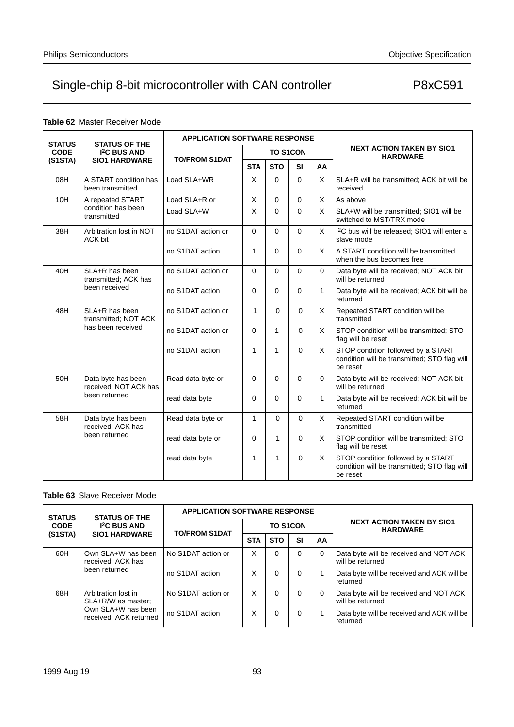**Table 62** Master Receiver Mode

| STATUS CODE (S1STA) | STATUS OF THE I²C BUS AND SIO1 HARDWARE | APPLICATION SOFTWARE RESPONSE | | | | | NEXT ACTION TAKEN BY SIO1 HARDWARE |
|---|---|---|---|---|---|---|---|
| | | TO/FROM S1DAT | TO S1CON | | | | |
| | | | STA | STO | SI | AA | |
| 08H | A START condition has been transmitted | Load SLA+WR | X | 0 | 0 | X | SLA+R will be transmitted; ACK bit will be received |
| 10H | A repeated START condition has been transmitted | Load SLA+R or | X | 0 | 0 | X | As above |
| | | Load SLA+W | X | 0 | 0 | X | SLA+W will be transmitted; SIO1 will be switched to MST/TRX mode |
| 38H | Arbitration lost in NOT ACK bit | no S1DAT action or | 0 | 0 | 0 | X | I²C bus will be released; SIO1 will enter a slave mode |
| | | no S1DAT action | 1 | 0 | 0 | X | A START condition will be transmitted when the bus becomes free |
| 40H | SLA+R has been transmitted; ACK has been received | no S1DAT action or | 0 | 0 | 0 | 0 | Data byte will be received; NOT ACK bit will be returned |
| | | no S1DAT action | 0 | 0 | 0 | 1 | Data byte will be received; ACK bit will be returned |
| 48H | SLA+R has been transmitted; NOT ACK has been received | no S1DAT action or | 1 | 0 | 0 | X | Repeated START condition will be transmitted |
| | | no S1DAT action or | 0 | 1 | 0 | X | STOP condition will be transmitted; STO flag will be reset |
| | | no S1DAT action | 1 | 1 | 0 | X | STOP condition followed by a START condition will be transmitted; STO flag will be reset |
| 50H | Data byte has been received; NOT ACK has been returned | Read data byte or | 0 | 0 | 0 | 0 | Data byte will be received; NOT ACK bit will be returned |
| | | read data byte | 0 | 0 | 0 | 1 | Data byte will be received; ACK bit will be returned |
| 58H | Data byte has been received; ACK has been returned | Read data byte or | 1 | 0 | 0 | X | Repeated START condition will be transmitted |
| | | read data byte or | 0 | 1 | 0 | X | STOP condition will be transmitted; STO flag will be reset |
| | | read data byte | 1 | 1 | 0 | X | STOP condition followed by a START condition will be transmitted; STO flag will be reset |

**Table 63** Slave Receiver Mode

| STATUS CODE (S1STA) | STATUS OF THE I²C BUS AND SIO1 HARDWARE | APPLICATION SOFTWARE RESPONSE | | | | | NEXT ACTION TAKEN BY SIO1 HARDWARE |
|---|---|---|---|---|---|---|---|
| | | TO/FROM S1DAT | TO S1CON | | | | |
| | | | STA | STO | SI | AA | |
| 60H | Own SLA+W has been received; ACK has been returned | No S1DAT action or | X | 0 | 0 | 0 | Data byte will be received and NOT ACK will be returned |
| | | no S1DAT action | X | 0 | 0 | 1 | Data byte will be received and ACK will be returned |
| 68H | Arbitration lost in SLA+R/W as master; Own SLA+W has been received, ACK returned | No S1DAT action or | X | 0 | 0 | 0 | Data byte will be received and NOT ACK will be returned |
| | | no S1DAT action | X | 0 | 0 | 1 | Data byte will be received and ACK will be returned |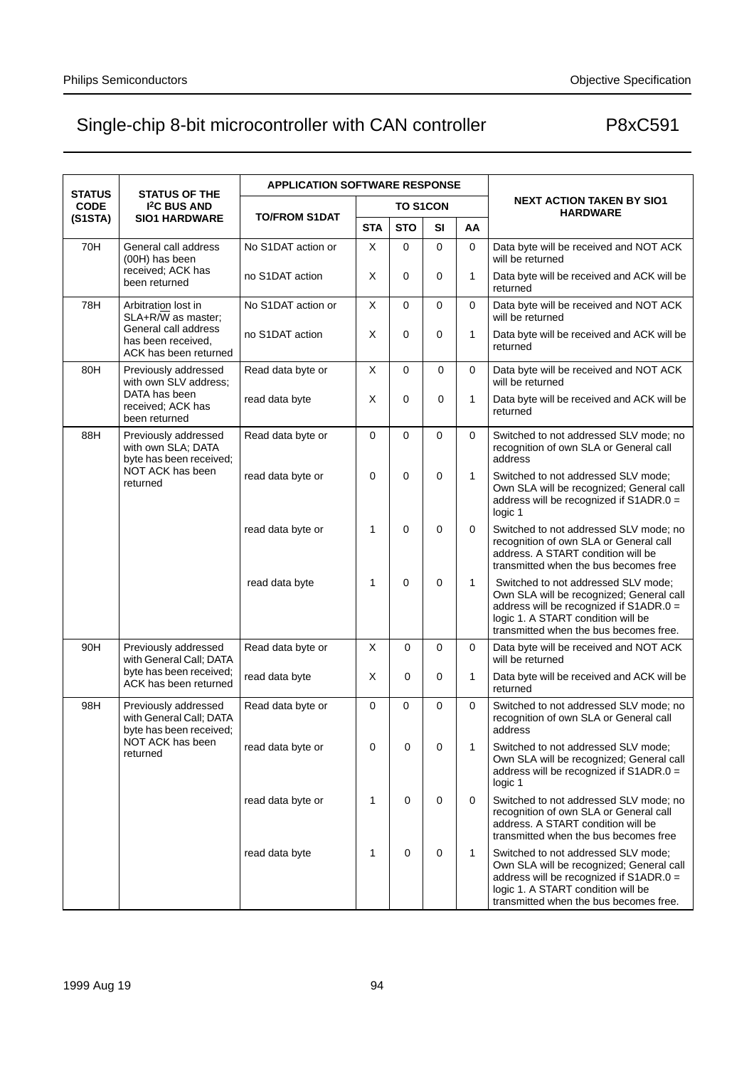| STATUS CODE (S1STA) | STATUS OF THE I²C BUS AND SIO1 HARDWARE | APPLICATION SOFTWARE RESPONSE | | | | | NEXT ACTION TAKEN BY SIO1 HARDWARE |
|---|---|---|---|---|---|---|---|
| | | TO/FROM S1DAT | TO S1CON | | | | |
| | | | STA | STO | SI | AA | |
| 70H | General call address (00H) has been received; ACK has been returned | No S1DAT action or | X | 0 | 0 | 0 | Data byte will be received and NOT ACK will be returned |
| | | no S1DAT action | X | 0 | 0 | 1 | Data byte will be received and ACK will be returned |
| 78H | Arbitration lost in SLA+R/W̄ as master; General call address has been received, ACK has been returned | No S1DAT action or | X | 0 | 0 | 0 | Data byte will be received and NOT ACK will be returned |
| | | no S1DAT action | X | 0 | 0 | 1 | Data byte will be received and ACK will be returned |
| 80H | Previously addressed with own SLV address; DATA has been received; ACK has been returned | Read data byte or | X | 0 | 0 | 0 | Data byte will be received and NOT ACK will be returned |
| | | read data byte | X | 0 | 0 | 1 | Data byte will be received and ACK will be returned |
| 88H | Previously addressed with own SLA; DATA byte has been received; NOT ACK has been returned | Read data byte or | 0 | 0 | 0 | 0 | Switched to not addressed SLV mode; no recognition of own SLA or General call address |
| | | read data byte or | 0 | 0 | 0 | 1 | Switched to not addressed SLV mode; Own SLA will be recognized; General call address will be recognized if S1ADR.0 = logic 1 |
| | | read data byte or | 1 | 0 | 0 | 0 | Switched to not addressed SLV mode; no recognition of own SLA or General call address. A START condition will be transmitted when the bus becomes free |
| | | read data byte | 1 | 0 | 0 | 1 | Switched to not addressed SLV mode; Own SLA will be recognized; General call address will be recognized if S1ADR.0 = logic 1. A START condition will be transmitted when the bus becomes free. |
| 90H | Previously addressed with General Call; DATA byte has been received; ACK has been returned | Read data byte or | X | 0 | 0 | 0 | Data byte will be received and NOT ACK will be returned |
| | | read data byte | X | 0 | 0 | 1 | Data byte will be received and ACK will be returned |
| 98H | Previously addressed with General Call; DATA byte has been received; NOT ACK has been returned | Read data byte or | 0 | 0 | 0 | 0 | Switched to not addressed SLV mode; no recognition of own SLA or General call address |
| | | read data byte or | 0 | 0 | 0 | 1 | Switched to not addressed SLV mode; Own SLA will be recognized; General call address will be recognized if S1ADR.0 = logic 1 |
| | | read data byte or | 1 | 0 | 0 | 0 | Switched to not addressed SLV mode; no recognition of own SLA or General call address. A START condition will be transmitted when the bus becomes free |
| | | read data byte | 1 | 0 | 0 | 1 | Switched to not addressed SLV mode; Own SLA will be recognized; General call address will be recognized if S1ADR.0 = logic 1. A START condition will be transmitted when the bus becomes free. |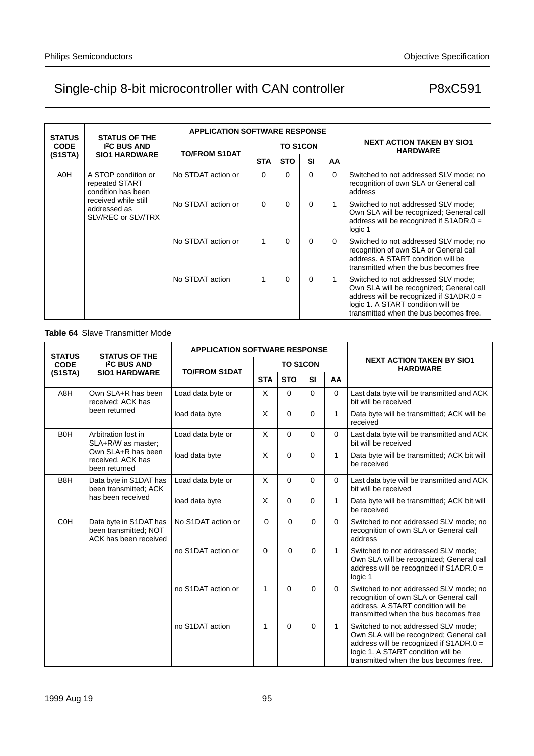| STATUS CODE (S1STA) | STATUS OF THE I²C BUS AND SIO1 HARDWARE | APPLICATION SOFTWARE RESPONSE | | | | | NEXT ACTION TAKEN BY SIO1 HARDWARE |
|---|---|---|---|---|---|---|---|
| | | TO/FROM S1DAT | TO S1CON | | | | |
| | | | STA | STO | SI | AA | |
| A0H | A STOP condition or repeated START condition has been received while still addressed as SLV/REC or SLV/TRX | No STDAT action or | 0 | 0 | 0 | 0 | Switched to not addressed SLV mode; no recognition of own SLA or General call address |
| | | No STDAT action or | 0 | 0 | 0 | 1 | Switched to not addressed SLV mode; Own SLA will be recognized; General call address will be recognized if S1ADR.0 = logic 1 |
| | | No STDAT action or | 1 | 0 | 0 | 0 | Switched to not addressed SLV mode; no recognition of own SLA or General call address. A START condition will be transmitted when the bus becomes free |
| | | No STDAT action | 1 | 0 | 0 | 1 | Switched to not addressed SLV mode; Own SLA will be recognized; General call address will be recognized if S1ADR.0 = logic 1. A START condition will be transmitted when the bus becomes free. |

**Table 64** Slave Transmitter Mode

| STATUS CODE (S1STA) | STATUS OF THE I²C BUS AND SIO1 HARDWARE | APPLICATION SOFTWARE RESPONSE | | | | | NEXT ACTION TAKEN BY SIO1 HARDWARE |
|---|---|---|---|---|---|---|---|
| | | TO/FROM S1DAT | TO S1CON | | | | |
| | | | STA | STO | SI | AA | |
| A8H | Own SLA+R has been received; ACK has been returned | Load data byte or | X | 0 | 0 | 0 | Last data byte will be transmitted and ACK bit will be received |
| | | load data byte | X | 0 | 0 | 1 | Data byte will be transmitted; ACK will be received |
| B0H | Arbitration lost in SLA+R/W as master; Own SLA+R has been received, ACK has been returned | Load data byte or | X | 0 | 0 | 0 | Last data byte will be transmitted and ACK bit will be received |
| | | load data byte | X | 0 | 0 | 1 | Data byte will be transmitted; ACK bit will be received |
| B8H | Data byte in S1DAT has been transmitted; ACK has been received | Load data byte or | X | 0 | 0 | 0 | Last data byte will be transmitted and ACK bit will be received |
| | | load data byte | X | 0 | 0 | 1 | Data byte will be transmitted; ACK bit will be received |
| C0H | Data byte in S1DAT has been transmitted; NOT ACK has been received | No S1DAT action or | 0 | 0 | 0 | 0 | Switched to not addressed SLV mode; no recognition of own SLA or General call address |
| | | no S1DAT action or | 0 | 0 | 0 | 1 | Switched to not addressed SLV mode; Own SLA will be recognized; General call address will be recognized if S1ADR.0 = logic 1 |
| | | no S1DAT action or | 1 | 0 | 0 | 0 | Switched to not addressed SLV mode; no recognition of own SLA or General call address. A START condition will be transmitted when the bus becomes free |
| | | no S1DAT action | 1 | 0 | 0 | 1 | Switched to not addressed SLV mode; Own SLA will be recognized; General call address will be recognized if S1ADR.0 = logic 1. A START condition will be transmitted when the bus becomes free. |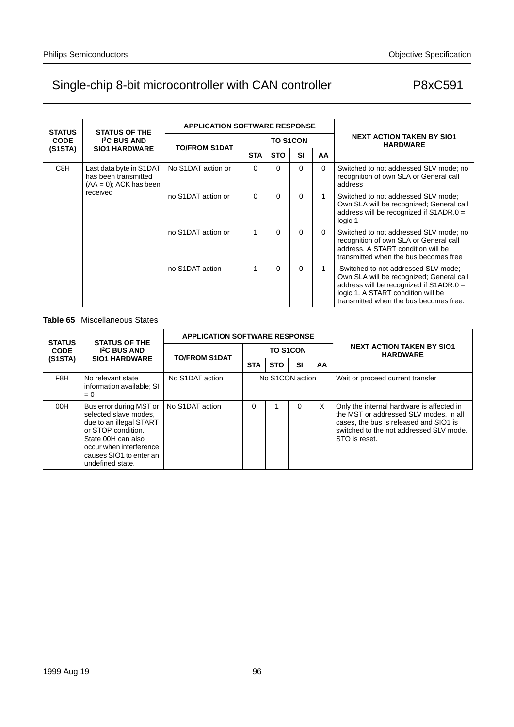| STATUS CODE (S1STA) | STATUS OF THE I²C BUS AND SIO1 HARDWARE | APPLICATION SOFTWARE RESPONSE | | | | | NEXT ACTION TAKEN BY SIO1 HARDWARE |
|---|---|---|---|---|---|---|---|
| | | TO/FROM S1DAT | TO S1CON | | | | |
| | | | STA | STO | SI | AA | |
| C8H | Last data byte in S1DAT has been transmitted (AA = 0); ACK has been received | No S1DAT action or | 0 | 0 | 0 | 0 | Switched to not addressed SLV mode; no recognition of own SLA or General call address |
| | | no S1DAT action or | 0 | 0 | 0 | 1 | Switched to not addressed SLV mode; Own SLA will be recognized; General call address will be recognized if S1ADR.0 = logic 1 |
| | | no S1DAT action or | 1 | 0 | 0 | 0 | Switched to not addressed SLV mode; no recognition of own SLA or General call address. A START condition will be transmitted when the bus becomes free |
| | | no S1DAT action | 1 | 0 | 0 | 1 | Switched to not addressed SLV mode; Own SLA will be recognized; General call address will be recognized if S1ADR.0 = logic 1. A START condition will be transmitted when the bus becomes free. |

**Table 65** Miscellaneous States

| STATUS CODE (S1STA) | STATUS OF THE I²C BUS AND SIO1 HARDWARE | APPLICATION SOFTWARE RESPONSE | | | | | NEXT ACTION TAKEN BY SIO1 HARDWARE |
|---|---|---|---|---|---|---|---|
| | | TO/FROM S1DAT | TO S1CON | | | | |
| | | | STA | STO | SI | AA | |
| F8H | No relevant state information available; SI = 0 | No S1DAT action | No S1CON action | | | | Wait or proceed current transfer |
| 00H | Bus error during MST or selected slave modes, due to an illegal START or STOP condition. State 00H can also occur when interference causes SIO1 to enter an undefined state. | No S1DAT action | 0 | 1 | 0 | X | Only the internal hardware is affected in the MST or addressed SLV modes. In all cases, the bus is released and SIO1 is switched to the not addressed SLV mode. STO is reset. |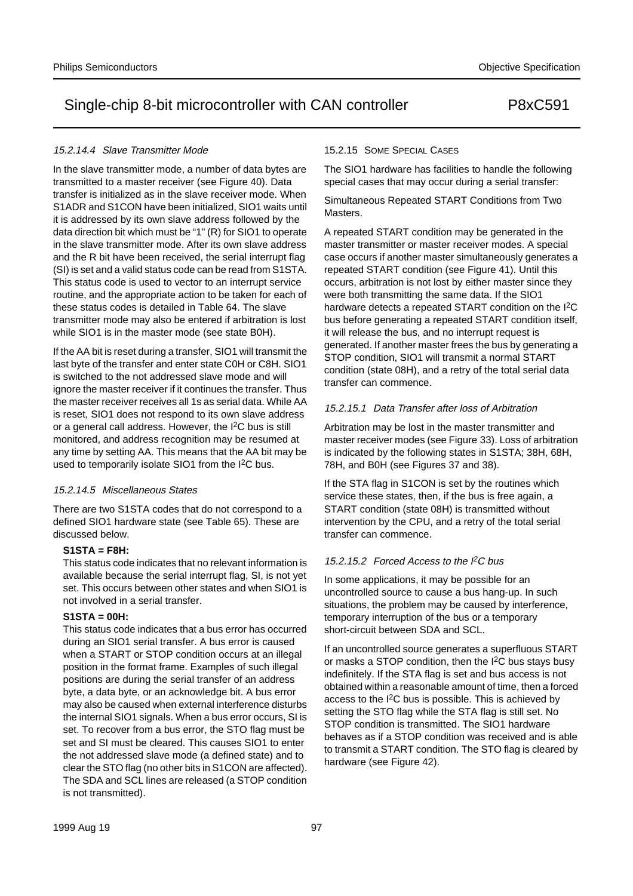#### 15.2.14.4 *Slave Transmitter Mode*

In the slave transmitter mode, a number of data bytes are transmitted to a master receiver (see Figure 40). Data transfer is initialized as in the slave receiver mode. When S1ADR and S1CON have been initialized, SIO1 waits until it is addressed by its own slave address followed by the data direction bit which must be "1" (R) for SIO1 to operate in the slave transmitter mode. After its own slave address and the R bit have been received, the serial interrupt flag (SI) is set and a valid status code can be read from S1STA. This status code is used to vector to an interrupt service routine, and the appropriate action to be taken for each of these status codes is detailed in Table 64. The slave transmitter mode may also be entered if arbitration is lost while SIO1 is in the master mode (see state B0H).

If the AA bit is reset during a transfer, SIO1 will transmit the last byte of the transfer and enter state C0H or C8H. SIO1 is switched to the not addressed slave mode and will ignore the master receiver if it continues the transfer. Thus the master receiver receives all 1s as serial data. While AA is reset, SIO1 does not respond to its own slave address or a general call address. However, the I$^2$C bus is still monitored, and address recognition may be resumed at any time by setting AA. This means that the AA bit may be used to temporarily isolate SIO1 from the I$^2$C bus.

#### 15.2.14.5 *Miscellaneous States*

There are two S1STA codes that do not correspond to a defined SIO1 hardware state (see Table 65). These are discussed below.

**S1STA = F8H:**

This status code indicates that no relevant information is available because the serial interrupt flag, SI, is not yet set. This occurs between other states and when SIO1 is not involved in a serial transfer.

**S1STA = 00H:**

This status code indicates that a bus error has occurred during an SIO1 serial transfer. A bus error is caused when a START or STOP condition occurs at an illegal position in the format frame. Examples of such illegal positions are during the serial transfer of an address byte, a data byte, or an acknowledge bit. A bus error may also be caused when external interference disturbs the internal SIO1 signals. When a bus error occurs, SI is set. To recover from a bus error, the STO flag must be set and SI must be cleared. This causes SIO1 to enter the not addressed slave mode (a defined state) and to clear the STO flag (no other bits in S1CON are affected). The SDA and SCL lines are released (a STOP condition is not transmitted).

### 15.2.15 SOME SPECIAL CASES

The SIO1 hardware has facilities to handle the following special cases that may occur during a serial transfer:

Simultaneous Repeated START Conditions from Two Masters.

A repeated START condition may be generated in the master transmitter or master receiver modes. A special case occurs if another master simultaneously generates a repeated START condition (see Figure 41). Until this occurs, arbitration is not lost by either master since they were both transmitting the same data. If the SIO1 hardware detects a repeated START condition on the I$^2$C bus before generating a repeated START condition itself, it will release the bus, and no interrupt request is generated. If another master frees the bus by generating a STOP condition, SIO1 will transmit a normal START condition (state 08H), and a retry of the total serial data transfer can commence.

#### 15.2.15.1 *Data Transfer after loss of Arbitration*

Arbitration may be lost in the master transmitter and master receiver modes (see Figure 33). Loss of arbitration is indicated by the following states in S1STA; 38H, 68H, 78H, and B0H (see Figures 37 and 38).

If the STA flag in S1CON is set by the routines which service these states, then, if the bus is free again, a START condition (state 08H) is transmitted without intervention by the CPU, and a retry of the total serial transfer can commence.

#### 15.2.15.2 *Forced Access to the I$^2$C bus*

In some applications, it may be possible for an uncontrolled source to cause a bus hang-up. In such situations, the problem may be caused by interference, temporary interruption of the bus or a temporary short-circuit between SDA and SCL.

If an uncontrolled source generates a superfluous START or masks a STOP condition, then the I$^2$C bus stays busy indefinitely. If the STA flag is set and bus access is not obtained within a reasonable amount of time, then a forced access to the I$^2$C bus is possible. This is achieved by setting the STO flag while the STA flag is still set. No STOP condition is transmitted. The SIO1 hardware behaves as if a STOP condition was received and is able to transmit a START condition. The STO flag is cleared by hardware (see Figure 42).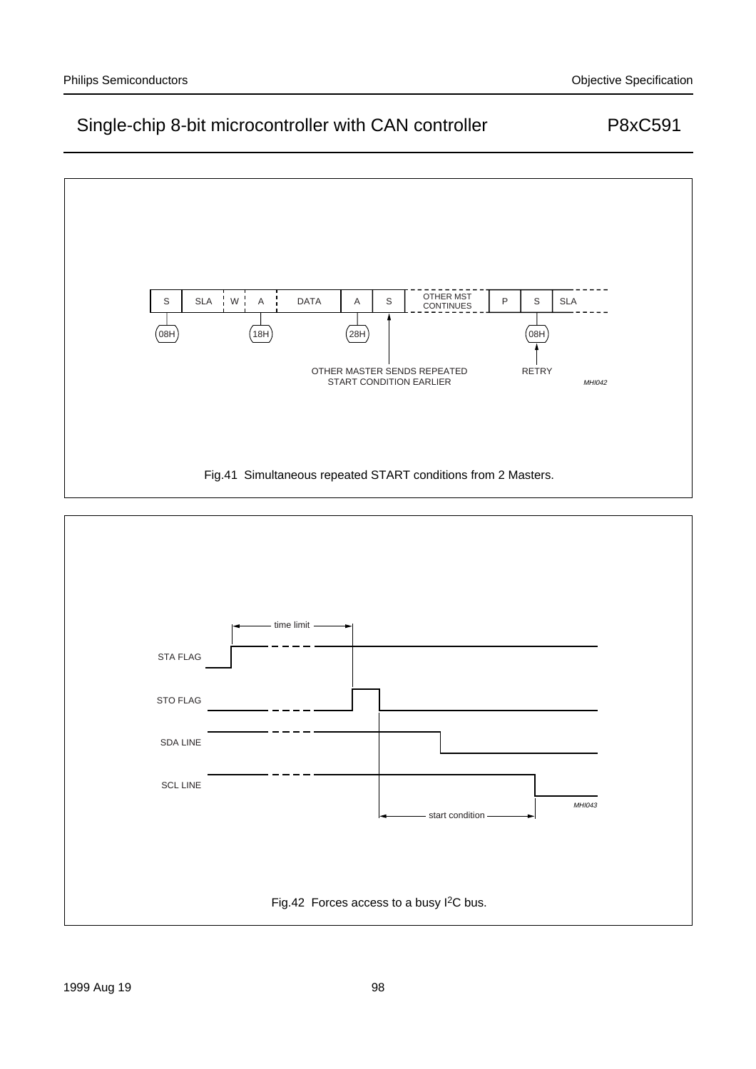| S | SLA | W | A | DATA | A | S | OTHER MST CONTINUES | P | S | SLA |
|---|---|---|---|---|---|---|---|---|---|---|
| 08H | | | 18H | | 28H | | | | 08H | |

OTHER MASTER SENDS REPEATED START CONDITION EARLIER

RETRY

MHI042

Fig.41 Simultaneous repeated START conditions from 2 Masters.

time limit

STA FLAG

STO FLAG

SDA LINE

SCL LINE

start condition

MHI043

Fig.42 Forces access to a busy I²C bus.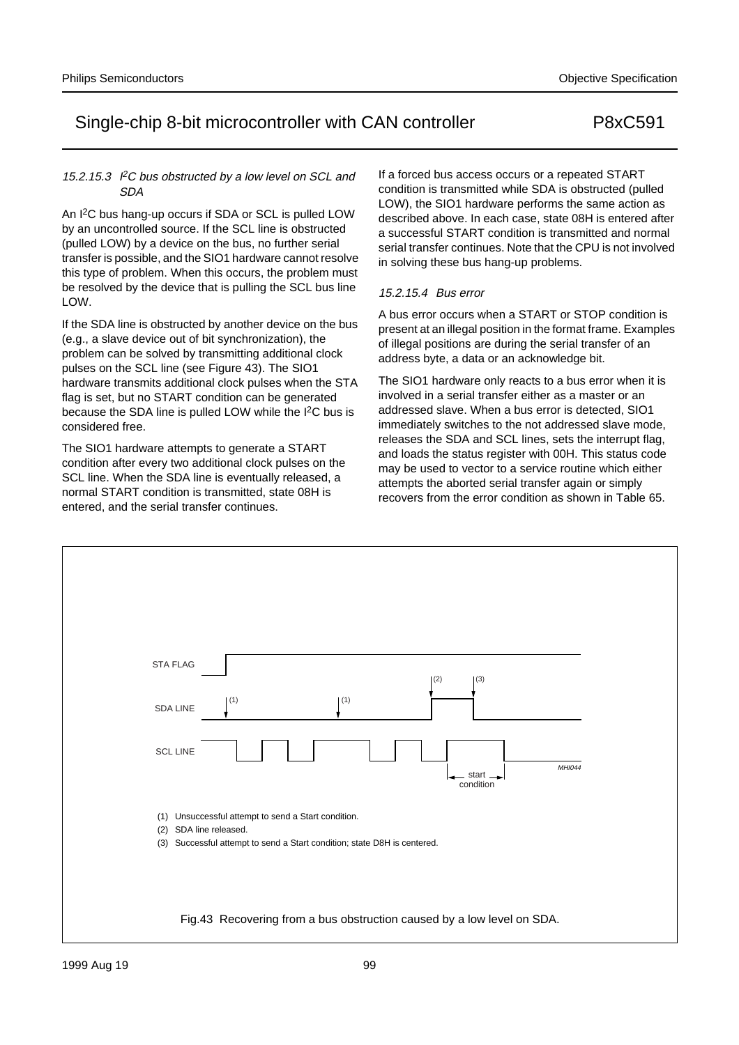#### 15.2.15.3 I²C bus obstructed by a low level on SCL and SDA

An I²C bus hang-up occurs if SDA or SCL is pulled LOW by an uncontrolled source. If the SCL line is obstructed (pulled LOW) by a device on the bus, no further serial transfer is possible, and the SIO1 hardware cannot resolve this type of problem. When this occurs, the problem must be resolved by the device that is pulling the SCL bus line LOW.

If the SDA line is obstructed by another device on the bus (e.g., a slave device out of bit synchronization), the problem can be solved by transmitting additional clock pulses on the SCL line (see Figure 43). The SIO1 hardware transmits additional clock pulses when the STA flag is set, but no START condition can be generated because the SDA line is pulled LOW while the I²C bus is considered free.

The SIO1 hardware attempts to generate a START condition after every two additional clock pulses on the SCL line. When the SDA line is eventually released, a normal START condition is transmitted, state 08H is entered, and the serial transfer continues.

If a forced bus access occurs or a repeated START condition is transmitted while SDA is obstructed (pulled LOW), the SIO1 hardware performs the same action as described above. In each case, state 08H is entered after a successful START condition is transmitted and normal serial transfer continues. Note that the CPU is not involved in solving these bus hang-up problems.

#### 15.2.15.4 Bus error

A bus error occurs when a START or STOP condition is present at an illegal position in the format frame. Examples of illegal positions are during the serial transfer of an address byte, a data or an acknowledge bit.

The SIO1 hardware only reacts to a bus error when it is involved in a serial transfer either as a master or an addressed slave. When a bus error is detected, SIO1 immediately switches to the not addressed slave mode, releases the SDA and SCL lines, sets the interrupt flag, and loads the status register with 00H. This status code may be used to vector to a service routine which either attempts the aborted serial transfer again or simply recovers from the error condition as shown in Table 65.

STA FLAG
SDA LINE
SCL LINE
start condition
MHI044

(1) Unsuccessful attempt to send a Start condition.
(2) SDA line released.
(3) Successful attempt to send a Start condition; state D8H is centered.

Fig.43 Recovering from a bus obstruction caused by a low level on SDA.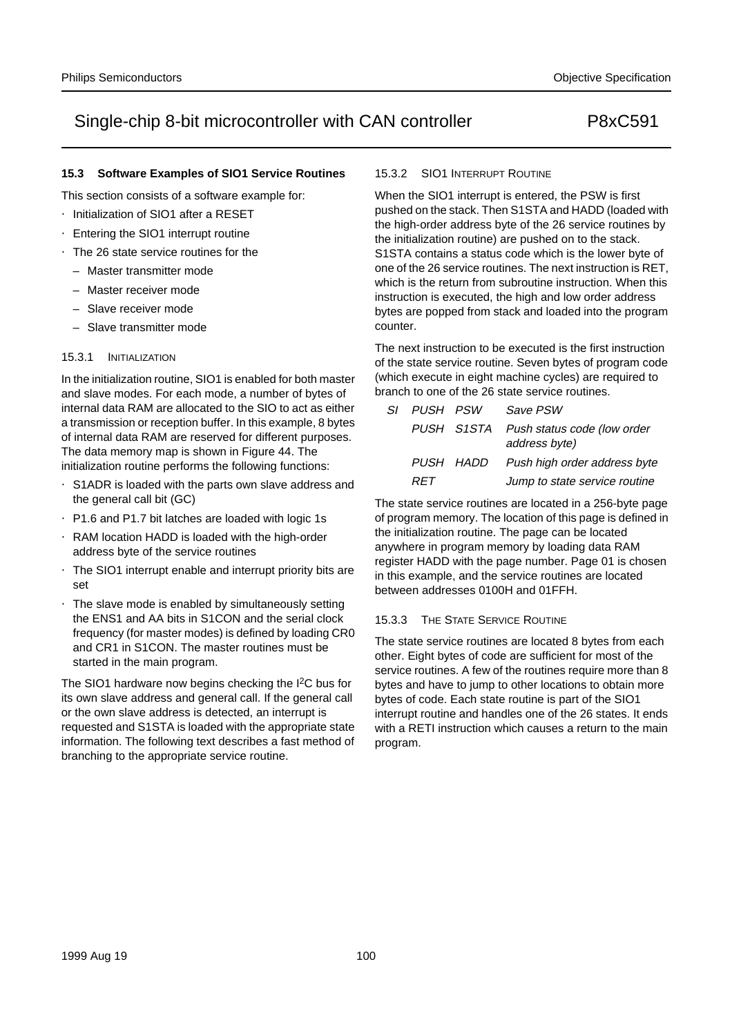### 15.3 Software Examples of SIO1 Service Routines

This section consists of a software example for:

- Initialization of SIO1 after a RESET
- Entering the SIO1 interrupt routine
- The 26 state service routines for the
  - Master transmitter mode
  - Master receiver mode
  - Slave receiver mode
  - Slave transmitter mode

#### 15.3.1 INITIALIZATION

In the initialization routine, SIO1 is enabled for both master and slave modes. For each mode, a number of bytes of internal data RAM are allocated to the SIO to act as either a transmission or reception buffer. In this example, 8 bytes of internal data RAM are reserved for different purposes. The data memory map is shown in Figure 44. The initialization routine performs the following functions:

- S1ADR is loaded with the parts own slave address and the general call bit (GC)
- P1.6 and P1.7 bit latches are loaded with logic 1s
- RAM location HADD is loaded with the high-order address byte of the service routines
- The SIO1 interrupt enable and interrupt priority bits are set
- The slave mode is enabled by simultaneously setting the ENS1 and AA bits in S1CON and the serial clock frequency (for master modes) is defined by loading CR0 and CR1 in S1CON. The master routines must be started in the main program.

The SIO1 hardware now begins checking the I²C bus for its own slave address and general call. If the general call or the own slave address is detected, an interrupt is requested and S1STA is loaded with the appropriate state information. The following text describes a fast method of branching to the appropriate service routine.

#### 15.3.2 SIO1 INTERRUPT ROUTINE

When the SIO1 interrupt is entered, the PSW is first pushed on the stack. Then S1STA and HADD (loaded with the high-order address byte of the 26 service routines by the initialization routine) are pushed on to the stack. S1STA contains a status code which is the lower byte of one of the 26 service routines. The next instruction is RET, which is the return from subroutine instruction. When this instruction is executed, the high and low order address bytes are popped from stack and loaded into the program counter.

The next instruction to be executed is the first instruction of the state service routine. Seven bytes of program code (which execute in eight machine cycles) are required to branch to one of the 26 state service routines.

```
SI  PUSH  PSW     Save PSW
    PUSH  S1STA   Push status code (low order
                  address byte)
    PUSH  HADD    Push high order address byte
    RET           Jump to state service routine
```

The state service routines are located in a 256-byte page of program memory. The location of this page is defined in the initialization routine. The page can be located anywhere in program memory by loading data RAM register HADD with the page number. Page 01 is chosen in this example, and the service routines are located between addresses 0100H and 01FFH.

#### 15.3.3 THE STATE SERVICE ROUTINE

The state service routines are located 8 bytes from each other. Eight bytes of code are sufficient for most of the service routines. A few of the routines require more than 8 bytes and have to jump to other locations to obtain more bytes of code. Each state routine is part of the SIO1 interrupt routine and handles one of the 26 states. It ends with a RETI instruction which causes a return to the main program.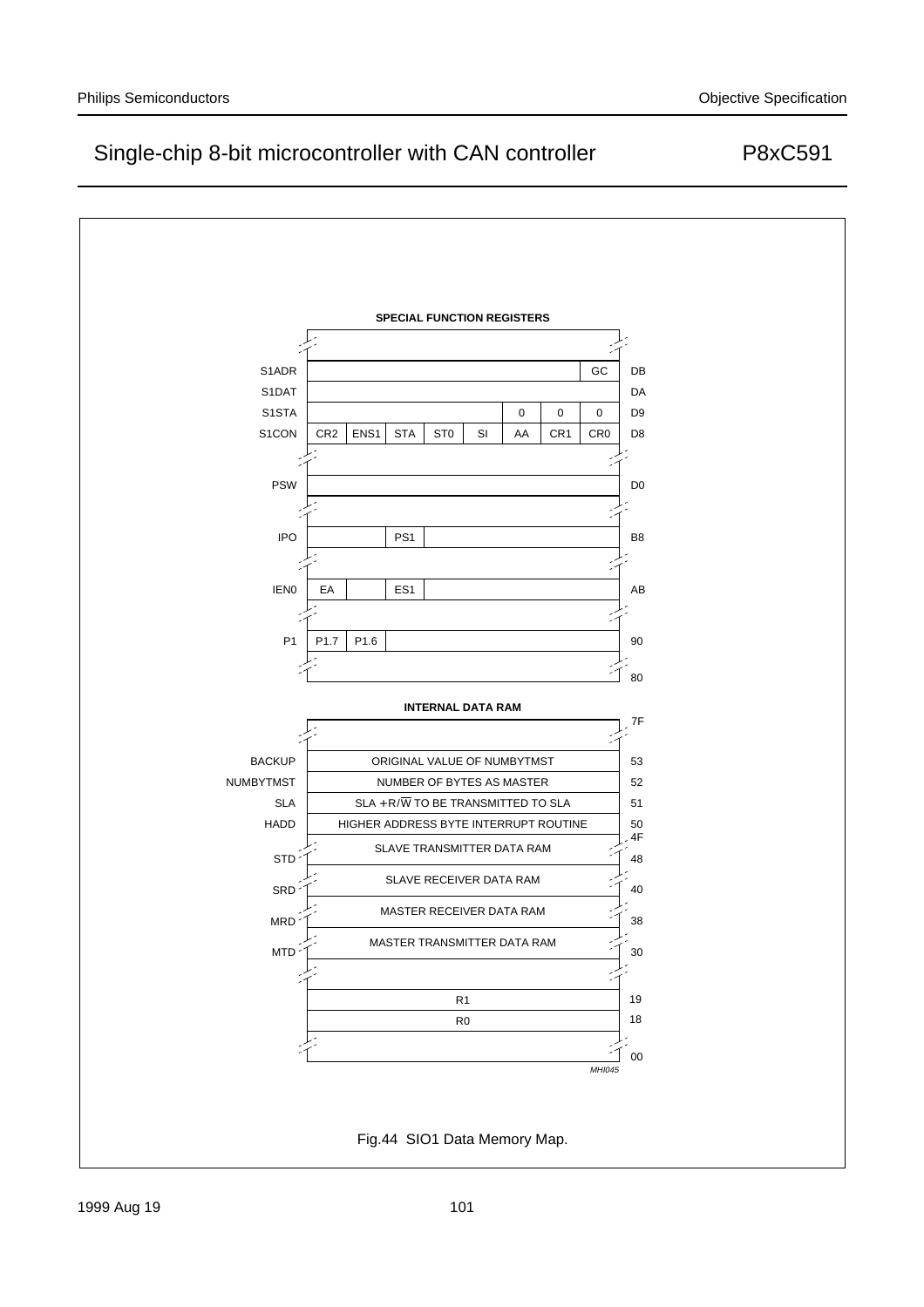**SPECIAL FUNCTION REGISTERS**

| Register | Bit 7 | Bit 6 | Bit 5 | Bit 4 | Bit 3 | Bit 2 | Bit 1 | Bit 0 | Address |
|---|---|---|---|---|---|---|---|---|---|
| S1ADR | | | | | | | | GC | DB |
| S1DAT | | | | | | | | | DA |
| S1STA | | | | | | 0 | 0 | 0 | D9 |
| S1CON | CR2 | ENS1 | STA | ST0 | SI | AA | CR1 | CR0 | D8 |
| PSW | | | | | | | | | D0 |
| IPO | | | PS1 | | | | | | B8 |
| IEN0 | EA | | ES1 | | | | | | AB |
| P1 | P1.7 | P1.6 | | | | | | | 90 |
| | | | | | | | | | 80 |

**INTERNAL DATA RAM**

| Label | Contents | Address |
|---|---|---|
| | | 7F |
| BACKUP | ORIGINAL VALUE OF NUMBYTMST | 53 |
| NUMBYTMST | NUMBER OF BYTES AS MASTER | 52 |
| SLA | SLA + R/$\overline{W}$ TO BE TRANSMITTED TO SLA | 51 |
| HADD | HIGHER ADDRESS BYTE INTERRUPT ROUTINE | 50 |
| | | 4F |
| STD | SLAVE TRANSMITTER DATA RAM | 48 |
| SRD | SLAVE RECEIVER DATA RAM | 40 |
| MRD | MASTER RECEIVER DATA RAM | 38 |
| MTD | MASTER TRANSMITTER DATA RAM | 30 |
| | R1 | 19 |
| | R0 | 18 |
| | | 00 |

MHI045

Fig.44 SIO1 Data Memory Map.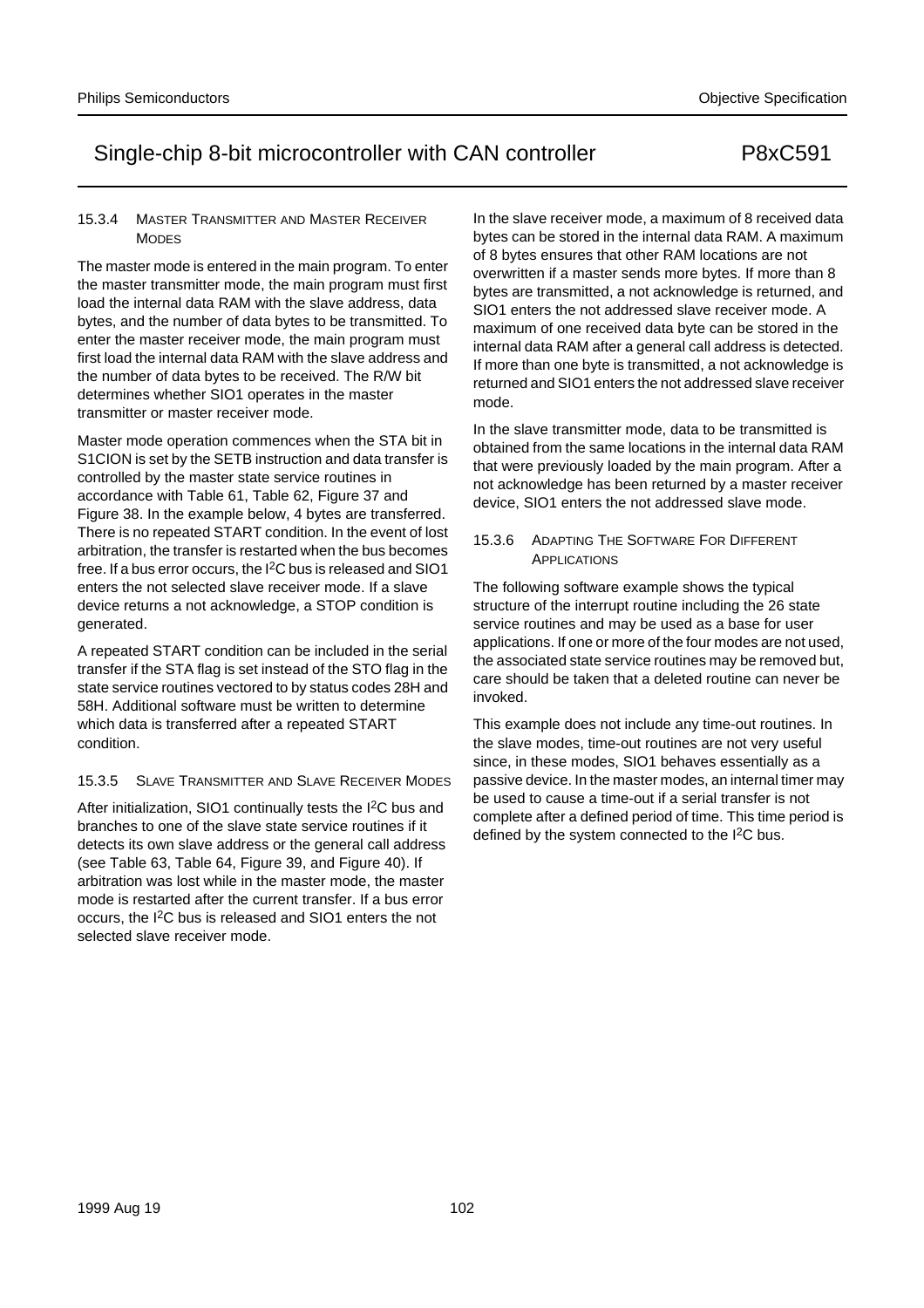#### 15.3.4 MASTER TRANSMITTER AND MASTER RECEIVER MODES

The master mode is entered in the main program. To enter the master transmitter mode, the main program must first load the internal data RAM with the slave address, data bytes, and the number of data bytes to be transmitted. To enter the master receiver mode, the main program must first load the internal data RAM with the slave address and the number of data bytes to be received. The R/W bit determines whether SIO1 operates in the master transmitter or master receiver mode.

Master mode operation commences when the STA bit in S1CION is set by the SETB instruction and data transfer is controlled by the master state service routines in accordance with Table 61, Table 62, Figure 37 and Figure 38. In the example below, 4 bytes are transferred. There is no repeated START condition. In the event of lost arbitration, the transfer is restarted when the bus becomes free. If a bus error occurs, the I$^2$C bus is released and SIO1 enters the not selected slave receiver mode. If a slave device returns a not acknowledge, a STOP condition is generated.

A repeated START condition can be included in the serial transfer if the STA flag is set instead of the STO flag in the state service routines vectored to by status codes 28H and 58H. Additional software must be written to determine which data is transferred after a repeated START condition.

#### 15.3.5 SLAVE TRANSMITTER AND SLAVE RECEIVER MODES

After initialization, SIO1 continually tests the I$^2$C bus and branches to one of the slave state service routines if it detects its own slave address or the general call address (see Table 63, Table 64, Figure 39, and Figure 40). If arbitration was lost while in the master mode, the master mode is restarted after the current transfer. If a bus error occurs, the I$^2$C bus is released and SIO1 enters the not selected slave receiver mode.

In the slave receiver mode, a maximum of 8 received data bytes can be stored in the internal data RAM. A maximum of 8 bytes ensures that other RAM locations are not overwritten if a master sends more bytes. If more than 8 bytes are transmitted, a not acknowledge is returned, and SIO1 enters the not addressed slave receiver mode. A maximum of one received data byte can be stored in the internal data RAM after a general call address is detected. If more than one byte is transmitted, a not acknowledge is returned and SIO1 enters the not addressed slave receiver mode.

In the slave transmitter mode, data to be transmitted is obtained from the same locations in the internal data RAM that were previously loaded by the main program. After a not acknowledge has been returned by a master receiver device, SIO1 enters the not addressed slave mode.

#### 15.3.6 ADAPTING THE SOFTWARE FOR DIFFERENT APPLICATIONS

The following software example shows the typical structure of the interrupt routine including the 26 state service routines and may be used as a base for user applications. If one or more of the four modes are not used, the associated state service routines may be removed but, care should be taken that a deleted routine can never be invoked.

This example does not include any time-out routines. In the slave modes, time-out routines are not very useful since, in these modes, SIO1 behaves essentially as a passive device. In the master modes, an internal timer may be used to cause a time-out if a serial transfer is not complete after a defined period of time. This time period is defined by the system connected to the I$^2$C bus.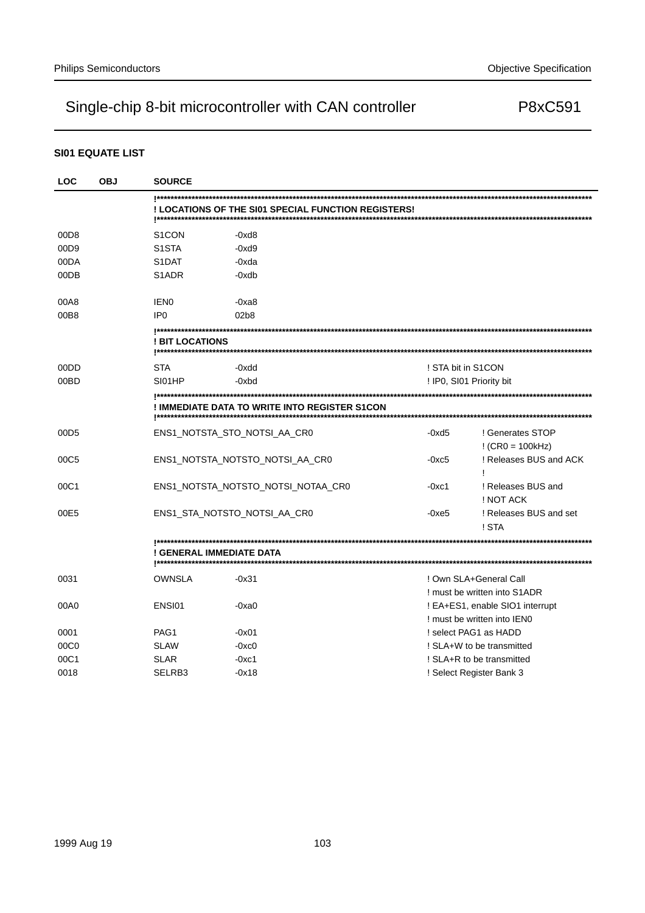### SI01 EQUATE LIST

| LOC | OBJ | SOURCE | | | |
|---|---|---|---|---|---|
| | | !************************************************************ | | | |
| | | **! LOCATIONS OF THE SI01 SPECIAL FUNCTION REGISTERS!** | | | |
| | | !************************************************************ | | | |
| 00D8 | | S1CON | -0xd8 | | |
| 00D9 | | S1STA | -0xd9 | | |
| 00DA | | S1DAT | -0xda | | |
| 00DB | | S1ADR | -0xdb | | |
| 00A8 | | IEN0 | -0xa8 | | |
| 00B8 | | IP0 | 02b8 | | |
| | | !************************************************************ | | | |
| | | **! BIT LOCATIONS** | | | |
| | | !************************************************************ | | | |
| 00DD | | STA | -0xdd | ! STA bit in S1CON | |
| 00BD | | SI01HP | -0xbd | ! IP0, SI01 Priority bit | |
| | | !************************************************************ | | | |
| | | **! IMMEDIATE DATA TO WRITE INTO REGISTER S1CON** | | | |
| | | !************************************************************ | | | |
| 00D5 | | ENS1_NOTSTA_STO_NOTSI_AA_CR0 | | -0xd5 | ! Generates STOP<br>! (CR0 = 100kHz) |
| 00C5 | | ENS1_NOTSTA_NOTSTO_NOTSI_AA_CR0 | | -0xc5 | ! Releases BUS and ACK<br>! |
| 00C1 | | ENS1_NOTSTA_NOTSTO_NOTSI_NOTAA_CR0 | | -0xc1 | ! Releases BUS and<br>! NOT ACK |
| 00E5 | | ENS1_STA_NOTSTO_NOTSI_AA_CR0 | | -0xe5 | ! Releases BUS and set<br>! STA |
| | | !************************************************************ | | | |
| | | **! GENERAL IMMEDIATE DATA** | | | |
| | | !************************************************************ | | | |
| 0031 | | OWNSLA | -0x31 | ! Own SLA+General Call<br>! must be written into S1ADR | |
| 00A0 | | ENSI01 | -0xa0 | ! EA+ES1, enable SIO1 interrupt<br>! must be written into IEN0 | |
| 0001 | | PAG1 | -0x01 | ! select PAG1 as HADD | |
| 00C0 | | SLAW | -0xc0 | ! SLA+W to be transmitted | |
| 00C1 | | SLAR | -0xc1 | ! SLA+R to be transmitted | |
| 0018 | | SELRB3 | -0x18 | ! Select Register Bank 3 | |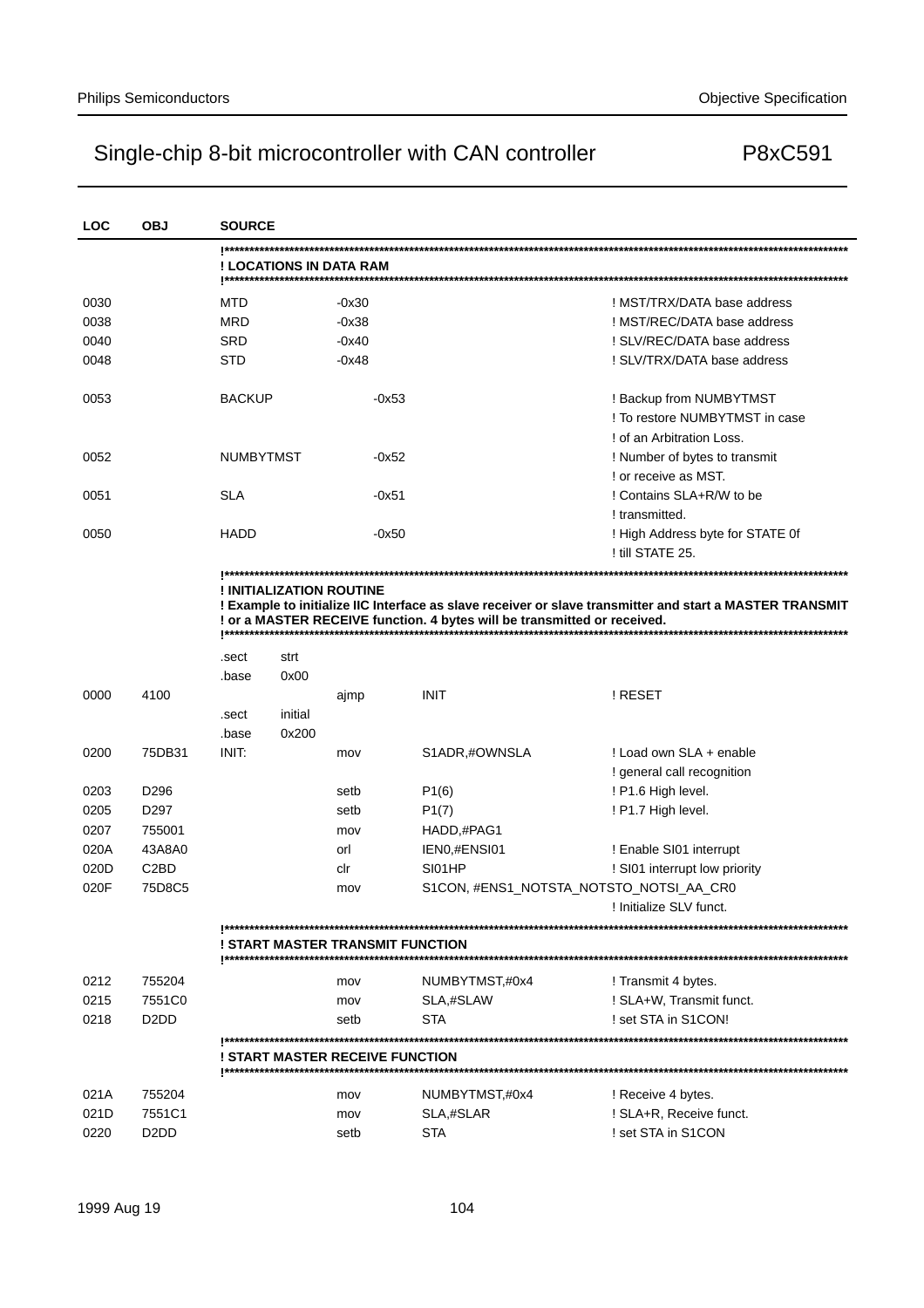# Single-chip 8-bit microcontroller with CAN controller — P8xC591

```
LOC   OBJ      SOURCE
               !*****************************************************************************************
               ! LOCATIONS IN DATA RAM
               !*****************************************************************************************

0030           MTD          -0x30                                   ! MST/TRX/DATA base address
0038           MRD          -0x38                                   ! MST/REC/DATA base address
0040           SRD          -0x40                                   ! SLV/REC/DATA base address
0048           STD          -0x48                                   ! SLV/TRX/DATA base address

0053           BACKUP           -0x53                               ! Backup from NUMBYTMST
                                                                    ! To restore NUMBYTMST in case
                                                                    ! of an Arbitration Loss.
0052           NUMBYTMST        -0x52                               ! Number of bytes to transmit
                                                                    ! or receive as MST.
0051           SLA              -0x51                               ! Contains SLA+R/W to be
                                                                    ! transmitted.
0050           HADD             -0x50                               ! High Address byte for STATE 0f
                                                                    ! till STATE 25.

               !*****************************************************************************************
               ! INITIALIZATION ROUTINE
               ! Example to initialize IIC Interface as slave receiver or slave transmitter and start a MASTER TRANSMIT
               ! or a MASTER RECEIVE function. 4 bytes will be transmitted or received.
               !*****************************************************************************************

               .sect    strt
               .base    0x00
0000  4100                      ajmp    INIT                        ! RESET
               .sect    initial
               .base    0x200
0200  75DB31   INIT:            mov     S1ADR,#OWNSLA               ! Load own SLA + enable
                                                                    ! general call recognition
0203  D296                      setb    P1(6)                       ! P1.6 High level.
0205  D297                      setb    P1(7)                       ! P1.7 High level.
0207  755001                    mov     HADD,#PAG1
020A  43A8A0                    orl     IEN0,#ENSI01                ! Enable SI01 interrupt
020D  C2BD                      clr     SI01HP                      ! SI01 interrupt low priority
020F  75D8C5                    mov     S1CON, #ENS1_NOTSTA_NOTSTO_NOTSI_AA_CR0
                                                                    ! Initialize SLV funct.

               !*****************************************************************************************
               ! START MASTER TRANSMIT FUNCTION
               !*****************************************************************************************

0212  755204                    mov     NUMBYTMST,#0x4              ! Transmit 4 bytes.
0215  7551C0                    mov     SLA,#SLAW                   ! SLA+W, Transmit funct.
0218  D2DD                      setb    STA                         ! set STA in S1CON!

               !*****************************************************************************************
               ! START MASTER RECEIVE FUNCTION
               !*****************************************************************************************

021A  755204                    mov     NUMBYTMST,#0x4              ! Receive 4 bytes.
021D  7551C1                    mov     SLA,#SLAR                   ! SLA+R, Receive funct.
0220  D2DD                      setb    STA                         ! set STA in S1CON
```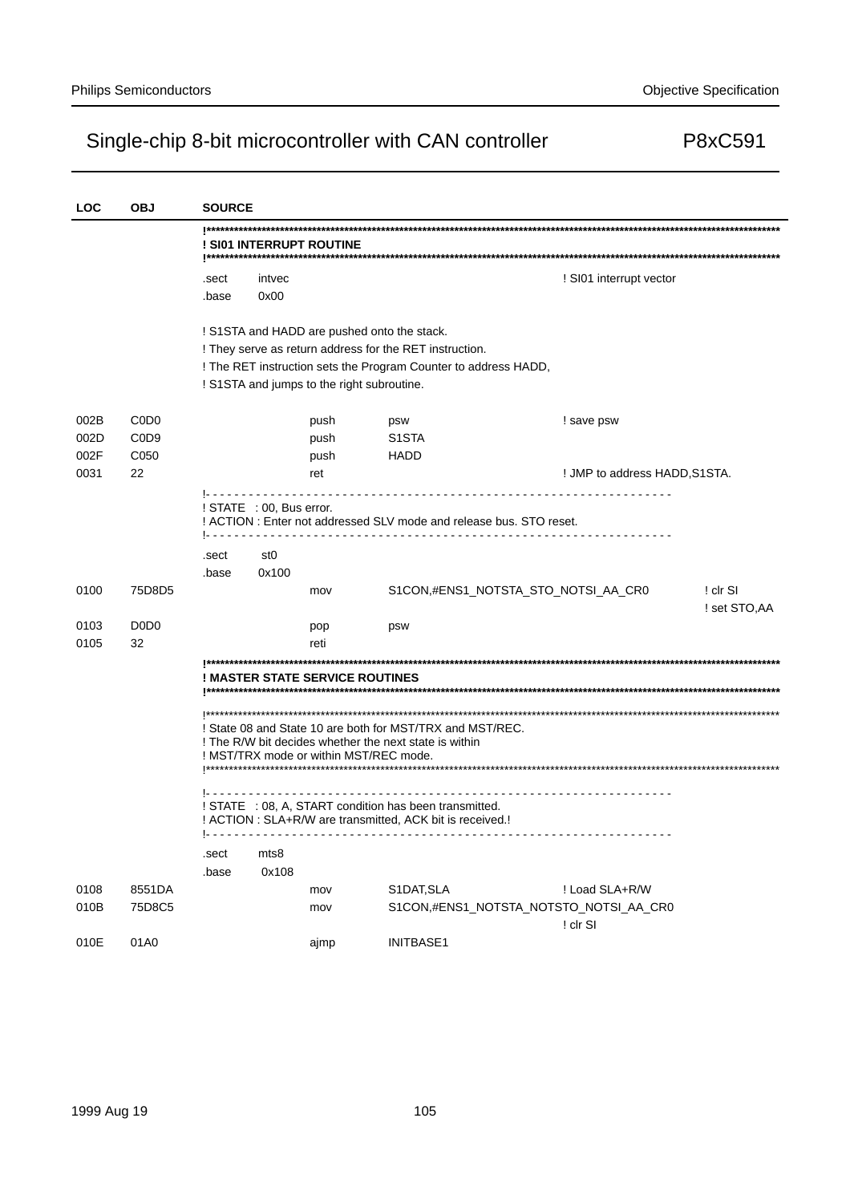| LOC | OBJ | SOURCE |
|---|---|---|

```
                !*************************************************************************
                ! SI01 INTERRUPT ROUTINE
                !*************************************************************************
                .sect   intvec                                    ! SI01 interrupt vector
                .base   0x00

                ! S1STA and HADD are pushed onto the stack.
                ! They serve as return address for the RET instruction.
                ! The RET instruction sets the Program Counter to address HADD,
                ! S1STA and jumps to the right subroutine.

002B    C0D0                    push    psw                       ! save psw
002D    C0D9                    push    S1STA
002F    C050                    push    HADD
0031    22                      ret                               ! JMP to address HADD,S1STA.
                !- - - - - - - - - - - - - - - - - - - - - - - - - - - - - - - - - - - -
                ! STATE   : 00, Bus error.
                ! ACTION : Enter not addressed SLV mode and release bus. STO reset.
                !- - - - - - - - - - - - - - - - - - - - - - - - - - - - - - - - - - - -
                .sect   st0
                .base   0x100
0100    75D8D5                  mov     S1CON,#ENS1_NOTSTA_STO_NOTSI_AA_CR0    ! clr SI
                                                                               ! set STO,AA
0103    D0D0                    pop     psw
0105    32                      reti
                !*************************************************************************
                ! MASTER STATE SERVICE ROUTINES
                !*************************************************************************

                !*************************************************************************
                ! State 08 and State 10 are both for MST/TRX and MST/REC.
                ! The R/W bit decides whether the next state is within
                ! MST/TRX mode or within MST/REC mode.
                !*************************************************************************

                !- - - - - - - - - - - - - - - - - - - - - - - - - - - - - - - - - - - -
                ! STATE   : 08, A, START condition has been transmitted.
                ! ACTION : SLA+R/W are transmitted, ACK bit is received.!
                !- - - - - - - - - - - - - - - - - - - - - - - - - - - - - - - - - - - -
                .sect   mts8
                .base    0x108
0108    8551DA                  mov     S1DAT,SLA                 ! Load SLA+R/W
010B    75D8C5                  mov     S1CON,#ENS1_NOTSTA_NOTSTO_NOTSI_AA_CR0
                                                                  ! clr SI
010E    01A0                    ajmp    INITBASE1
```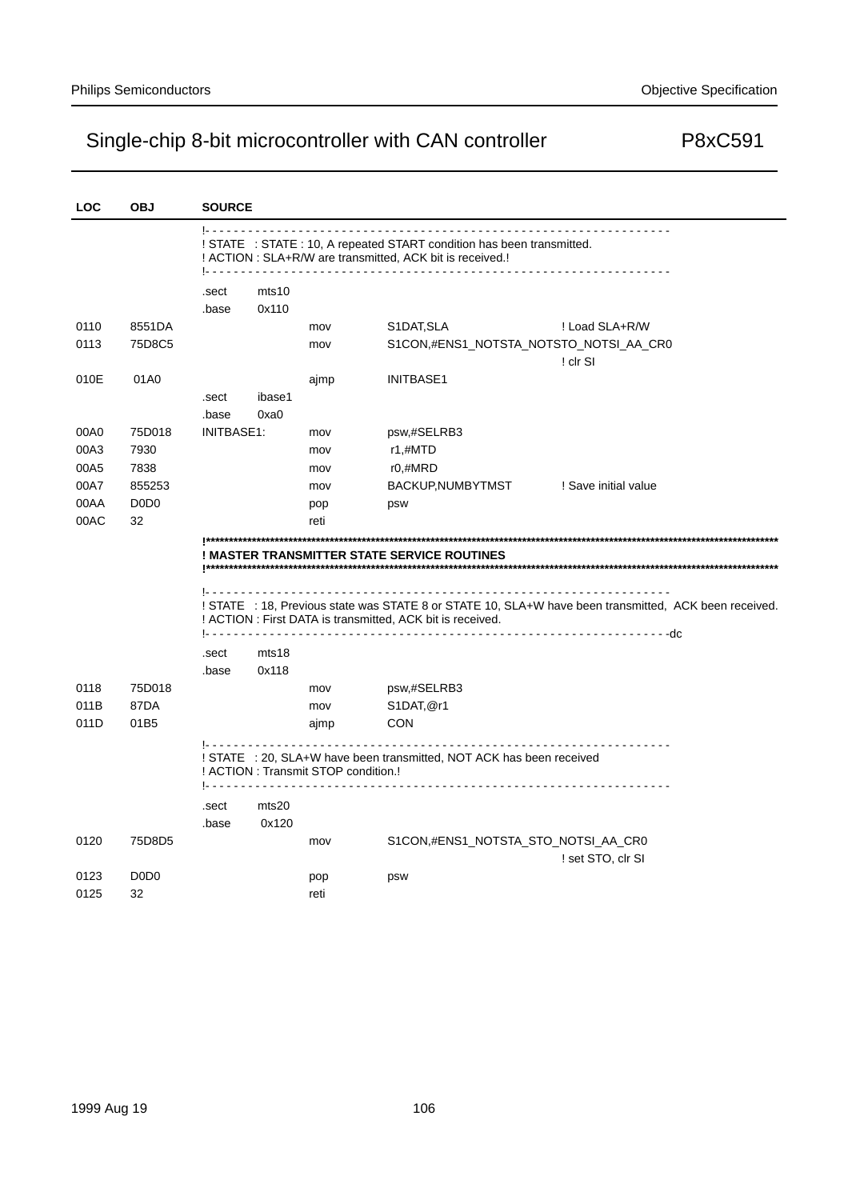# Single-chip 8-bit microcontroller with CAN controller — P8xC591

```
LOC     OBJ      SOURCE

                 !- - - - - - - - - - - - - - - - - - - - - - - - - - - - - - - - - - - - - - - - - - - - - - - - - - - - - - - - - - -
                 ! STATE   : STATE : 10, A repeated START condition has been transmitted.
                 ! ACTION : SLA+R/W are transmitted, ACK bit is received.!
                 !- - - - - - - - - - - - - - - - - - - - - - - - - - - - - - - - - - - - - - - - - - - - - - - - - - - - - - - - - - -

                 .sect    mts10
                 .base    0x110
0110    8551DA                    mov     S1DAT,SLA                   ! Load SLA+R/W
0113    75D8C5                    mov     S1CON,#ENS1_NOTSTA_NOTSTO_NOTSI_AA_CR0
                                                                      ! clr SI
010E    01A0                      ajmp    INITBASE1
                 .sect    ibase1
                 .base    0xa0
00A0    75D018   INITBASE1:       mov     psw,#SELRB3
00A3    7930                      mov     r1,#MTD
00A5    7838                      mov     r0,#MRD
00A7    855253                    mov     BACKUP,NUMBYTMST            ! Save initial value
00AA    D0D0                      pop     psw
00AC    32                        reti

                 !*****************************************************************************************************************
                 ! MASTER TRANSMITTER STATE SERVICE ROUTINES
                 !*****************************************************************************************************************

                 !- - - - - - - - - - - - - - - - - - - - - - - - - - - - - - - - - - - - - - - - - - - - - - - - - - - - - - - - - - -
                 ! STATE   : 18, Previous state was STATE 8 or STATE 10, SLA+W have been transmitted,  ACK been received.
                 ! ACTION : First DATA is transmitted, ACK bit is received.
                 !- - - - - - - - - - - - - - - - - - - - - - - - - - - - - - - - - - - - - - - - - - - - - - - - - - - - - - - - - -dc

                 .sect    mts18
                 .base    0x118
0118    75D018                    mov     psw,#SELRB3
011B    87DA                      mov     S1DAT,@r1
011D    01B5                      ajmp    CON

                 !- - - - - - - - - - - - - - - - - - - - - - - - - - - - - - - - - - - - - - - - - - - - - - - - - - - - - - - - - - -
                 ! STATE   : 20, SLA+W have been transmitted, NOT ACK has been received
                 ! ACTION : Transmit STOP condition.!
                 !- - - - - - - - - - - - - - - - - - - - - - - - - - - - - - - - - - - - - - - - - - - - - - - - - - - - - - - - - - -

                 .sect    mts20
                 .base    0x120
0120    75D8D5                    mov     S1CON,#ENS1_NOTSTA_STO_NOTSI_AA_CR0
                                                                      ! set STO, clr SI
0123    D0D0                      pop     psw
0125    32                        reti
```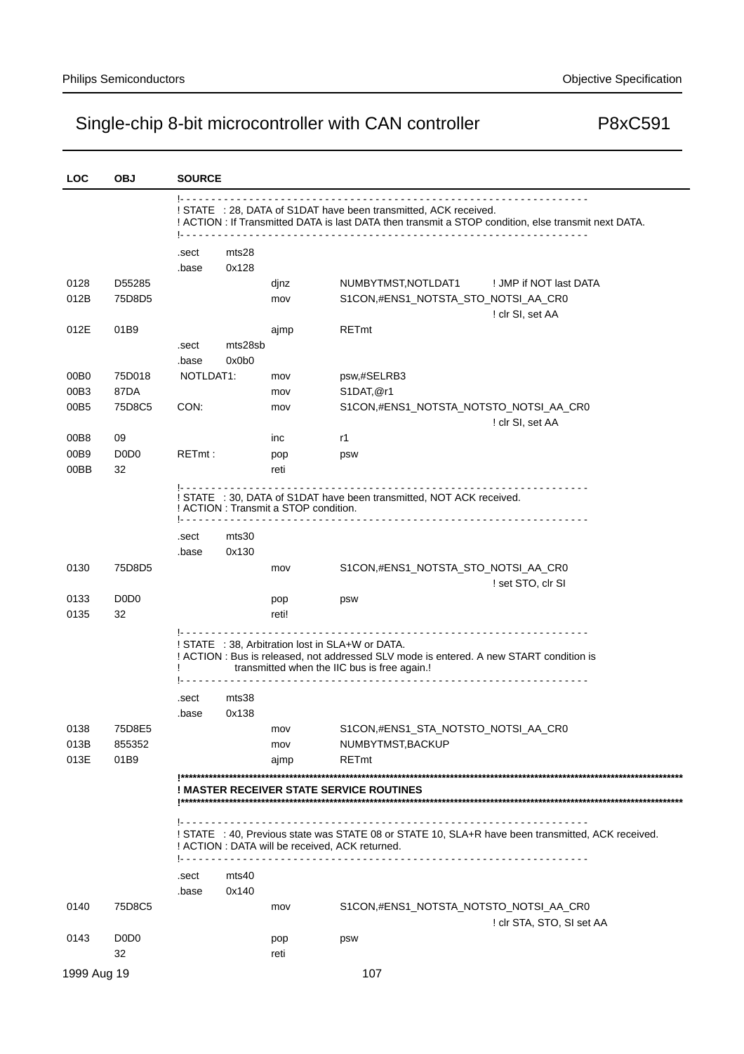# Single-chip 8-bit microcontroller with CAN controller — P8xC591

```
LOC   OBJ      SOURCE

               !- - - - - - - - - - - - - - - - - - - - - - - - - - - - - - - - - - - - - - - - - - - - - - - - - - - - - - - - - - - - -
               ! STATE  : 28, DATA of S1DAT have been transmitted, ACK received.
               ! ACTION : If Transmitted DATA is last DATA then transmit a STOP condition, else transmit next DATA.
               !- - - - - - - - - - - - - - - - - - - - - - - - - - - - - - - - - - - - - - - - - - - - - - - - - - - - - - - - - - - - - -

               .sect    mts28
               .base    0x128
0128  D55285                    djnz    NUMBYTMST,NOTLDAT1      ! JMP if NOT last DATA
012B  75D8D5                    mov     S1CON,#ENS1_NOTSTA_STO_NOTSI_AA_CR0
                                                                ! clr SI, set AA
012E  01B9                      ajmp    RETmt
               .sect    mts28sb
               .base    0x0b0
00B0  75D018   NOTLDAT1:        mov     psw,#SELRB3
00B3  87DA                      mov     S1DAT,@r1
00B5  75D8C5   CON:             mov     S1CON,#ENS1_NOTSTA_NOTSTO_NOTSI_AA_CR0
                                                                ! clr SI, set AA
00B8  09                        inc     r1
00B9  D0D0     RETmt :          pop     psw
00BB  32                        reti

               !- - - - - - - - - - - - - - - - - - - - - - - - - - - - - - - - - - - - - - - - - - - - - - - - - - - - - - - - - - - - - -
               ! STATE  : 30, DATA of S1DAT have been transmitted, NOT ACK received.
               ! ACTION : Transmit a STOP condition.
               !- - - - - - - - - - - - - - - - - - - - - - - - - - - - - - - - - - - - - - - - - - - - - - - - - - - - - - - - - - - - - -

               .sect    mts30
               .base    0x130
0130  75D8D5                    mov     S1CON,#ENS1_NOTSTA_STO_NOTSI_AA_CR0
                                                                ! set STO, clr SI
0133  D0D0                      pop     psw
0135  32                        reti!

               !- - - - - - - - - - - - - - - - - - - - - - - - - - - - - - - - - - - - - - - - - - - - - - - - - - - - - - - - - - - - - -
               ! STATE  : 38, Arbitration lost in SLA+W or DATA.
               ! ACTION : Bus is released, not addressed SLV mode is entered. A new START condition is
               !                transmitted when the IIC bus is free again.!
               !- - - - - - - - - - - - - - - - - - - - - - - - - - - - - - - - - - - - - - - - - - - - - - - - - - - - - - - - - - - - - -

               .sect    mts38
               .base    0x138
0138  75D8E5                    mov     S1CON,#ENS1_STA_NOTSTO_NOTSI_AA_CR0
013B  855352                    mov     NUMBYTMST,BACKUP
013E  01B9                      ajmp    RETmt

               !*****************************************************************************************************************
               ! MASTER RECEIVER STATE SERVICE ROUTINES
               !*****************************************************************************************************************

               !- - - - - - - - - - - - - - - - - - - - - - - - - - - - - - - - - - - - - - - - - - - - - - - - - - - - - - - - - - - - - -
               ! STATE  : 40, Previous state was STATE 08 or STATE 10, SLA+R have been transmitted, ACK received.
               ! ACTION : DATA will be received, ACK returned.
               !- - - - - - - - - - - - - - - - - - - - - - - - - - - - - - - - - - - - - - - - - - - - - - - - - - - - - - - - - - - - - -

               .sect    mts40
               .base    0x140
0140  75D8C5                    mov     S1CON,#ENS1_NOTSTA_NOTSTO_NOTSI_AA_CR0
                                                                ! clr STA, STO, SI set AA
0143  D0D0                      pop     psw
      32                        reti
```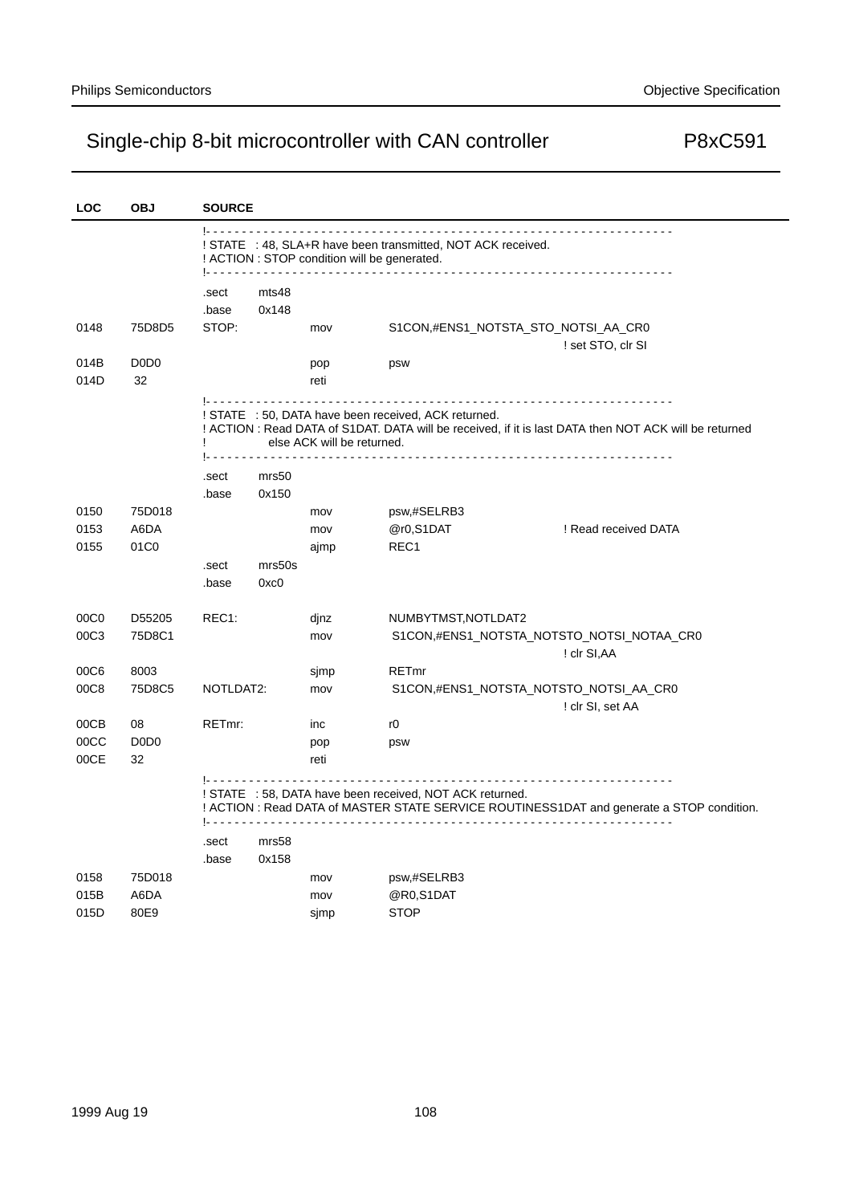```
LOC    OBJ      SOURCE
                !- - - - - - - - - - - - - - - - - - - - - - - - - - - - - - - - - - - - - - - - - - - - - - - - - - - - - - -
                ! STATE   : 48, SLA+R have been transmitted, NOT ACK received.
                ! ACTION : STOP condition will be generated.
                !- - - - - - - - - - - - - - - - - - - - - - - - - - - - - - - - - - - - - - - - - - - - - - - - - - - - - - - -

                .sect    mts48
                .base    0x148
0148   75D8D5   STOP:             mov     S1CON,#ENS1_NOTSTA_STO_NOTSI_AA_CR0
                                                                  ! set STO, clr SI
014B   D0D0                       pop     psw
014D    32                        reti

                !- - - - - - - - - - - - - - - - - - - - - - - - - - - - - - - - - - - - - - - - - - - - - - - - - - - - - - - -
                ! STATE   : 50, DATA have been received, ACK returned.
                ! ACTION : Read DATA of S1DAT. DATA will be received, if it is last DATA then NOT ACK will be returned
                !            else ACK will be returned.
                !- - - - - - - - - - - - - - - - - - - - - - - - - - - - - - - - - - - - - - - - - - - - - - - - - - - - - - - -

                .sect    mrs50
                .base    0x150
0150   75D018                     mov     psw,#SELRB3
0153   A6DA                       mov     @r0,S1DAT               ! Read received DATA
0155   01C0                       ajmp    REC1
                .sect    mrs50s
                .base    0xc0

00C0   D55205   REC1:             djnz    NUMBYTMST,NOTLDAT2
00C3   75D8C1                     mov     S1CON,#ENS1_NOTSTA_NOTSTO_NOTSI_NOTAA_CR0
                                                                  ! clr SI,AA
00C6   8003                       sjmp    RETmr
00C8   75D8C5   NOTLDAT2:         mov     S1CON,#ENS1_NOTSTA_NOTSTO_NOTSI_AA_CR0
                                                                  ! clr SI, set AA
00CB   08       RETmr:            inc     r0
00CC   D0D0                       pop     psw
00CE   32                         reti

                !- - - - - - - - - - - - - - - - - - - - - - - - - - - - - - - - - - - - - - - - - - - - - - - - - - - - - - - -
                ! STATE   : 58, DATA have been received, NOT ACK returned.
                ! ACTION : Read DATA of MASTER STATE SERVICE ROUTINESS1DAT and generate a STOP condition.
                !- - - - - - - - - - - - - - - - - - - - - - - - - - - - - - - - - - - - - - - - - - - - - - - - - - - - - - - -

                .sect    mrs58
                .base    0x158
0158   75D018                     mov     psw,#SELRB3
015B   A6DA                       mov     @R0,S1DAT
015D   80E9                       sjmp    STOP
```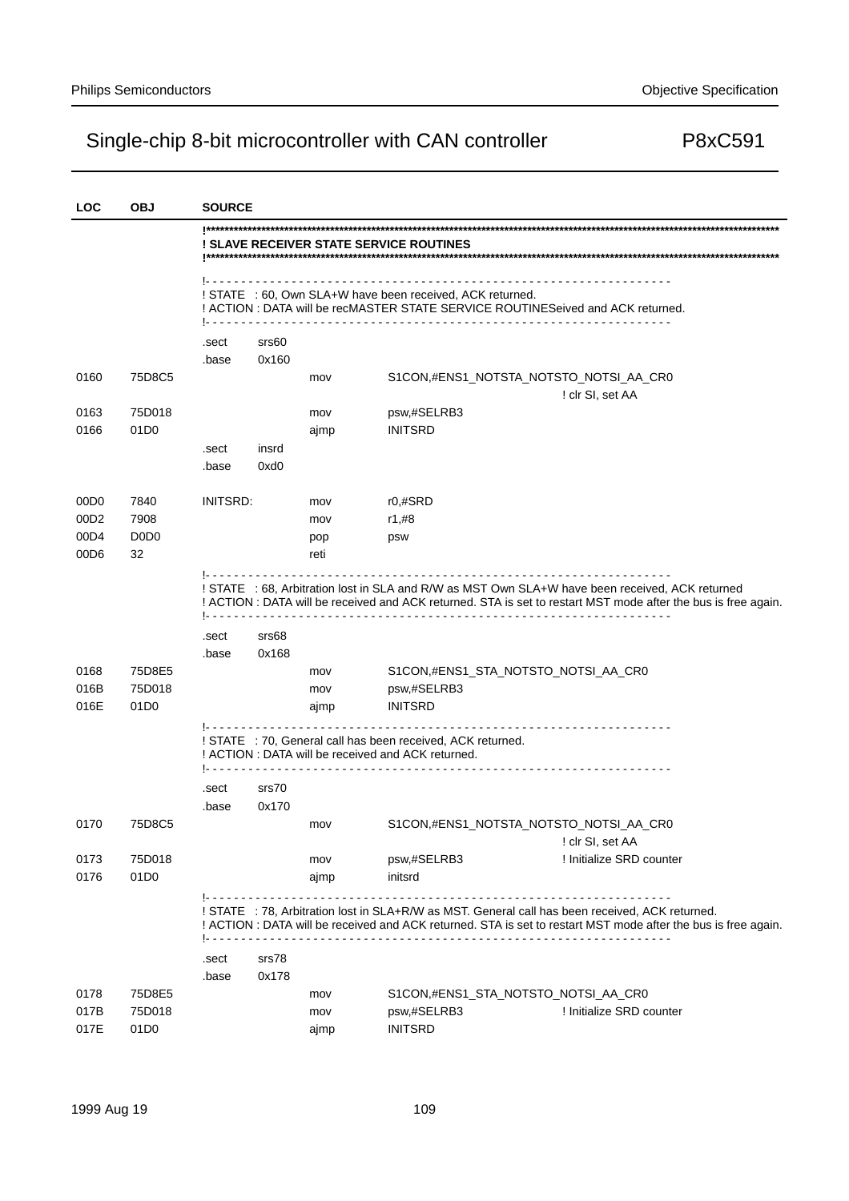| LOC | OBJ | SOURCE |
|---|---|---|

```
                 !*****************************************************************************
                 ! SLAVE RECEIVER STATE SERVICE ROUTINES
                 !*****************************************************************************

                 !- - - - - - - - - - - - - - - - - - - - - - - - - - - - - - - - - - - - - - -
                 ! STATE  : 60, Own SLA+W have been received, ACK returned.
                 ! ACTION : DATA will be recMASTER STATE SERVICE ROUTINESeived and ACK returned.
                 !- - - - - - - - - - - - - - - - - - - - - - - - - - - - - - - - - - - - - - -

                 .sect    srs60
                 .base    0x160
0160   75D8C5                     mov     S1CON,#ENS1_NOTSTA_NOTSTO_NOTSI_AA_CR0
                                                                  ! clr SI, set AA
0163   75D018                     mov     psw,#SELRB3
0166   01D0                       ajmp    INITSRD
                 .sect    insrd
                 .base    0xd0

00D0   7840      INITSRD:         mov     r0,#SRD
00D2   7908                       mov     r1,#8
00D4   D0D0                       pop     psw
00D6   32                         reti

                 !- - - - - - - - - - - - - - - - - - - - - - - - - - - - - - - - - - - - - - -
                 ! STATE  : 68, Arbitration lost in SLA and R/W as MST Own SLA+W have been received, ACK returned
                 ! ACTION : DATA will be received and ACK returned. STA is set to restart MST mode after the bus is free again.
                 !- - - - - - - - - - - - - - - - - - - - - - - - - - - - - - - - - - - - - - -

                 .sect    srs68
                 .base    0x168
0168   75D8E5                     mov     S1CON,#ENS1_STA_NOTSTO_NOTSI_AA_CR0
016B   75D018                     mov     psw,#SELRB3
016E   01D0                       ajmp    INITSRD

                 !- - - - - - - - - - - - - - - - - - - - - - - - - - - - - - - - - - - - - - -
                 ! STATE  : 70, General call has been received, ACK returned.
                 ! ACTION : DATA will be received and ACK returned.
                 !- - - - - - - - - - - - - - - - - - - - - - - - - - - - - - - - - - - - - - -

                 .sect    srs70
                 .base    0x170
0170   75D8C5                     mov     S1CON,#ENS1_NOTSTA_NOTSTO_NOTSI_AA_CR0
                                                                  ! clr SI, set AA
0173   75D018                     mov     psw,#SELRB3             ! Initialize SRD counter
0176   01D0                       ajmp    initsrd

                 !- - - - - - - - - - - - - - - - - - - - - - - - - - - - - - - - - - - - - - -
                 ! STATE  : 78, Arbitration lost in SLA+R/W as MST. General call has been received, ACK returned.
                 ! ACTION : DATA will be received and ACK returned. STA is set to restart MST mode after the bus is free again.
                 !- - - - - - - - - - - - - - - - - - - - - - - - - - - - - - - - - - - - - - -

                 .sect    srs78
                 .base    0x178
0178   75D8E5                     mov     S1CON,#ENS1_STA_NOTSTO_NOTSI_AA_CR0
017B   75D018                     mov     psw,#SELRB3             ! Initialize SRD counter
017E   01D0                       ajmp    INITSRD
```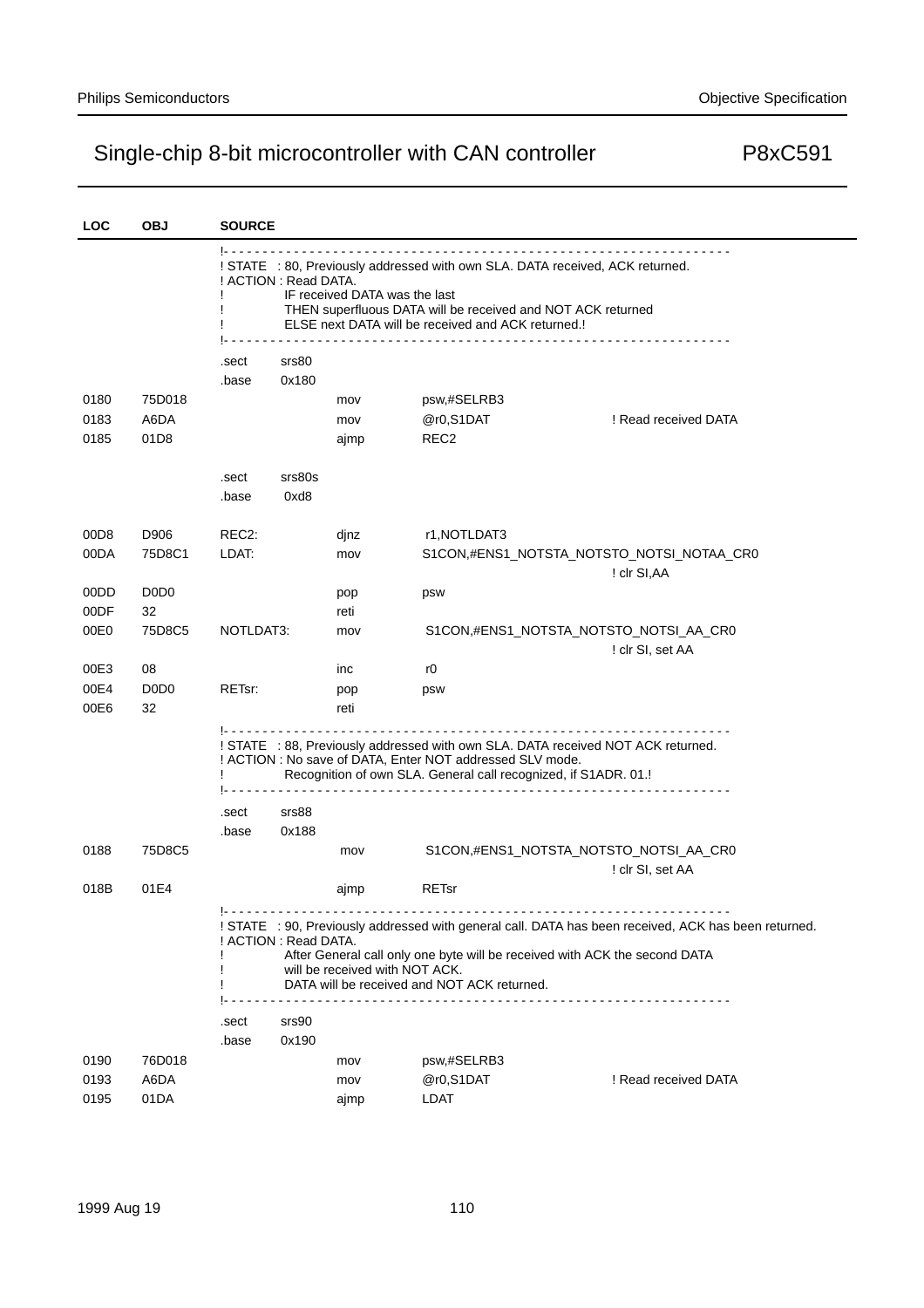| LOC | OBJ | SOURCE |
|---|---|---|

```
                !- - - - - - - - - - - - - - - - - - - - - - - - - - - - - - - - - - - - - - - - - - - - - - - - - - - -
                ! STATE   : 80, Previously addressed with own SLA. DATA received, ACK returned.
                ! ACTION : Read DATA.
                !           IF received DATA was the last
                !           THEN superfluous DATA will be received and NOT ACK returned
                !           ELSE next DATA will be received and ACK returned.!
                !- - - - - - - - - - - - - - - - - - - - - - - - - - - - - - - - - - - - - - - - - - - - - - - - - - - -
                .sect   srs80
                .base   0x180
0180  75D018            mov     psw,#SELRB3
0183  A6DA              mov     @r0,S1DAT                   ! Read received DATA
0185  01D8              ajmp    REC2

                .sect   srs80s
                .base   0xd8

00D8  D906      REC2:       djnz    r1,NOTLDAT3
00DA  75D8C1    LDAT:       mov     S1CON,#ENS1_NOTSTA_NOTSTO_NOTSI_NOTAA_CR0
                                                            ! clr SI,AA
00DD  D0D0                  pop     psw
00DF  32                    reti
00E0  75D8C5    NOTLDAT3:   mov     S1CON,#ENS1_NOTSTA_NOTSTO_NOTSI_AA_CR0
                                                            ! clr SI, set AA
00E3  08                    inc     r0
00E4  D0D0      RETsr:      pop     psw
00E6  32                    reti
                !- - - - - - - - - - - - - - - - - - - - - - - - - - - - - - - - - - - - - - - - - - - - - - - - - - - -
                ! STATE   : 88, Previously addressed with own SLA. DATA received NOT ACK returned.
                ! ACTION : No save of DATA, Enter NOT addressed SLV mode.
                !           Recognition of own SLA. General call recognized, if S1ADR. 01.!
                !- - - - - - - - - - - - - - - - - - - - - - - - - - - - - - - - - - - - - - - - - - - - - - - - - - - -
                .sect   srs88
                .base   0x188
0188  75D8C5            mov     S1CON,#ENS1_NOTSTA_NOTSTO_NOTSI_AA_CR0
                                                            ! clr SI, set AA
018B  01E4              ajmp    RETsr
                !- - - - - - - - - - - - - - - - - - - - - - - - - - - - - - - - - - - - - - - - - - - - - - - - - - - -
                ! STATE   : 90, Previously addressed with general call. DATA has been received, ACK has been returned.
                ! ACTION : Read DATA.
                !           After General call only one byte will be received with ACK the second DATA
                !           will be received with NOT ACK.
                !           DATA will be received and NOT ACK returned.
                !- - - - - - - - - - - - - - - - - - - - - - - - - - - - - - - - - - - - - - - - - - - - - - - - - - - -
                .sect   srs90
                .base   0x190
0190  76D018            mov     psw,#SELRB3
0193  A6DA              mov     @r0,S1DAT                   ! Read received DATA
0195  01DA              ajmp    LDAT
```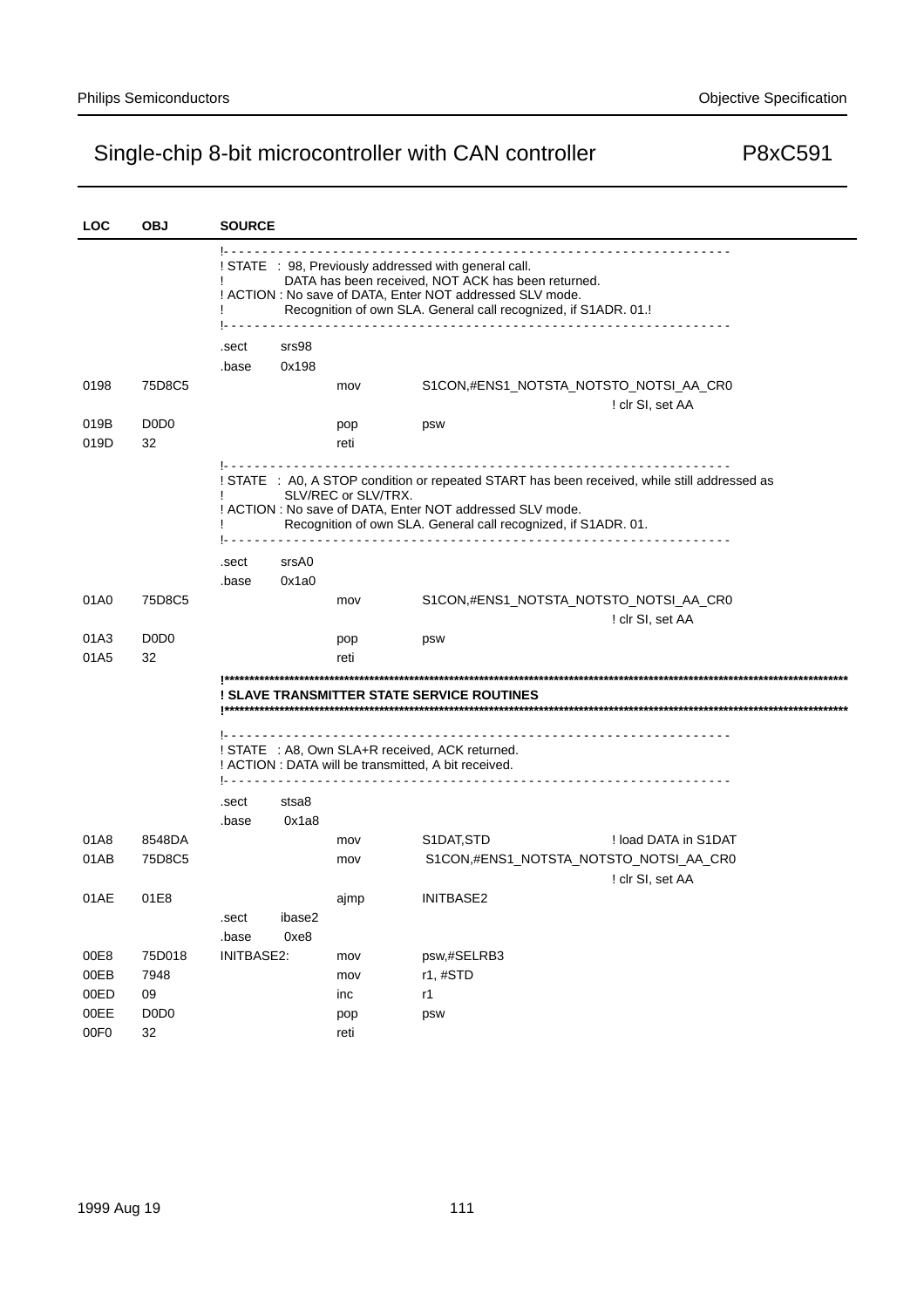```
LOC   OBJ      SOURCE

               !- - - - - - - - - - - - - - - - - - - - - - - - - - - - - - - - - - - - - - - - - - - - - - - - - - - - - - - - - -
               ! STATE   : 98, Previously addressed with general call.
               !           DATA has been received, NOT ACK has been returned.
               ! ACTION : No save of DATA, Enter NOT addressed SLV mode.
               !           Recognition of own SLA. General call recognized, if S1ADR. 01.!
               !- - - - - - - - - - - - - - - - - - - - - - - - - - - - - - - - - - - - - - - - - - - - - - - - - - - - - - - - - -

               .sect     srs98
               .base     0x198
0198  75D8C5                     mov      S1CON,#ENS1_NOTSTA_NOTSTO_NOTSI_AA_CR0
                                                                   ! clr SI, set AA
019B  D0D0                       pop      psw
019D  32                         reti

               !- - - - - - - - - - - - - - - - - - - - - - - - - - - - - - - - - - - - - - - - - - - - - - - - - - - - - - - - - -
               ! STATE   : A0, A STOP condition or repeated START has been received, while still addressed as
               !           SLV/REC or SLV/TRX.
               ! ACTION : No save of DATA, Enter NOT addressed SLV mode.
               !           Recognition of own SLA. General call recognized, if S1ADR. 01.
               !- - - - - - - - - - - - - - - - - - - - - - - - - - - - - - - - - - - - - - - - - - - - - - - - - - - - - - - - - -

               .sect     srsA0
               .base     0x1a0
01A0  75D8C5                     mov      S1CON,#ENS1_NOTSTA_NOTSTO_NOTSI_AA_CR0
                                                                   ! clr SI, set AA
01A3  D0D0                       pop      psw
01A5  32                         reti

               !****************************************************************************************************************
               ! SLAVE TRANSMITTER STATE SERVICE ROUTINES
               !****************************************************************************************************************

               !- - - - - - - - - - - - - - - - - - - - - - - - - - - - - - - - - - - - - - - - - - - - - - - - - - - - - - - - - -
               ! STATE   : A8, Own SLA+R received, ACK returned.
               ! ACTION : DATA will be transmitted, A bit received.
               !- - - - - - - - - - - - - - - - - - - - - - - - - - - - - - - - - - - - - - - - - - - - - - - - - - - - - - - - - -

               .sect     stsa8
               .base     0x1a8
01A8  8548DA                     mov      S1DAT,STD                ! load DATA in S1DAT
01AB  75D8C5                     mov      S1CON,#ENS1_NOTSTA_NOTSTO_NOTSI_AA_CR0
                                                                   ! clr SI, set AA
01AE  01E8                       ajmp     INITBASE2
               .sect     ibase2
               .base     0xe8
00E8  75D018   INITBASE2:        mov      psw,#SELRB3
00EB  7948                       mov      r1, #STD
00ED  09                         inc      r1
00EE  D0D0                       pop      psw
00F0  32                         reti
```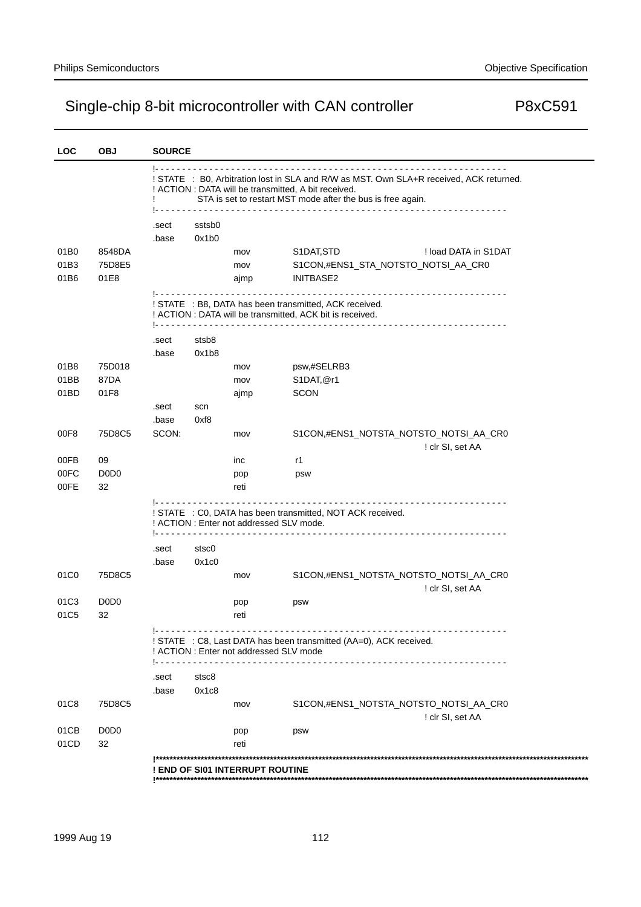| LOC | OBJ | SOURCE |
|---|---|---|

```
                 !- - - - - - - - - - - - - - - - - - - - - - - - - - - - - - - - - - - - - - - - - - - - - - - -
                 ! STATE   : B0, Arbitration lost in SLA and R/W as MST. Own SLA+R received, ACK returned.
                 ! ACTION : DATA will be transmitted, A bit received.
                 !            STA is set to restart MST mode after the bus is free again.
                 !- - - - - - - - - - - - - - - - - - - - - - - - - - - - - - - - - - - - - - - - - - - - - - - -

                 .sect     sstsb0
                 .base     0x1b0
01B0    8548DA                   mov     S1DAT,STD                    ! load DATA in S1DAT
01B3    75D8E5                   mov     S1CON,#ENS1_STA_NOTSTO_NOTSI_AA_CR0
01B6    01E8                     ajmp    INITBASE2

                 !- - - - - - - - - - - - - - - - - - - - - - - - - - - - - - - - - - - - - - - - - - - - - - - -
                 ! STATE   : B8, DATA has been transmitted, ACK received.
                 ! ACTION : DATA will be transmitted, ACK bit is received.
                 !- - - - - - - - - - - - - - - - - - - - - - - - - - - - - - - - - - - - - - - - - - - - - - - -

                 .sect     stsb8
                 .base     0x1b8
01B8    75D018                   mov     psw,#SELRB3
01BB    87DA                     mov     S1DAT,@r1
01BD    01F8                     ajmp    SCON
                 .sect     scn
                 .base     0xf8
00F8    75D8C5   SCON:           mov     S1CON,#ENS1_NOTSTA_NOTSTO_NOTSI_AA_CR0
                                                                      ! clr SI, set AA
00FB    09                       inc     r1
00FC    D0D0                     pop     psw
00FE    32                       reti

                 !- - - - - - - - - - - - - - - - - - - - - - - - - - - - - - - - - - - - - - - - - - - - - - - -
                 ! STATE   : C0, DATA has been transmitted, NOT ACK received.
                 ! ACTION : Enter not addressed SLV mode.
                 !- - - - - - - - - - - - - - - - - - - - - - - - - - - - - - - - - - - - - - - - - - - - - - - -

                 .sect     stsc0
                 .base     0x1c0
01C0    75D8C5                   mov     S1CON,#ENS1_NOTSTA_NOTSTO_NOTSI_AA_CR0
                                                                      ! clr SI, set AA
01C3    D0D0                     pop     psw
01C5    32                       reti

                 !- - - - - - - - - - - - - - - - - - - - - - - - - - - - - - - - - - - - - - - - - - - - - - - -
                 ! STATE   : C8, Last DATA has been transmitted (AA=0), ACK received.
                 ! ACTION : Enter not addressed SLV mode
                 !- - - - - - - - - - - - - - - - - - - - - - - - - - - - - - - - - - - - - - - - - - - - - - - -

                 .sect     stsc8
                 .base     0x1c8
01C8    75D8C5                   mov     S1CON,#ENS1_NOTSTA_NOTSTO_NOTSI_AA_CR0
                                                                      ! clr SI, set AA
01CB    D0D0                     pop     psw
01CD    32                       reti

                 !********************************************************************************************
                 ! END OF SI01 INTERRUPT ROUTINE
                 !********************************************************************************************
```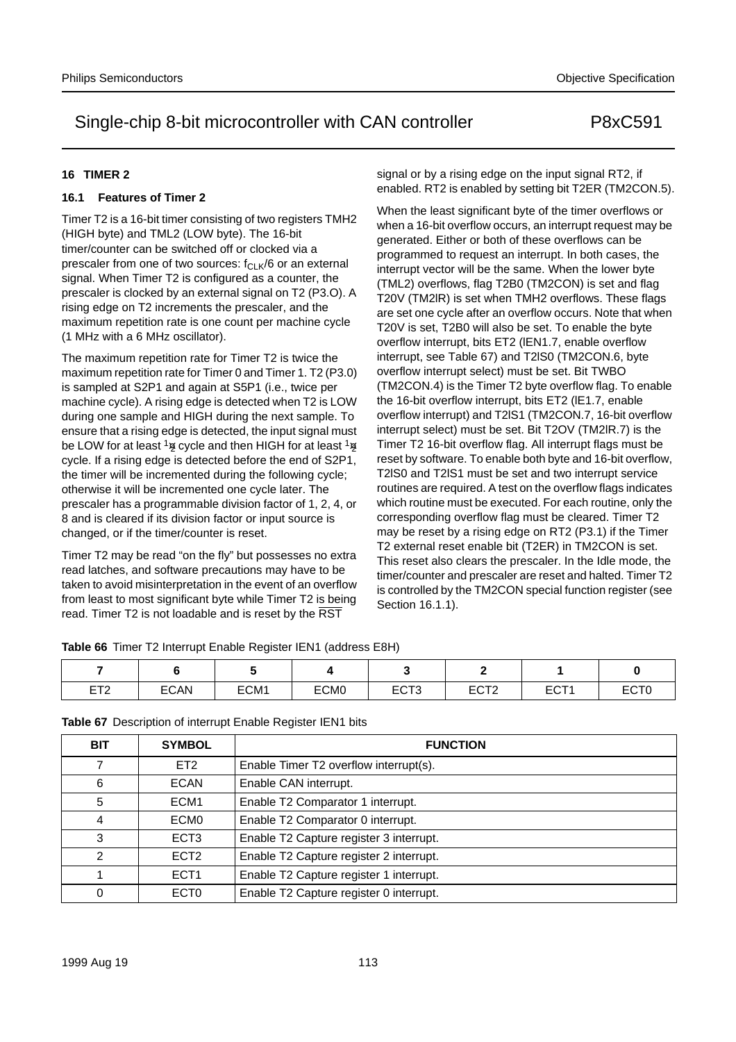## 16 TIMER 2

### 16.1 Features of Timer 2

Timer T2 is a 16-bit timer consisting of two registers TMH2 (HIGH byte) and TML2 (LOW byte). The 16-bit timer/counter can be switched off or clocked via a prescaler from one of two sources: $f_{CLK}/6$ or an external signal. When Timer T2 is configured as a counter, the prescaler is clocked by an external signal on T2 (P3.O). A rising edge on T2 increments the prescaler, and the maximum repetition rate is one count per machine cycle (1 MHz with a 6 MHz oscillator).

The maximum repetition rate for Timer T2 is twice the maximum repetition rate for Timer 0 and Timer 1. T2 (P3.0) is sampled at S2P1 and again at S5P1 (i.e., twice per machine cycle). A rising edge is detected when T2 is LOW during one sample and HIGH during the next sample. To ensure that a rising edge is detected, the input signal must be LOW for at least $\frac{1}{2}$ cycle and then HIGH for at least $\frac{1}{2}$ cycle. If a rising edge is detected before the end of S2P1, the timer will be incremented during the following cycle; otherwise it will be incremented one cycle later. The prescaler has a programmable division factor of 1, 2, 4, or 8 and is cleared if its division factor or input source is changed, or if the timer/counter is reset.

Timer T2 may be read “on the fly” but possesses no extra read latches, and software precautions may have to be taken to avoid misinterpretation in the event of an overflow from least to most significant byte while Timer T2 is being read. Timer T2 is not loadable and is reset by the $\overline{RST}$ signal or by a rising edge on the input signal RT2, if enabled. RT2 is enabled by setting bit T2ER (TM2CON.5).

When the least significant byte of the timer overflows or when a 16-bit overflow occurs, an interrupt request may be generated. Either or both of these overflows can be programmed to request an interrupt. In both cases, the interrupt vector will be the same. When the lower byte (TML2) overflows, flag T2B0 (TM2CON) is set and flag T20V (TM2IR) is set when TMH2 overflows. These flags are set one cycle after an overflow occurs. Note that when T20V is set, T2B0 will also be set. To enable the byte overflow interrupt, bits ET2 (IEN1.7, enable overflow interrupt, see Table 67) and T2IS0 (TM2CON.6, byte overflow interrupt select) must be set. Bit TWBO (TM2CON.4) is the Timer T2 byte overflow flag. To enable the 16-bit overflow interrupt, bits ET2 (IE1.7, enable overflow interrupt) and T2IS1 (TM2CON.7, 16-bit overflow interrupt select) must be set. Bit T2OV (TM2IR.7) is the Timer T2 16-bit overflow flag. All interrupt flags must be reset by software. To enable both byte and 16-bit overflow, T2IS0 and T2IS1 must be set and two interrupt service routines are required. A test on the overflow flags indicates which routine must be executed. For each routine, only the corresponding overflow flag must be cleared. Timer T2 may be reset by a rising edge on RT2 (P3.1) if the Timer T2 external reset enable bit (T2ER) in TM2CON is set. This reset also clears the prescaler. In the Idle mode, the timer/counter and prescaler are reset and halted. Timer T2 is controlled by the TM2CON special function register (see Section 16.1.1).

**Table 66** Timer T2 Interrupt Enable Register IEN1 (address E8H)

| 7 | 6 | 5 | 4 | 3 | 2 | 1 | 0 |
|---|---|---|---|---|---|---|---|
| ET2 | ECAN | ECM1 | ECM0 | ECT3 | ECT2 | ECT1 | ECT0 |

**Table 67** Description of interrupt Enable Register IEN1 bits

| BIT | SYMBOL | FUNCTION |
|---|---|---|
| 7 | ET2 | Enable Timer T2 overflow interrupt(s). |
| 6 | ECAN | Enable CAN interrupt. |
| 5 | ECM1 | Enable T2 Comparator 1 interrupt. |
| 4 | ECM0 | Enable T2 Comparator 0 interrupt. |
| 3 | ECT3 | Enable T2 Capture register 3 interrupt. |
| 2 | ECT2 | Enable T2 Capture register 2 interrupt. |
| 1 | ECT1 | Enable T2 Capture register 1 interrupt. |
| 0 | ECT0 | Enable T2 Capture register 0 interrupt. |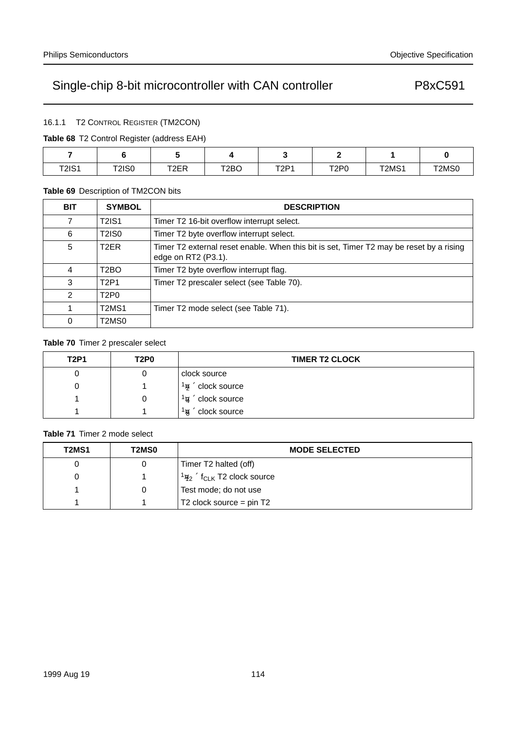### 16.1.1 T2 CONTROL REGISTER (TM2CON)

**Table 68** T2 Control Register (address EAH)

| 7 | 6 | 5 | 4 | 3 | 2 | 1 | 0 |
|---|---|---|---|---|---|---|---|
| T2IS1 | T2IS0 | T2ER | T2BO | T2P1 | T2P0 | T2MS1 | T2MS0 |

**Table 69** Description of TM2CON bits

| BIT | SYMBOL | DESCRIPTION |
|---|---|---|
| 7 | T2IS1 | Timer T2 16-bit overflow interrupt select. |
| 6 | T2IS0 | Timer T2 byte overflow interrupt select. |
| 5 | T2ER | Timer T2 external reset enable. When this bit is set, Timer T2 may be reset by a rising edge on RT2 (P3.1). |
| 4 | T2BO | Timer T2 byte overflow interrupt flag. |
| 3 | T2P1 | Timer T2 prescaler select (see Table 70). |
| 2 | T2P0 | |
| 1 | T2MS1 | Timer T2 mode select (see Table 71). |
| 0 | T2MS0 | |

**Table 70** Timer 2 prescaler select

| T2P1 | T2P0 | TIMER T2 CLOCK |
|---|---|---|
| 0 | 0 | clock source |
| 0 | 1 | $\frac{1}{2}$ × clock source |
| 1 | 0 | $\frac{1}{4}$ × clock source |
| 1 | 1 | $\frac{1}{8}$ × clock source |

**Table 71** Timer 2 mode select

| T2MS1 | T2MS0 | MODE SELECTED |
|---|---|---|
| 0 | 0 | Timer T2 halted (off) |
| 0 | 1 | $\frac{1}{12}$ × $f_{CLK}$ T2 clock source |
| 1 | 0 | Test mode; do not use |
| 1 | 1 | T2 clock source = pin T2 |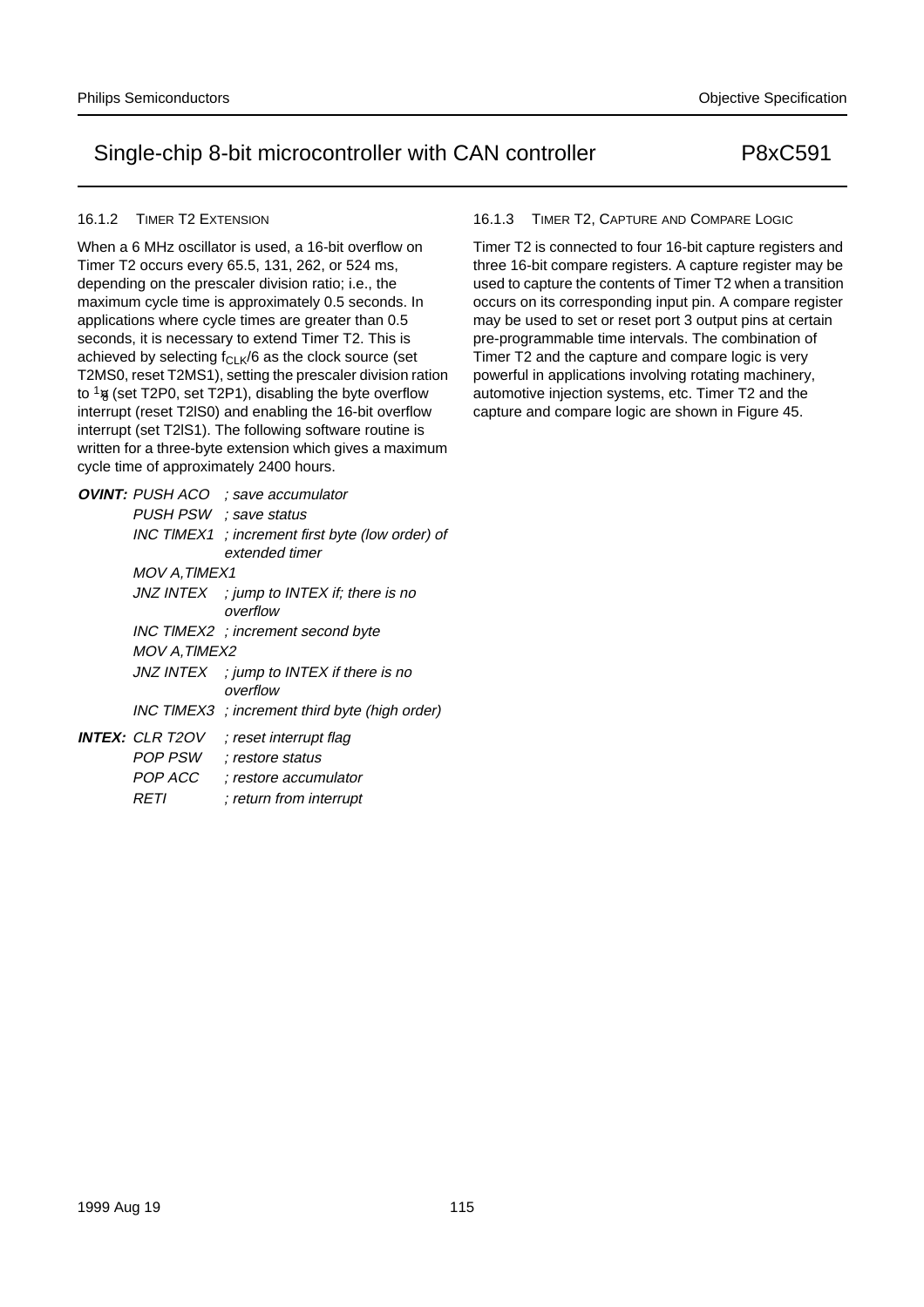#### 16.1.2 TIMER T2 EXTENSION

When a 6 MHz oscillator is used, a 16-bit overflow on Timer T2 occurs every 65.5, 131, 262, or 524 ms, depending on the prescaler division ratio; i.e., the maximum cycle time is approximately 0.5 seconds. In applications where cycle times are greater than 0.5 seconds, it is necessary to extend Timer T2. This is achieved by selecting $f_{CLK}/6$ as the clock source (set T2MS0, reset T2MS1), setting the prescaler division ration to $^1\!/_8$ (set T2P0, set T2P1), disabling the byte overflow interrupt (reset T2IS0) and enabling the 16-bit overflow interrupt (set T2IS1). The following software routine is written for a three-byte extension which gives a maximum cycle time of approximately 2400 hours.

```
OVINT: PUSH ACO     ; save accumulator
       PUSH PSW     ; save status
       INC TIMEX1   ; increment first byte (low order) of
                    extended timer
       MOV A,TIMEX1
       JNZ INTEX    ; jump to INTEX if; there is no
                    overflow
       INC TIMEX2   ; increment second byte
       MOV A,TIMEX2
       JNZ INTEX    ; jump to INTEX if there is no
                    overflow
       INC TIMEX3   ; increment third byte (high order)
INTEX: CLR T2OV     ; reset interrupt flag
       POP PSW      ; restore status
       POP ACC      ; restore accumulator
       RETI         ; return from interrupt
```

#### 16.1.3 TIMER T2, CAPTURE AND COMPARE LOGIC

Timer T2 is connected to four 16-bit capture registers and three 16-bit compare registers. A capture register may be used to capture the contents of Timer T2 when a transition occurs on its corresponding input pin. A compare register may be used to set or reset port 3 output pins at certain pre-programmable time intervals. The combination of Timer T2 and the capture and compare logic is very powerful in applications involving rotating machinery, automotive injection systems, etc. Timer T2 and the capture and compare logic are shown in Figure 45.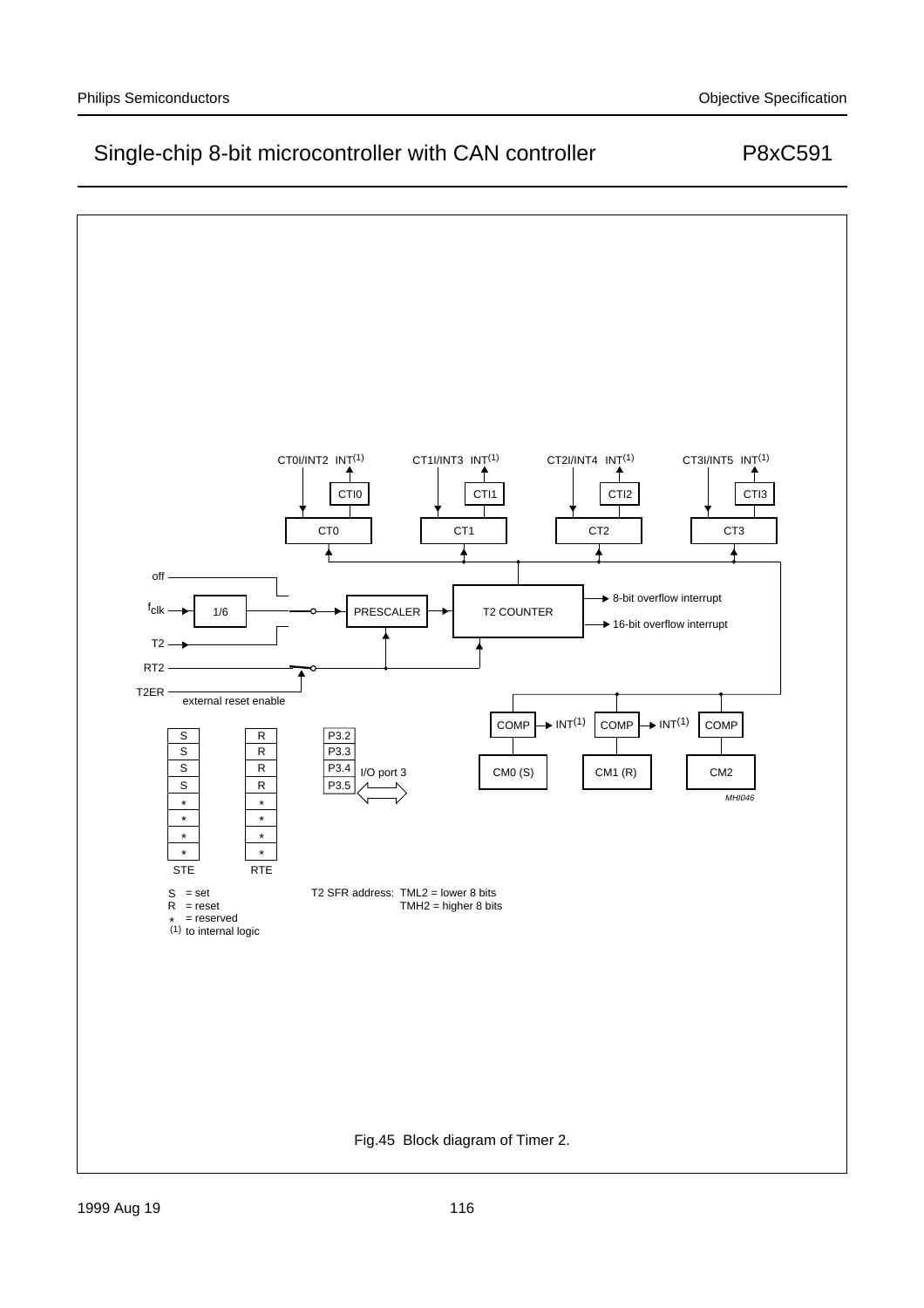CT0I/INT2 INT(1)
CTI0
CT0

CT1I/INT3 INT(1)
CTI1
CT1

CT2I/INT4 INT(1)
CTI2
CT2

CT3I/INT5 INT(1)
CTI3
CT3

off

$f_{clk}$

1/6

PRESCALER

T2 COUNTER

8-bit overflow interrupt

16-bit overflow interrupt

T2

RT2

T2ER

external reset enable

COMP INT(1) COMP INT(1) COMP

CM0 (S) CM1 (R) CM2

| STE | RTE |
|---|---|
| S | R |
| S | R |
| S | R |
| S | R |
| * | * |
| * | * |
| * | * |
| * | * |

P3.2
P3.3
P3.4
P3.5

I/O port 3

S = set
R = reset
* = reserved
(1) to internal logic

T2 SFR address: TML2 = lower 8 bits
TMH2 = higher 8 bits

MHI046

Fig.45 Block diagram of Timer 2.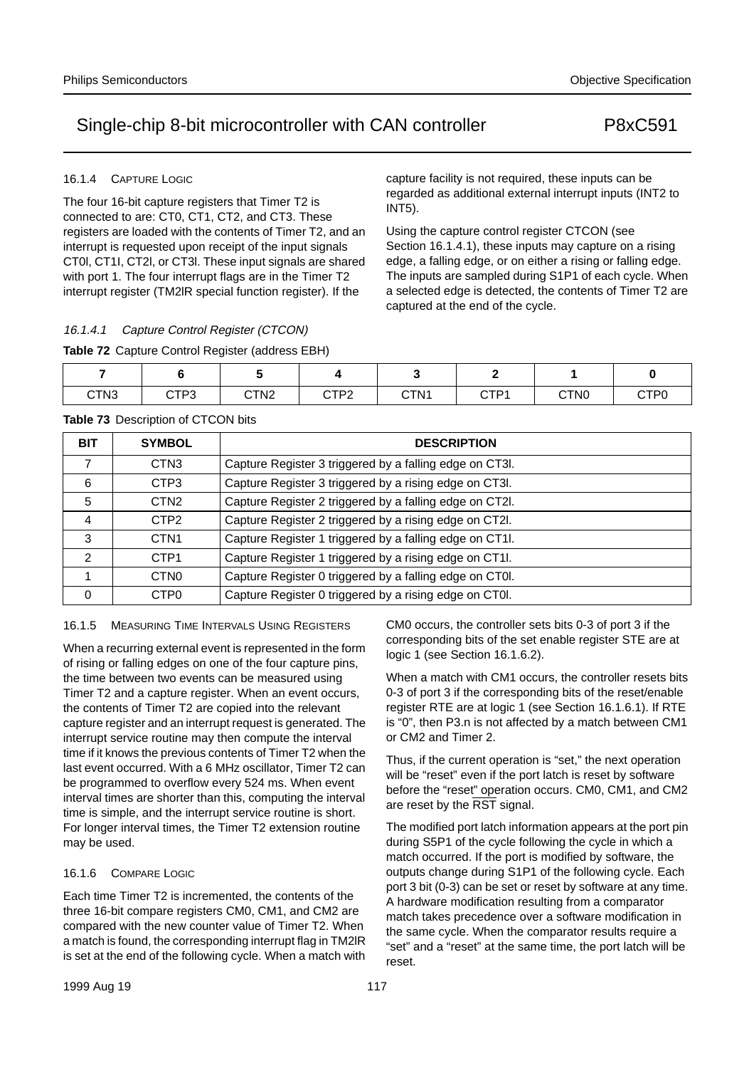#### 16.1.4 CAPTURE LOGIC

The four 16-bit capture registers that Timer T2 is connected to are: CT0, CT1, CT2, and CT3. These registers are loaded with the contents of Timer T2, and an interrupt is requested upon receipt of the input signals CT0I, CT1I, CT2I, or CT3I. These input signals are shared with port 1. The four interrupt flags are in the Timer T2 interrupt register (TM2IR special function register). If the capture facility is not required, these inputs can be regarded as additional external interrupt inputs (INT2 to INT5).

Using the capture control register CTCON (see Section 16.1.4.1), these inputs may capture on a rising edge, a falling edge, or on either a rising or falling edge. The inputs are sampled during S1P1 of each cycle. When a selected edge is detected, the contents of Timer T2 are captured at the end of the cycle.

##### *16.1.4.1 Capture Control Register (CTCON)*

**Table 72** Capture Control Register (address EBH)

| 7 | 6 | 5 | 4 | 3 | 2 | 1 | 0 |
|---|---|---|---|---|---|---|---|
| CTN3 | CTP3 | CTN2 | CTP2 | CTN1 | CTP1 | CTN0 | CTP0 |

**Table 73** Description of CTCON bits

| BIT | SYMBOL | DESCRIPTION |
|---|---|---|
| 7 | CTN3 | Capture Register 3 triggered by a falling edge on CT3I. |
| 6 | CTP3 | Capture Register 3 triggered by a rising edge on CT3I. |
| 5 | CTN2 | Capture Register 2 triggered by a falling edge on CT2I. |
| 4 | CTP2 | Capture Register 2 triggered by a rising edge on CT2I. |
| 3 | CTN1 | Capture Register 1 triggered by a falling edge on CT1I. |
| 2 | CTP1 | Capture Register 1 triggered by a rising edge on CT1I. |
| 1 | CTN0 | Capture Register 0 triggered by a falling edge on CT0I. |
| 0 | CTP0 | Capture Register 0 triggered by a rising edge on CT0I. |

#### 16.1.5 MEASURING TIME INTERVALS USING REGISTERS

When a recurring external event is represented in the form of rising or falling edges on one of the four capture pins, the time between two events can be measured using Timer T2 and a capture register. When an event occurs, the contents of Timer T2 are copied into the relevant capture register and an interrupt request is generated. The interrupt service routine may then compute the interval time if it knows the previous contents of Timer T2 when the last event occurred. With a 6 MHz oscillator, Timer T2 can be programmed to overflow every 524 ms. When event interval times are shorter than this, computing the interval time is simple, and the interrupt service routine is short. For longer interval times, the Timer T2 extension routine may be used.

#### 16.1.6 COMPARE LOGIC

Each time Timer T2 is incremented, the contents of the three 16-bit compare registers CM0, CM1, and CM2 are compared with the new counter value of Timer T2. When a match is found, the corresponding interrupt flag in TM2IR is set at the end of the following cycle. When a match with CM0 occurs, the controller sets bits 0-3 of port 3 if the corresponding bits of the set enable register STE are at logic 1 (see Section 16.1.6.2).

When a match with CM1 occurs, the controller resets bits 0-3 of port 3 if the corresponding bits of the reset/enable register RTE are at logic 1 (see Section 16.1.6.1). If RTE is "0", then P3.n is not affected by a match between CM1 or CM2 and Timer 2.

Thus, if the current operation is "set," the next operation will be "reset" even if the port latch is reset by software before the "reset" operation occurs. CM0, CM1, and CM2 are reset by the $\overline{\text{RST}}$ signal.

The modified port latch information appears at the port pin during S5P1 of the cycle following the cycle in which a match occurred. If the port is modified by software, the outputs change during S1P1 of the following cycle. Each port 3 bit (0-3) can be set or reset by software at any time. A hardware modification resulting from a comparator match takes precedence over a software modification in the same cycle. When the comparator results require a "set" and a "reset" at the same time, the port latch will be reset.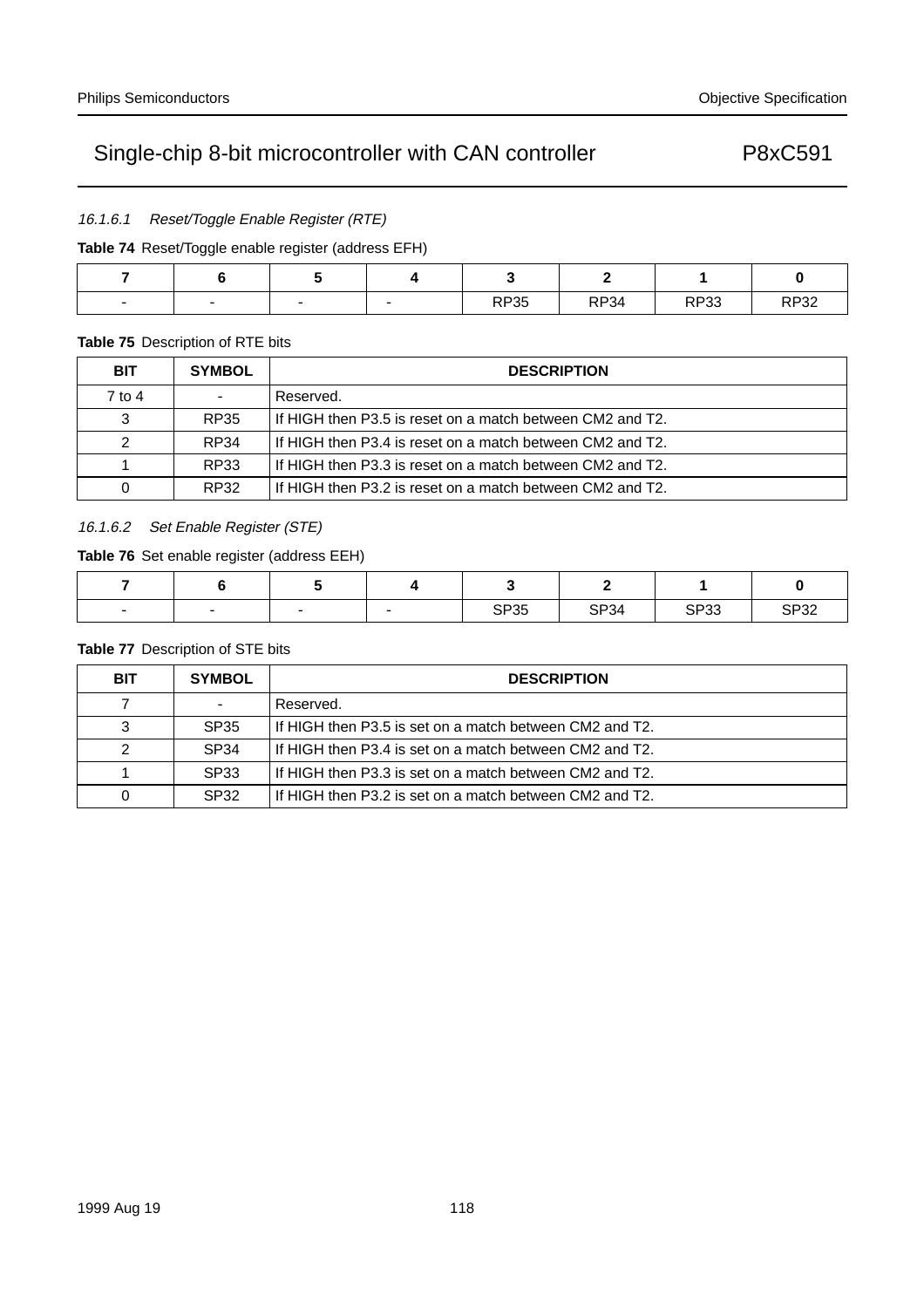#### 16.1.6.1 Reset/Toggle Enable Register (RTE)

**Table 74** Reset/Toggle enable register (address EFH)

| 7 | 6 | 5 | 4 | 3 | 2 | 1 | 0 |
|---|---|---|---|---|---|---|---|
| - | - | - | - | RP35 | RP34 | RP33 | RP32 |

**Table 75** Description of RTE bits

| BIT | SYMBOL | DESCRIPTION |
|---|---|---|
| 7 to 4 | - | Reserved. |
| 3 | RP35 | If HIGH then P3.5 is reset on a match between CM2 and T2. |
| 2 | RP34 | If HIGH then P3.4 is reset on a match between CM2 and T2. |
| 1 | RP33 | If HIGH then P3.3 is reset on a match between CM2 and T2. |
| 0 | RP32 | If HIGH then P3.2 is reset on a match between CM2 and T2. |

#### 16.1.6.2 Set Enable Register (STE)

**Table 76** Set enable register (address EEH)

| 7 | 6 | 5 | 4 | 3 | 2 | 1 | 0 |
|---|---|---|---|---|---|---|---|
| - | - | - | - | SP35 | SP34 | SP33 | SP32 |

**Table 77** Description of STE bits

| BIT | SYMBOL | DESCRIPTION |
|---|---|---|
| 7 | - | Reserved. |
| 3 | SP35 | If HIGH then P3.5 is set on a match between CM2 and T2. |
| 2 | SP34 | If HIGH then P3.4 is set on a match between CM2 and T2. |
| 1 | SP33 | If HIGH then P3.3 is set on a match between CM2 and T2. |
| 0 | SP32 | If HIGH then P3.2 is set on a match between CM2 and T2. |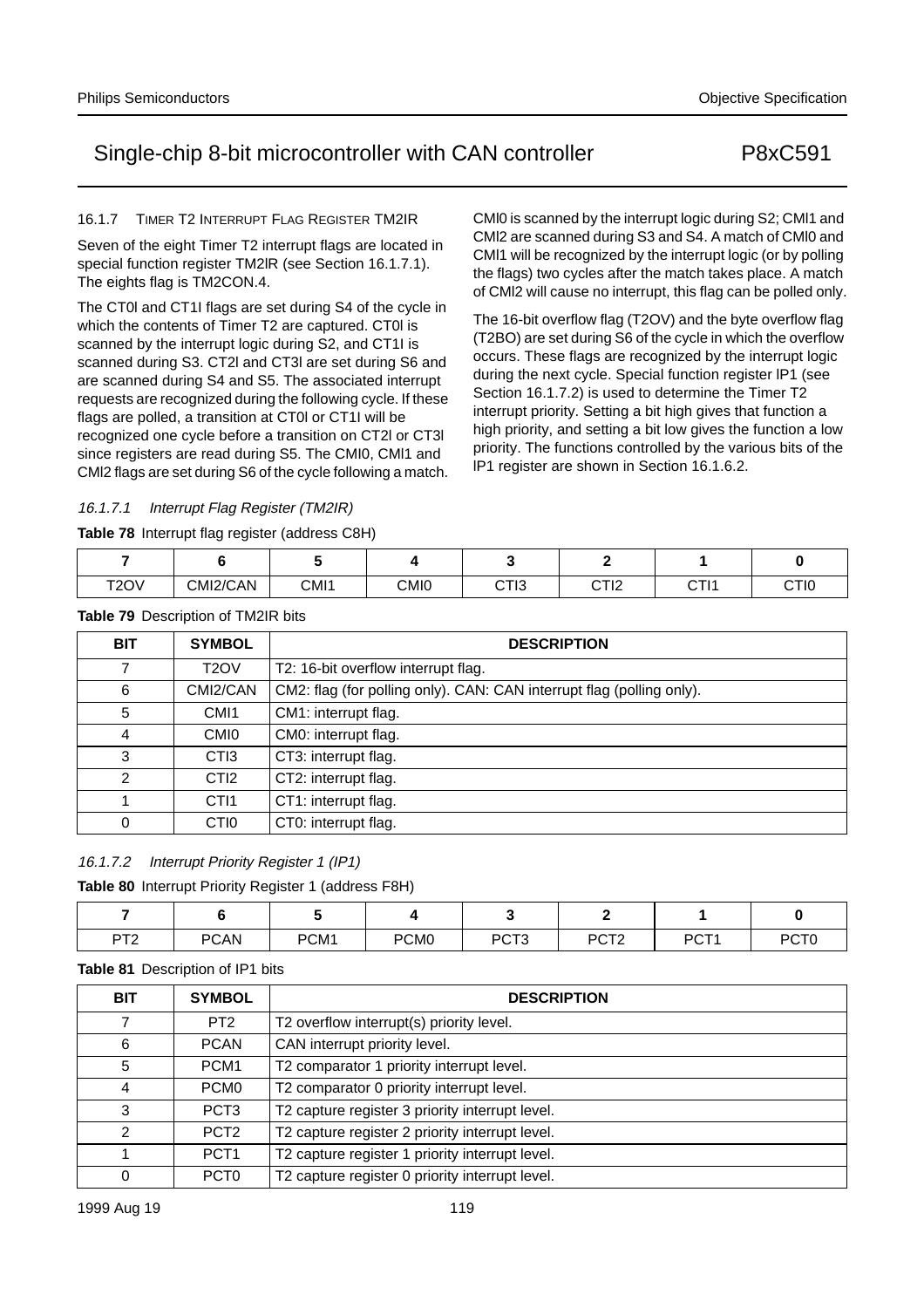### 16.1.7 TIMER T2 INTERRUPT FLAG REGISTER TM2IR

Seven of the eight Timer T2 interrupt flags are located in special function register TM2IR (see Section 16.1.7.1). The eights flag is TM2CON.4.

The CT0I and CT1I flags are set during S4 of the cycle in which the contents of Timer T2 are captured. CT0I is scanned by the interrupt logic during S2, and CT1I is scanned during S3. CT2I and CT3I are set during S6 and are scanned during S4 and S5. The associated interrupt requests are recognized during the following cycle. If these flags are polled, a transition at CT0I or CT1I will be recognized one cycle before a transition on CT2I or CT3I since registers are read during S5. The CMI0, CMI1 and CMI2 flags are set during S6 of the cycle following a match.

CMI0 is scanned by the interrupt logic during S2; CMI1 and CMI2 are scanned during S3 and S4. A match of CMI0 and CMI1 will be recognized by the interrupt logic (or by polling the flags) two cycles after the match takes place. A match of CMI2 will cause no interrupt, this flag can be polled only.

The 16-bit overflow flag (T2OV) and the byte overflow flag (T2BO) are set during S6 of the cycle in which the overflow occurs. These flags are recognized by the interrupt logic during the next cycle. Special function register IP1 (see Section 16.1.7.2) is used to determine the Timer T2 interrupt priority. Setting a bit high gives that function a high priority, and setting a bit low gives the function a low priority. The functions controlled by the various bits of the IP1 register are shown in Section 16.1.6.2.

#### *16.1.7.1 Interrupt Flag Register (TM2IR)*

**Table 78** Interrupt flag register (address C8H)

| 7 | 6 | 5 | 4 | 3 | 2 | 1 | 0 |
|---|---|---|---|---|---|---|---|
| T2OV | CMI2/CAN | CMI1 | CMI0 | CTI3 | CTI2 | CTI1 | CTI0 |

**Table 79** Description of TM2IR bits

| BIT | SYMBOL | DESCRIPTION |
|---|---|---|
| 7 | T2OV | T2: 16-bit overflow interrupt flag. |
| 6 | CMI2/CAN | CM2: flag (for polling only). CAN: CAN interrupt flag (polling only). |
| 5 | CMI1 | CM1: interrupt flag. |
| 4 | CMI0 | CM0: interrupt flag. |
| 3 | CTI3 | CT3: interrupt flag. |
| 2 | CTI2 | CT2: interrupt flag. |
| 1 | CTI1 | CT1: interrupt flag. |
| 0 | CTI0 | CT0: interrupt flag. |

#### *16.1.7.2 Interrupt Priority Register 1 (IP1)*

**Table 80** Interrupt Priority Register 1 (address F8H)

| 7 | 6 | 5 | 4 | 3 | 2 | 1 | 0 |
|---|---|---|---|---|---|---|---|
| PT2 | PCAN | PCM1 | PCM0 | PCT3 | PCT2 | PCT1 | PCT0 |

**Table 81** Description of IP1 bits

| BIT | SYMBOL | DESCRIPTION |
|---|---|---|
| 7 | PT2 | T2 overflow interrupt(s) priority level. |
| 6 | PCAN | CAN interrupt priority level. |
| 5 | PCM1 | T2 comparator 1 priority interrupt level. |
| 4 | PCM0 | T2 comparator 0 priority interrupt level. |
| 3 | PCT3 | T2 capture register 3 priority interrupt level. |
| 2 | PCT2 | T2 capture register 2 priority interrupt level. |
| 1 | PCT1 | T2 capture register 1 priority interrupt level. |
| 0 | PCT0 | T2 capture register 0 priority interrupt level. |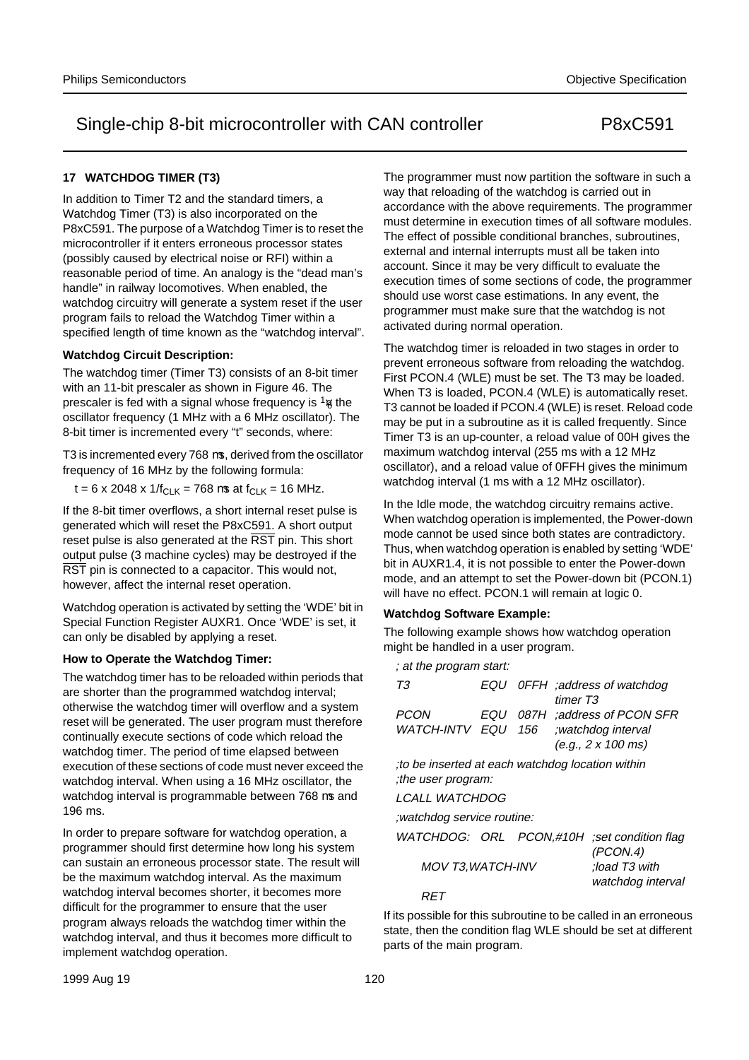## 17 WATCHDOG TIMER (T3)

In addition to Timer T2 and the standard timers, a Watchdog Timer (T3) is also incorporated on the P8xC591. The purpose of a Watchdog Timer is to reset the microcontroller if it enters erroneous processor states (possibly caused by electrical noise or RFI) within a reasonable period of time. An analogy is the "dead man's handle" in railway locomotives. When enabled, the watchdog circuitry will generate a system reset if the user program fails to reload the Watchdog Timer within a specified length of time known as the "watchdog interval".

**Watchdog Circuit Description:**

The watchdog timer (Timer T3) consists of an 8-bit timer with an 11-bit prescaler as shown in Figure 46. The prescaler is fed with a signal whose frequency is $^1/_6$ the oscillator frequency (1 MHz with a 6 MHz oscillator). The 8-bit timer is incremented every "t" seconds, where:

T3 is incremented every 768 μs, derived from the oscillator frequency of 16 MHz by the following formula:

$t = 6 \times 2048 \times 1/f_{CLK} = 768$ μs at $f_{CLK} = 16$ MHz.

If the 8-bit timer overflows, a short internal reset pulse is generated which will reset the P8xC591. A short output reset pulse is also generated at the $\overline{RST}$ pin. This short output pulse (3 machine cycles) may be destroyed if the $\overline{RST}$ pin is connected to a capacitor. This would not, however, affect the internal reset operation.

Watchdog operation is activated by setting the 'WDE' bit in Special Function Register AUXR1. Once 'WDE' is set, it can only be disabled by applying a reset.

**How to Operate the Watchdog Timer:**

The watchdog timer has to be reloaded within periods that are shorter than the programmed watchdog interval; otherwise the watchdog timer will overflow and a system reset will be generated. The user program must therefore continually execute sections of code which reload the watchdog timer. The period of time elapsed between execution of these sections of code must never exceed the watchdog interval. When using a 16 MHz oscillator, the watchdog interval is programmable between 768 μs and 196 ms.

In order to prepare software for watchdog operation, a programmer should first determine how long his system can sustain an erroneous processor state. The result will be the maximum watchdog interval. As the maximum watchdog interval becomes shorter, it becomes more difficult for the programmer to ensure that the user program always reloads the watchdog timer within the watchdog interval, and thus it becomes more difficult to implement watchdog operation.

The programmer must now partition the software in such a way that reloading of the watchdog is carried out in accordance with the above requirements. The programmer must determine in execution times of all software modules. The effect of possible conditional branches, subroutines, external and internal interrupts must all be taken into account. Since it may be very difficult to evaluate the execution times of some sections of code, the programmer should use worst case estimations. In any event, the programmer must make sure that the watchdog is not activated during normal operation.

The watchdog timer is reloaded in two stages in order to prevent erroneous software from reloading the watchdog. First PCON.4 (WLE) must be set. The T3 may be loaded. When T3 is loaded, PCON.4 (WLE) is automatically reset. T3 cannot be loaded if PCON.4 (WLE) is reset. Reload code may be put in a subroutine as it is called frequently. Since Timer T3 is an up-counter, a reload value of 00H gives the maximum watchdog interval (255 ms with a 12 MHz oscillator), and a reload value of 0FFH gives the minimum watchdog interval (1 ms with a 12 MHz oscillator).

In the Idle mode, the watchdog circuitry remains active. When watchdog operation is implemented, the Power-down mode cannot be used since both states are contradictory. Thus, when watchdog operation is enabled by setting 'WDE' bit in AUXR1.4, it is not possible to enter the Power-down mode, and an attempt to set the Power-down bit (PCON.1) will have no effect. PCON.1 will remain at logic 0.

**Watchdog Software Example:**

The following example shows how watchdog operation might be handled in a user program.

```
; at the program start:
T3              EQU  0FFH  ;address of watchdog
                           timer T3
PCON            EQU  087H  ;address of PCON SFR
WATCH-INTV      EQU  156   ;watchdog interval
                           (e.g., 2 x 100 ms)

;to be inserted at each watchdog location within
;the user program:

LCALL WATCHDOG

;watchdog service routine:

WATCHDOG:  ORL  PCON,#10H  ;set condition flag
                           (PCON.4)
    MOV T3,WATCH-INV       ;load T3 with
                           watchdog interval
    RET
```

If its possible for this subroutine to be called in an erroneous state, then the condition flag WLE should be set at different parts of the main program.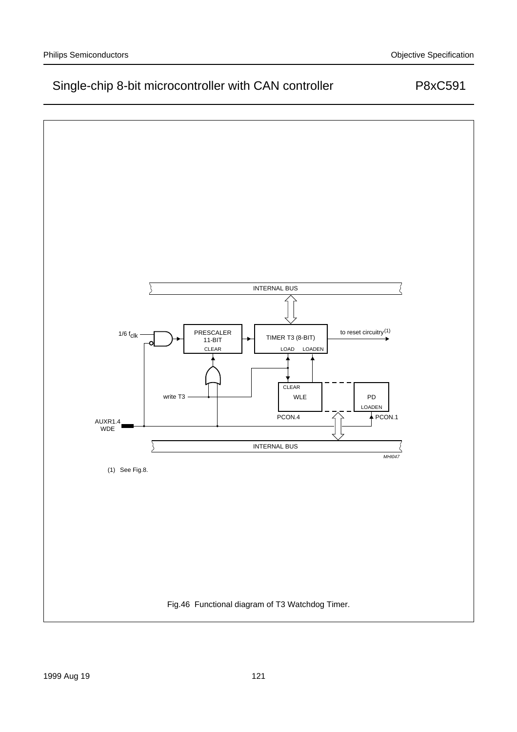INTERNAL BUS

1/6 $f_{clk}$

PRESCALER 11-BIT CLEAR

TIMER T3 (8-BIT) LOAD LOADEN

to reset circuitry(1)

write T3

CLEAR WLE

PD LOADEN

PCON.4

PCON.1

AUXR1.4 WDE

INTERNAL BUS

MHI047

(1) See Fig.8.

Fig.46 Functional diagram of T3 Watchdog Timer.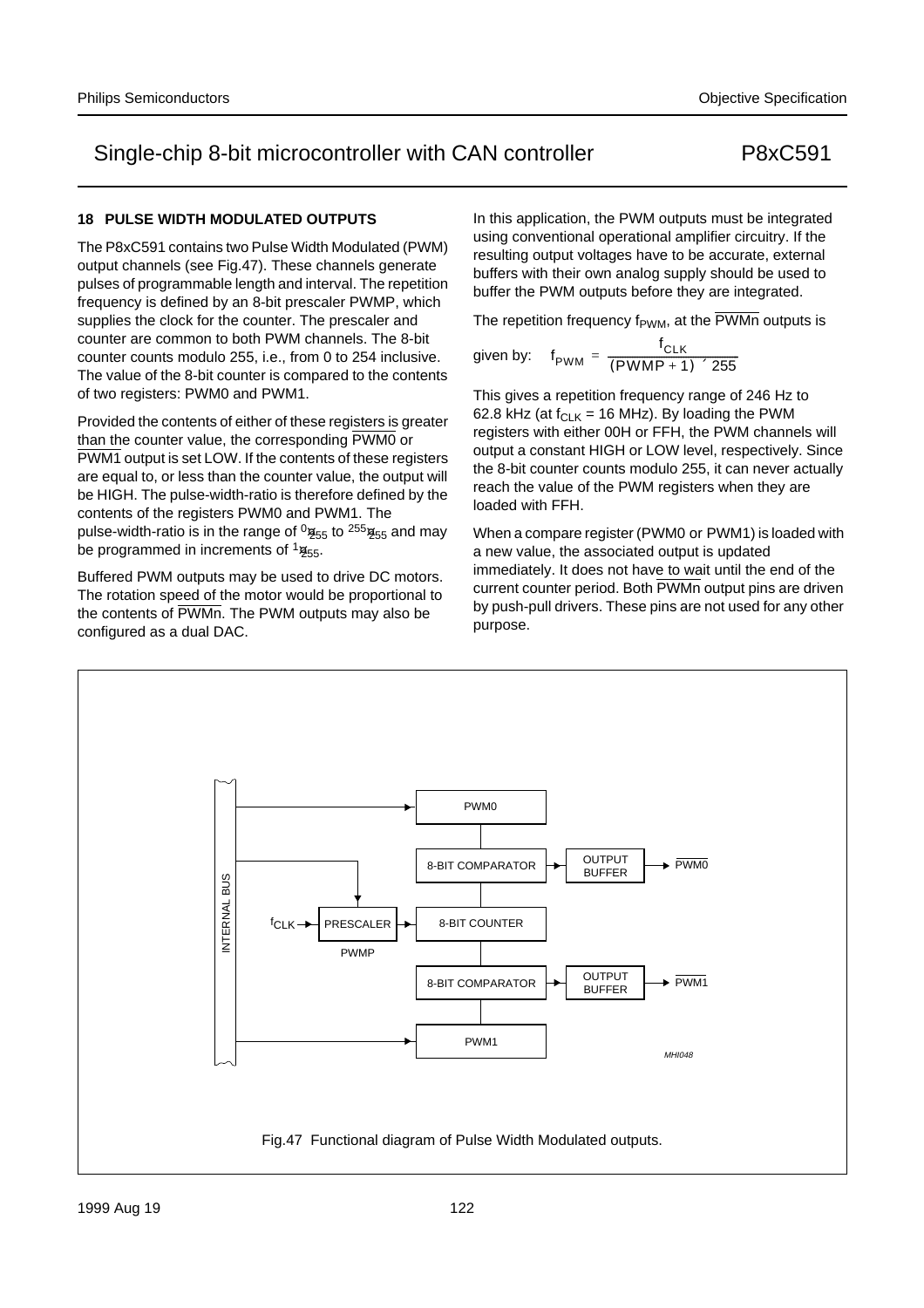## 18 PULSE WIDTH MODULATED OUTPUTS

The P8xC591 contains two Pulse Width Modulated (PWM) output channels (see Fig.47). These channels generate pulses of programmable length and interval. The repetition frequency is defined by an 8-bit prescaler PWMP, which supplies the clock for the counter. The prescaler and counter are common to both PWM channels. The 8-bit counter counts modulo 255, i.e., from 0 to 254 inclusive. The value of the 8-bit counter is compared to the contents of two registers: PWM0 and PWM1.

Provided the contents of either of these registers is greater than the counter value, the corresponding $\overline{PWM0}$ or $\overline{PWM1}$ output is set LOW. If the contents of these registers are equal to, or less than the counter value, the output will be HIGH. The pulse-width-ratio is therefore defined by the contents of the registers PWM0 and PWM1. The pulse-width-ratio is in the range of $^{0}/_{255}$ to $^{255}/_{255}$ and may be programmed in increments of $^{1}/_{255}$.

Buffered PWM outputs may be used to drive DC motors. The rotation speed of the motor would be proportional to the contents of $\overline{PWMn}$. The PWM outputs may also be configured as a dual DAC.

In this application, the PWM outputs must be integrated using conventional operational amplifier circuitry. If the resulting output voltages have to be accurate, external buffers with their own analog supply should be used to buffer the PWM outputs before they are integrated.

The repetition frequency $f_{PWM}$, at the $\overline{PWMn}$ outputs is given by:

$$f_{PWM} = \frac{f_{CLK}}{(PWMP + 1) \times 255}$$

This gives a repetition frequency range of 246 Hz to 62.8 kHz (at $f_{CLK}$ = 16 MHz). By loading the PWM registers with either 00H or FFH, the PWM channels will output a constant HIGH or LOW level, respectively. Since the 8-bit counter counts modulo 255, it can never actually reach the value of the PWM registers when they are loaded with FFH.

When a compare register (PWM0 or PWM1) is loaded with a new value, the associated output is updated immediately. It does not have to wait until the end of the current counter period. Both $\overline{PWMn}$ output pins are driven by push-pull drivers. These pins are not used for any other purpose.

Fig.47 Functional diagram of Pulse Width Modulated outputs.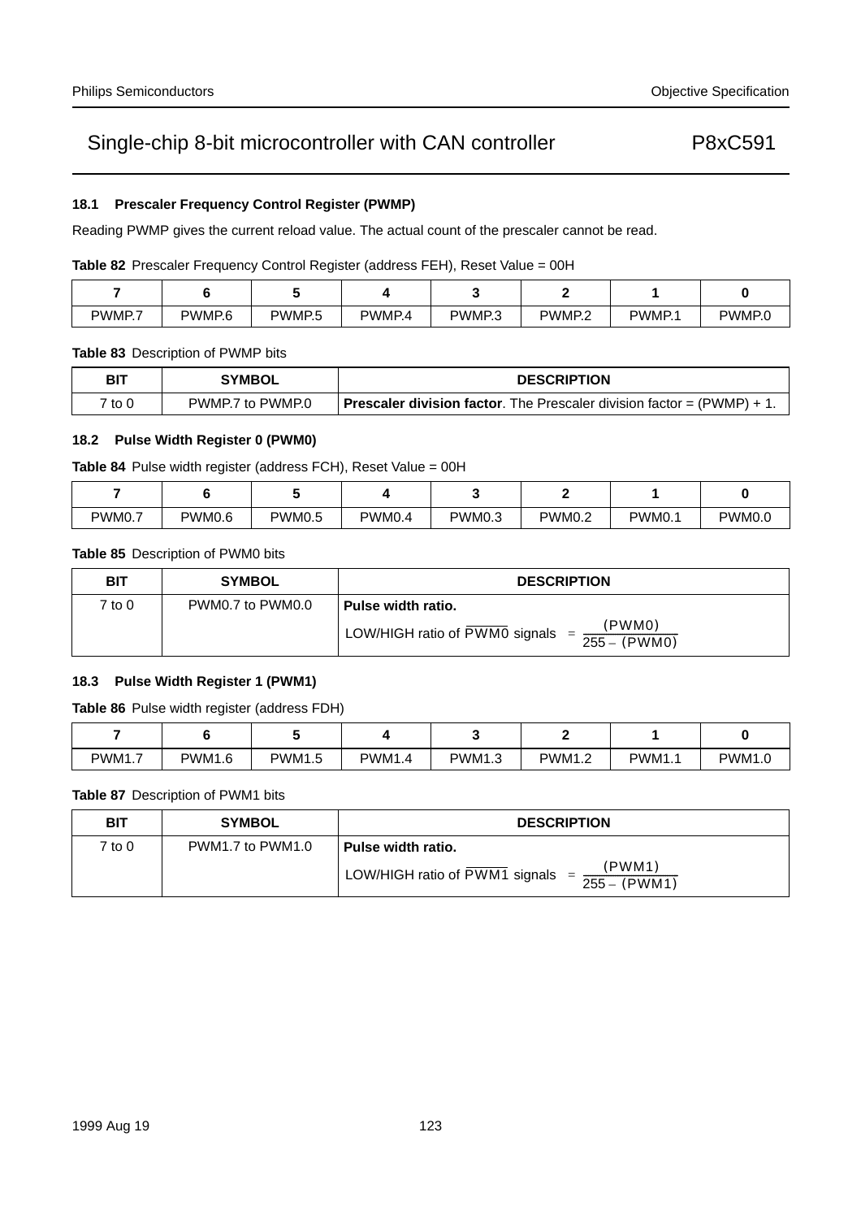### 18.1 Prescaler Frequency Control Register (PWMP)

Reading PWMP gives the current reload value. The actual count of the prescaler cannot be read.

**Table 82** Prescaler Frequency Control Register (address FEH), Reset Value = 00H

| 7 | 6 | 5 | 4 | 3 | 2 | 1 | 0 |
|---|---|---|---|---|---|---|---|
| PWMP.7 | PWMP.6 | PWMP.5 | PWMP.4 | PWMP.3 | PWMP.2 | PWMP.1 | PWMP.0 |

**Table 83** Description of PWMP bits

| BIT | SYMBOL | DESCRIPTION |
|---|---|---|
| 7 to 0 | PWMP.7 to PWMP.0 | **Prescaler division factor**. The Prescaler division factor = (PWMP) + 1. |

### 18.2 Pulse Width Register 0 (PWM0)

**Table 84** Pulse width register (address FCH), Reset Value = 00H

| 7 | 6 | 5 | 4 | 3 | 2 | 1 | 0 |
|---|---|---|---|---|---|---|---|
| PWM0.7 | PWM0.6 | PWM0.5 | PWM0.4 | PWM0.3 | PWM0.2 | PWM0.1 | PWM0.0 |

**Table 85** Description of PWM0 bits

| BIT | SYMBOL | DESCRIPTION |
|---|---|---|
| 7 to 0 | PWM0.7 to PWM0.0 | **Pulse width ratio.** LOW/HIGH ratio of $\overline{PWM0}$ signals $= \frac{(PWM0)}{255 - (PWM0)}$ |

### 18.3 Pulse Width Register 1 (PWM1)

**Table 86** Pulse width register (address FDH)

| 7 | 6 | 5 | 4 | 3 | 2 | 1 | 0 |
|---|---|---|---|---|---|---|---|
| PWM1.7 | PWM1.6 | PWM1.5 | PWM1.4 | PWM1.3 | PWM1.2 | PWM1.1 | PWM1.0 |

**Table 87** Description of PWM1 bits

| BIT | SYMBOL | DESCRIPTION |
|---|---|---|
| 7 to 0 | PWM1.7 to PWM1.0 | **Pulse width ratio.** LOW/HIGH ratio of $\overline{PWM1}$ signals $= \frac{(PWM1)}{255 - (PWM1)}$ |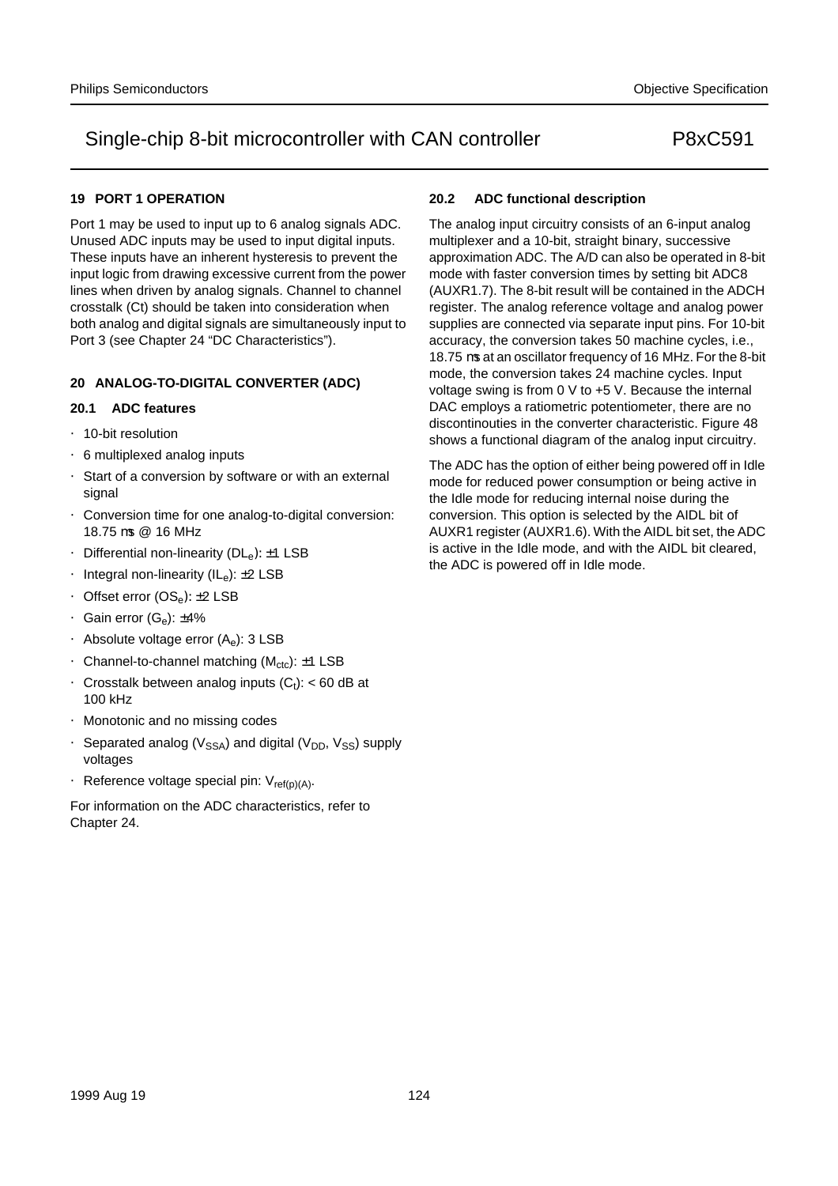## 19 PORT 1 OPERATION

Port 1 may be used to input up to 6 analog signals ADC. Unused ADC inputs may be used to input digital inputs. These inputs have an inherent hysteresis to prevent the input logic from drawing excessive current from the power lines when driven by analog signals. Channel to channel crosstalk (Ct) should be taken into consideration when both analog and digital signals are simultaneously input to Port 3 (see Chapter 24 “DC Characteristics”).

## 20 ANALOG-TO-DIGITAL CONVERTER (ADC)

### 20.1 ADC features

- 10-bit resolution
- 6 multiplexed analog inputs
- Start of a conversion by software or with an external signal
- Conversion time for one analog-to-digital conversion: 18.75 µs @ 16 MHz
- Differential non-linearity ($DL_e$): ±1 LSB
- Integral non-linearity ($IL_e$): ±2 LSB
- Offset error ($OS_e$): ±2 LSB
- Gain error ($G_e$): ±4%
- Absolute voltage error ($A_e$): 3 LSB
- Channel-to-channel matching ($M_{ctc}$): ±1 LSB
- Crosstalk between analog inputs ($C_t$): < 60 dB at 100 kHz
- Monotonic and no missing codes
- Separated analog ($V_{SSA}$) and digital ($V_{DD}$, $V_{SS}$) supply voltages
- Reference voltage special pin: $V_{ref(p)(A)}$.

For information on the ADC characteristics, refer to Chapter 24.

### 20.2 ADC functional description

The analog input circuitry consists of an 6-input analog multiplexer and a 10-bit, straight binary, successive approximation ADC. The A/D can also be operated in 8-bit mode with faster conversion times by setting bit ADC8 (AUXR1.7). The 8-bit result will be contained in the ADCH register. The analog reference voltage and analog power supplies are connected via separate input pins. For 10-bit accuracy, the conversion takes 50 machine cycles, i.e., 18.75 µs at an oscillator frequency of 16 MHz. For the 8-bit mode, the conversion takes 24 machine cycles. Input voltage swing is from 0 V to +5 V. Because the internal DAC employs a ratiometric potentiometer, there are no discontinuities in the converter characteristic. Figure 48 shows a functional diagram of the analog input circuitry.

The ADC has the option of either being powered off in Idle mode for reduced power consumption or being active in the Idle mode for reducing internal noise during the conversion. This option is selected by the AIDL bit of AUXR1 register (AUXR1.6). With the AIDL bit set, the ADC is active in the Idle mode, and with the AIDL bit cleared, the ADC is powered off in Idle mode.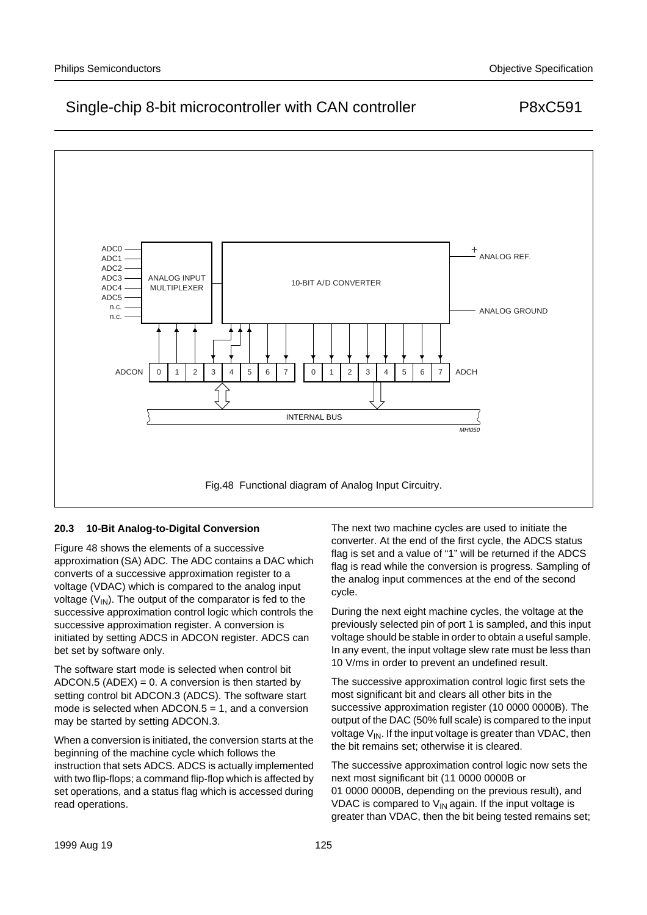Fig.48 Functional diagram of Analog Input Circuitry.

### 20.3 10-Bit Analog-to-Digital Conversion

Figure 48 shows the elements of a successive approximation (SA) ADC. The ADC contains a DAC which converts of a successive approximation register to a voltage (VDAC) which is compared to the analog input voltage ($V_{IN}$). The output of the comparator is fed to the successive approximation control logic which controls the successive approximation register. A conversion is initiated by setting ADCS in ADCON register. ADCS can bet set by software only.

The software start mode is selected when control bit ADCON.5 (ADEX) = 0. A conversion is then started by setting control bit ADCON.3 (ADCS). The software start mode is selected when ADCON.5 = 1, and a conversion may be started by setting ADCON.3.

When a conversion is initiated, the conversion starts at the beginning of the machine cycle which follows the instruction that sets ADCS. ADCS is actually implemented with two flip-flops; a command flip-flop which is affected by set operations, and a status flag which is accessed during read operations.

The next two machine cycles are used to initiate the converter. At the end of the first cycle, the ADCS status flag is set and a value of "1" will be returned if the ADCS flag is read while the conversion is progress. Sampling of the analog input commences at the end of the second cycle.

During the next eight machine cycles, the voltage at the previously selected pin of port 1 is sampled, and this input voltage should be stable in order to obtain a useful sample. In any event, the input voltage slew rate must be less than 10 V/ms in order to prevent an undefined result.

The successive approximation control logic first sets the most significant bit and clears all other bits in the successive approximation register (10 0000 0000B). The output of the DAC (50% full scale) is compared to the input voltage $V_{IN}$. If the input voltage is greater than VDAC, then the bit remains set; otherwise it is cleared.

The successive approximation control logic now sets the next most significant bit (11 0000 0000B or 01 0000 0000B, depending on the previous result), and VDAC is compared to $V_{IN}$ again. If the input voltage is greater than VDAC, then the bit being tested remains set;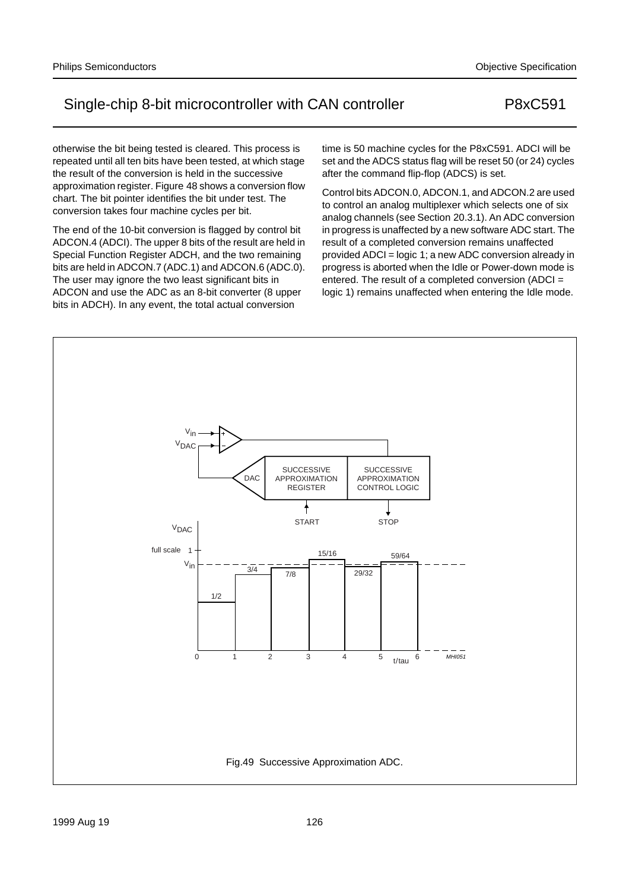otherwise the bit being tested is cleared. This process is repeated until all ten bits have been tested, at which stage the result of the conversion is held in the successive approximation register. Figure 48 shows a conversion flow chart. The bit pointer identifies the bit under test. The conversion takes four machine cycles per bit.

The end of the 10-bit conversion is flagged by control bit ADCON.4 (ADCI). The upper 8 bits of the result are held in Special Function Register ADCH, and the two remaining bits are held in ADCON.7 (ADC.1) and ADCON.6 (ADC.0). The user may ignore the two least significant bits in ADCON and use the ADC as an 8-bit converter (8 upper bits in ADCH). In any event, the total actual conversion time is 50 machine cycles for the P8xC591. ADCI will be set and the ADCS status flag will be reset 50 (or 24) cycles after the command flip-flop (ADCS) is set.

Control bits ADCON.0, ADCON.1, and ADCON.2 are used to control an analog multiplexer which selects one of six analog channels (see Section 20.3.1). An ADC conversion in progress is unaffected by a new software ADC start. The result of a completed conversion remains unaffected provided ADCI = logic 1; a new ADC conversion already in progress is aborted when the Idle or Power-down mode is entered. The result of a completed conversion (ADCI = logic 1) remains unaffected when entering the Idle mode.

Fig.49 Successive Approximation ADC.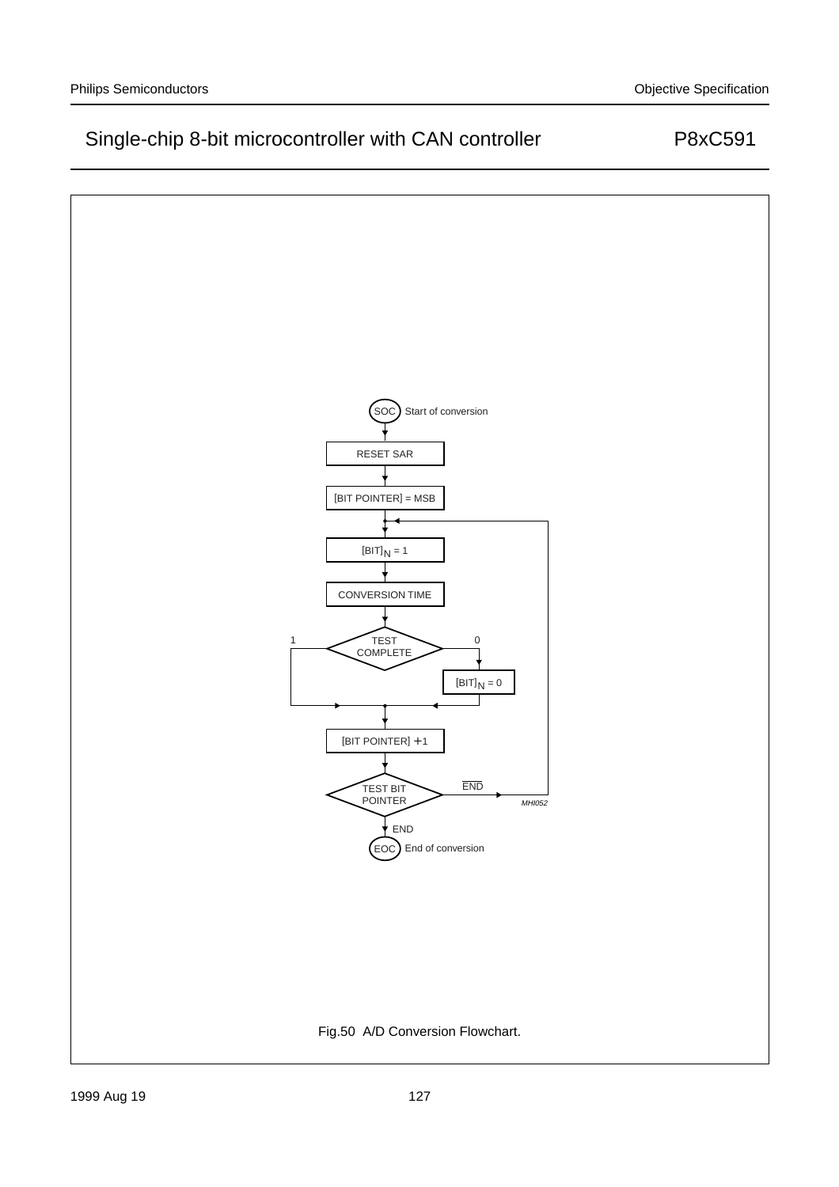SOC Start of conversion

RESET SAR

[BIT POINTER] = MSB

$[BIT]_N = 1$

CONVERSION TIME

TEST COMPLETE (1 / 0)

$[BIT]_N = 0$

[BIT POINTER] +1

TEST BIT POINTER ($\overline{END}$ / END)

EOC End of conversion

MHI052

Fig.50 A/D Conversion Flowchart.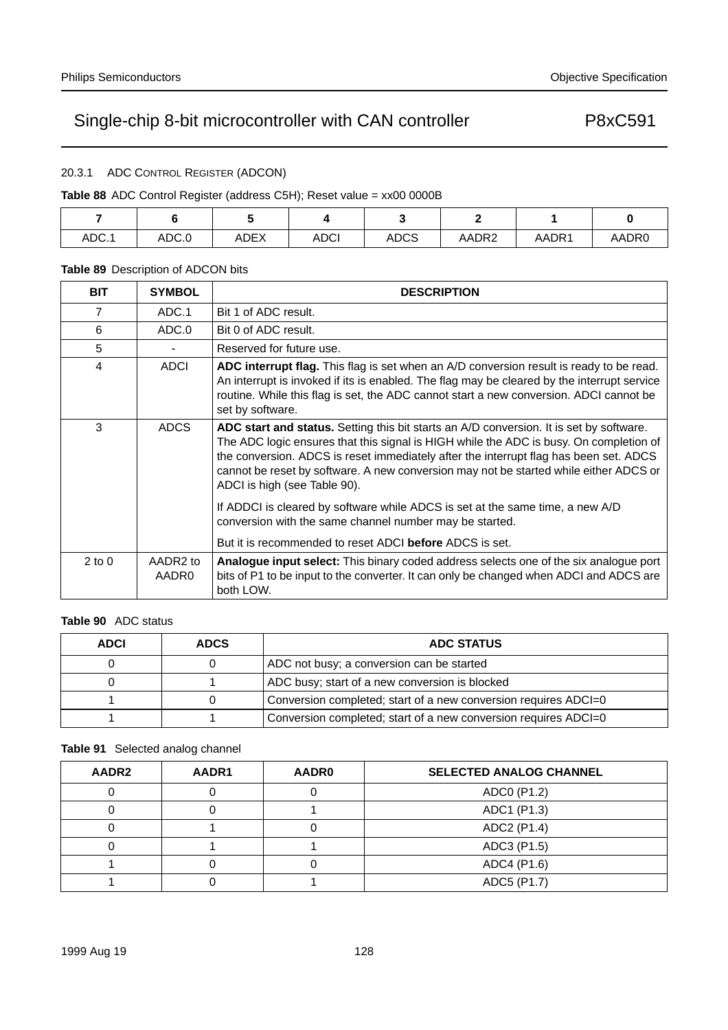#### 20.3.1 ADC CONTROL REGISTER (ADCON)

**Table 88** ADC Control Register (address C5H); Reset value = xx00 0000B

| 7 | 6 | 5 | 4 | 3 | 2 | 1 | 0 |
|---|---|---|---|---|---|---|---|
| ADC.1 | ADC.0 | ADEX | ADCI | ADCS | AADR2 | AADR1 | AADR0 |

**Table 89** Description of ADCON bits

| BIT | SYMBOL | DESCRIPTION |
|---|---|---|
| 7 | ADC.1 | Bit 1 of ADC result. |
| 6 | ADC.0 | Bit 0 of ADC result. |
| 5 | - | Reserved for future use. |
| 4 | ADCI | **ADC interrupt flag.** This flag is set when an A/D conversion result is ready to be read. An interrupt is invoked if its is enabled. The flag may be cleared by the interrupt service routine. While this flag is set, the ADC cannot start a new conversion. ADCI cannot be set by software. |
| 3 | ADCS | **ADC start and status.** Setting this bit starts an A/D conversion. It is set by software. The ADC logic ensures that this signal is HIGH while the ADC is busy. On completion of the conversion. ADCS is reset immediately after the interrupt flag has been set. ADCS cannot be reset by software. A new conversion may not be started while either ADCS or ADCI is high (see Table 90). If ADDCI is cleared by software while ADCS is set at the same time, a new A/D conversion with the same channel number may be started. But it is recommended to reset ADCI **before** ADCS is set. |
| 2 to 0 | AADR2 to AADR0 | **Analogue input select:** This binary coded address selects one of the six analogue port bits of P1 to be input to the converter. It can only be changed when ADCI and ADCS are both LOW. |

**Table 90** ADC status

| ADCI | ADCS | ADC STATUS |
|---|---|---|
| 0 | 0 | ADC not busy; a conversion can be started |
| 0 | 1 | ADC busy; start of a new conversion is blocked |
| 1 | 0 | Conversion completed; start of a new conversion requires ADCI=0 |
| 1 | 1 | Conversion completed; start of a new conversion requires ADCI=0 |

**Table 91** Selected analog channel

| AADR2 | AADR1 | AADR0 | SELECTED ANALOG CHANNEL |
|---|---|---|---|
| 0 | 0 | 0 | ADC0 (P1.2) |
| 0 | 0 | 1 | ADC1 (P1.3) |
| 0 | 1 | 0 | ADC2 (P1.4) |
| 0 | 1 | 1 | ADC3 (P1.5) |
| 1 | 0 | 0 | ADC4 (P1.6) |
| 1 | 0 | 1 | ADC5 (P1.7) |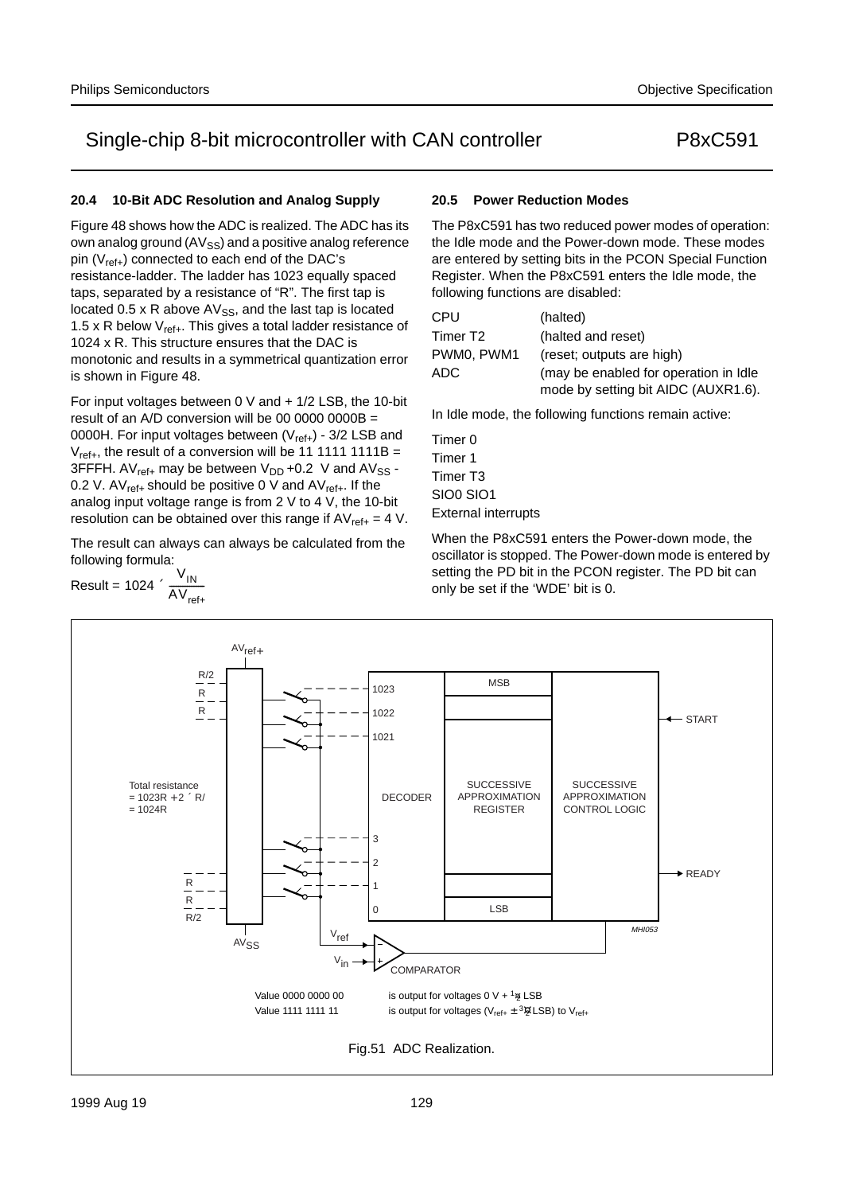## 20.4 10-Bit ADC Resolution and Analog Supply

Figure 48 shows how the ADC is realized. The ADC has its own analog ground ($AV_{SS}$) and a positive analog reference pin ($V_{ref+}$) connected to each end of the DAC's resistance-ladder. The ladder has 1023 equally spaced taps, separated by a resistance of "R". The first tap is located 0.5 x R above $AV_{SS}$, and the last tap is located 1.5 x R below $V_{ref+}$. This gives a total ladder resistance of 1024 x R. This structure ensures that the DAC is monotonic and results in a symmetrical quantization error is shown in Figure 48.

For input voltages between 0 V and + 1/2 LSB, the 10-bit result of an A/D conversion will be 00 0000 0000B = 0000H. For input voltages between ($V_{ref+}$) - 3/2 LSB and $V_{ref+}$, the result of a conversion will be 11 1111 1111B = 3FFFH. $AV_{ref+}$ may be between $V_{DD}$ +0.2 V and $AV_{SS}$ - 0.2 V. $AV_{ref+}$ should be positive 0 V and $AV_{ref+}$. If the analog input voltage range is from 2 V to 4 V, the 10-bit resolution can be obtained over this range if $AV_{ref+}$ = 4 V.

The result can always can always be calculated from the following formula:

$$\text{Result} = 1024 \times \frac{V_{IN}}{AV_{ref+}}$$

## 20.5 Power Reduction Modes

The P8xC591 has two reduced power modes of operation: the Idle mode and the Power-down mode. These modes are entered by setting bits in the PCON Special Function Register. When the P8xC591 enters the Idle mode, the following functions are disabled:

| | |
|---|---|
| CPU | (halted) |
| Timer T2 | (halted and reset) |
| PWM0, PWM1 | (reset; outputs are high) |
| ADC | (may be enabled for operation in Idle mode by setting bit AIDC (AUXR1.6). |

In Idle mode, the following functions remain active:

Timer 0
Timer 1
Timer T3
SIO0 SIO1
External interrupts

When the P8xC591 enters the Power-down mode, the oscillator is stopped. The Power-down mode is entered by setting the PD bit in the PCON register. The PD bit can only be set if the 'WDE' bit is 0.

Value 0000 0000 00 is output for voltages 0 V + 1/2 LSB
Value 1111 1111 11 is output for voltages ($V_{ref+}$ ± 3/2 LSB) to $V_{ref+}$

Fig.51 ADC Realization.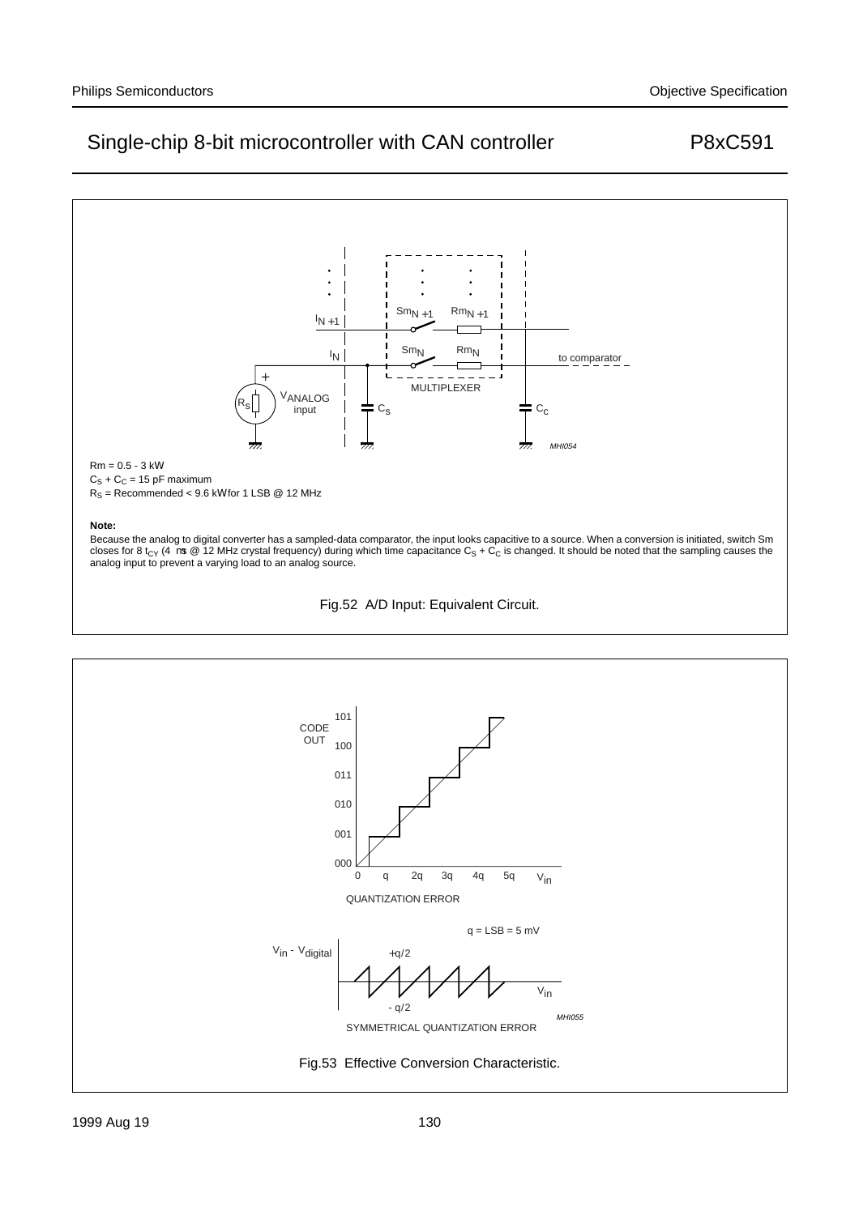Rm = 0.5 - 3 kW

$C_S + C_C$ = 15 pF maximum

$R_S$ = Recommended < 9.6 kW for 1 LSB @ 12 MHz

**Note:**

Because the analog to digital converter has a sampled-data comparator, the input looks capacitive to a source. When a conversion is initiated, switch Sm closes for 8 $t_{CY}$ (4 ms @ 12 MHz crystal frequency) during which time capacitance $C_S + C_C$ is changed. It should be noted that the sampling causes the analog input to prevent a varying load to an analog source.

Fig.52 A/D Input: Equivalent Circuit.

q = LSB = 5 mV

Fig.53 Effective Conversion Characteristic.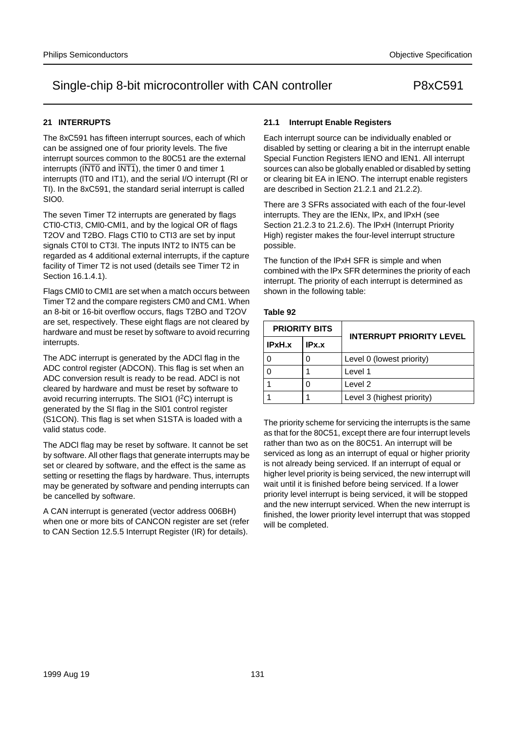## 21 INTERRUPTS

The 8xC591 has fifteen interrupt sources, each of which can be assigned one of four priority levels. The five interrupt sources common to the 80C51 are the external interrupts ($\overline{INT0}$ and $\overline{INT1}$), the timer 0 and timer 1 interrupts (IT0 and IT1), and the serial I/O interrupt (RI or TI). In the 8xC591, the standard serial interrupt is called SIO0.

The seven Timer T2 interrupts are generated by flags CTI0-CTI3, CMI0-CMI1, and by the logical OR of flags T2OV and T2BO. Flags CTI0 to CTI3 are set by input signals CT0I to CT3I. The inputs INT2 to INT5 can be regarded as 4 additional external interrupts, if the capture facility of Timer T2 is not used (details see Timer T2 in Section 16.1.4.1).

Flags CMI0 to CMI1 are set when a match occurs between Timer T2 and the compare registers CM0 and CM1. When an 8-bit or 16-bit overflow occurs, flags T2BO and T2OV are set, respectively. These eight flags are not cleared by hardware and must be reset by software to avoid recurring interrupts.

The ADC interrupt is generated by the ADCI flag in the ADC control register (ADCON). This flag is set when an ADC conversion result is ready to be read. ADCI is not cleared by hardware and must be reset by software to avoid recurring interrupts. The SIO1 ($I^2C$) interrupt is generated by the SI flag in the SI01 control register (S1CON). This flag is set when S1STA is loaded with a valid status code.

The ADCI flag may be reset by software. It cannot be set by software. All other flags that generate interrupts may be set or cleared by software, and the effect is the same as setting or resetting the flags by hardware. Thus, interrupts may be generated by software and pending interrupts can be cancelled by software.

A CAN interrupt is generated (vector address 006BH) when one or more bits of CANCON register are set (refer to CAN Section 12.5.5 Interrupt Register (IR) for details).

### 21.1 Interrupt Enable Registers

Each interrupt source can be individually enabled or disabled by setting or clearing a bit in the interrupt enable Special Function Registers IEN0 and IEN1. All interrupt sources can also be globally enabled or disabled by setting or clearing bit EA in IEN0. The interrupt enable registers are described in Section 21.2.1 and 21.2.2).

There are 3 SFRs associated with each of the four-level interrupts. They are the IENx, IPx, and IPxH (see Section 21.2.3 to 21.2.6). The IPxH (Interrupt Priority High) register makes the four-level interrupt structure possible.

The function of the IPxH SFR is simple and when combined with the IPx SFR determines the priority of each interrupt. The priority of each interrupt is determined as shown in the following table:

**Table 92**

| PRIORITY BITS | | INTERRUPT PRIORITY LEVEL |
|---|---|---|
| **IPxH.x** | **IPx.x** | |
| 0 | 0 | Level 0 (lowest priority) |
| 0 | 1 | Level 1 |
| 1 | 0 | Level 2 |
| 1 | 1 | Level 3 (highest priority) |

The priority scheme for servicing the interrupts is the same as that for the 80C51, except there are four interrupt levels rather than two as on the 80C51. An interrupt will be serviced as long as an interrupt of equal or higher priority is not already being serviced. If an interrupt of equal or higher level priority is being serviced, the new interrupt will wait until it is finished before being serviced. If a lower priority level interrupt is being serviced, it will be stopped and the new interrupt serviced. When the new interrupt is finished, the lower priority level interrupt that was stopped will be completed.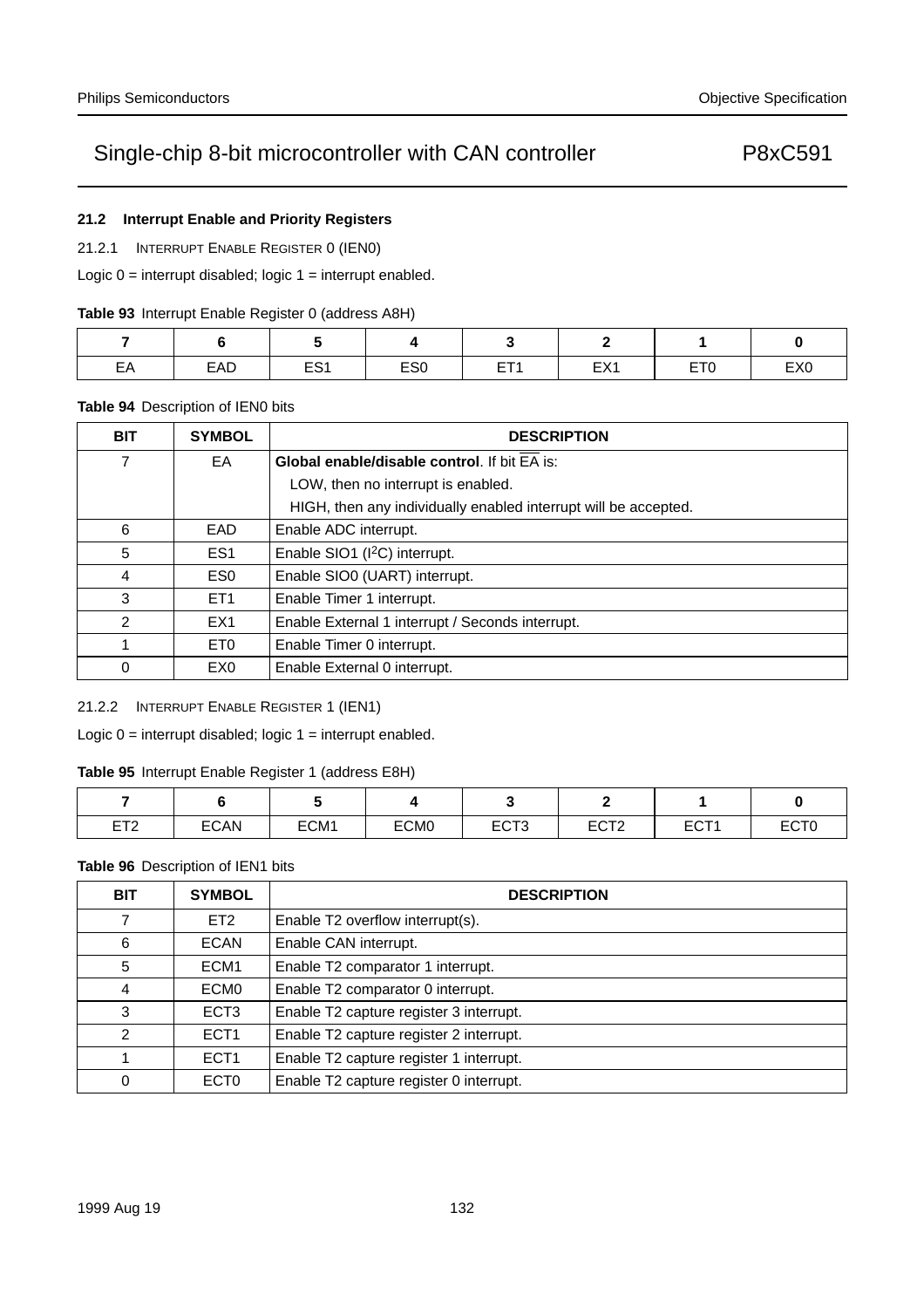### 21.2 Interrupt Enable and Priority Registers

#### 21.2.1 INTERRUPT ENABLE REGISTER 0 (IEN0)

Logic 0 = interrupt disabled; logic 1 = interrupt enabled.

**Table 93** Interrupt Enable Register 0 (address A8H)

| 7 | 6 | 5 | 4 | 3 | 2 | 1 | 0 |
|---|---|---|---|---|---|---|---|
| EA | EAD | ES1 | ES0 | ET1 | EX1 | ET0 | EX0 |

**Table 94** Description of IEN0 bits

| BIT | SYMBOL | DESCRIPTION |
|---|---|---|
| 7 | EA | **Global enable/disable control**. If bit $\overline{EA}$ is:<br>LOW, then no interrupt is enabled.<br>HIGH, then any individually enabled interrupt will be accepted. |
| 6 | EAD | Enable ADC interrupt. |
| 5 | ES1 | Enable SIO1 ($I^2C$) interrupt. |
| 4 | ES0 | Enable SIO0 (UART) interrupt. |
| 3 | ET1 | Enable Timer 1 interrupt. |
| 2 | EX1 | Enable External 1 interrupt / Seconds interrupt. |
| 1 | ET0 | Enable Timer 0 interrupt. |
| 0 | EX0 | Enable External 0 interrupt. |

#### 21.2.2 INTERRUPT ENABLE REGISTER 1 (IEN1)

Logic 0 = interrupt disabled; logic 1 = interrupt enabled.

**Table 95** Interrupt Enable Register 1 (address E8H)

| 7 | 6 | 5 | 4 | 3 | 2 | 1 | 0 |
|---|---|---|---|---|---|---|---|
| ET2 | ECAN | ECM1 | ECM0 | ECT3 | ECT2 | ECT1 | ECT0 |

**Table 96** Description of IEN1 bits

| BIT | SYMBOL | DESCRIPTION |
|---|---|---|
| 7 | ET2 | Enable T2 overflow interrupt(s). |
| 6 | ECAN | Enable CAN interrupt. |
| 5 | ECM1 | Enable T2 comparator 1 interrupt. |
| 4 | ECM0 | Enable T2 comparator 0 interrupt. |
| 3 | ECT3 | Enable T2 capture register 3 interrupt. |
| 2 | ECT1 | Enable T2 capture register 2 interrupt. |
| 1 | ECT1 | Enable T2 capture register 1 interrupt. |
| 0 | ECT0 | Enable T2 capture register 0 interrupt. |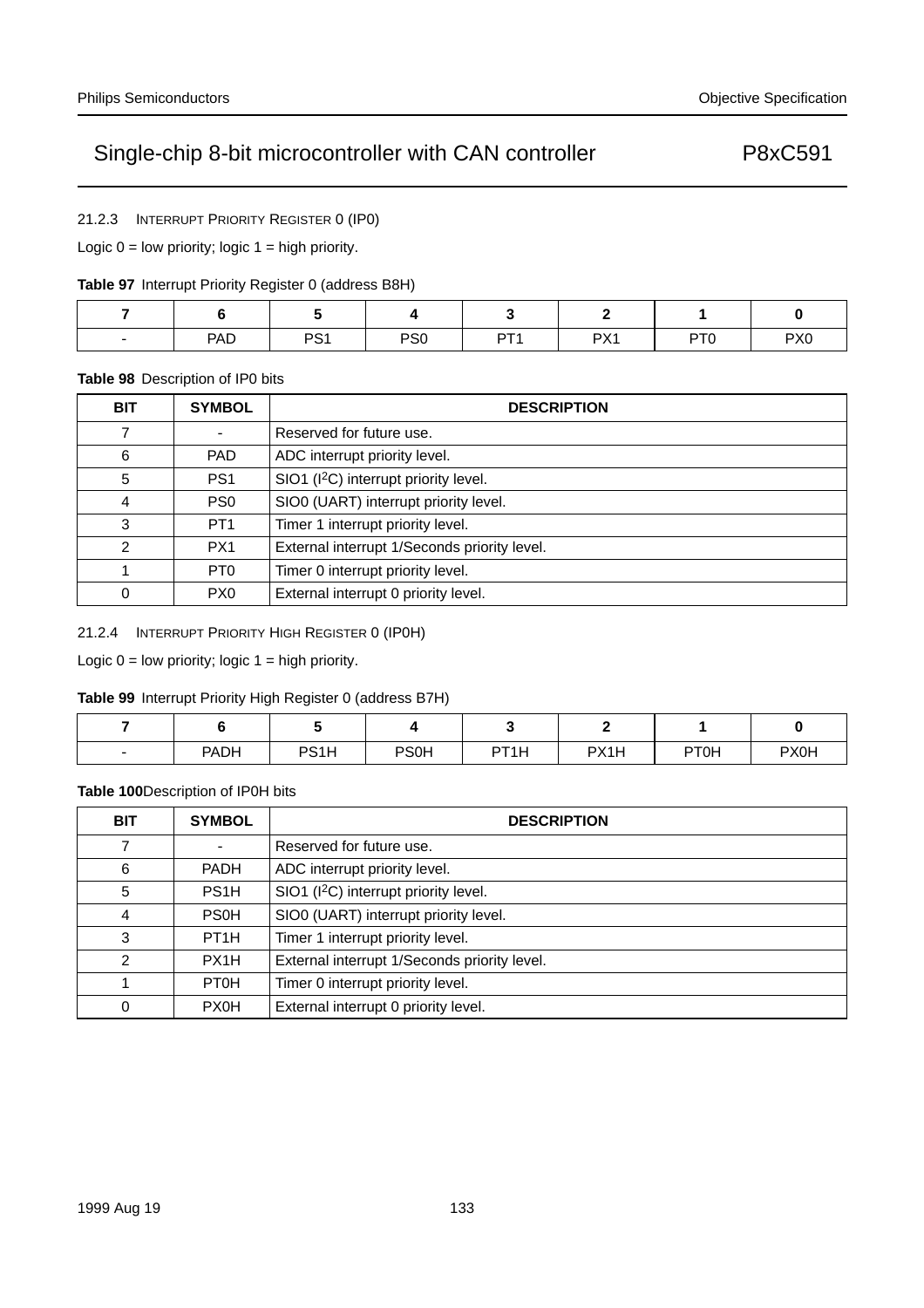#### 21.2.3 INTERRUPT PRIORITY REGISTER 0 (IP0)

Logic 0 = low priority; logic 1 = high priority.

**Table 97** Interrupt Priority Register 0 (address B8H)

| 7 | 6 | 5 | 4 | 3 | 2 | 1 | 0 |
|---|---|---|---|---|---|---|---|
| - | PAD | PS1 | PS0 | PT1 | PX1 | PT0 | PX0 |

**Table 98** Description of IP0 bits

| BIT | SYMBOL | DESCRIPTION |
|---|---|---|
| 7 | - | Reserved for future use. |
| 6 | PAD | ADC interrupt priority level. |
| 5 | PS1 | SIO1 ($I^2C$) interrupt priority level. |
| 4 | PS0 | SIO0 (UART) interrupt priority level. |
| 3 | PT1 | Timer 1 interrupt priority level. |
| 2 | PX1 | External interrupt 1/Seconds priority level. |
| 1 | PT0 | Timer 0 interrupt priority level. |
| 0 | PX0 | External interrupt 0 priority level. |

#### 21.2.4 INTERRUPT PRIORITY HIGH REGISTER 0 (IP0H)

Logic 0 = low priority; logic 1 = high priority.

**Table 99** Interrupt Priority High Register 0 (address B7H)

| 7 | 6 | 5 | 4 | 3 | 2 | 1 | 0 |
|---|---|---|---|---|---|---|---|
| - | PADH | PS1H | PS0H | PT1H | PX1H | PT0H | PX0H |

**Table 100** Description of IP0H bits

| BIT | SYMBOL | DESCRIPTION |
|---|---|---|
| 7 | - | Reserved for future use. |
| 6 | PADH | ADC interrupt priority level. |
| 5 | PS1H | SIO1 ($I^2C$) interrupt priority level. |
| 4 | PS0H | SIO0 (UART) interrupt priority level. |
| 3 | PT1H | Timer 1 interrupt priority level. |
| 2 | PX1H | External interrupt 1/Seconds priority level. |
| 1 | PT0H | Timer 0 interrupt priority level. |
| 0 | PX0H | External interrupt 0 priority level. |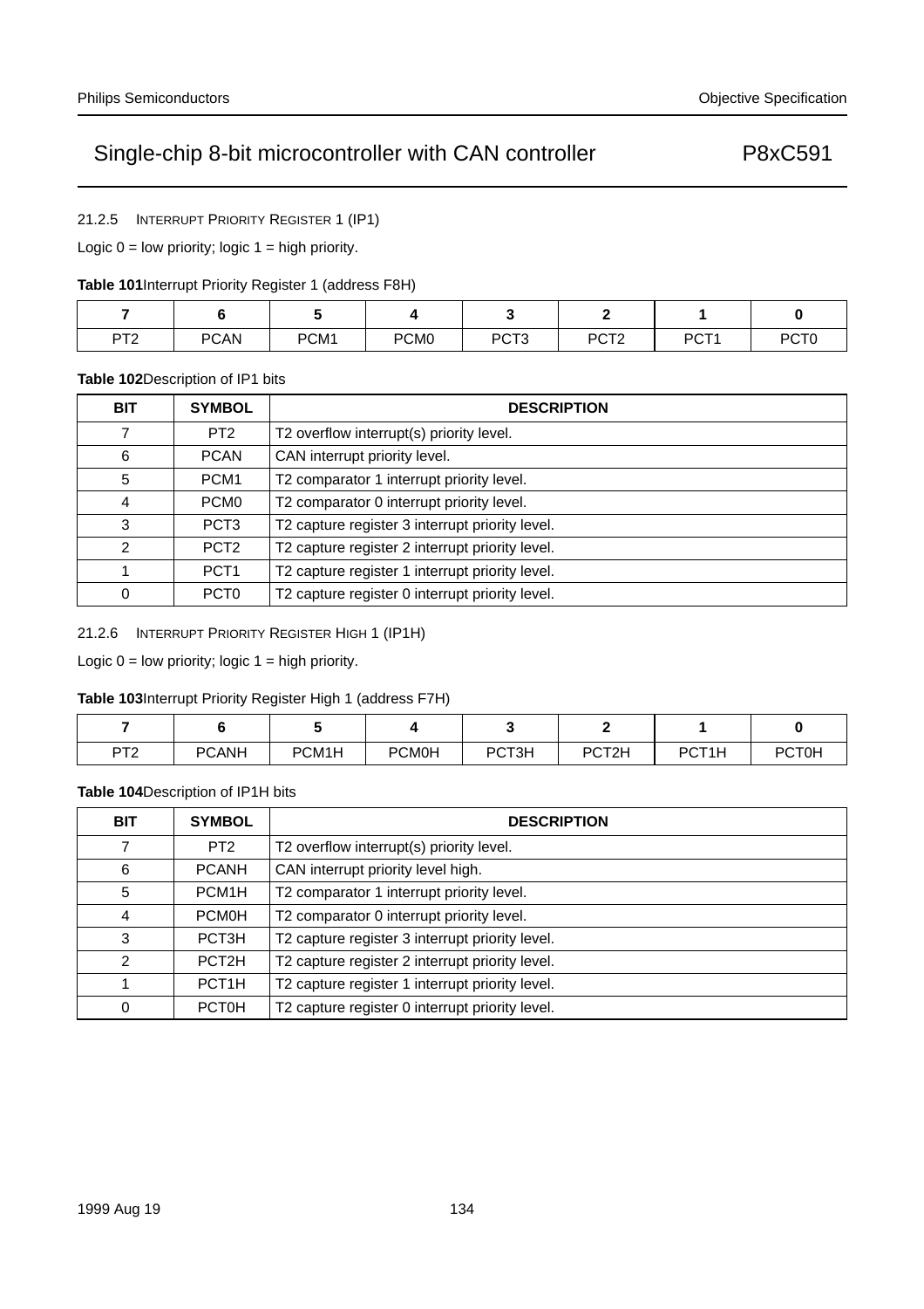#### 21.2.5 INTERRUPT PRIORITY REGISTER 1 (IP1)

Logic 0 = low priority; logic 1 = high priority.

**Table 101** Interrupt Priority Register 1 (address F8H)

| 7 | 6 | 5 | 4 | 3 | 2 | 1 | 0 |
|---|---|---|---|---|---|---|---|
| PT2 | PCAN | PCM1 | PCM0 | PCT3 | PCT2 | PCT1 | PCT0 |

**Table 102** Description of IP1 bits

| BIT | SYMBOL | DESCRIPTION |
|---|---|---|
| 7 | PT2 | T2 overflow interrupt(s) priority level. |
| 6 | PCAN | CAN interrupt priority level. |
| 5 | PCM1 | T2 comparator 1 interrupt priority level. |
| 4 | PCM0 | T2 comparator 0 interrupt priority level. |
| 3 | PCT3 | T2 capture register 3 interrupt priority level. |
| 2 | PCT2 | T2 capture register 2 interrupt priority level. |
| 1 | PCT1 | T2 capture register 1 interrupt priority level. |
| 0 | PCT0 | T2 capture register 0 interrupt priority level. |

#### 21.2.6 INTERRUPT PRIORITY REGISTER HIGH 1 (IP1H)

Logic 0 = low priority; logic 1 = high priority.

**Table 103** Interrupt Priority Register High 1 (address F7H)

| 7 | 6 | 5 | 4 | 3 | 2 | 1 | 0 |
|---|---|---|---|---|---|---|---|
| PT2 | PCANH | PCM1H | PCM0H | PCT3H | PCT2H | PCT1H | PCT0H |

**Table 104** Description of IP1H bits

| BIT | SYMBOL | DESCRIPTION |
|---|---|---|
| 7 | PT2 | T2 overflow interrupt(s) priority level. |
| 6 | PCANH | CAN interrupt priority level high. |
| 5 | PCM1H | T2 comparator 1 interrupt priority level. |
| 4 | PCM0H | T2 comparator 0 interrupt priority level. |
| 3 | PCT3H | T2 capture register 3 interrupt priority level. |
| 2 | PCT2H | T2 capture register 2 interrupt priority level. |
| 1 | PCT1H | T2 capture register 1 interrupt priority level. |
| 0 | PCT0H | T2 capture register 0 interrupt priority level. |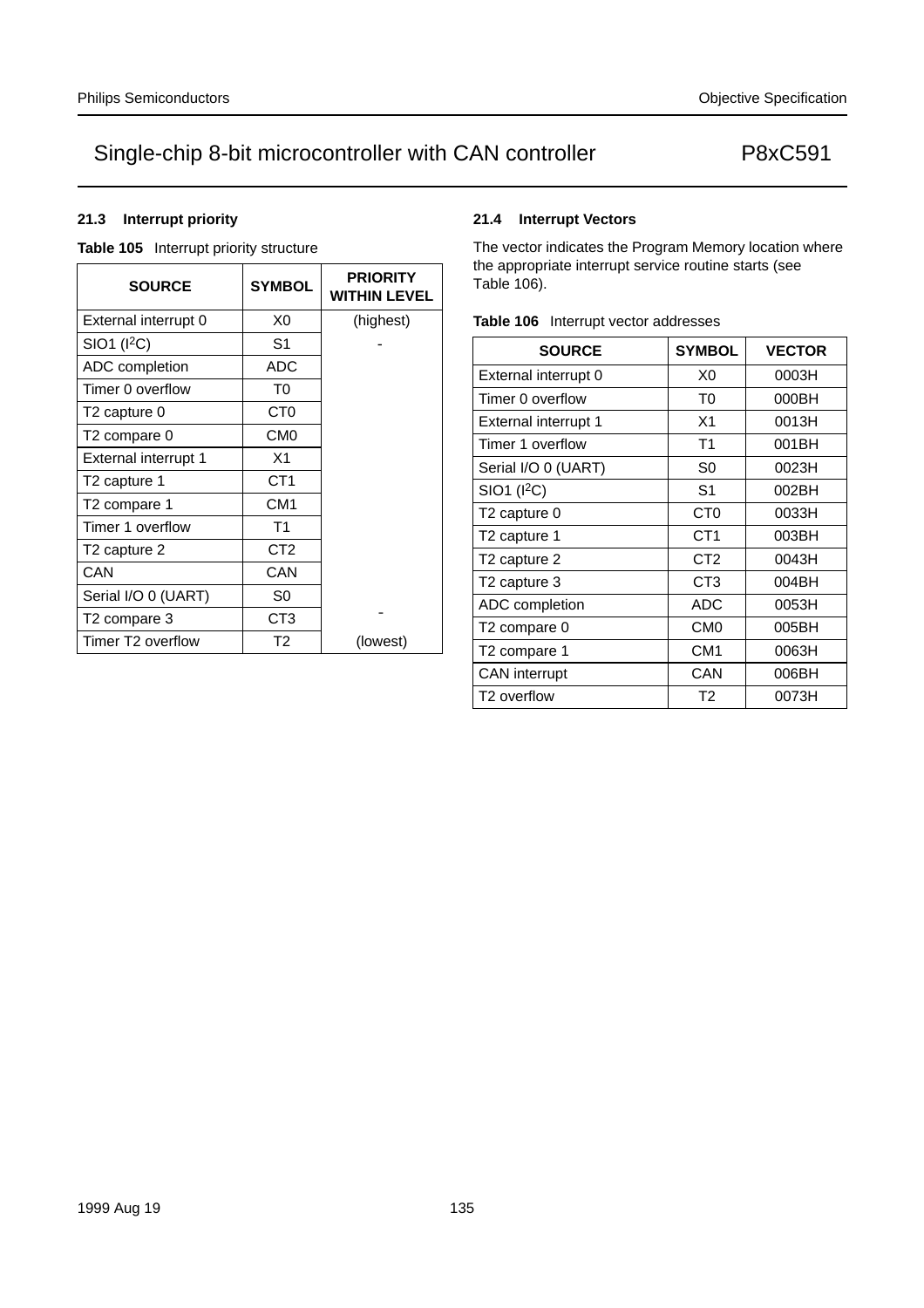### 21.3 Interrupt priority

**Table 105** Interrupt priority structure

| SOURCE | SYMBOL | PRIORITY WITHIN LEVEL |
|---|---|---|
| External interrupt 0 | X0 | (highest) |
| SIO1 (I$^2$C) | S1 | - |
| ADC completion | ADC | |
| Timer 0 overflow | T0 | |
| T2 capture 0 | CT0 | |
| T2 compare 0 | CM0 | |
| External interrupt 1 | X1 | |
| T2 capture 1 | CT1 | |
| T2 compare 1 | CM1 | |
| Timer 1 overflow | T1 | |
| T2 capture 2 | CT2 | |
| CAN | CAN | |
| Serial I/O 0 (UART) | S0 | |
| T2 compare 3 | CT3 | - |
| Timer T2 overflow | T2 | (lowest) |

### 21.4 Interrupt Vectors

The vector indicates the Program Memory location where the appropriate interrupt service routine starts (see Table 106).

**Table 106** Interrupt vector addresses

| SOURCE | SYMBOL | VECTOR |
|---|---|---|
| External interrupt 0 | X0 | 0003H |
| Timer 0 overflow | T0 | 000BH |
| External interrupt 1 | X1 | 0013H |
| Timer 1 overflow | T1 | 001BH |
| Serial I/O 0 (UART) | S0 | 0023H |
| SIO1 (I$^2$C) | S1 | 002BH |
| T2 capture 0 | CT0 | 0033H |
| T2 capture 1 | CT1 | 003BH |
| T2 capture 2 | CT2 | 0043H |
| T2 capture 3 | CT3 | 004BH |
| ADC completion | ADC | 0053H |
| T2 compare 0 | CM0 | 005BH |
| T2 compare 1 | CM1 | 0063H |
| CAN interrupt | CAN | 006BH |
| T2 overflow | T2 | 0073H |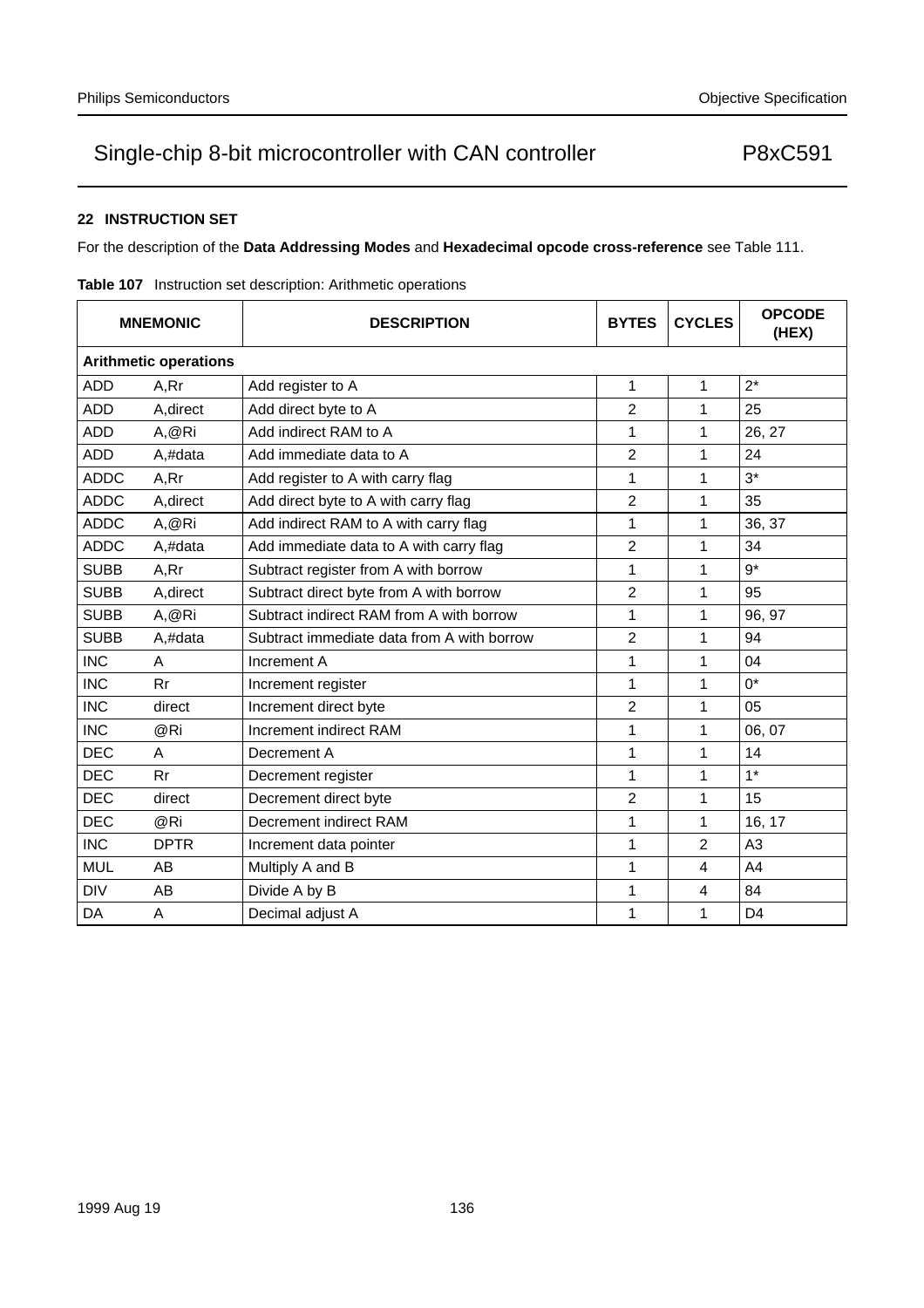## 22 INSTRUCTION SET

For the description of the **Data Addressing Modes** and **Hexadecimal opcode cross-reference** see Table 111.

**Table 107** Instruction set description: Arithmetic operations

| MNEMONIC | | DESCRIPTION | BYTES | CYCLES | OPCODE (HEX) |
|---|---|---|---|---|---|
| **Arithmetic operations** | | | | | |
| ADD | A,Rr | Add register to A | 1 | 1 | 2* |
| ADD | A,direct | Add direct byte to A | 2 | 1 | 25 |
| ADD | A,@Ri | Add indirect RAM to A | 1 | 1 | 26, 27 |
| ADD | A,#data | Add immediate data to A | 2 | 1 | 24 |
| ADDC | A,Rr | Add register to A with carry flag | 1 | 1 | 3* |
| ADDC | A,direct | Add direct byte to A with carry flag | 2 | 1 | 35 |
| ADDC | A,@Ri | Add indirect RAM to A with carry flag | 1 | 1 | 36, 37 |
| ADDC | A,#data | Add immediate data to A with carry flag | 2 | 1 | 34 |
| SUBB | A,Rr | Subtract register from A with borrow | 1 | 1 | 9* |
| SUBB | A,direct | Subtract direct byte from A with borrow | 2 | 1 | 95 |
| SUBB | A,@Ri | Subtract indirect RAM from A with borrow | 1 | 1 | 96, 97 |
| SUBB | A,#data | Subtract immediate data from A with borrow | 2 | 1 | 94 |
| INC | A | Increment A | 1 | 1 | 04 |
| INC | Rr | Increment register | 1 | 1 | 0* |
| INC | direct | Increment direct byte | 2 | 1 | 05 |
| INC | @Ri | Increment indirect RAM | 1 | 1 | 06, 07 |
| DEC | A | Decrement A | 1 | 1 | 14 |
| DEC | Rr | Decrement register | 1 | 1 | 1* |
| DEC | direct | Decrement direct byte | 2 | 1 | 15 |
| DEC | @Ri | Decrement indirect RAM | 1 | 1 | 16, 17 |
| INC | DPTR | Increment data pointer | 1 | 2 | A3 |
| MUL | AB | Multiply A and B | 1 | 4 | A4 |
| DIV | AB | Divide A by B | 1 | 4 | 84 |
| DA | A | Decimal adjust A | 1 | 1 | D4 |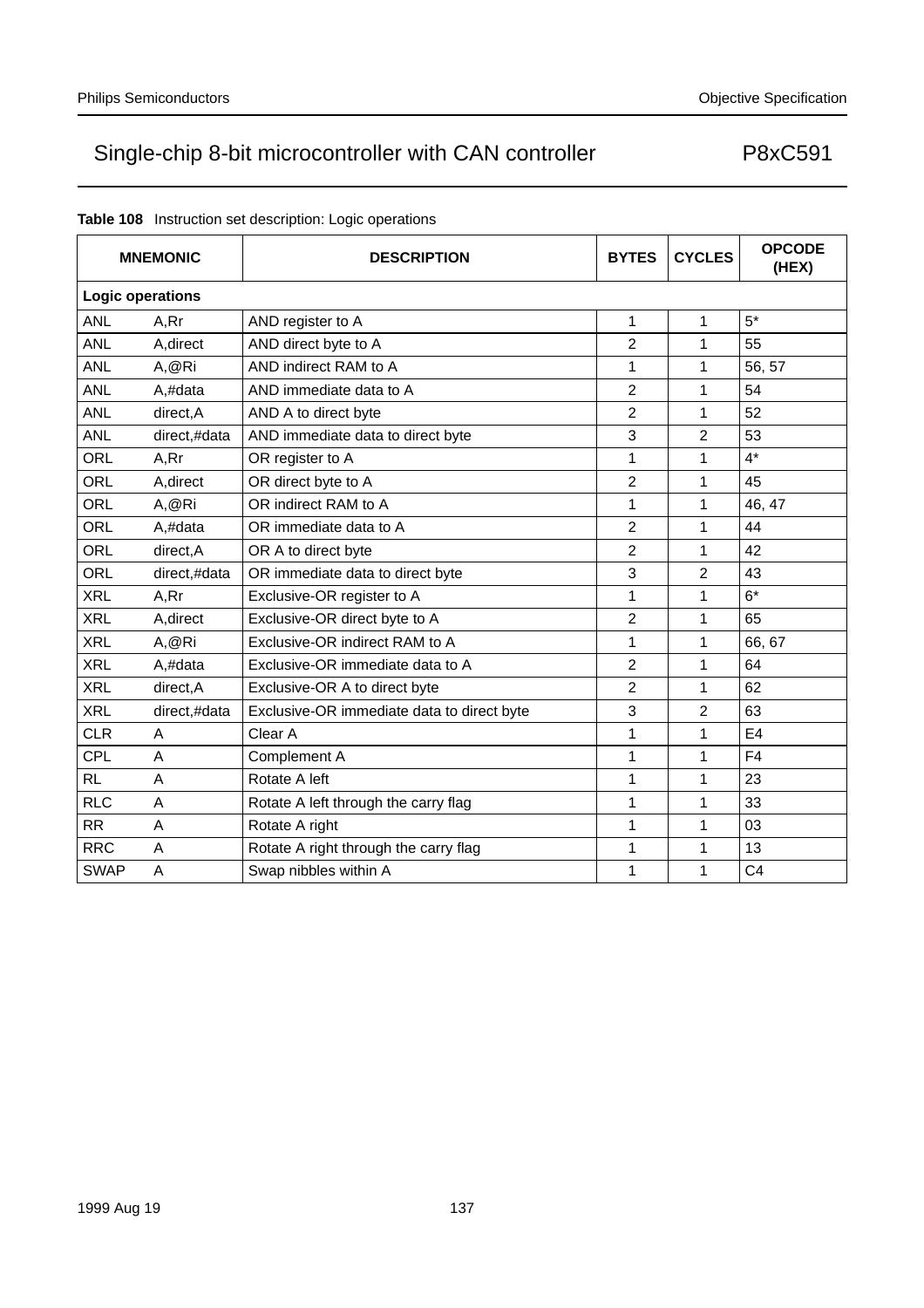**Table 108** Instruction set description: Logic operations

| MNEMONIC | | DESCRIPTION | BYTES | CYCLES | OPCODE (HEX) |
|---|---|---|---|---|---|
| **Logic operations** | | | | | |
| ANL | A,Rr | AND register to A | 1 | 1 | 5* |
| ANL | A,direct | AND direct byte to A | 2 | 1 | 55 |
| ANL | A,@Ri | AND indirect RAM to A | 1 | 1 | 56, 57 |
| ANL | A,#data | AND immediate data to A | 2 | 1 | 54 |
| ANL | direct,A | AND A to direct byte | 2 | 1 | 52 |
| ANL | direct,#data | AND immediate data to direct byte | 3 | 2 | 53 |
| ORL | A,Rr | OR register to A | 1 | 1 | 4* |
| ORL | A,direct | OR direct byte to A | 2 | 1 | 45 |
| ORL | A,@Ri | OR indirect RAM to A | 1 | 1 | 46, 47 |
| ORL | A,#data | OR immediate data to A | 2 | 1 | 44 |
| ORL | direct,A | OR A to direct byte | 2 | 1 | 42 |
| ORL | direct,#data | OR immediate data to direct byte | 3 | 2 | 43 |
| XRL | A,Rr | Exclusive-OR register to A | 1 | 1 | 6* |
| XRL | A,direct | Exclusive-OR direct byte to A | 2 | 1 | 65 |
| XRL | A,@Ri | Exclusive-OR indirect RAM to A | 1 | 1 | 66, 67 |
| XRL | A,#data | Exclusive-OR immediate data to A | 2 | 1 | 64 |
| XRL | direct,A | Exclusive-OR A to direct byte | 2 | 1 | 62 |
| XRL | direct,#data | Exclusive-OR immediate data to direct byte | 3 | 2 | 63 |
| CLR | A | Clear A | 1 | 1 | E4 |
| CPL | A | Complement A | 1 | 1 | F4 |
| RL | A | Rotate A left | 1 | 1 | 23 |
| RLC | A | Rotate A left through the carry flag | 1 | 1 | 33 |
| RR | A | Rotate A right | 1 | 1 | 03 |
| RRC | A | Rotate A right through the carry flag | 1 | 1 | 13 |
| SWAP | A | Swap nibbles within A | 1 | 1 | C4 |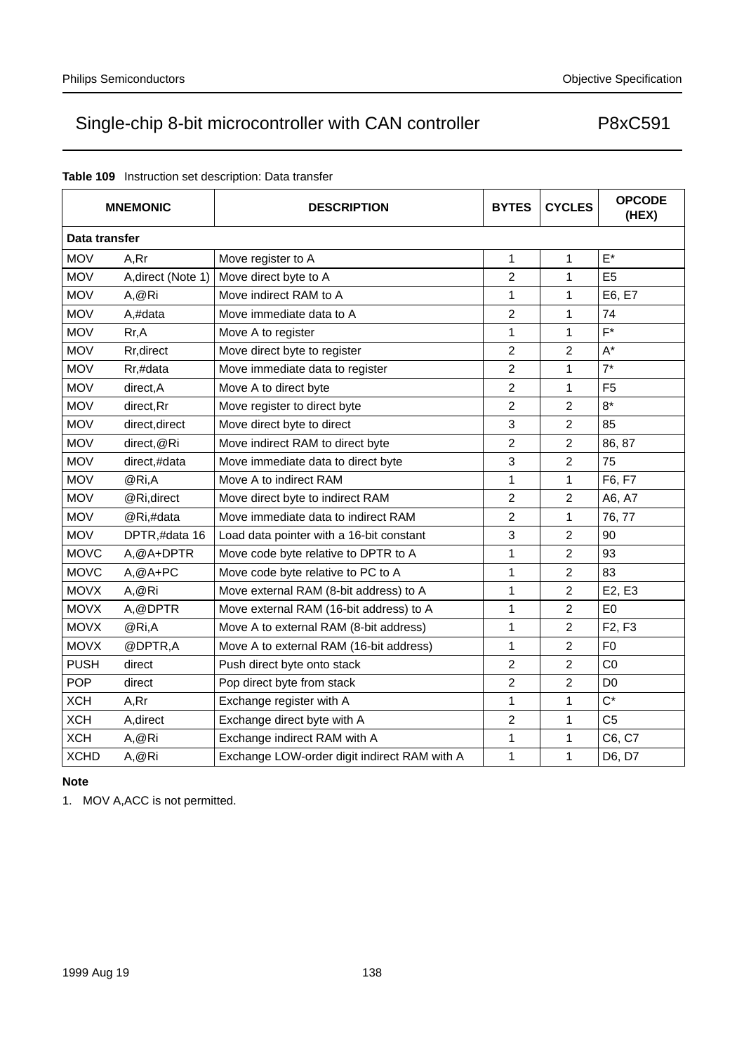**Table 109** Instruction set description: Data transfer

| MNEMONIC | | DESCRIPTION | BYTES | CYCLES | OPCODE (HEX) |
|---|---|---|---|---|---|
| **Data transfer** | | | | | |
| MOV | A,Rr | Move register to A | 1 | 1 | E* |
| MOV | A,direct (Note 1) | Move direct byte to A | 2 | 1 | E5 |
| MOV | A,@Ri | Move indirect RAM to A | 1 | 1 | E6, E7 |
| MOV | A,#data | Move immediate data to A | 2 | 1 | 74 |
| MOV | Rr,A | Move A to register | 1 | 1 | F* |
| MOV | Rr,direct | Move direct byte to register | 2 | 2 | A* |
| MOV | Rr,#data | Move immediate data to register | 2 | 1 | 7* |
| MOV | direct,A | Move A to direct byte | 2 | 1 | F5 |
| MOV | direct,Rr | Move register to direct byte | 2 | 2 | 8* |
| MOV | direct,direct | Move direct byte to direct | 3 | 2 | 85 |
| MOV | direct,@Ri | Move indirect RAM to direct byte | 2 | 2 | 86, 87 |
| MOV | direct,#data | Move immediate data to direct byte | 3 | 2 | 75 |
| MOV | @Ri,A | Move A to indirect RAM | 1 | 1 | F6, F7 |
| MOV | @Ri,direct | Move direct byte to indirect RAM | 2 | 2 | A6, A7 |
| MOV | @Ri,#data | Move immediate data to indirect RAM | 2 | 1 | 76, 77 |
| MOV | DPTR,#data 16 | Load data pointer with a 16-bit constant | 3 | 2 | 90 |
| MOVC | A,@A+DPTR | Move code byte relative to DPTR to A | 1 | 2 | 93 |
| MOVC | A,@A+PC | Move code byte relative to PC to A | 1 | 2 | 83 |
| MOVX | A,@Ri | Move external RAM (8-bit address) to A | 1 | 2 | E2, E3 |
| MOVX | A,@DPTR | Move external RAM (16-bit address) to A | 1 | 2 | E0 |
| MOVX | @Ri,A | Move A to external RAM (8-bit address) | 1 | 2 | F2, F3 |
| MOVX | @DPTR,A | Move A to external RAM (16-bit address) | 1 | 2 | F0 |
| PUSH | direct | Push direct byte onto stack | 2 | 2 | C0 |
| POP | direct | Pop direct byte from stack | 2 | 2 | D0 |
| XCH | A,Rr | Exchange register with A | 1 | 1 | C* |
| XCH | A,direct | Exchange direct byte with A | 2 | 1 | C5 |
| XCH | A,@Ri | Exchange indirect RAM with A | 1 | 1 | C6, C7 |
| XCHD | A,@Ri | Exchange LOW-order digit indirect RAM with A | 1 | 1 | D6, D7 |

**Note**

1. MOV A,ACC is not permitted.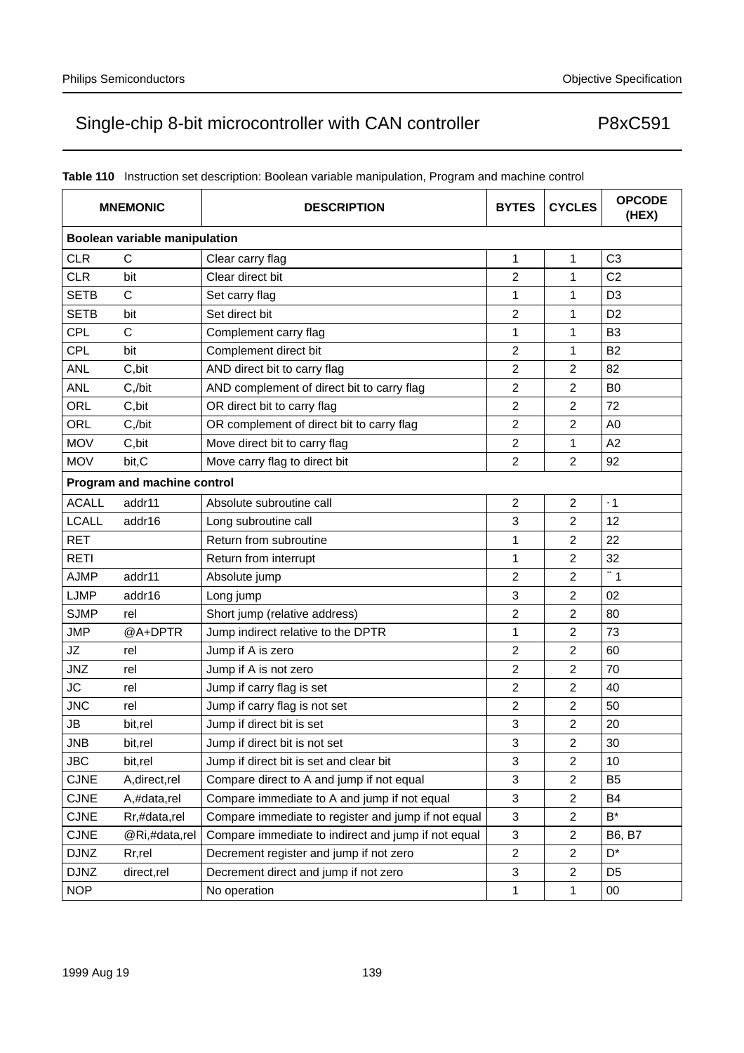**Table 110** Instruction set description: Boolean variable manipulation, Program and machine control

| MNEMONIC | | DESCRIPTION | BYTES | CYCLES | OPCODE (HEX) |
|---|---|---|---|---|---|
| **Boolean variable manipulation** | | | | | |
| CLR | C | Clear carry flag | 1 | 1 | C3 |
| CLR | bit | Clear direct bit | 2 | 1 | C2 |
| SETB | C | Set carry flag | 1 | 1 | D3 |
| SETB | bit | Set direct bit | 2 | 1 | D2 |
| CPL | C | Complement carry flag | 1 | 1 | B3 |
| CPL | bit | Complement direct bit | 2 | 1 | B2 |
| ANL | C,bit | AND direct bit to carry flag | 2 | 2 | 82 |
| ANL | C,/bit | AND complement of direct bit to carry flag | 2 | 2 | B0 |
| ORL | C,bit | OR direct bit to carry flag | 2 | 2 | 72 |
| ORL | C,/bit | OR complement of direct bit to carry flag | 2 | 2 | A0 |
| MOV | C,bit | Move direct bit to carry flag | 2 | 1 | A2 |
| MOV | bit,C | Move carry flag to direct bit | 2 | 2 | 92 |
| **Program and machine control** | | | | | |
| ACALL | addr11 | Absolute subroutine call | 2 | 2 | ·1 |
| LCALL | addr16 | Long subroutine call | 3 | 2 | 12 |
| RET | | Return from subroutine | 1 | 2 | 22 |
| RETI | | Return from interrupt | 1 | 2 | 32 |
| AJMP | addr11 | Absolute jump | 2 | 2 | ¨ 1 |
| LJMP | addr16 | Long jump | 3 | 2 | 02 |
| SJMP | rel | Short jump (relative address) | 2 | 2 | 80 |
| JMP | @A+DPTR | Jump indirect relative to the DPTR | 1 | 2 | 73 |
| JZ | rel | Jump if A is zero | 2 | 2 | 60 |
| JNZ | rel | Jump if A is not zero | 2 | 2 | 70 |
| JC | rel | Jump if carry flag is set | 2 | 2 | 40 |
| JNC | rel | Jump if carry flag is not set | 2 | 2 | 50 |
| JB | bit,rel | Jump if direct bit is set | 3 | 2 | 20 |
| JNB | bit,rel | Jump if direct bit is not set | 3 | 2 | 30 |
| JBC | bit,rel | Jump if direct bit is set and clear bit | 3 | 2 | 10 |
| CJNE | A,direct,rel | Compare direct to A and jump if not equal | 3 | 2 | B5 |
| CJNE | A,#data,rel | Compare immediate to A and jump if not equal | 3 | 2 | B4 |
| CJNE | Rr,#data,rel | Compare immediate to register and jump if not equal | 3 | 2 | B* |
| CJNE | @Ri,#data,rel | Compare immediate to indirect and jump if not equal | 3 | 2 | B6, B7 |
| DJNZ | Rr,rel | Decrement register and jump if not zero | 2 | 2 | D* |
| DJNZ | direct,rel | Decrement direct and jump if not zero | 3 | 2 | D5 |
| NOP | | No operation | 1 | 1 | 00 |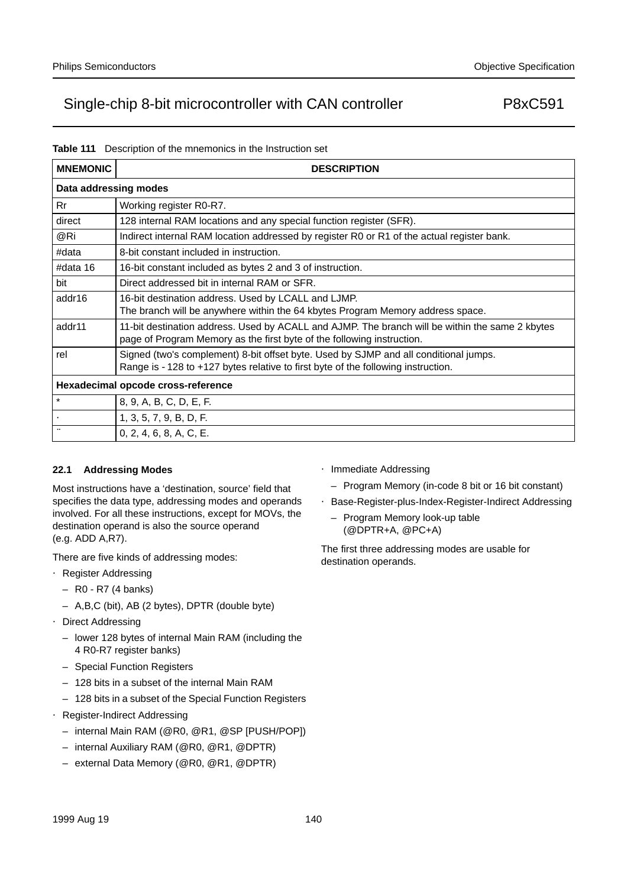**Table 111** Description of the mnemonics in the Instruction set

| MNEMONIC | DESCRIPTION |
|---|---|
| **Data addressing modes** | |
| Rr | Working register R0-R7. |
| direct | 128 internal RAM locations and any special function register (SFR). |
| @Ri | Indirect internal RAM location addressed by register R0 or R1 of the actual register bank. |
| #data | 8-bit constant included in instruction. |
| #data 16 | 16-bit constant included as bytes 2 and 3 of instruction. |
| bit | Direct addressed bit in internal RAM or SFR. |
| addr16 | 16-bit destination address. Used by LCALL and LJMP. The branch will be anywhere within the 64 kbytes Program Memory address space. |
| addr11 | 11-bit destination address. Used by ACALL and AJMP. The branch will be within the same 2 kbytes page of Program Memory as the first byte of the following instruction. |
| rel | Signed (two's complement) 8-bit offset byte. Used by SJMP and all conditional jumps. Range is - 128 to +127 bytes relative to first byte of the following instruction. |
| **Hexadecimal opcode cross-reference** | |
| * | 8, 9, A, B, C, D, E, F. |
| · | 1, 3, 5, 7, 9, B, D, F. |
| ¨ | 0, 2, 4, 6, 8, A, C, E. |

### 22.1 Addressing Modes

Most instructions have a ‘destination, source’ field that specifies the data type, addressing modes and operands involved. For all these instructions, except for MOVs, the destination operand is also the source operand (e.g. ADD A,R7).

There are five kinds of addressing modes:

- Register Addressing
  - R0 - R7 (4 banks)
  - A,B,C (bit), AB (2 bytes), DPTR (double byte)
- Direct Addressing
  - lower 128 bytes of internal Main RAM (including the 4 R0-R7 register banks)
  - Special Function Registers
  - 128 bits in a subset of the internal Main RAM
  - 128 bits in a subset of the Special Function Registers
- Register-Indirect Addressing
  - internal Main RAM (@R0, @R1, @SP [PUSH/POP])
  - internal Auxiliary RAM (@R0, @R1, @DPTR)
  - external Data Memory (@R0, @R1, @DPTR)
- Immediate Addressing
  - Program Memory (in-code 8 bit or 16 bit constant)
- Base-Register-plus-Index-Register-Indirect Addressing
  - Program Memory look-up table (@DPTR+A, @PC+A)

The first three addressing modes are usable for destination operands.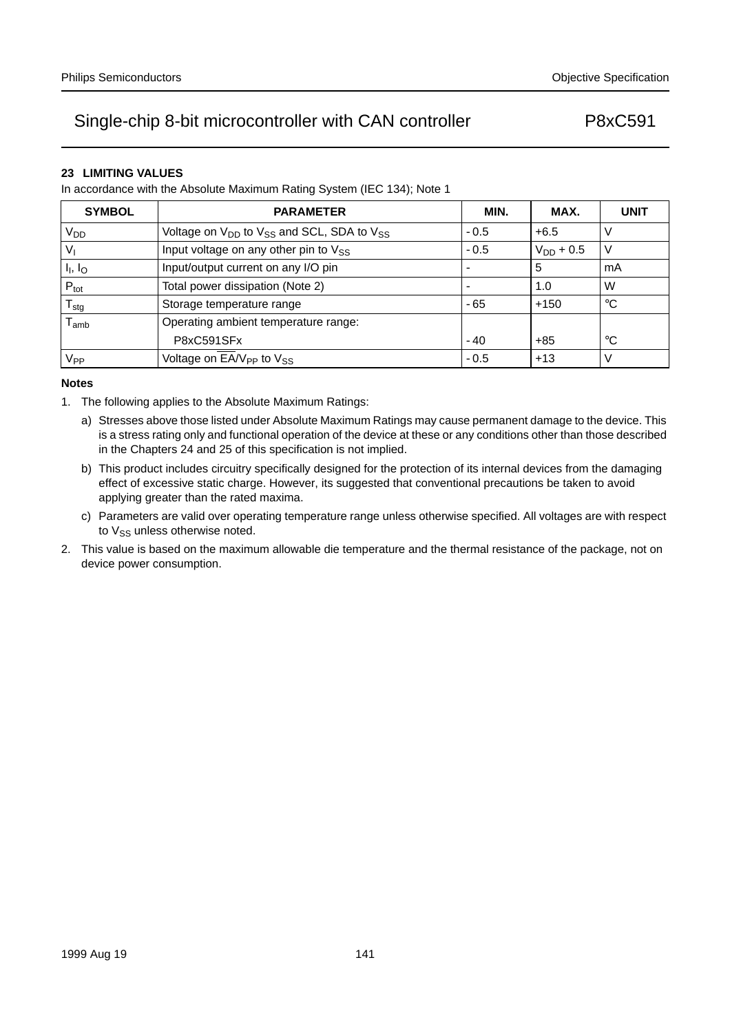## 23 LIMITING VALUES

In accordance with the Absolute Maximum Rating System (IEC 134); Note 1

| SYMBOL | PARAMETER | MIN. | MAX. | UNIT |
|---|---|---|---|---|
| $V_{DD}$ | Voltage on $V_{DD}$ to $V_{SS}$ and SCL, SDA to $V_{SS}$ | - 0.5 | +6.5 | V |
| $V_I$ | Input voltage on any other pin to $V_{SS}$ | - 0.5 | $V_{DD}$ + 0.5 | V |
| $I_I$, $I_O$ | Input/output current on any I/O pin | - | 5 | mA |
| $P_{tot}$ | Total power dissipation (Note 2) | - | 1.0 | W |
| $T_{stg}$ | Storage temperature range | - 65 | +150 | °C |
| $T_{amb}$ | Operating ambient temperature range: | | | |
| | P8xC591SFx | - 40 | +85 | °C |
| $V_{PP}$ | Voltage on $\overline{EA}/V_{PP}$ to $V_{SS}$ | - 0.5 | +13 | V |

### Notes

1. The following applies to the Absolute Maximum Ratings:
   a) Stresses above those listed under Absolute Maximum Ratings may cause permanent damage to the device. This is a stress rating only and functional operation of the device at these or any conditions other than those described in the Chapters 24 and 25 of this specification is not implied.
   b) This product includes circuitry specifically designed for the protection of its internal devices from the damaging effect of excessive static charge. However, its suggested that conventional precautions be taken to avoid applying greater than the rated maxima.
   c) Parameters are valid over operating temperature range unless otherwise specified. All voltages are with respect to $V_{SS}$ unless otherwise noted.
2. This value is based on the maximum allowable die temperature and the thermal resistance of the package, not on device power consumption.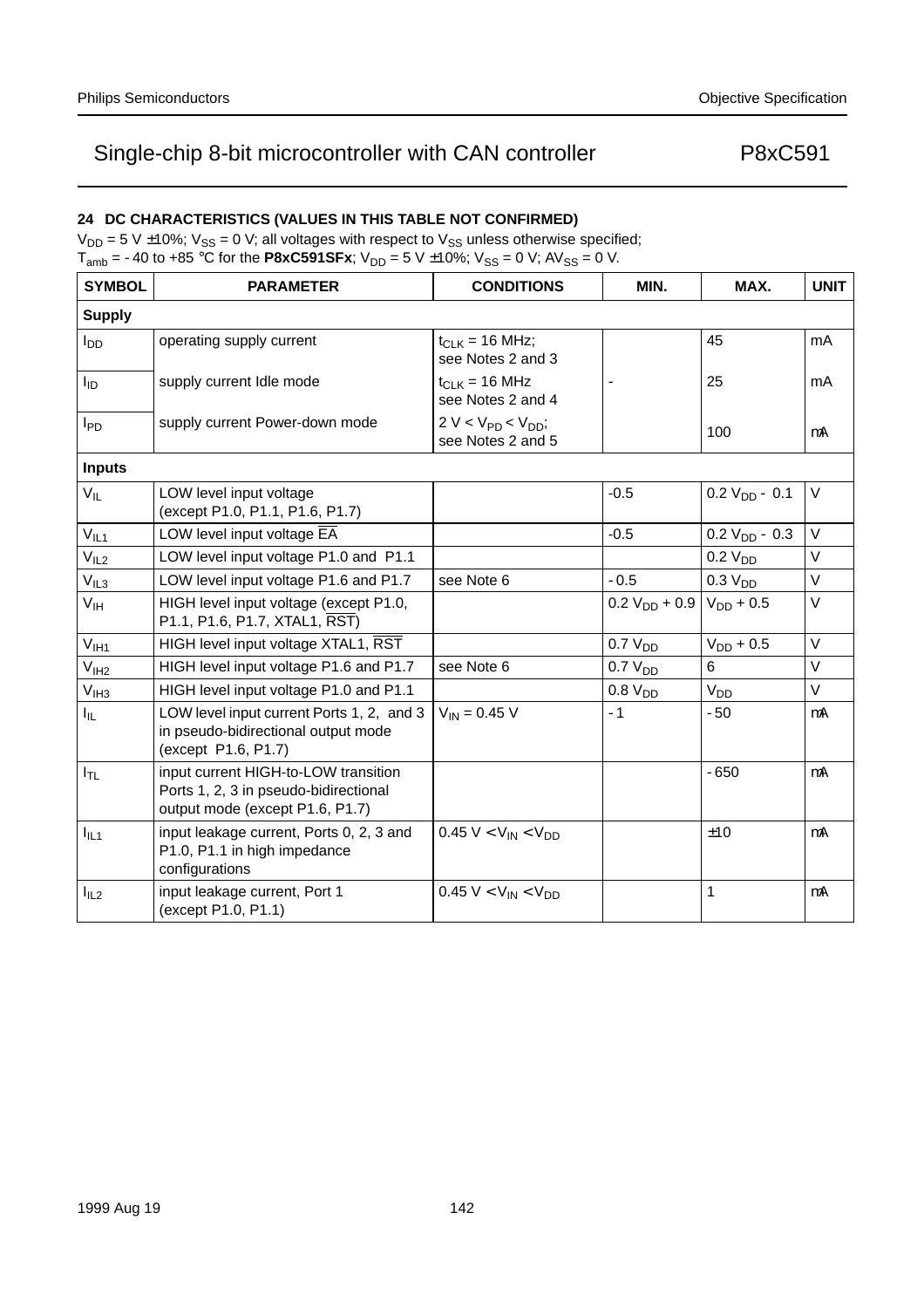## 24 DC CHARACTERISTICS (VALUES IN THIS TABLE NOT CONFIRMED)

$V_{DD}$ = 5 V ±10%; $V_{SS}$ = 0 V; all voltages with respect to $V_{SS}$ unless otherwise specified;
$T_{amb}$ = - 40 to +85 °C for the **P8xC591SFx**; $V_{DD}$ = 5 V ±10%; $V_{SS}$ = 0 V; $AV_{SS}$ = 0 V.

| SYMBOL | PARAMETER | CONDITIONS | MIN. | MAX. | UNIT |
|---|---|---|---|---|---|
| **Supply** | | | | | |
| $I_{DD}$ | operating supply current | $t_{CLK}$ = 16 MHz; see Notes 2 and 3 | | 45 | mA |
| $I_{ID}$ | supply current Idle mode | $t_{CLK}$ = 16 MHz see Notes 2 and 4 | - | 25 | mA |
| $I_{PD}$ | supply current Power-down mode | 2 V < $V_{PD}$ < $V_{DD}$; see Notes 2 and 5 | | 100 | μA |
| **Inputs** | | | | | |
| $V_{IL}$ | LOW level input voltage (except P1.0, P1.1, P1.6, P1.7) | | -0.5 | 0.2 $V_{DD}$ - 0.1 | V |
| $V_{IL1}$ | LOW level input voltage $\overline{EA}$ | | -0.5 | 0.2 $V_{DD}$ - 0.3 | V |
| $V_{IL2}$ | LOW level input voltage P1.0 and P1.1 | | | 0.2 $V_{DD}$ | V |
| $V_{IL3}$ | LOW level input voltage P1.6 and P1.7 | see Note 6 | - 0.5 | 0.3 $V_{DD}$ | V |
| $V_{IH}$ | HIGH level input voltage (except P1.0, P1.1, P1.6, P1.7, XTAL1, $\overline{RST}$) | | 0.2 $V_{DD}$ + 0.9 | $V_{DD}$ + 0.5 | V |
| $V_{IH1}$ | HIGH level input voltage XTAL1, $\overline{RST}$ | | 0.7 $V_{DD}$ | $V_{DD}$ + 0.5 | V |
| $V_{IH2}$ | HIGH level input voltage P1.6 and P1.7 | see Note 6 | 0.7 $V_{DD}$ | 6 | V |
| $V_{IH3}$ | HIGH level input voltage P1.0 and P1.1 | | 0.8 $V_{DD}$ | $V_{DD}$ | V |
| $I_{IL}$ | LOW level input current Ports 1, 2, and 3 in pseudo-bidirectional output mode (except P1.6, P1.7) | $V_{IN}$ = 0.45 V | - 1 | - 50 | μA |
| $I_{TL}$ | input current HIGH-to-LOW transition Ports 1, 2, 3 in pseudo-bidirectional output mode (except P1.6, P1.7) | | | - 650 | μA |
| $I_{IL1}$ | input leakage current, Ports 0, 2, 3 and P1.0, P1.1 in high impedance configurations | 0.45 V < $V_{IN}$ < $V_{DD}$ | | ±10 | μA |
| $I_{IL2}$ | input leakage current, Port 1 (except P1.0, P1.1) | 0.45 V < $V_{IN}$ < $V_{DD}$ | | 1 | μA |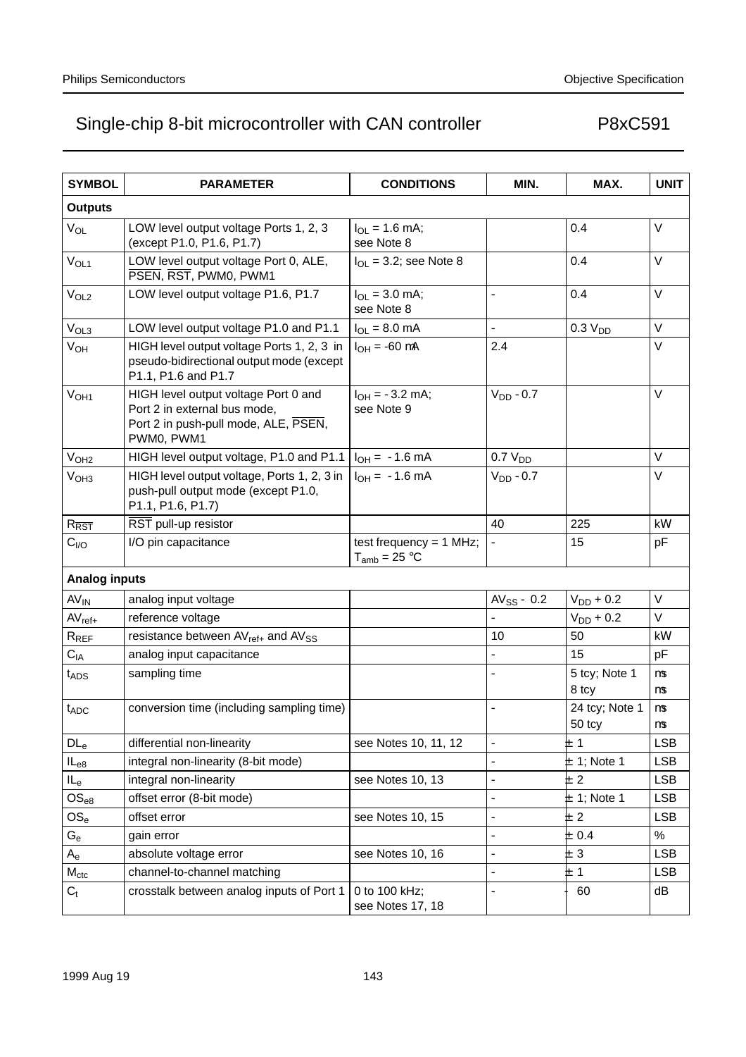# Single-chip 8-bit microcontroller with CAN controller — P8xC591

| SYMBOL | PARAMETER | CONDITIONS | MIN. | MAX. | UNIT |
|---|---|---|---|---|---|
| **Outputs** | | | | | |
| $V_{OL}$ | LOW level output voltage Ports 1, 2, 3 (except P1.0, P1.6, P1.7) | $I_{OL}$ = 1.6 mA; see Note 8 | | 0.4 | V |
| $V_{OL1}$ | LOW level output voltage Port 0, ALE, $\overline{PSEN}$, $\overline{RST}$, PWM0, PWM1 | $I_{OL}$ = 3.2; see Note 8 | | 0.4 | V |
| $V_{OL2}$ | LOW level output voltage P1.6, P1.7 | $I_{OL}$ = 3.0 mA; see Note 8 | - | 0.4 | V |
| $V_{OL3}$ | LOW level output voltage P1.0 and P1.1 | $I_{OL}$ = 8.0 mA | - | 0.3 $V_{DD}$ | V |
| $V_{OH}$ | HIGH level output voltage Ports 1, 2, 3 in pseudo-bidirectional output mode (except P1.1, P1.6 and P1.7 | $I_{OH}$ = -60 mA | 2.4 | | V |
| $V_{OH1}$ | HIGH level output voltage Port 0 and Port 2 in external bus mode, Port 2 in push-pull mode, ALE, $\overline{PSEN}$, PWM0, PWM1 | $I_{OH}$ = - 3.2 mA; see Note 9 | $V_{DD}$ - 0.7 | | V |
| $V_{OH2}$ | HIGH level output voltage, P1.0 and P1.1 | $I_{OH}$ = - 1.6 mA | 0.7 $V_{DD}$ | | V |
| $V_{OH3}$ | HIGH level output voltage, Ports 1, 2, 3 in push-pull output mode (except P1.0, P1.1, P1.6, P1.7) | $I_{OH}$ = - 1.6 mA | $V_{DD}$ - 0.7 | | V |
| $R_{\overline{RST}}$ | $\overline{RST}$ pull-up resistor | | 40 | 225 | kW |
| $C_{I/O}$ | I/O pin capacitance | test frequency = 1 MHz; $T_{amb}$ = 25 °C | - | 15 | pF |
| **Analog inputs** | | | | | |
| $AV_{IN}$ | analog input voltage | | $AV_{SS}$ - 0.2 | $V_{DD}$ + 0.2 | V |
| $AV_{ref+}$ | reference voltage | | - | $V_{DD}$ + 0.2 | V |
| $R_{REF}$ | resistance between $AV_{ref+}$ and $AV_{SS}$ | | 10 | 50 | kW |
| $C_{IA}$ | analog input capacitance | | - | 15 | pF |
| $t_{ADS}$ | sampling time | | - | 5 tcy; Note 1<br>8 tcy | ms<br>ms |
| $t_{ADC}$ | conversion time (including sampling time) | | - | 24 tcy; Note 1<br>50 tcy | ms<br>ms |
| $DL_e$ | differential non-linearity | see Notes 10, 11, 12 | - | ± 1 | LSB |
| $IL_{e8}$ | integral non-linearity (8-bit mode) | | - | ± 1; Note 1 | LSB |
| $IL_e$ | integral non-linearity | see Notes 10, 13 | - | ± 2 | LSB |
| $OS_{e8}$ | offset error (8-bit mode) | | - | ± 1; Note 1 | LSB |
| $OS_e$ | offset error | see Notes 10, 15 | - | ± 2 | LSB |
| $G_e$ | gain error | | - | ± 0.4 | % |
| $A_e$ | absolute voltage error | see Notes 10, 16 | - | ± 3 | LSB |
| $M_{ctc}$ | channel-to-channel matching | | - | ± 1 | LSB |
| $C_t$ | crosstalk between analog inputs of Port 1 | 0 to 100 kHz; see Notes 17, 18 | - | - 60 | dB |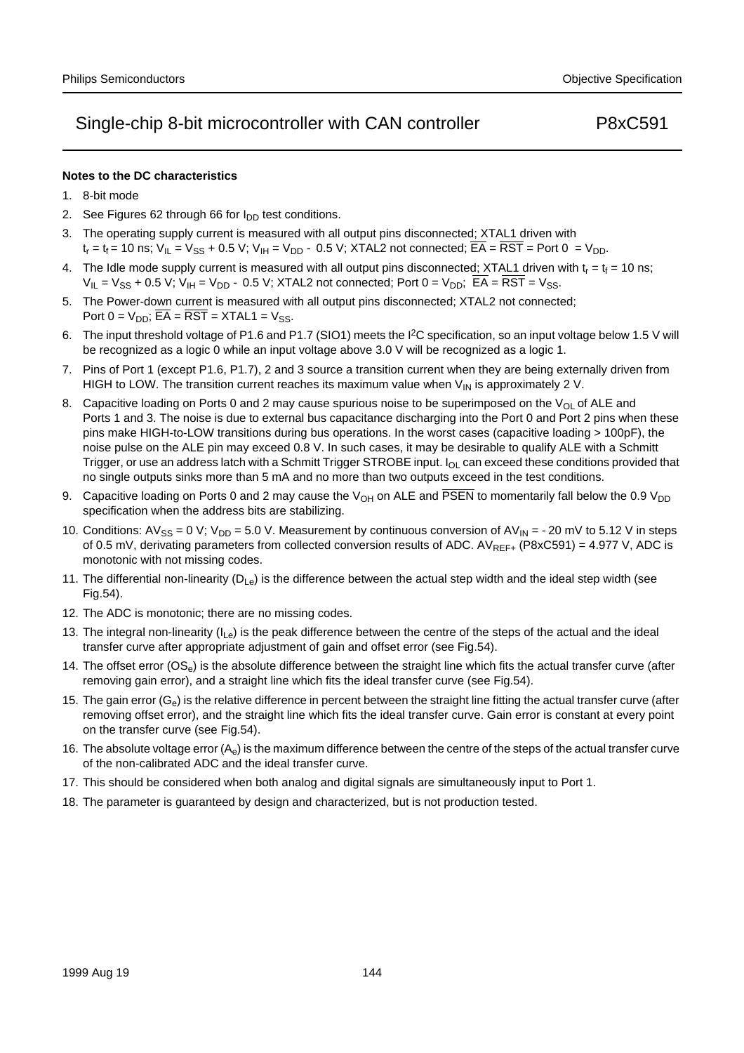**Notes to the DC characteristics**

1. 8-bit mode
2. See Figures 62 through 66 for $I_{DD}$ test conditions.
3. The operating supply current is measured with all output pins disconnected; XTAL1 driven with $t_r = t_f = 10$ ns; $V_{IL} = V_{SS} + 0.5$ V; $V_{IH} = V_{DD} - 0.5$ V; XTAL2 not connected; $\overline{EA} = \overline{RST}$ = Port 0 = $V_{DD}$.
4. The Idle mode supply current is measured with all output pins disconnected; XTAL1 driven with $t_r = t_f = 10$ ns; $V_{IL} = V_{SS} + 0.5$ V; $V_{IH} = V_{DD} - 0.5$ V; XTAL2 not connected; Port 0 = $V_{DD}$; $\overline{EA} = \overline{RST} = V_{SS}$.
5. The Power-down current is measured with all output pins disconnected; XTAL2 not connected; Port 0 = $V_{DD}$; $\overline{EA} = \overline{RST}$ = XTAL1 = $V_{SS}$.
6. The input threshold voltage of P1.6 and P1.7 (SIO1) meets the $I^2C$ specification, so an input voltage below 1.5 V will be recognized as a logic 0 while an input voltage above 3.0 V will be recognized as a logic 1.
7. Pins of Port 1 (except P1.6, P1.7), 2 and 3 source a transition current when they are being externally driven from HIGH to LOW. The transition current reaches its maximum value when $V_{IN}$ is approximately 2 V.
8. Capacitive loading on Ports 0 and 2 may cause spurious noise to be superimposed on the $V_{OL}$ of ALE and Ports 1 and 3. The noise is due to external bus capacitance discharging into the Port 0 and Port 2 pins when these pins make HIGH-to-LOW transitions during bus operations. In the worst cases (capacitive loading > 100pF), the noise pulse on the ALE pin may exceed 0.8 V. In such cases, it may be desirable to qualify ALE with a Schmitt Trigger, or use an address latch with a Schmitt Trigger STROBE input. $I_{OL}$ can exceed these conditions provided that no single outputs sinks more than 5 mA and no more than two outputs exceed in the test conditions.
9. Capacitive loading on Ports 0 and 2 may cause the $V_{OH}$ on ALE and $\overline{PSEN}$ to momentarily fall below the 0.9 $V_{DD}$ specification when the address bits are stabilizing.
10. Conditions: $AV_{SS} = 0$ V; $V_{DD} = 5.0$ V. Measurement by continuous conversion of $AV_{IN} = -20$ mV to 5.12 V in steps of 0.5 mV, derivating parameters from collected conversion results of ADC. $AV_{REF+}$ (P8xC591) = 4.977 V, ADC is monotonic with not missing codes.
11. The differential non-linearity ($D_{Le}$) is the difference between the actual step width and the ideal step width (see Fig.54).
12. The ADC is monotonic; there are no missing codes.
13. The integral non-linearity ($I_{Le}$) is the peak difference between the centre of the steps of the actual and the ideal transfer curve after appropriate adjustment of gain and offset error (see Fig.54).
14. The offset error ($OS_e$) is the absolute difference between the straight line which fits the actual transfer curve (after removing gain error), and a straight line which fits the ideal transfer curve (see Fig.54).
15. The gain error ($G_e$) is the relative difference in percent between the straight line fitting the actual transfer curve (after removing offset error), and the straight line which fits the ideal transfer curve. Gain error is constant at every point on the transfer curve (see Fig.54).
16. The absolute voltage error ($A_e$) is the maximum difference between the centre of the steps of the actual transfer curve of the non-calibrated ADC and the ideal transfer curve.
17. This should be considered when both analog and digital signals are simultaneously input to Port 1.
18. The parameter is guaranteed by design and characterized, but is not production tested.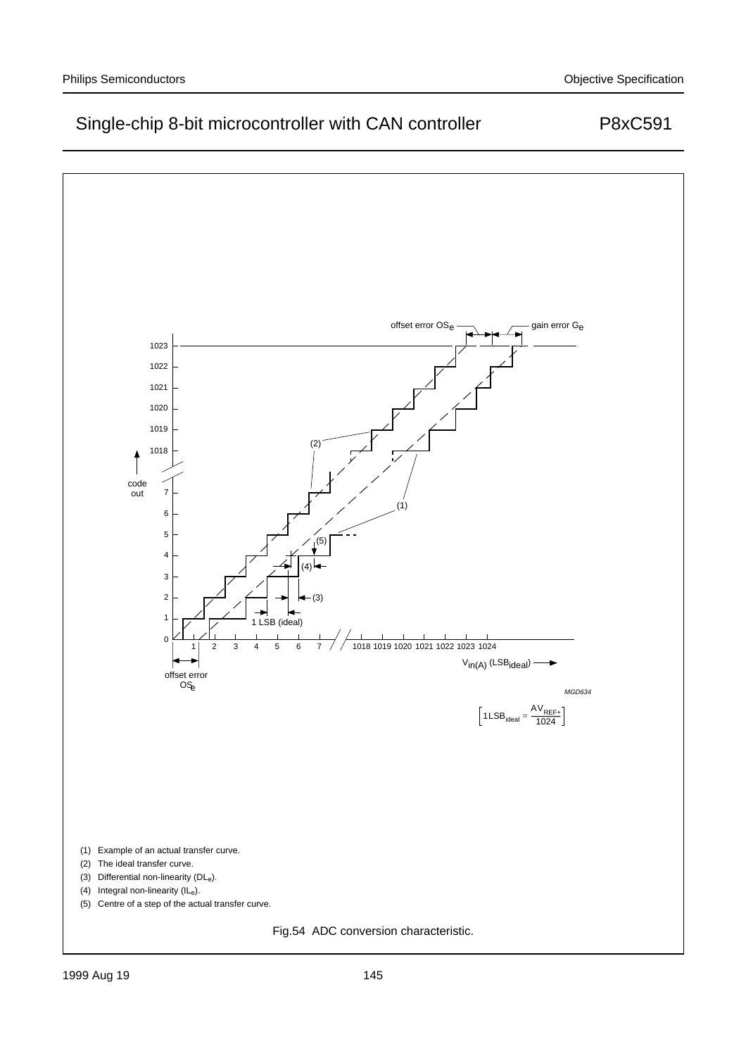$$\left[1\text{LSB}_{\text{ideal}} = \frac{AV_{REF+}}{1024}\right]$$

(1) Example of an actual transfer curve.

(2) The ideal transfer curve.

(3) Differential non-linearity ($DL_e$).

(4) Integral non-linearity ($IL_e$).

(5) Centre of a step of the actual transfer curve.

Fig.54 ADC conversion characteristic.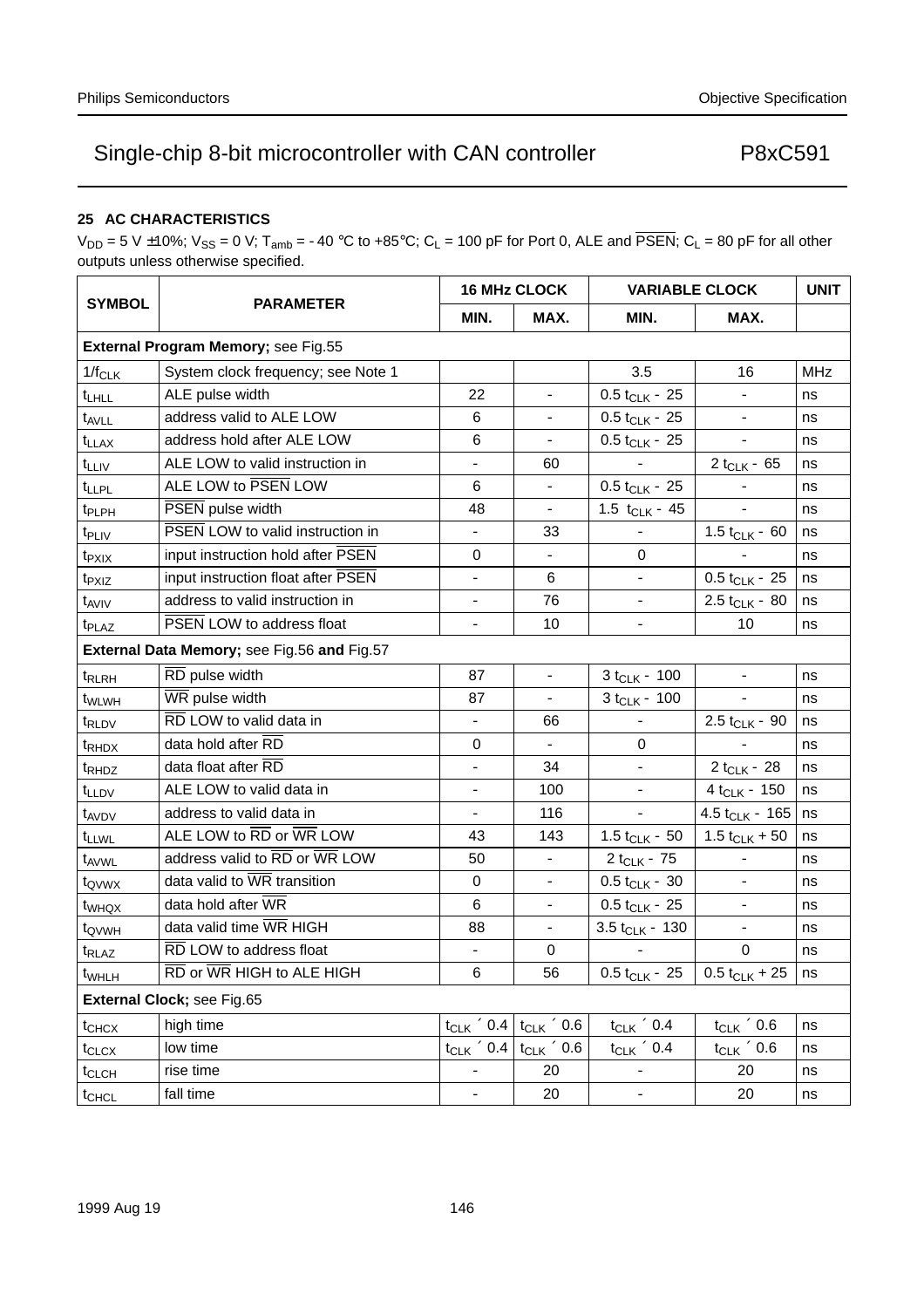## 25 AC CHARACTERISTICS

$V_{DD}$ = 5 V ±10%; $V_{SS}$ = 0 V; $T_{amb}$ = - 40 °C to +85°C; $C_L$ = 100 pF for Port 0, ALE and $\overline{PSEN}$; $C_L$ = 80 pF for all other outputs unless otherwise specified.

| SYMBOL | PARAMETER | 16 MHz CLOCK | | VARIABLE CLOCK | | UNIT |
|---|---|---|---|---|---|---|
| | | MIN. | MAX. | MIN. | MAX. | |
| **External Program Memory;** see Fig.55 | | | | | | |
| $1/f_{CLK}$ | System clock frequency; see Note 1 | | | 3.5 | 16 | MHz |
| $t_{LHLL}$ | ALE pulse width | 22 | - | $0.5\ t_{CLK}$ - 25 | - | ns |
| $t_{AVLL}$ | address valid to ALE LOW | 6 | - | $0.5\ t_{CLK}$ - 25 | - | ns |
| $t_{LLAX}$ | address hold after ALE LOW | 6 | - | $0.5\ t_{CLK}$ - 25 | - | ns |
| $t_{LLIV}$ | ALE LOW to valid instruction in | - | 60 | - | $2\ t_{CLK}$ - 65 | ns |
| $t_{LLPL}$ | ALE LOW to $\overline{PSEN}$ LOW | 6 | - | $0.5\ t_{CLK}$ - 25 | - | ns |
| $t_{PLPH}$ | $\overline{PSEN}$ pulse width | 48 | - | $1.5\ t_{CLK}$ - 45 | - | ns |
| $t_{PLIV}$ | $\overline{PSEN}$ LOW to valid instruction in | - | 33 | - | $1.5\ t_{CLK}$ - 60 | ns |
| $t_{PXIX}$ | input instruction hold after $\overline{PSEN}$ | 0 | - | 0 | - | ns |
| $t_{PXIZ}$ | input instruction float after $\overline{PSEN}$ | - | 6 | - | $0.5\ t_{CLK}$ - 25 | ns |
| $t_{AVIV}$ | address to valid instruction in | - | 76 | - | $2.5\ t_{CLK}$ - 80 | ns |
| $t_{PLAZ}$ | $\overline{PSEN}$ LOW to address float | - | 10 | - | 10 | ns |
| **External Data Memory;** see Fig.56 **and** Fig.57 | | | | | | |
| $t_{RLRH}$ | $\overline{RD}$ pulse width | 87 | - | $3\ t_{CLK}$ - 100 | - | ns |
| $t_{WLWH}$ | $\overline{WR}$ pulse width | 87 | - | $3\ t_{CLK}$ - 100 | - | ns |
| $t_{RLDV}$ | $\overline{RD}$ LOW to valid data in | - | 66 | - | $2.5\ t_{CLK}$ - 90 | ns |
| $t_{RHDX}$ | data hold after $\overline{RD}$ | 0 | - | 0 | - | ns |
| $t_{RHDZ}$ | data float after $\overline{RD}$ | - | 34 | - | $2\ t_{CLK}$ - 28 | ns |
| $t_{LLDV}$ | ALE LOW to valid data in | - | 100 | - | $4\ t_{CLK}$ - 150 | ns |
| $t_{AVDV}$ | address to valid data in | - | 116 | - | $4.5\ t_{CLK}$ - 165 | ns |
| $t_{LLWL}$ | ALE LOW to $\overline{RD}$ or $\overline{WR}$ LOW | 43 | 143 | $1.5\ t_{CLK}$ - 50 | $1.5\ t_{CLK}$ + 50 | ns |
| $t_{AVWL}$ | address valid to $\overline{RD}$ or $\overline{WR}$ LOW | 50 | - | $2\ t_{CLK}$ - 75 | - | ns |
| $t_{QVWX}$ | data valid to $\overline{WR}$ transition | 0 | - | $0.5\ t_{CLK}$ - 30 | - | ns |
| $t_{WHQX}$ | data hold after $\overline{WR}$ | 6 | - | $0.5\ t_{CLK}$ - 25 | - | ns |
| $t_{QVWH}$ | data valid time $\overline{WR}$ HIGH | 88 | - | $3.5\ t_{CLK}$ - 130 | - | ns |
| $t_{RLAZ}$ | $\overline{RD}$ LOW to address float | - | 0 | - | 0 | ns |
| $t_{WHLH}$ | $\overline{RD}$ or $\overline{WR}$ HIGH to ALE HIGH | 6 | 56 | $0.5\ t_{CLK}$ - 25 | $0.5\ t_{CLK}$ + 25 | ns |
| **External Clock;** see Fig.65 | | | | | | |
| $t_{CHCX}$ | high time | $t_{CLK}$ ´ 0.4 | $t_{CLK}$ ´ 0.6 | $t_{CLK}$ ´ 0.4 | $t_{CLK}$ ´ 0.6 | ns |
| $t_{CLCX}$ | low time | $t_{CLK}$ ´ 0.4 | $t_{CLK}$ ´ 0.6 | $t_{CLK}$ ´ 0.4 | $t_{CLK}$ ´ 0.6 | ns |
| $t_{CLCH}$ | rise time | - | 20 | - | 20 | ns |
| $t_{CHCL}$ | fall time | - | 20 | - | 20 | ns |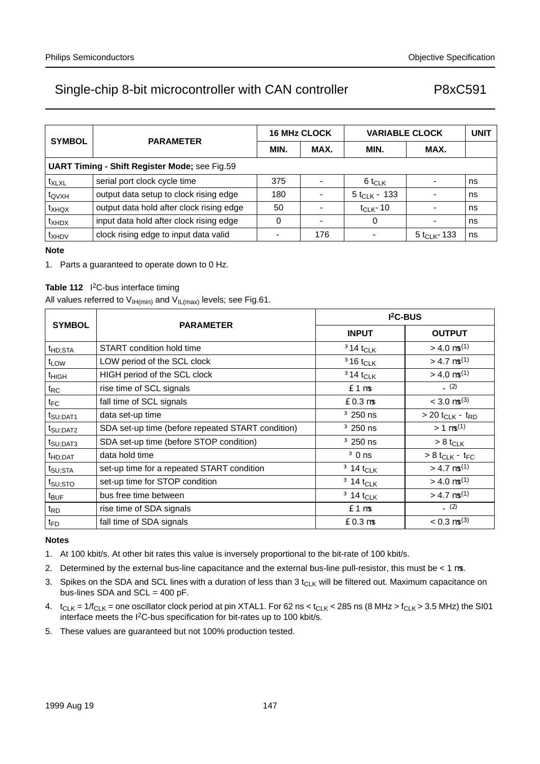| SYMBOL | PARAMETER | 16 MHz CLOCK | | VARIABLE CLOCK | | UNIT |
|---|---|---|---|---|---|---|
| | | MIN. | MAX. | MIN. | MAX. | |
| **UART Timing - Shift Register Mode;** see Fig.59 | | | | | | |
| $t_{XLXL}$ | serial port clock cycle time | 375 | - | $6\ t_{CLK}$ | - | ns |
| $t_{QVXH}$ | output data setup to clock rising edge | 180 | - | $5\ t_{CLK} - 133$ | - | ns |
| $t_{XHQX}$ | output data hold after clock rising edge | 50 | - | $t_{CLK} - 10$ | - | ns |
| $t_{XHDX}$ | input data hold after clock rising edge | 0 | - | 0 | - | ns |
| $t_{XHDV}$ | clock rising edge to input data valid | - | 176 | - | $5\ t_{CLK} - 133$ | ns |

**Note**

1. Parts a guaranteed to operate down to 0 Hz.

**Table 112** I²C-bus interface timing

All values referred to $V_{IH(min)}$ and $V_{IL(max)}$ levels; see Fig.61.

| SYMBOL | PARAMETER | I²C-BUS | |
|---|---|---|---|
| | | INPUT | OUTPUT |
| $t_{HD;STA}$ | START condition hold time | $\geq 14\ t_{CLK}$ | $> 4.0\ \mu s$ (1) |
| $t_{LOW}$ | LOW period of the SCL clock | $\geq 16\ t_{CLK}$ | $> 4.7\ \mu s$ (1) |
| $t_{HIGH}$ | HIGH period of the SCL clock | $\geq 14\ t_{CLK}$ | $> 4.0\ \mu s$ (1) |
| $t_{RC}$ | rise time of SCL signals | $\leq 1\ \mu s$ | - (2) |
| $t_{FC}$ | fall time of SCL signals | $\leq 0.3\ \mu s$ | $< 3.0\ \mu s$ (3) |
| $t_{SU;DAT1}$ | data set-up time | $\geq 250$ ns | $> 20\ t_{CLK} - t_{RD}$ |
| $t_{SU;DAT2}$ | SDA set-up time (before repeated START condition) | $\geq 250$ ns | $> 1\ \mu s$ (1) |
| $t_{SU;DAT3}$ | SDA set-up time (before STOP condition) | $\geq 250$ ns | $> 8\ t_{CLK}$ |
| $t_{HD;DAT}$ | data hold time | $\geq 0$ ns | $> 8\ t_{CLK} - t_{FC}$ |
| $t_{SU;STA}$ | set-up time for a repeated START condition | $\geq 14\ t_{CLK}$ | $> 4.7\ \mu s$ (1) |
| $t_{SU;STO}$ | set-up time for STOP condition | $\geq 14\ t_{CLK}$ | $> 4.0\ \mu s$ (1) |
| $t_{BUF}$ | bus free time between | $\geq 14\ t_{CLK}$ | $> 4.7\ \mu s$ (1) |
| $t_{RD}$ | rise time of SDA signals | $\leq 1\ \mu s$ | - (2) |
| $t_{FD}$ | fall time of SDA signals | $\leq 0.3\ \mu s$ | $< 0.3\ \mu s$ (3) |

**Notes**

1. At 100 kbit/s. At other bit rates this value is inversely proportional to the bit-rate of 100 kbit/s.
2. Determined by the external bus-line capacitance and the external bus-line pull-resistor, this must be < 1 μs.
3. Spikes on the SDA and SCL lines with a duration of less than $3\ t_{CLK}$ will be filtered out. Maximum capacitance on bus-lines SDA and SCL = 400 pF.
4. $t_{CLK} = 1/f_{CLK}$ = one oscillator clock period at pin XTAL1. For 62 ns < $t_{CLK}$ < 285 ns (8 MHz > $f_{CLK}$ > 3.5 MHz) the SI01 interface meets the I²C-bus specification for bit-rates up to 100 kbit/s.
5. These values are guaranteed but not 100% production tested.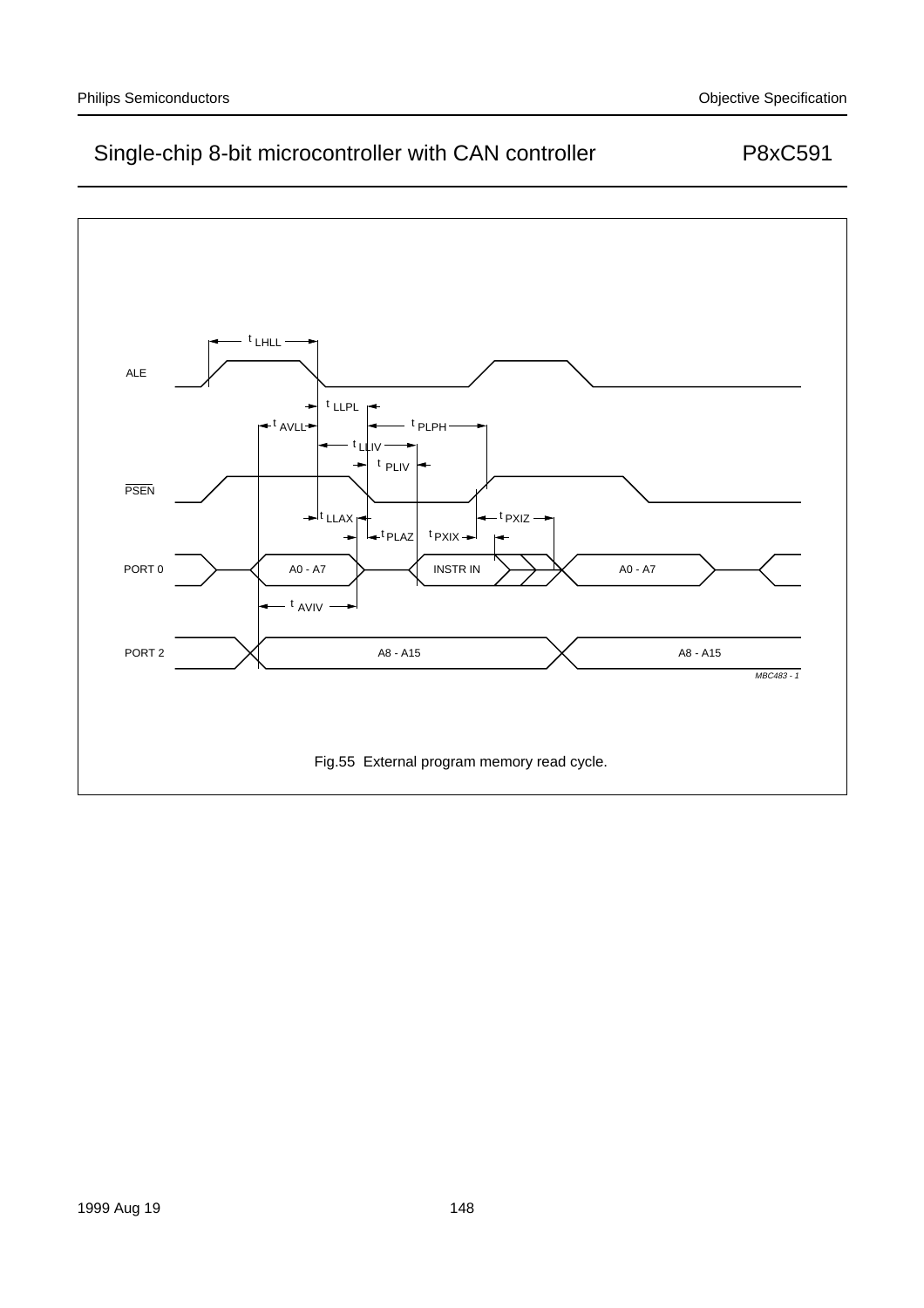ALE

$\overline{PSEN}$

PORT 0

PORT 2

$t_{LHLL}$

$t_{LLPL}$

$t_{AVLL}$

$t_{PLPH}$

$t_{LLIV}$

$t_{PLIV}$

$t_{LLAX}$

$t_{PXIZ}$

$t_{PLAZ}$

$t_{PXIX}$

A0 - A7

INSTR IN

A0 - A7

$t_{AVIV}$

A8 - A15

A8 - A15

MBC483 - 1

Fig.55 External program memory read cycle.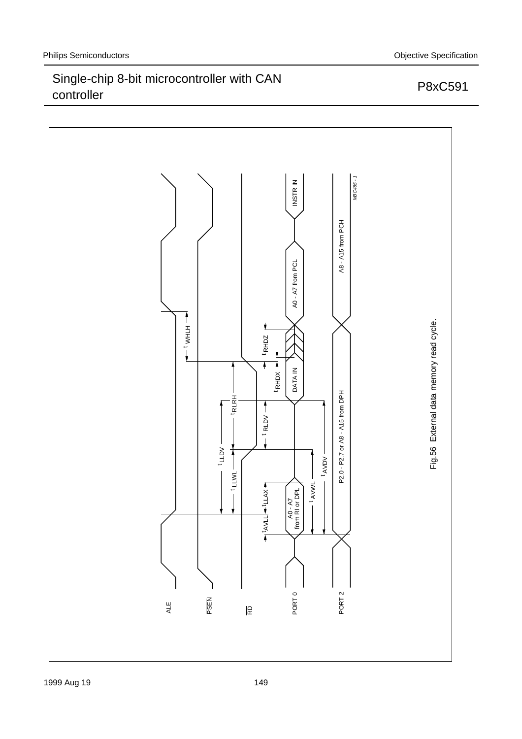Fig.56 External data memory read cycle.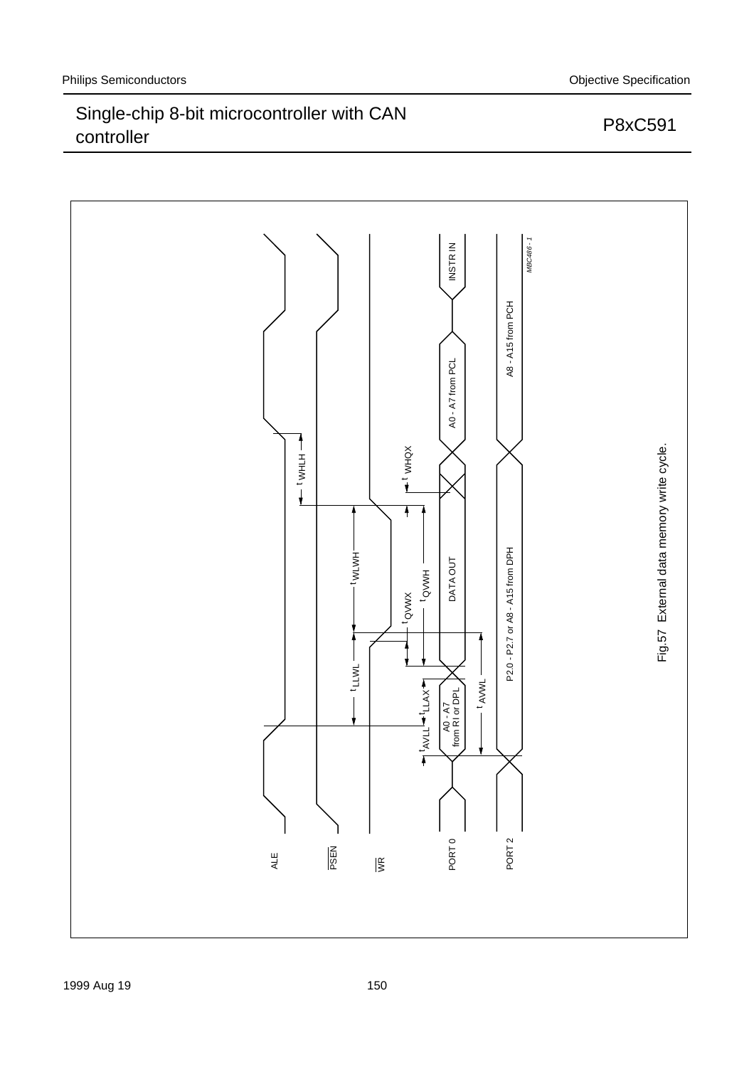ALE

PSEN

WR

PORT 0

PORT 2

$t_{WHLH}$

$t_{WLWH}$

$t_{LLWL}$

$t_{WHQX}$

$t_{QVWX}$

$t_{QVWH}$

$t_{LLAX}$

$t_{AVLL}$

$t_{AVWL}$

INSTR IN

A0 - A7 from PCL

DATA OUT

A0 - A7 from RI or DPL

A8 - A15 from PCH

P2.0 - P2.7 or A8 - A15 from DPH

MBC486 - 1

Fig.57 External data memory write cycle.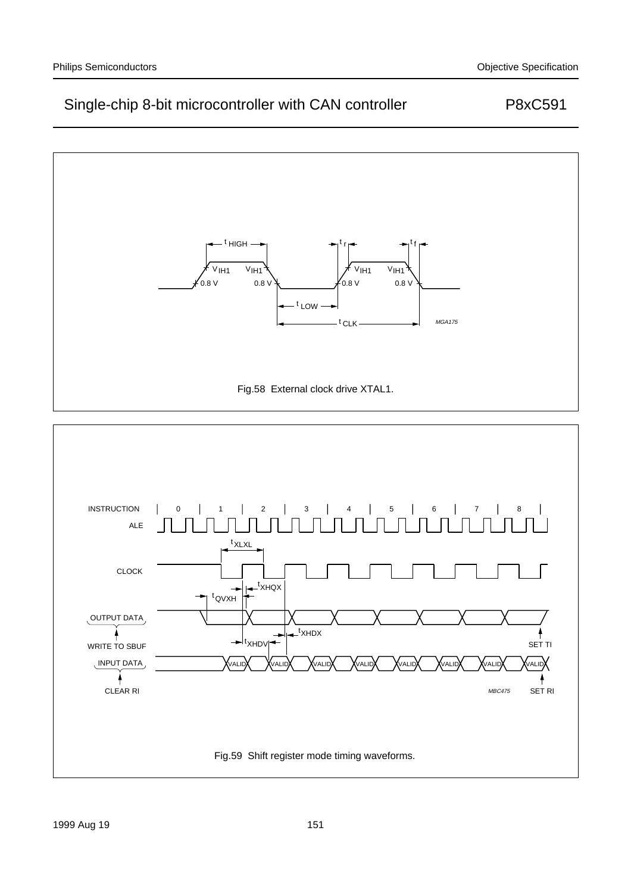Fig.58 External clock drive XTAL1.

Fig.59 Shift register mode timing waveforms.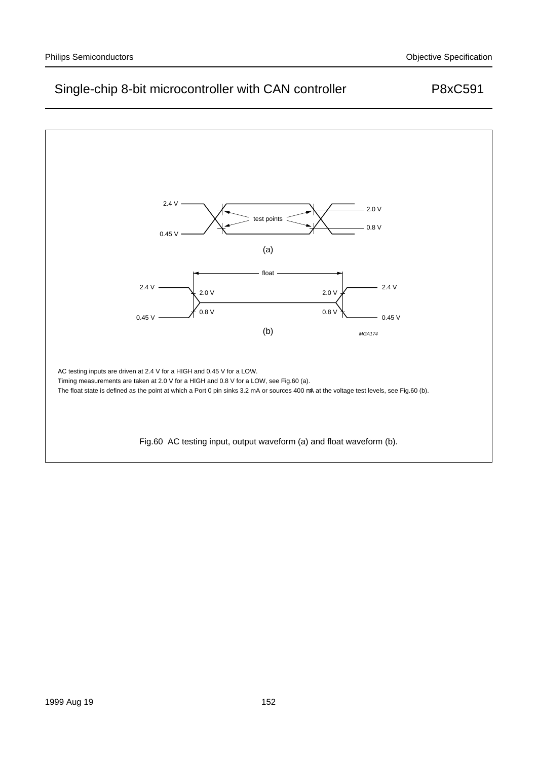AC testing inputs are driven at 2.4 V for a HIGH and 0.45 V for a LOW.

Timing measurements are taken at 2.0 V for a HIGH and 0.8 V for a LOW, see Fig.60 (a).

The float state is defined as the point at which a Port 0 pin sinks 3.2 mA or sources 400 μA at the voltage test levels, see Fig.60 (b).

Fig.60 AC testing input, output waveform (a) and float waveform (b).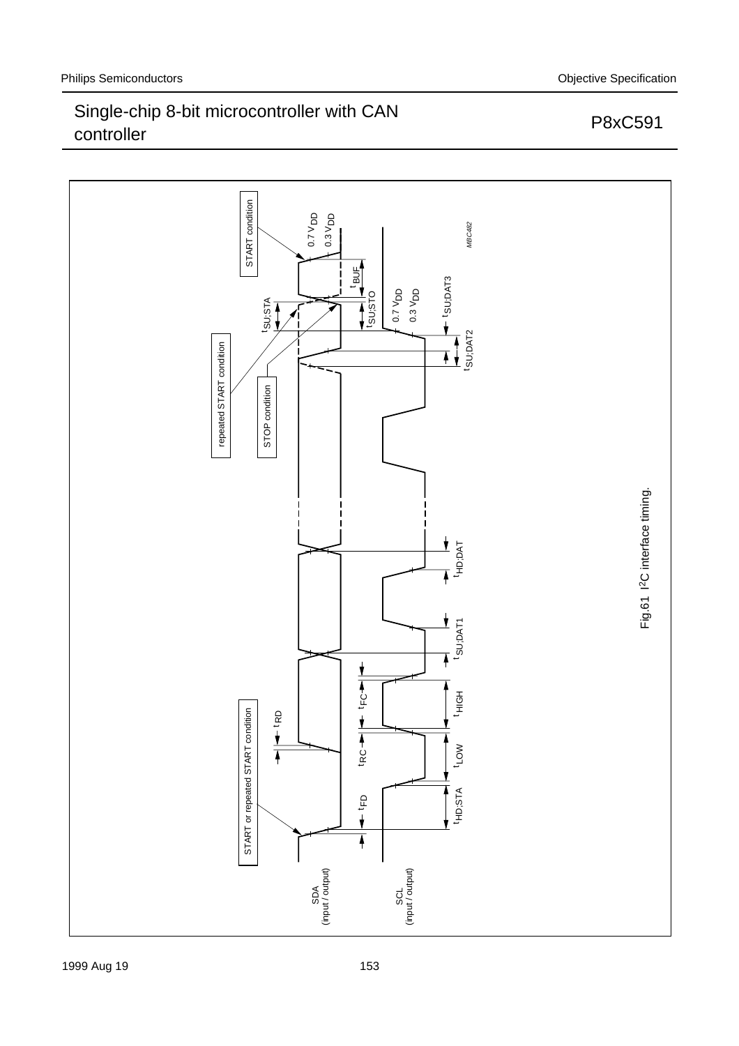Fig.61 I²C interface timing.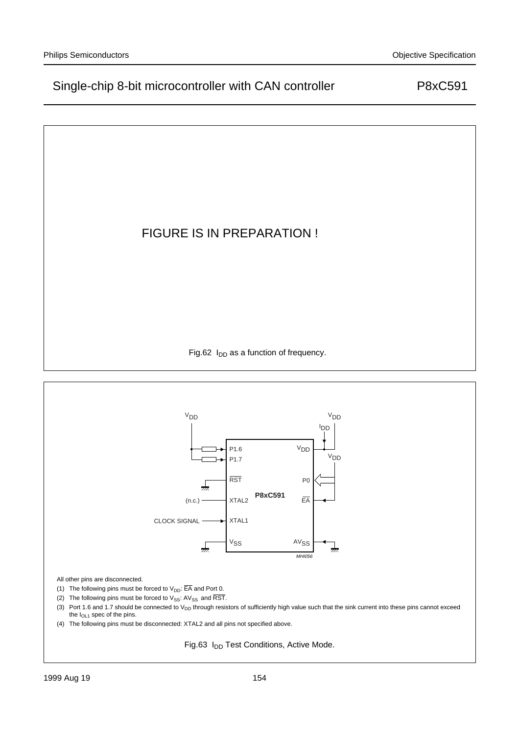FIGURE IS IN PREPARATION !

Fig.62 $I_{DD}$ as a function of frequency.

All other pins are disconnected.

(1) The following pins must be forced to $V_{DD}$: $\overline{EA}$ and Port 0.

(2) The following pins must be forced to $V_{SS}$: $AV_{SS}$ and $\overline{RST}$.

(3) Port 1.6 and 1.7 should be connected to $V_{DD}$ through resistors of sufficiently high value such that the sink current into these pins cannot exceed the $I_{OL1}$ spec of the pins.

(4) The following pins must be disconnected: XTAL2 and all pins not specified above.

Fig.63 $I_{DD}$ Test Conditions, Active Mode.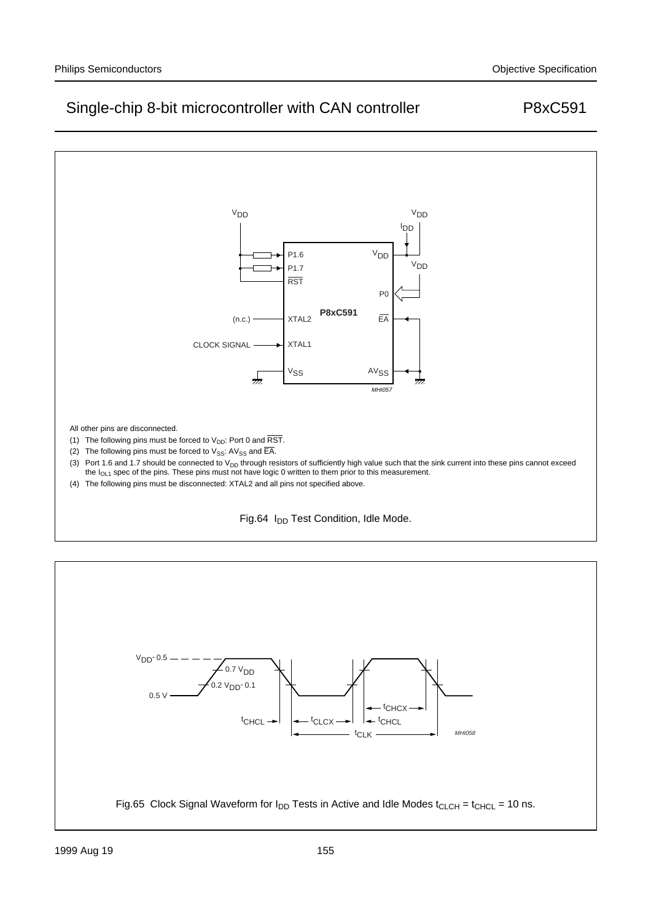All other pins are disconnected.

(1) The following pins must be forced to $V_{DD}$: Port 0 and $\overline{RST}$.

(2) The following pins must be forced to $V_{SS}$: $AV_{SS}$ and $\overline{EA}$.

(3) Port 1.6 and 1.7 should be connected to $V_{DD}$ through resistors of sufficiently high value such that the sink current into these pins cannot exceed the $I_{OL1}$ spec of the pins. These pins must not have logic 0 written to them prior to this measurement.

(4) The following pins must be disconnected: XTAL2 and all pins not specified above.

Fig.64 $I_{DD}$ Test Condition, Idle Mode.

Fig.65 Clock Signal Waveform for $I_{DD}$ Tests in Active and Idle Modes $t_{CLCH} = t_{CHCL} = 10$ ns.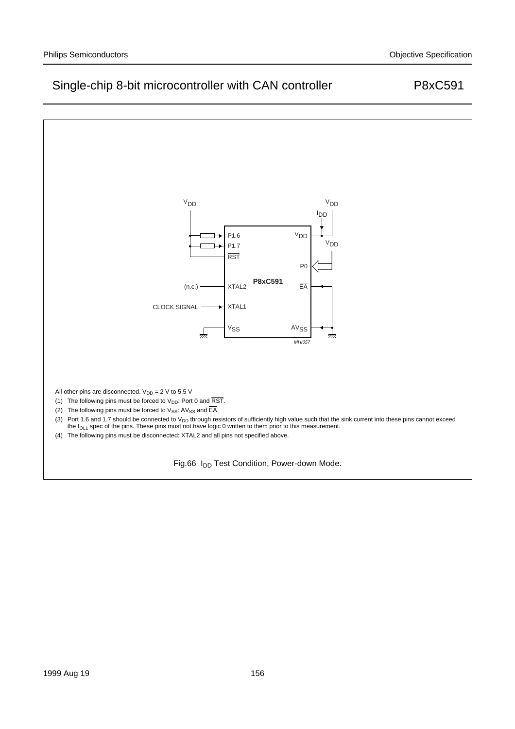All other pins are disconnected. $V_{DD}$ = 2 V to 5.5 V

(1) The following pins must be forced to $V_{DD}$: Port 0 and $\overline{RST}$.

(2) The following pins must be forced to $V_{SS}$: $AV_{SS}$ and $\overline{EA}$.

(3) Port 1.6 and 1.7 should be connected to $V_{DD}$ through resistors of sufficiently high value such that the sink current into these pins cannot exceed the $I_{OL1}$ spec of the pins. These pins must not have logic 0 written to them prior to this measurement.

(4) The following pins must be disconnected: XTAL2 and all pins not specified above.

Fig.66 $I_{DD}$ Test Condition, Power-down Mode.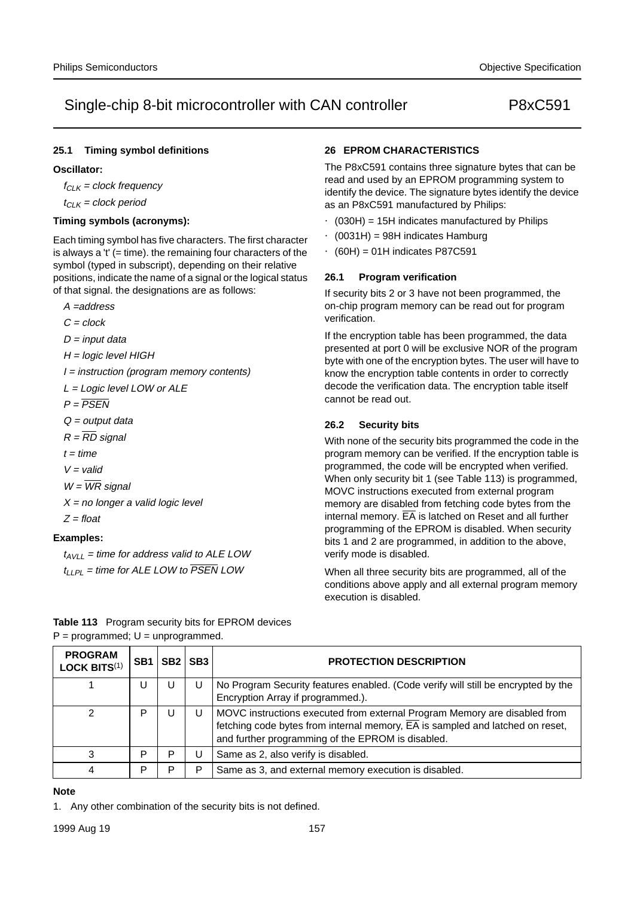### 25.1 Timing symbol definitions

**Oscillator:**

$f_{CLK}$ = *clock frequency*

$t_{CLK}$ = *clock period*

**Timing symbols (acronyms):**

Each timing symbol has five characters. The first character is always a 't' (= time). the remaining four characters of the symbol (typed in subscript), depending on their relative positions, indicate the name of a signal or the logical status of that signal. the designations are as follows:

*A =address*

*C = clock*

*D = input data*

*H = logic level HIGH*

*I = instruction (program memory contents)*

*L = Logic level LOW or ALE*

*P = $\overline{PSEN}$*

*Q = output data*

*R = $\overline{RD}$ signal*

*t = time*

*V = valid*

*W = $\overline{WR}$ signal*

*X = no longer a valid logic level*

*Z = float*

**Examples:**

$t_{AVLL}$ = *time for address valid to ALE LOW*

$t_{LLPL}$ = *time for ALE LOW to $\overline{PSEN}$ LOW*

## 26 EPROM CHARACTERISTICS

The P8xC591 contains three signature bytes that can be read and used by an EPROM programming system to identify the device. The signature bytes identify the device as an P8xC591 manufactured by Philips:

- (030H) = 15H indicates manufactured by Philips
- (0031H) = 98H indicates Hamburg
- (60H) = 01H indicates P87C591

### 26.1 Program verification

If security bits 2 or 3 have not been programmed, the on-chip program memory can be read out for program verification.

If the encryption table has been programmed, the data presented at port 0 will be exclusive NOR of the program byte with one of the encryption bytes. The user will have to know the encryption table contents in order to correctly decode the verification data. The encryption table itself cannot be read out.

### 26.2 Security bits

With none of the security bits programmed the code in the program memory can be verified. If the encryption table is programmed, the code will be encrypted when verified. When only security bit 1 (see Table 113) is programmed, MOVC instructions executed from external program memory are disabled from fetching code bytes from the internal memory. $\overline{EA}$ is latched on Reset and all further programming of the EPROM is disabled. When security bits 1 and 2 are programmed, in addition to the above, verify mode is disabled.

When all three security bits are programmed, all of the conditions above apply and all external program memory execution is disabled.

**Table 113** Program security bits for EPROM devices
P = programmed; U = unprogrammed.

| PROGRAM LOCK BITS(1) | SB1 | SB2 | SB3 | PROTECTION DESCRIPTION |
|---|---|---|---|---|
| 1 | U | U | U | No Program Security features enabled. (Code verify will still be encrypted by the Encryption Array if programmed.). |
| 2 | P | U | U | MOVC instructions executed from external Program Memory are disabled from fetching code bytes from internal memory, $\overline{EA}$ is sampled and latched on reset, and further programming of the EPROM is disabled. |
| 3 | P | P | U | Same as 2, also verify is disabled. |
| 4 | P | P | P | Same as 3, and external memory execution is disabled. |

**Note**

1. Any other combination of the security bits is not defined.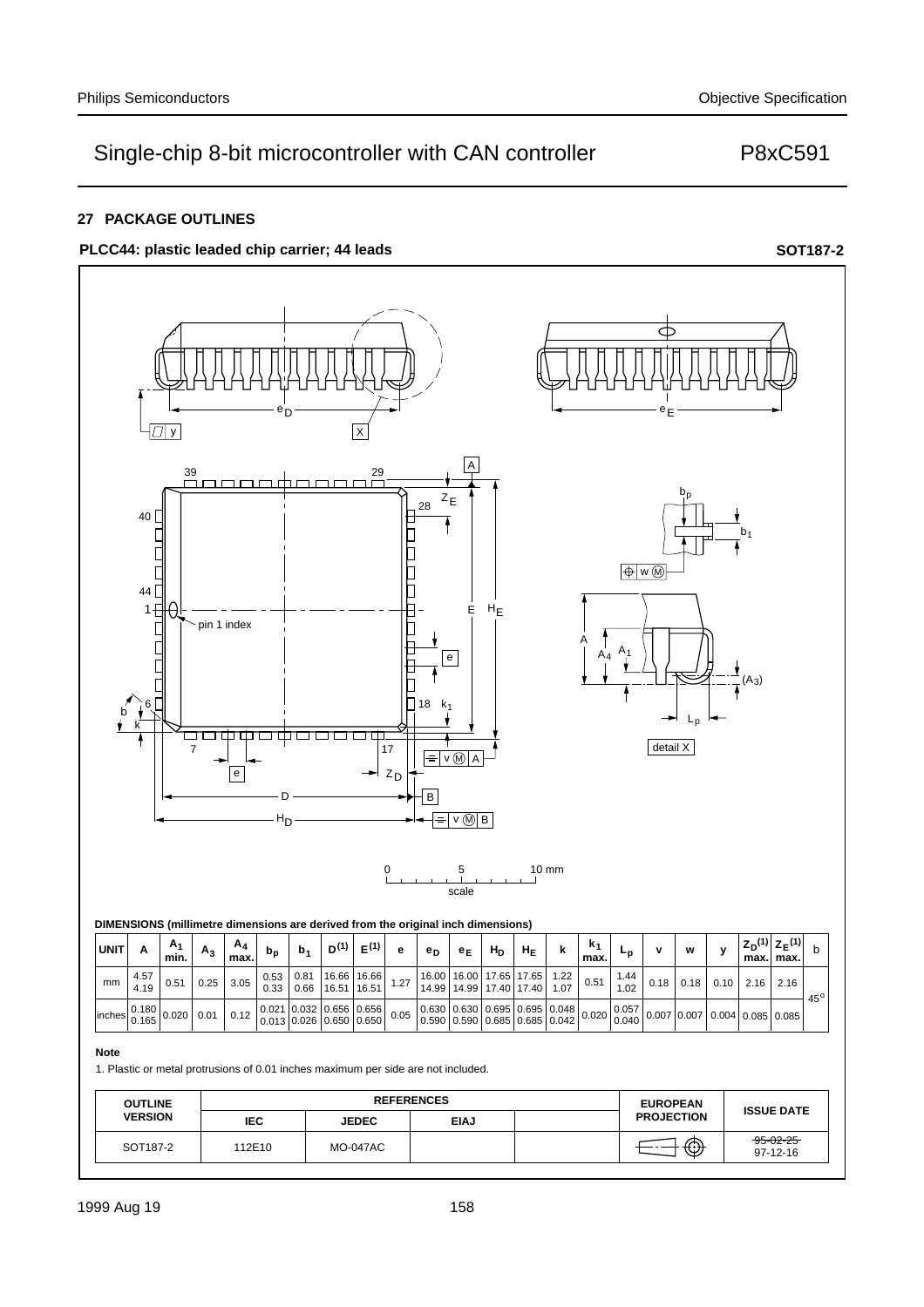## 27 PACKAGE OUTLINES

**PLCC44: plastic leaded chip carrier; 44 leads** **SOT187-2**

**DIMENSIONS (millimetre dimensions are derived from the original inch dimensions)**

| UNIT | A | $A_1$ min. | $A_3$ | $A_4$ max. | $b_p$ | $b_1$ | $D^{(1)}$ | $E^{(1)}$ | e | $e_D$ | $e_E$ | $H_D$ | $H_E$ | k | $k_1$ max. | $L_p$ | v | w | y | $Z_D^{(1)}$ max. | $Z_E^{(1)}$ max. | b |
|---|---|---|---|---|---|---|---|---|---|---|---|---|---|---|---|---|---|---|---|---|---|---|
| mm | 4.57<br>4.19 | 0.51 | 0.25 | 3.05 | 0.53<br>0.33 | 0.81<br>0.66 | 16.66<br>16.51 | 16.66<br>16.51 | 1.27 | 16.00<br>14.99 | 16.00<br>14.99 | 17.65<br>17.40 | 17.65<br>17.40 | 1.22<br>1.07 | 0.51 | 1.44<br>1.02 | 0.18 | 0.18 | 0.10 | 2.16 | 2.16 | 45° |
| inches | 0.180<br>0.165 | 0.020 | 0.01 | 0.12 | 0.021<br>0.013 | 0.032<br>0.026 | 0.656<br>0.650 | 0.656<br>0.650 | 0.05 | 0.630<br>0.590 | 0.630<br>0.590 | 0.695<br>0.685 | 0.695<br>0.685 | 0.048<br>0.042 | 0.020 | 0.057<br>0.040 | 0.007 | 0.007 | 0.004 | 0.085 | 0.085 | |

**Note**

1. Plastic or metal protrusions of 0.01 inches maximum per side are not included.

| OUTLINE VERSION | REFERENCES IEC | JEDEC | EIAJ | | EUROPEAN PROJECTION | ISSUE DATE |
|---|---|---|---|---|---|---|
| SOT187-2 | 112E10 | MO-047AC | | | | ~~95-02-25~~<br>97-12-16 |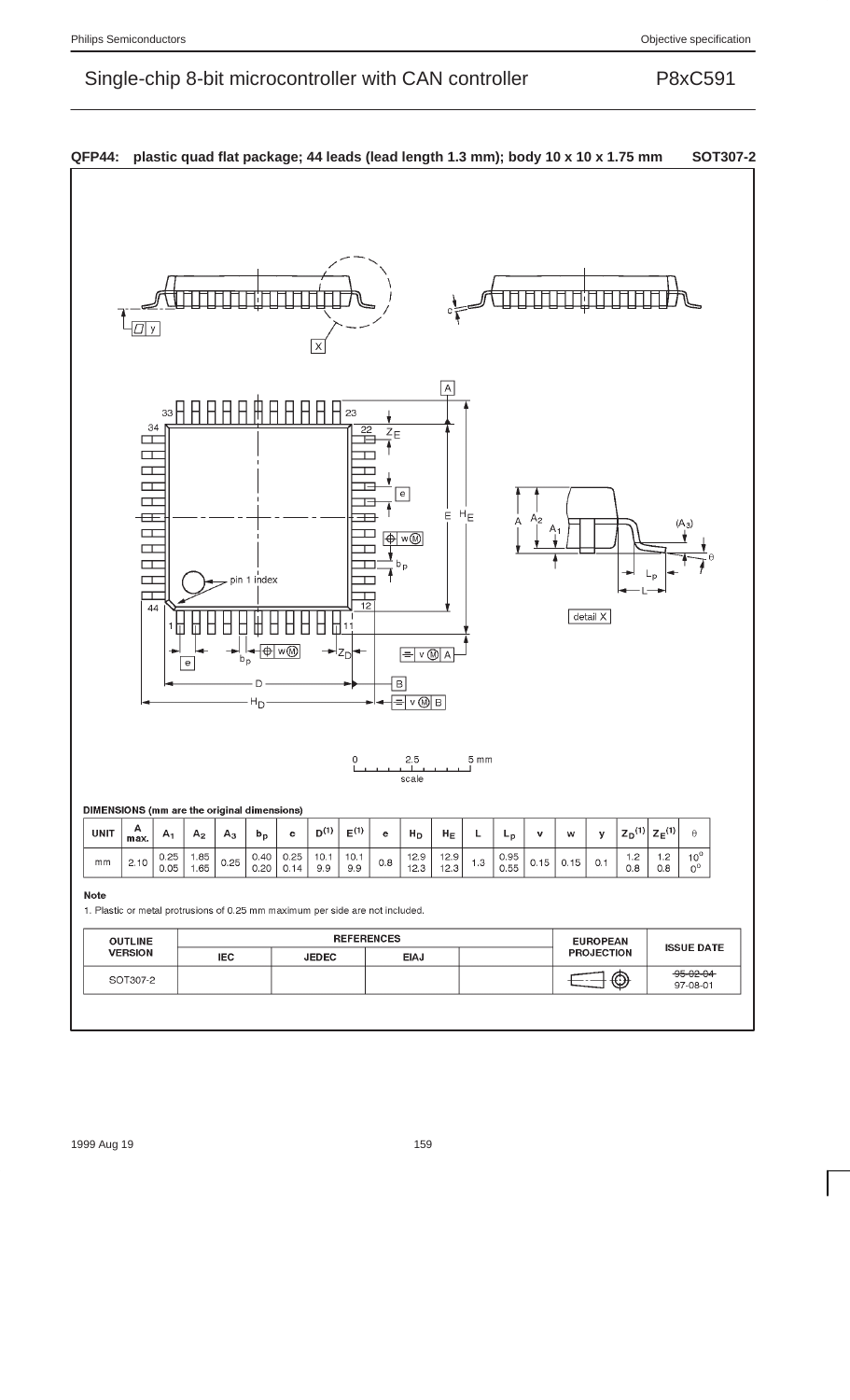## QFP44: plastic quad flat package; 44 leads (lead length 1.3 mm); body 10 x 10 x 1.75 mm — SOT307-2

**DIMENSIONS (mm are the original dimensions)**

| UNIT | A max. | $A_1$ | $A_2$ | $A_3$ | $b_p$ | c | $D^{(1)}$ | $E^{(1)}$ | e | $H_D$ | $H_E$ | L | $L_p$ | v | w | y | $Z_D^{(1)}$ | $Z_E^{(1)}$ | θ |
|---|---|---|---|---|---|---|---|---|---|---|---|---|---|---|---|---|---|---|---|
| mm | 2.10 | 0.25<br>0.05 | 1.85<br>1.65 | 0.25 | 0.40<br>0.20 | 0.25<br>0.14 | 10.1<br>9.9 | 10.1<br>9.9 | 0.8 | 12.9<br>12.3 | 12.9<br>12.3 | 1.3 | 0.95<br>0.55 | 0.15 | 0.15 | 0.1 | 1.2<br>0.8 | 1.2<br>0.8 | 10°<br>0° |

**Note**

1. Plastic or metal protrusions of 0.25 mm maximum per side are not included.

| OUTLINE VERSION | REFERENCES | | | | EUROPEAN PROJECTION | ISSUE DATE |
|---|---|---|---|---|---|---|
| | IEC | JEDEC | EIAJ | | | |
| SOT307-2 | | | | | | ~~95-02-04~~<br>97-08-01 |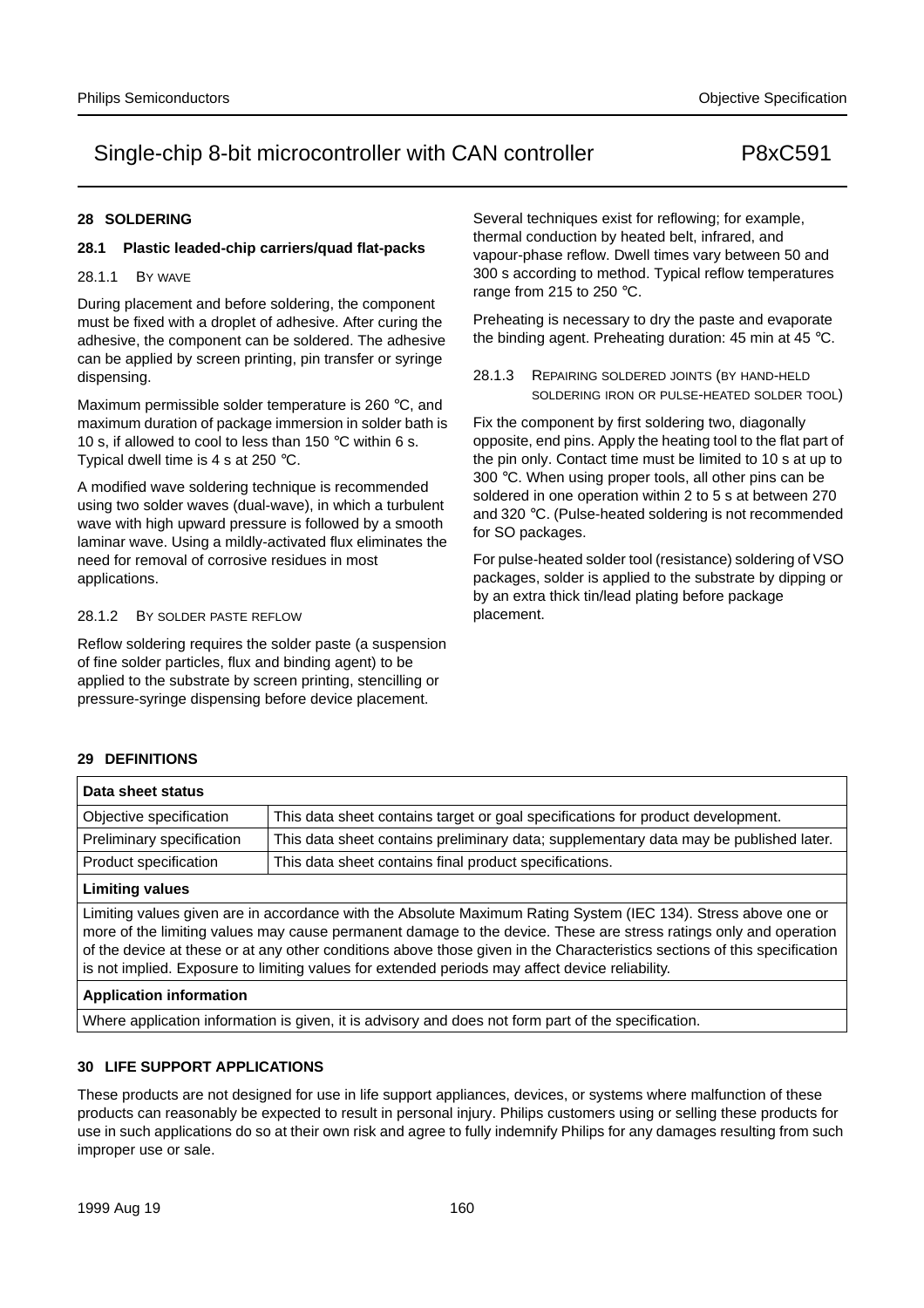## 28 SOLDERING

### 28.1 Plastic leaded-chip carriers/quad flat-packs

#### 28.1.1 BY WAVE

During placement and before soldering, the component must be fixed with a droplet of adhesive. After curing the adhesive, the component can be soldered. The adhesive can be applied by screen printing, pin transfer or syringe dispensing.

Maximum permissible solder temperature is 260 °C, and maximum duration of package immersion in solder bath is 10 s, if allowed to cool to less than 150 °C within 6 s. Typical dwell time is 4 s at 250 °C.

A modified wave soldering technique is recommended using two solder waves (dual-wave), in which a turbulent wave with high upward pressure is followed by a smooth laminar wave. Using a mildly-activated flux eliminates the need for removal of corrosive residues in most applications.

#### 28.1.2 BY SOLDER PASTE REFLOW

Reflow soldering requires the solder paste (a suspension of fine solder particles, flux and binding agent) to be applied to the substrate by screen printing, stencilling or pressure-syringe dispensing before device placement.

Several techniques exist for reflowing; for example, thermal conduction by heated belt, infrared, and vapour-phase reflow. Dwell times vary between 50 and 300 s according to method. Typical reflow temperatures range from 215 to 250 °C.

Preheating is necessary to dry the paste and evaporate the binding agent. Preheating duration: 45 min at 45 °C.

#### 28.1.3 REPAIRING SOLDERED JOINTS (BY HAND-HELD SOLDERING IRON OR PULSE-HEATED SOLDER TOOL)

Fix the component by first soldering two, diagonally opposite, end pins. Apply the heating tool to the flat part of the pin only. Contact time must be limited to 10 s at up to 300 °C. When using proper tools, all other pins can be soldered in one operation within 2 to 5 s at between 270 and 320 °C. (Pulse-heated soldering is not recommended for SO packages.

For pulse-heated solder tool (resistance) soldering of VSO packages, solder is applied to the substrate by dipping or by an extra thick tin/lead plating before package placement.

## 29 DEFINITIONS

| **Data sheet status** | |
|---|---|
| Objective specification | This data sheet contains target or goal specifications for product development. |
| Preliminary specification | This data sheet contains preliminary data; supplementary data may be published later. |
| Product specification | This data sheet contains final product specifications. |
| **Limiting values** | |
| Limiting values given are in accordance with the Absolute Maximum Rating System (IEC 134). Stress above one or more of the limiting values may cause permanent damage to the device. These are stress ratings only and operation of the device at these or at any other conditions above those given in the Characteristics sections of this specification is not implied. Exposure to limiting values for extended periods may affect device reliability. | |
| **Application information** | |
| Where application information is given, it is advisory and does not form part of the specification. | |

## 30 LIFE SUPPORT APPLICATIONS

These products are not designed for use in life support appliances, devices, or systems where malfunction of these products can reasonably be expected to result in personal injury. Philips customers using or selling these products for use in such applications do so at their own risk and agree to fully indemnify Philips for any damages resulting from such improper use or sale.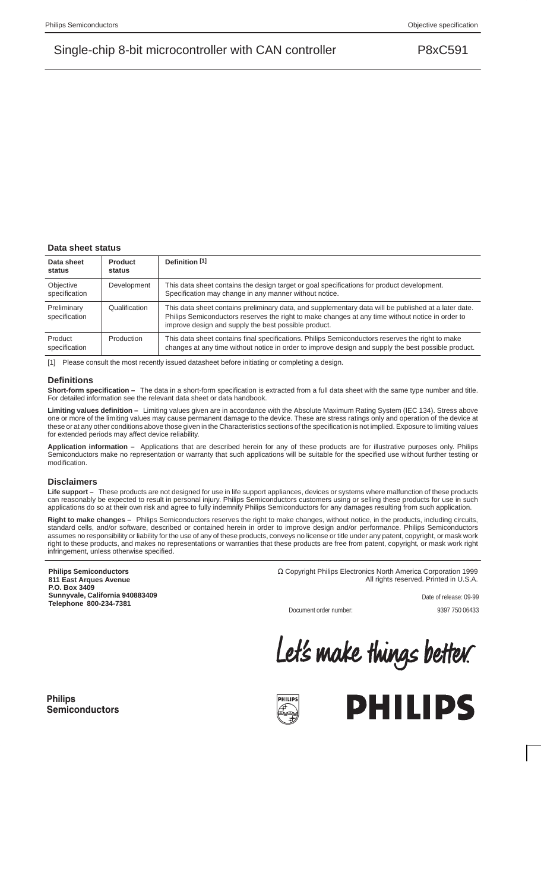## Data sheet status

| Data sheet status | Product status | Definition [1] |
|---|---|---|
| Objective specification | Development | This data sheet contains the design target or goal specifications for product development. Specification may change in any manner without notice. |
| Preliminary specification | Qualification | This data sheet contains preliminary data, and supplementary data will be published at a later date. Philips Semiconductors reserves the right to make changes at any time without notice in order to improve design and supply the best possible product. |
| Product specification | Production | This data sheet contains final specifications. Philips Semiconductors reserves the right to make changes at any time without notice in order to improve design and supply the best possible product. |

[1] Please consult the most recently issued datasheet before initiating or completing a design.

## Definitions

**Short-form specification –** The data in a short-form specification is extracted from a full data sheet with the same type number and title. For detailed information see the relevant data sheet or data handbook.

**Limiting values definition –** Limiting values given are in accordance with the Absolute Maximum Rating System (IEC 134). Stress above one or more of the limiting values may cause permanent damage to the device. These are stress ratings only and operation of the device at these or at any other conditions above those given in the Characteristics sections of the specification is not implied. Exposure to limiting values for extended periods may affect device reliability.

**Application information –** Applications that are described herein for any of these products are for illustrative purposes only. Philips Semiconductors make no representation or warranty that such applications will be suitable for the specified use without further testing or modification.

## Disclaimers

**Life support –** These products are not designed for use in life support appliances, devices or systems where malfunction of these products can reasonably be expected to result in personal injury. Philips Semiconductors customers using or selling these products for use in such applications do so at their own risk and agree to fully indemnify Philips Semiconductors for any damages resulting from such application.

**Right to make changes –** Philips Semiconductors reserves the right to make changes, without notice, in the products, including circuits, standard cells, and/or software, described or contained herein in order to improve design and/or performance. Philips Semiconductors assumes no responsibility or liability for the use of any of these products, conveys no license or title under any patent, copyright, or mask work right to these products, and makes no representations or warranties that these products are free from patent, copyright, or mask work right infringement, unless otherwise specified.

**Philips Semiconductors**
**811 East Arques Avenue**
**P.O. Box 3409**
**Sunnyvale, California 940883409**
**Telephone 800-234-7381**

Ω Copyright Philips Electronics North America Corporation 1999
All rights reserved. Printed in U.S.A.

Date of release: 09-99

Document order number: 9397 750 06433

Let's make things better.

**Philips Semiconductors**

PHILIPS